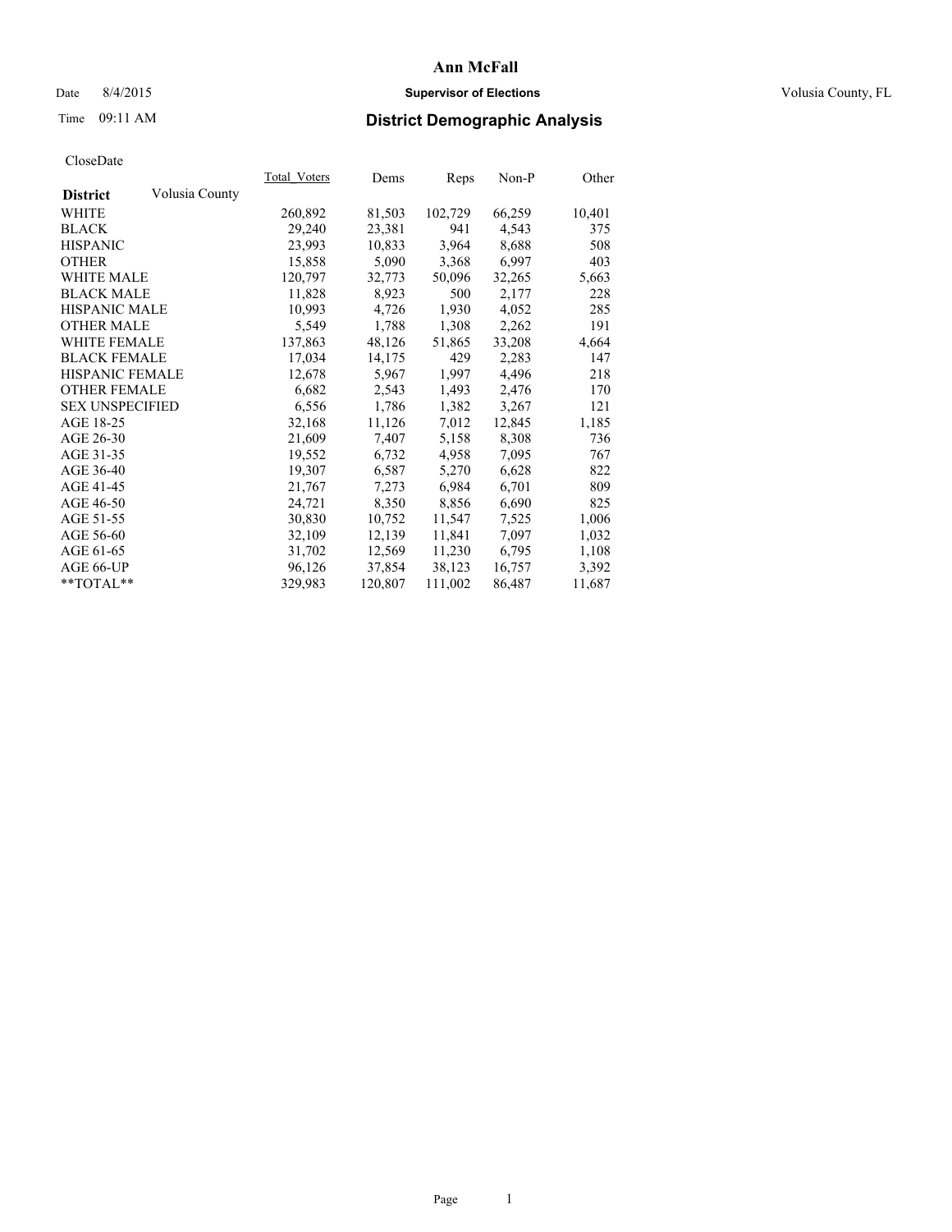# Ann McFall

Date 8/4/2015 **Supervisor of Elections** Volusia County, FL

Time 09:11 AM **District Demographic Analysis**

CloseDate

| District | Volusia County | Total_Voters | Dems | Reps | Non-P | Other |
|---|---|---|---|---|---|---|
| WHITE | | 260,892 | 81,503 | 102,729 | 66,259 | 10,401 |
| BLACK | | 29,240 | 23,381 | 941 | 4,543 | 375 |
| HISPANIC | | 23,993 | 10,833 | 3,964 | 8,688 | 508 |
| OTHER | | 15,858 | 5,090 | 3,368 | 6,997 | 403 |
| WHITE MALE | | 120,797 | 32,773 | 50,096 | 32,265 | 5,663 |
| BLACK MALE | | 11,828 | 8,923 | 500 | 2,177 | 228 |
| HISPANIC MALE | | 10,993 | 4,726 | 1,930 | 4,052 | 285 |
| OTHER MALE | | 5,549 | 1,788 | 1,308 | 2,262 | 191 |
| WHITE FEMALE | | 137,863 | 48,126 | 51,865 | 33,208 | 4,664 |
| BLACK FEMALE | | 17,034 | 14,175 | 429 | 2,283 | 147 |
| HISPANIC FEMALE | | 12,678 | 5,967 | 1,997 | 4,496 | 218 |
| OTHER FEMALE | | 6,682 | 2,543 | 1,493 | 2,476 | 170 |
| SEX UNSPECIFIED | | 6,556 | 1,786 | 1,382 | 3,267 | 121 |
| AGE 18-25 | | 32,168 | 11,126 | 7,012 | 12,845 | 1,185 |
| AGE 26-30 | | 21,609 | 7,407 | 5,158 | 8,308 | 736 |
| AGE 31-35 | | 19,552 | 6,732 | 4,958 | 7,095 | 767 |
| AGE 36-40 | | 19,307 | 6,587 | 5,270 | 6,628 | 822 |
| AGE 41-45 | | 21,767 | 7,273 | 6,984 | 6,701 | 809 |
| AGE 46-50 | | 24,721 | 8,350 | 8,856 | 6,690 | 825 |
| AGE 51-55 | | 30,830 | 10,752 | 11,547 | 7,525 | 1,006 |
| AGE 56-60 | | 32,109 | 12,139 | 11,841 | 7,097 | 1,032 |
| AGE 61-65 | | 31,702 | 12,569 | 11,230 | 6,795 | 1,108 |
| AGE 66-UP | | 96,126 | 37,854 | 38,123 | 16,757 | 3,392 |
| **TOTAL** | | 329,983 | 120,807 | 111,002 | 86,487 | 11,687 |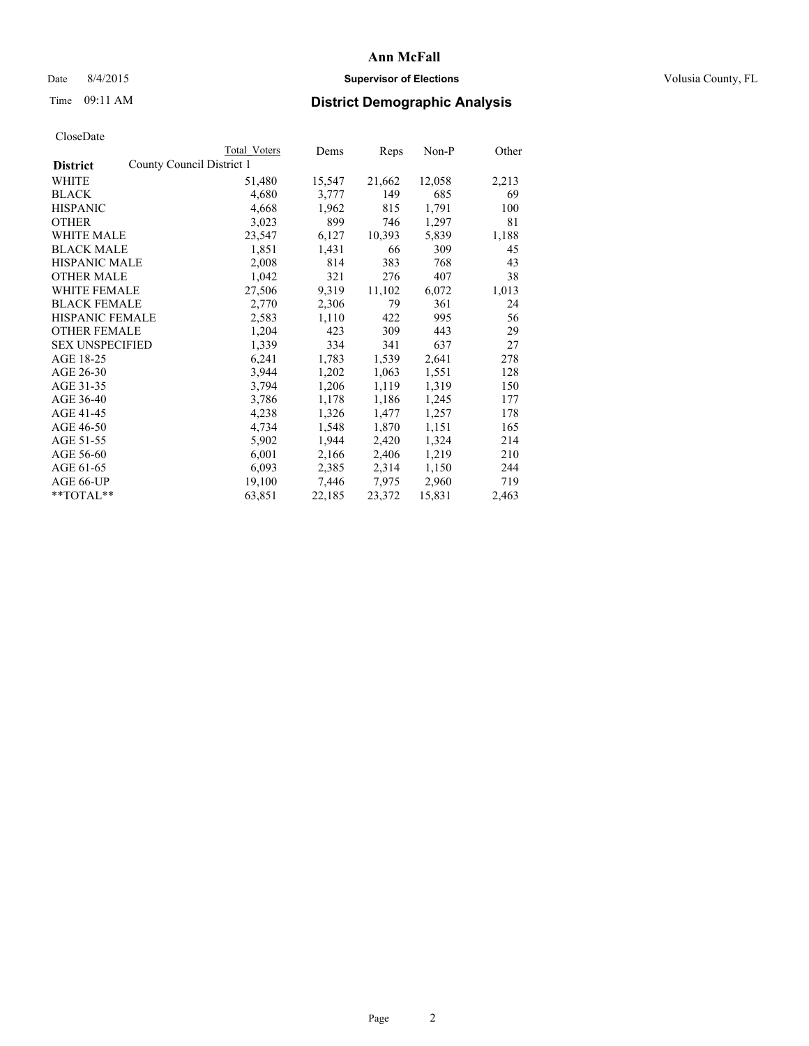# Ann McFall

Date 8/4/2015 **Supervisor of Elections** Volusia County, FL

Time 09:11 AM

## District Demographic Analysis

CloseDate

| District | County Council District 1 | Total Voters | Dems | Reps | Non-P | Other |
|---|---|---|---|---|---|---|
| WHITE | | 51,480 | 15,547 | 21,662 | 12,058 | 2,213 |
| BLACK | | 4,680 | 3,777 | 149 | 685 | 69 |
| HISPANIC | | 4,668 | 1,962 | 815 | 1,791 | 100 |
| OTHER | | 3,023 | 899 | 746 | 1,297 | 81 |
| WHITE MALE | | 23,547 | 6,127 | 10,393 | 5,839 | 1,188 |
| BLACK MALE | | 1,851 | 1,431 | 66 | 309 | 45 |
| HISPANIC MALE | | 2,008 | 814 | 383 | 768 | 43 |
| OTHER MALE | | 1,042 | 321 | 276 | 407 | 38 |
| WHITE FEMALE | | 27,506 | 9,319 | 11,102 | 6,072 | 1,013 |
| BLACK FEMALE | | 2,770 | 2,306 | 79 | 361 | 24 |
| HISPANIC FEMALE | | 2,583 | 1,110 | 422 | 995 | 56 |
| OTHER FEMALE | | 1,204 | 423 | 309 | 443 | 29 |
| SEX UNSPECIFIED | | 1,339 | 334 | 341 | 637 | 27 |
| AGE 18-25 | | 6,241 | 1,783 | 1,539 | 2,641 | 278 |
| AGE 26-30 | | 3,944 | 1,202 | 1,063 | 1,551 | 128 |
| AGE 31-35 | | 3,794 | 1,206 | 1,119 | 1,319 | 150 |
| AGE 36-40 | | 3,786 | 1,178 | 1,186 | 1,245 | 177 |
| AGE 41-45 | | 4,238 | 1,326 | 1,477 | 1,257 | 178 |
| AGE 46-50 | | 4,734 | 1,548 | 1,870 | 1,151 | 165 |
| AGE 51-55 | | 5,902 | 1,944 | 2,420 | 1,324 | 214 |
| AGE 56-60 | | 6,001 | 2,166 | 2,406 | 1,219 | 210 |
| AGE 61-65 | | 6,093 | 2,385 | 2,314 | 1,150 | 244 |
| AGE 66-UP | | 19,100 | 7,446 | 7,975 | 2,960 | 719 |
| **TOTAL** | | 63,851 | 22,185 | 23,372 | 15,831 | 2,463 |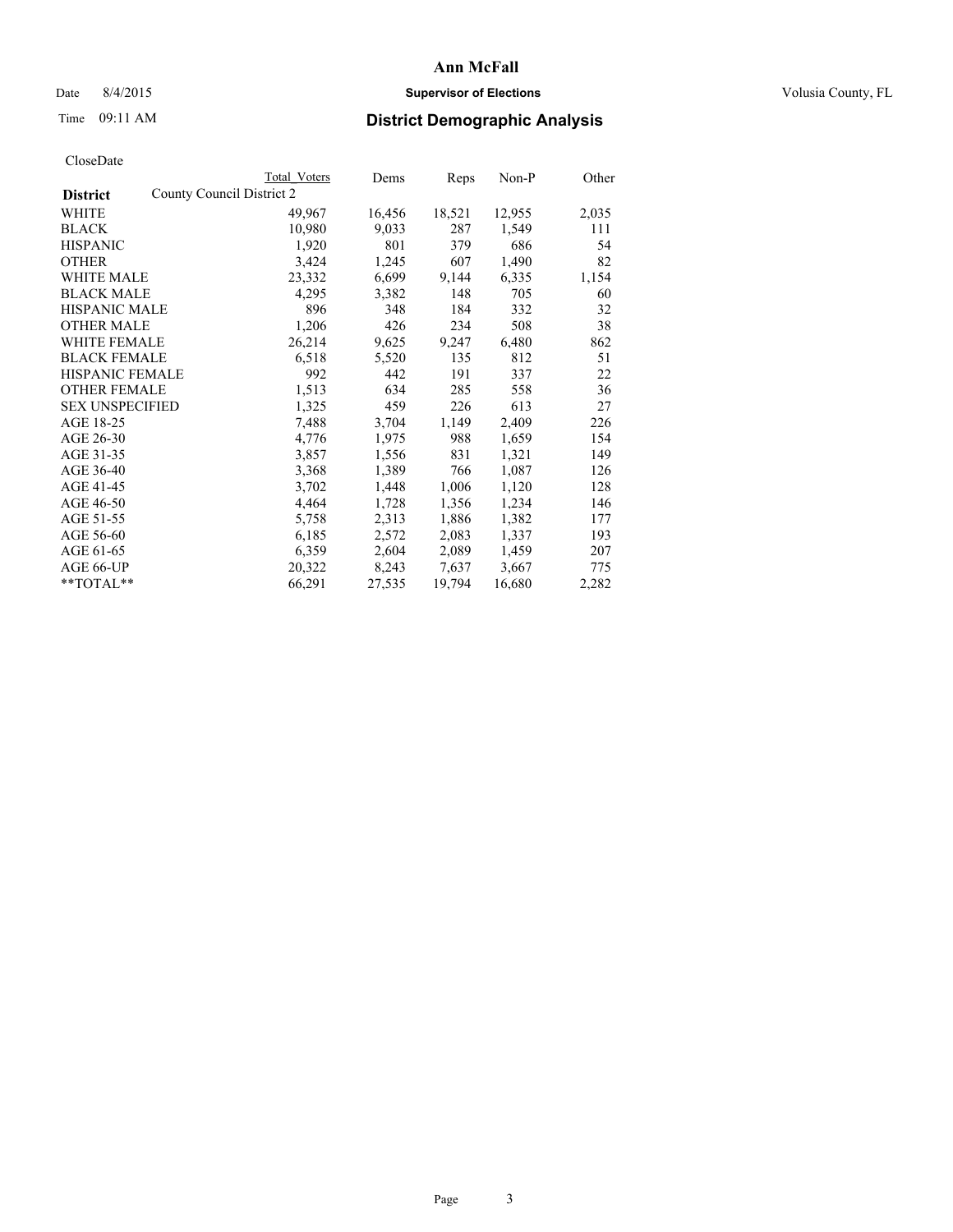# Ann McFall

Date 8/4/2015 **Supervisor of Elections** Volusia County, FL

Time 09:11 AM **District Demographic Analysis**

CloseDate

| **District** | Total Voters | Dems | Reps | Non-P | Other |
|---|---|---|---|---|---|
| County Council District 2 | | | | | |
| WHITE | 49,967 | 16,456 | 18,521 | 12,955 | 2,035 |
| BLACK | 10,980 | 9,033 | 287 | 1,549 | 111 |
| HISPANIC | 1,920 | 801 | 379 | 686 | 54 |
| OTHER | 3,424 | 1,245 | 607 | 1,490 | 82 |
| WHITE MALE | 23,332 | 6,699 | 9,144 | 6,335 | 1,154 |
| BLACK MALE | 4,295 | 3,382 | 148 | 705 | 60 |
| HISPANIC MALE | 896 | 348 | 184 | 332 | 32 |
| OTHER MALE | 1,206 | 426 | 234 | 508 | 38 |
| WHITE FEMALE | 26,214 | 9,625 | 9,247 | 6,480 | 862 |
| BLACK FEMALE | 6,518 | 5,520 | 135 | 812 | 51 |
| HISPANIC FEMALE | 992 | 442 | 191 | 337 | 22 |
| OTHER FEMALE | 1,513 | 634 | 285 | 558 | 36 |
| SEX UNSPECIFIED | 1,325 | 459 | 226 | 613 | 27 |
| AGE 18-25 | 7,488 | 3,704 | 1,149 | 2,409 | 226 |
| AGE 26-30 | 4,776 | 1,975 | 988 | 1,659 | 154 |
| AGE 31-35 | 3,857 | 1,556 | 831 | 1,321 | 149 |
| AGE 36-40 | 3,368 | 1,389 | 766 | 1,087 | 126 |
| AGE 41-45 | 3,702 | 1,448 | 1,006 | 1,120 | 128 |
| AGE 46-50 | 4,464 | 1,728 | 1,356 | 1,234 | 146 |
| AGE 51-55 | 5,758 | 2,313 | 1,886 | 1,382 | 177 |
| AGE 56-60 | 6,185 | 2,572 | 2,083 | 1,337 | 193 |
| AGE 61-65 | 6,359 | 2,604 | 2,089 | 1,459 | 207 |
| AGE 66-UP | 20,322 | 8,243 | 7,637 | 3,667 | 775 |
| **TOTAL** | 66,291 | 27,535 | 19,794 | 16,680 | 2,282 |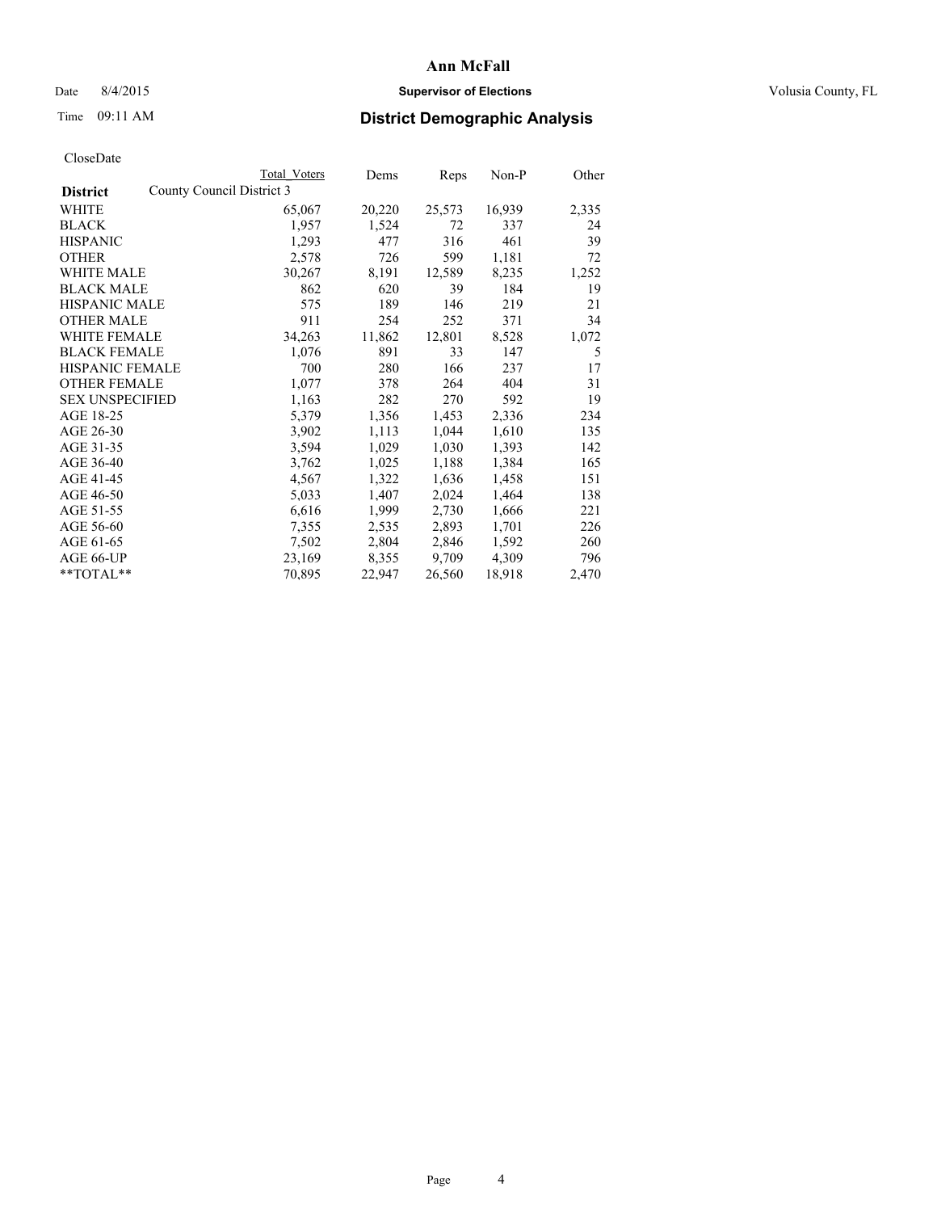# Ann McFall

Date 8/4/2015 **Supervisor of Elections** Volusia County, FL

Time 09:11 AM **District Demographic Analysis**

CloseDate

| District | Total Voters | Dems | Reps | Non-P | Other |
|---|---|---|---|---|---|
| County Council District 3 | | | | | |
| WHITE | 65,067 | 20,220 | 25,573 | 16,939 | 2,335 |
| BLACK | 1,957 | 1,524 | 72 | 337 | 24 |
| HISPANIC | 1,293 | 477 | 316 | 461 | 39 |
| OTHER | 2,578 | 726 | 599 | 1,181 | 72 |
| WHITE MALE | 30,267 | 8,191 | 12,589 | 8,235 | 1,252 |
| BLACK MALE | 862 | 620 | 39 | 184 | 19 |
| HISPANIC MALE | 575 | 189 | 146 | 219 | 21 |
| OTHER MALE | 911 | 254 | 252 | 371 | 34 |
| WHITE FEMALE | 34,263 | 11,862 | 12,801 | 8,528 | 1,072 |
| BLACK FEMALE | 1,076 | 891 | 33 | 147 | 5 |
| HISPANIC FEMALE | 700 | 280 | 166 | 237 | 17 |
| OTHER FEMALE | 1,077 | 378 | 264 | 404 | 31 |
| SEX UNSPECIFIED | 1,163 | 282 | 270 | 592 | 19 |
| AGE 18-25 | 5,379 | 1,356 | 1,453 | 2,336 | 234 |
| AGE 26-30 | 3,902 | 1,113 | 1,044 | 1,610 | 135 |
| AGE 31-35 | 3,594 | 1,029 | 1,030 | 1,393 | 142 |
| AGE 36-40 | 3,762 | 1,025 | 1,188 | 1,384 | 165 |
| AGE 41-45 | 4,567 | 1,322 | 1,636 | 1,458 | 151 |
| AGE 46-50 | 5,033 | 1,407 | 2,024 | 1,464 | 138 |
| AGE 51-55 | 6,616 | 1,999 | 2,730 | 1,666 | 221 |
| AGE 56-60 | 7,355 | 2,535 | 2,893 | 1,701 | 226 |
| AGE 61-65 | 7,502 | 2,804 | 2,846 | 1,592 | 260 |
| AGE 66-UP | 23,169 | 8,355 | 9,709 | 4,309 | 796 |
| **TOTAL** | 70,895 | 22,947 | 26,560 | 18,918 | 2,470 |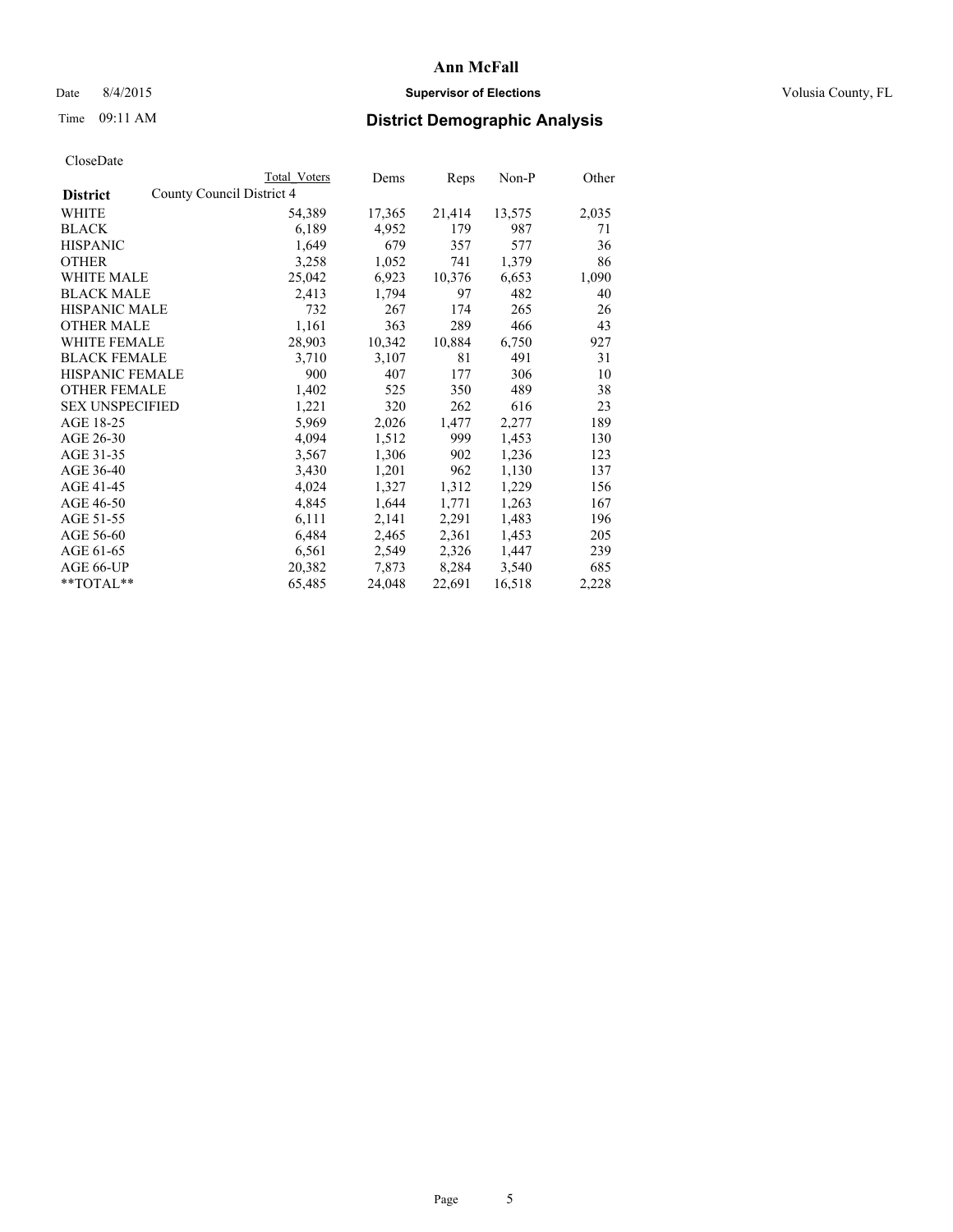# Ann McFall

Date 8/4/2015 **Supervisor of Elections** Volusia County, FL

Time 09:11 AM **District Demographic Analysis**

CloseDate

| District | County Council District 4 Total Voters | Dems | Reps | Non-P | Other |
|---|---|---|---|---|---|
| WHITE | 54,389 | 17,365 | 21,414 | 13,575 | 2,035 |
| BLACK | 6,189 | 4,952 | 179 | 987 | 71 |
| HISPANIC | 1,649 | 679 | 357 | 577 | 36 |
| OTHER | 3,258 | 1,052 | 741 | 1,379 | 86 |
| WHITE MALE | 25,042 | 6,923 | 10,376 | 6,653 | 1,090 |
| BLACK MALE | 2,413 | 1,794 | 97 | 482 | 40 |
| HISPANIC MALE | 732 | 267 | 174 | 265 | 26 |
| OTHER MALE | 1,161 | 363 | 289 | 466 | 43 |
| WHITE FEMALE | 28,903 | 10,342 | 10,884 | 6,750 | 927 |
| BLACK FEMALE | 3,710 | 3,107 | 81 | 491 | 31 |
| HISPANIC FEMALE | 900 | 407 | 177 | 306 | 10 |
| OTHER FEMALE | 1,402 | 525 | 350 | 489 | 38 |
| SEX UNSPECIFIED | 1,221 | 320 | 262 | 616 | 23 |
| AGE 18-25 | 5,969 | 2,026 | 1,477 | 2,277 | 189 |
| AGE 26-30 | 4,094 | 1,512 | 999 | 1,453 | 130 |
| AGE 31-35 | 3,567 | 1,306 | 902 | 1,236 | 123 |
| AGE 36-40 | 3,430 | 1,201 | 962 | 1,130 | 137 |
| AGE 41-45 | 4,024 | 1,327 | 1,312 | 1,229 | 156 |
| AGE 46-50 | 4,845 | 1,644 | 1,771 | 1,263 | 167 |
| AGE 51-55 | 6,111 | 2,141 | 2,291 | 1,483 | 196 |
| AGE 56-60 | 6,484 | 2,465 | 2,361 | 1,453 | 205 |
| AGE 61-65 | 6,561 | 2,549 | 2,326 | 1,447 | 239 |
| AGE 66-UP | 20,382 | 7,873 | 8,284 | 3,540 | 685 |
| **TOTAL** | 65,485 | 24,048 | 22,691 | 16,518 | 2,228 |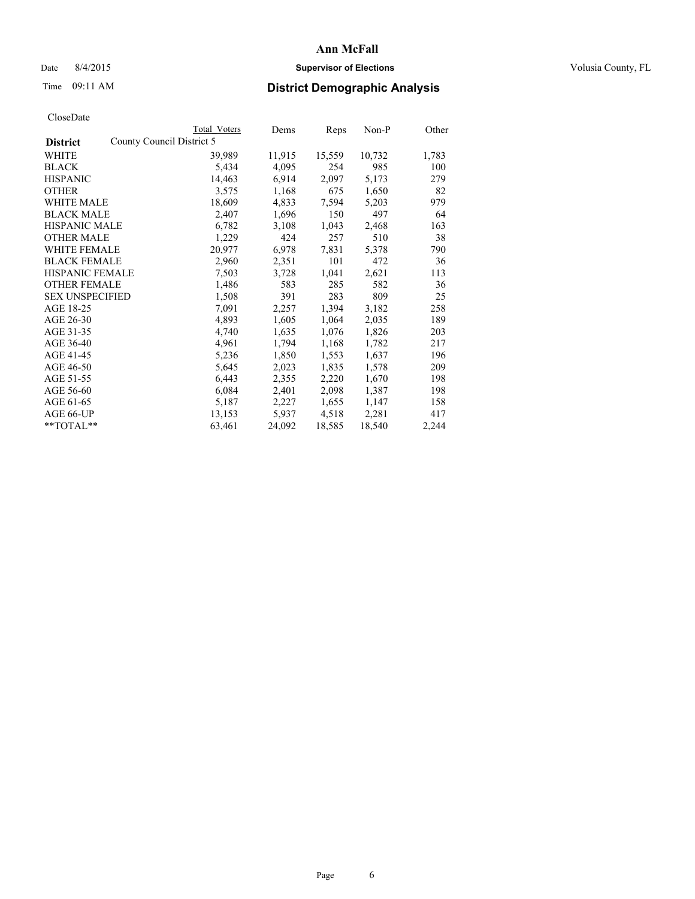# Ann McFall

Date 8/4/2015 **Supervisor of Elections** Volusia County, FL

Time 09:11 AM **District Demographic Analysis**

CloseDate

| **District** | Total Voters | Dems | Reps | Non-P | Other |
|---|---|---|---|---|---|
| County Council District 5 | | | | | |
| WHITE | 39,989 | 11,915 | 15,559 | 10,732 | 1,783 |
| BLACK | 5,434 | 4,095 | 254 | 985 | 100 |
| HISPANIC | 14,463 | 6,914 | 2,097 | 5,173 | 279 |
| OTHER | 3,575 | 1,168 | 675 | 1,650 | 82 |
| WHITE MALE | 18,609 | 4,833 | 7,594 | 5,203 | 979 |
| BLACK MALE | 2,407 | 1,696 | 150 | 497 | 64 |
| HISPANIC MALE | 6,782 | 3,108 | 1,043 | 2,468 | 163 |
| OTHER MALE | 1,229 | 424 | 257 | 510 | 38 |
| WHITE FEMALE | 20,977 | 6,978 | 7,831 | 5,378 | 790 |
| BLACK FEMALE | 2,960 | 2,351 | 101 | 472 | 36 |
| HISPANIC FEMALE | 7,503 | 3,728 | 1,041 | 2,621 | 113 |
| OTHER FEMALE | 1,486 | 583 | 285 | 582 | 36 |
| SEX UNSPECIFIED | 1,508 | 391 | 283 | 809 | 25 |
| AGE 18-25 | 7,091 | 2,257 | 1,394 | 3,182 | 258 |
| AGE 26-30 | 4,893 | 1,605 | 1,064 | 2,035 | 189 |
| AGE 31-35 | 4,740 | 1,635 | 1,076 | 1,826 | 203 |
| AGE 36-40 | 4,961 | 1,794 | 1,168 | 1,782 | 217 |
| AGE 41-45 | 5,236 | 1,850 | 1,553 | 1,637 | 196 |
| AGE 46-50 | 5,645 | 2,023 | 1,835 | 1,578 | 209 |
| AGE 51-55 | 6,443 | 2,355 | 2,220 | 1,670 | 198 |
| AGE 56-60 | 6,084 | 2,401 | 2,098 | 1,387 | 198 |
| AGE 61-65 | 5,187 | 2,227 | 1,655 | 1,147 | 158 |
| AGE 66-UP | 13,153 | 5,937 | 4,518 | 2,281 | 417 |
| **TOTAL** | 63,461 | 24,092 | 18,585 | 18,540 | 2,244 |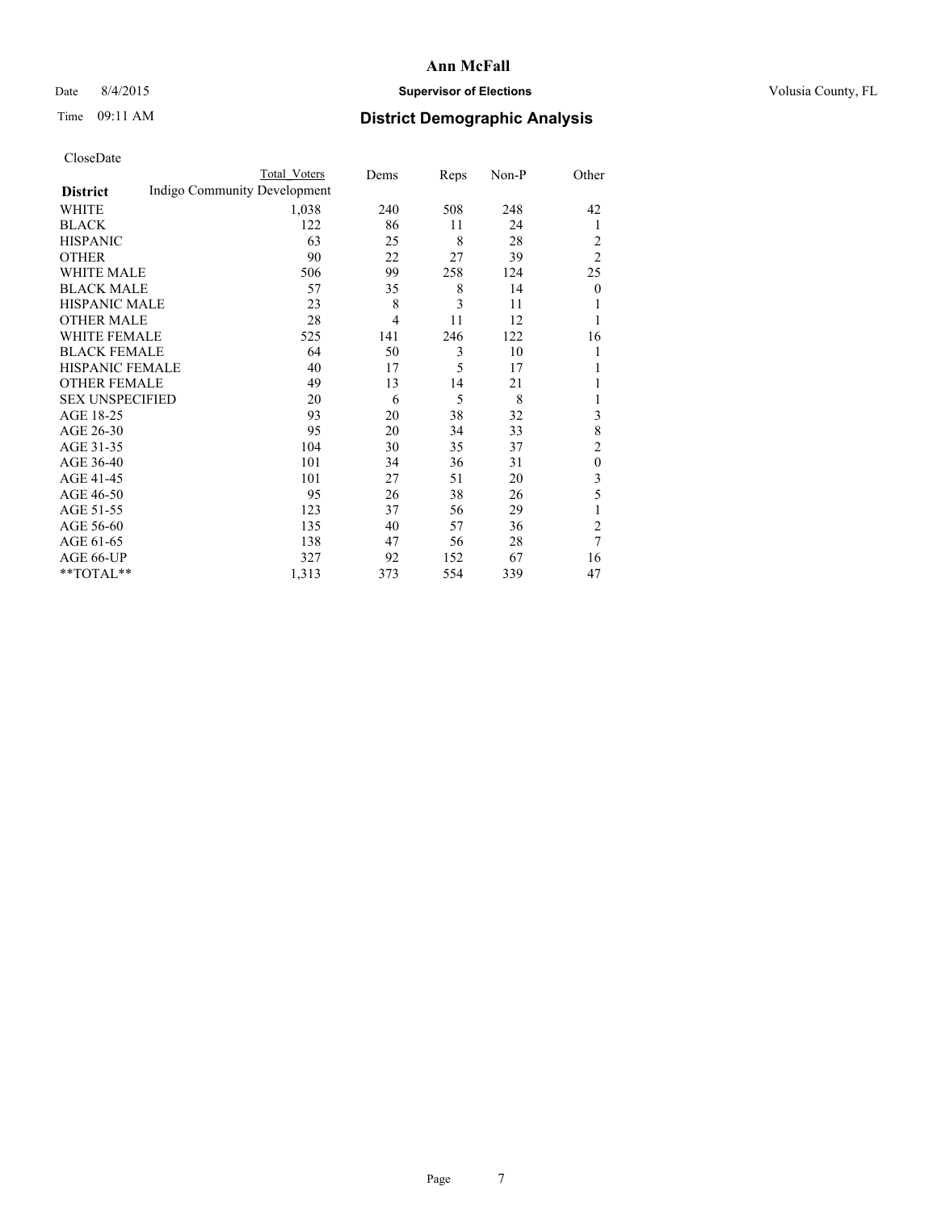# Ann McFall

Date 8/4/2015 **Supervisor of Elections** Volusia County, FL

Time 09:11 AM **District Demographic Analysis**

CloseDate

| District | Total Voters | Dems | Reps | Non-P | Other |
|---|---|---|---|---|---|
| Indigo Community Development | | | | | |
| WHITE | 1,038 | 240 | 508 | 248 | 42 |
| BLACK | 122 | 86 | 11 | 24 | 1 |
| HISPANIC | 63 | 25 | 8 | 28 | 2 |
| OTHER | 90 | 22 | 27 | 39 | 2 |
| WHITE MALE | 506 | 99 | 258 | 124 | 25 |
| BLACK MALE | 57 | 35 | 8 | 14 | 0 |
| HISPANIC MALE | 23 | 8 | 3 | 11 | 1 |
| OTHER MALE | 28 | 4 | 11 | 12 | 1 |
| WHITE FEMALE | 525 | 141 | 246 | 122 | 16 |
| BLACK FEMALE | 64 | 50 | 3 | 10 | 1 |
| HISPANIC FEMALE | 40 | 17 | 5 | 17 | 1 |
| OTHER FEMALE | 49 | 13 | 14 | 21 | 1 |
| SEX UNSPECIFIED | 20 | 6 | 5 | 8 | 1 |
| AGE 18-25 | 93 | 20 | 38 | 32 | 3 |
| AGE 26-30 | 95 | 20 | 34 | 33 | 8 |
| AGE 31-35 | 104 | 30 | 35 | 37 | 2 |
| AGE 36-40 | 101 | 34 | 36 | 31 | 0 |
| AGE 41-45 | 101 | 27 | 51 | 20 | 3 |
| AGE 46-50 | 95 | 26 | 38 | 26 | 5 |
| AGE 51-55 | 123 | 37 | 56 | 29 | 1 |
| AGE 56-60 | 135 | 40 | 57 | 36 | 2 |
| AGE 61-65 | 138 | 47 | 56 | 28 | 7 |
| AGE 66-UP | 327 | 92 | 152 | 67 | 16 |
| **TOTAL** | 1,313 | 373 | 554 | 339 | 47 |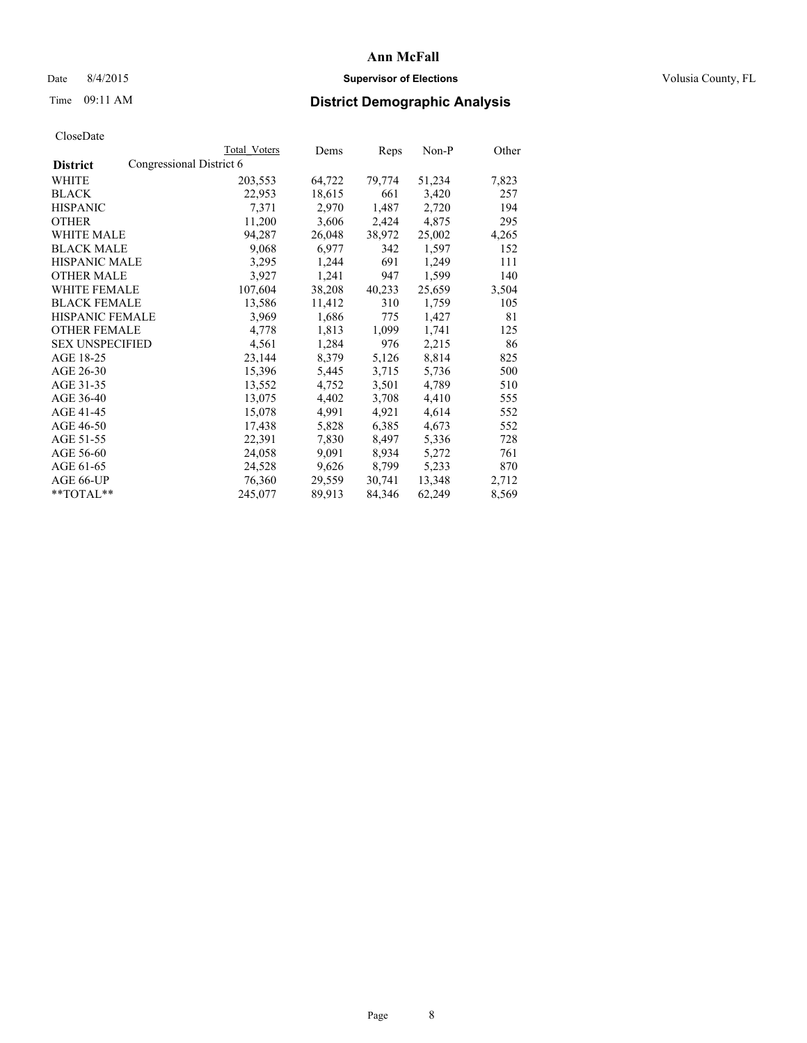# Ann McFall

Date 8/4/2015 **Supervisor of Elections** Volusia County, FL

Time 09:11 AM **District Demographic Analysis**

CloseDate

| District | Total Voters | Dems | Reps | Non-P | Other |
|---|---|---|---|---|---|
| Congressional District 6 | | | | | |
| WHITE | 203,553 | 64,722 | 79,774 | 51,234 | 7,823 |
| BLACK | 22,953 | 18,615 | 661 | 3,420 | 257 |
| HISPANIC | 7,371 | 2,970 | 1,487 | 2,720 | 194 |
| OTHER | 11,200 | 3,606 | 2,424 | 4,875 | 295 |
| WHITE MALE | 94,287 | 26,048 | 38,972 | 25,002 | 4,265 |
| BLACK MALE | 9,068 | 6,977 | 342 | 1,597 | 152 |
| HISPANIC MALE | 3,295 | 1,244 | 691 | 1,249 | 111 |
| OTHER MALE | 3,927 | 1,241 | 947 | 1,599 | 140 |
| WHITE FEMALE | 107,604 | 38,208 | 40,233 | 25,659 | 3,504 |
| BLACK FEMALE | 13,586 | 11,412 | 310 | 1,759 | 105 |
| HISPANIC FEMALE | 3,969 | 1,686 | 775 | 1,427 | 81 |
| OTHER FEMALE | 4,778 | 1,813 | 1,099 | 1,741 | 125 |
| SEX UNSPECIFIED | 4,561 | 1,284 | 976 | 2,215 | 86 |
| AGE 18-25 | 23,144 | 8,379 | 5,126 | 8,814 | 825 |
| AGE 26-30 | 15,396 | 5,445 | 3,715 | 5,736 | 500 |
| AGE 31-35 | 13,552 | 4,752 | 3,501 | 4,789 | 510 |
| AGE 36-40 | 13,075 | 4,402 | 3,708 | 4,410 | 555 |
| AGE 41-45 | 15,078 | 4,991 | 4,921 | 4,614 | 552 |
| AGE 46-50 | 17,438 | 5,828 | 6,385 | 4,673 | 552 |
| AGE 51-55 | 22,391 | 7,830 | 8,497 | 5,336 | 728 |
| AGE 56-60 | 24,058 | 9,091 | 8,934 | 5,272 | 761 |
| AGE 61-65 | 24,528 | 9,626 | 8,799 | 5,233 | 870 |
| AGE 66-UP | 76,360 | 29,559 | 30,741 | 13,348 | 2,712 |
| **TOTAL** | 245,077 | 89,913 | 84,346 | 62,249 | 8,569 |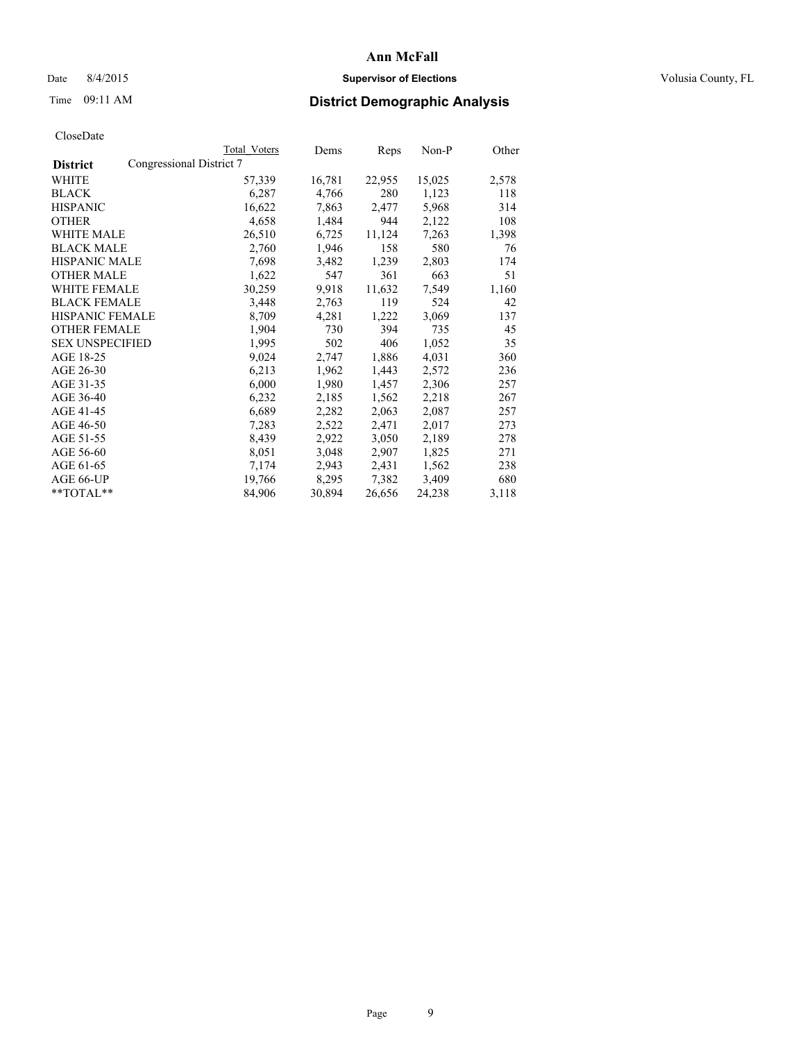# Ann McFall

Date 8/4/2015 **Supervisor of Elections** Volusia County, FL

Time 09:11 AM **District Demographic Analysis**

CloseDate

| **District** | Congressional District 7 Total Voters | Dems | Reps | Non-P | Other |
|---|---|---|---|---|---|
| WHITE | 57,339 | 16,781 | 22,955 | 15,025 | 2,578 |
| BLACK | 6,287 | 4,766 | 280 | 1,123 | 118 |
| HISPANIC | 16,622 | 7,863 | 2,477 | 5,968 | 314 |
| OTHER | 4,658 | 1,484 | 944 | 2,122 | 108 |
| WHITE MALE | 26,510 | 6,725 | 11,124 | 7,263 | 1,398 |
| BLACK MALE | 2,760 | 1,946 | 158 | 580 | 76 |
| HISPANIC MALE | 7,698 | 3,482 | 1,239 | 2,803 | 174 |
| OTHER MALE | 1,622 | 547 | 361 | 663 | 51 |
| WHITE FEMALE | 30,259 | 9,918 | 11,632 | 7,549 | 1,160 |
| BLACK FEMALE | 3,448 | 2,763 | 119 | 524 | 42 |
| HISPANIC FEMALE | 8,709 | 4,281 | 1,222 | 3,069 | 137 |
| OTHER FEMALE | 1,904 | 730 | 394 | 735 | 45 |
| SEX UNSPECIFIED | 1,995 | 502 | 406 | 1,052 | 35 |
| AGE 18-25 | 9,024 | 2,747 | 1,886 | 4,031 | 360 |
| AGE 26-30 | 6,213 | 1,962 | 1,443 | 2,572 | 236 |
| AGE 31-35 | 6,000 | 1,980 | 1,457 | 2,306 | 257 |
| AGE 36-40 | 6,232 | 2,185 | 1,562 | 2,218 | 267 |
| AGE 41-45 | 6,689 | 2,282 | 2,063 | 2,087 | 257 |
| AGE 46-50 | 7,283 | 2,522 | 2,471 | 2,017 | 273 |
| AGE 51-55 | 8,439 | 2,922 | 3,050 | 2,189 | 278 |
| AGE 56-60 | 8,051 | 3,048 | 2,907 | 1,825 | 271 |
| AGE 61-65 | 7,174 | 2,943 | 2,431 | 1,562 | 238 |
| AGE 66-UP | 19,766 | 8,295 | 7,382 | 3,409 | 680 |
| **TOTAL** | 84,906 | 30,894 | 26,656 | 24,238 | 3,118 |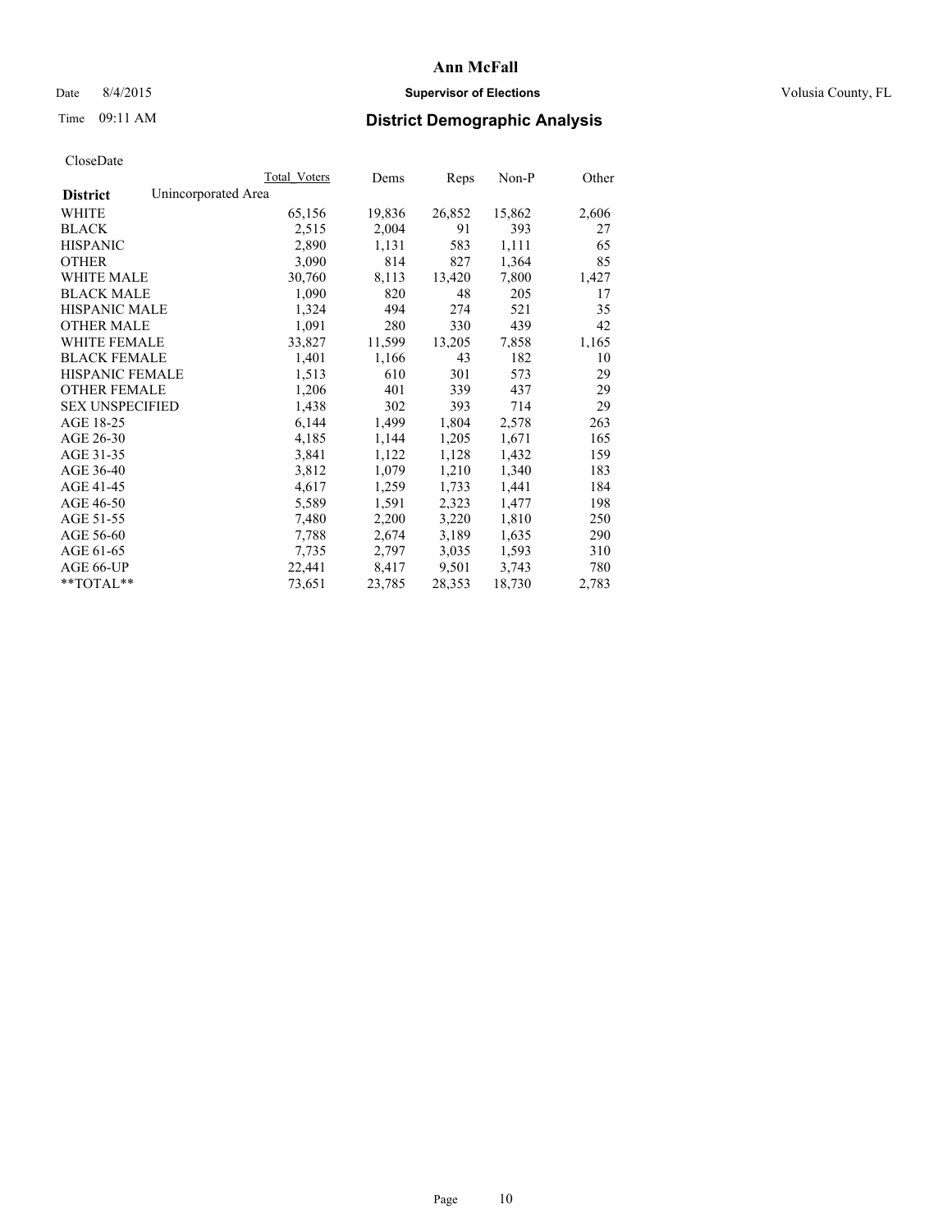# Ann McFall

Date 8/4/2015 **Supervisor of Elections** Volusia County, FL

Time 09:11 AM **District Demographic Analysis**

CloseDate

| **District** Unincorporated Area | Total Voters | Dems | Reps | Non-P | Other |
|---|---|---|---|---|---|
| WHITE | 65,156 | 19,836 | 26,852 | 15,862 | 2,606 |
| BLACK | 2,515 | 2,004 | 91 | 393 | 27 |
| HISPANIC | 2,890 | 1,131 | 583 | 1,111 | 65 |
| OTHER | 3,090 | 814 | 827 | 1,364 | 85 |
| WHITE MALE | 30,760 | 8,113 | 13,420 | 7,800 | 1,427 |
| BLACK MALE | 1,090 | 820 | 48 | 205 | 17 |
| HISPANIC MALE | 1,324 | 494 | 274 | 521 | 35 |
| OTHER MALE | 1,091 | 280 | 330 | 439 | 42 |
| WHITE FEMALE | 33,827 | 11,599 | 13,205 | 7,858 | 1,165 |
| BLACK FEMALE | 1,401 | 1,166 | 43 | 182 | 10 |
| HISPANIC FEMALE | 1,513 | 610 | 301 | 573 | 29 |
| OTHER FEMALE | 1,206 | 401 | 339 | 437 | 29 |
| SEX UNSPECIFIED | 1,438 | 302 | 393 | 714 | 29 |
| AGE 18-25 | 6,144 | 1,499 | 1,804 | 2,578 | 263 |
| AGE 26-30 | 4,185 | 1,144 | 1,205 | 1,671 | 165 |
| AGE 31-35 | 3,841 | 1,122 | 1,128 | 1,432 | 159 |
| AGE 36-40 | 3,812 | 1,079 | 1,210 | 1,340 | 183 |
| AGE 41-45 | 4,617 | 1,259 | 1,733 | 1,441 | 184 |
| AGE 46-50 | 5,589 | 1,591 | 2,323 | 1,477 | 198 |
| AGE 51-55 | 7,480 | 2,200 | 3,220 | 1,810 | 250 |
| AGE 56-60 | 7,788 | 2,674 | 3,189 | 1,635 | 290 |
| AGE 61-65 | 7,735 | 2,797 | 3,035 | 1,593 | 310 |
| AGE 66-UP | 22,441 | 8,417 | 9,501 | 3,743 | 780 |
| **TOTAL** | 73,651 | 23,785 | 28,353 | 18,730 | 2,783 |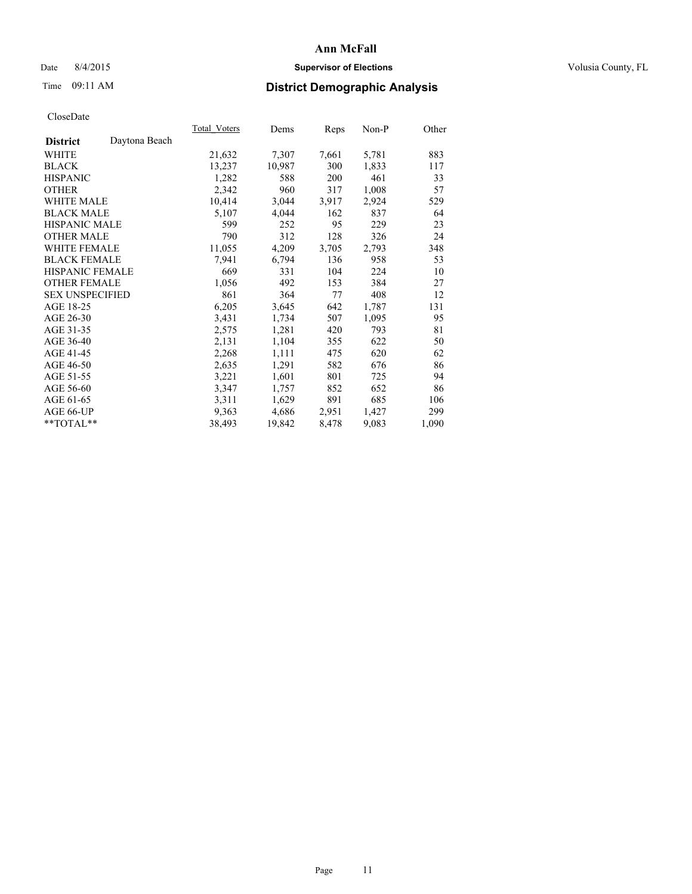# Ann McFall

Date 8/4/2015 **Supervisor of Elections** Volusia County, FL

Time 09:11 AM

## District Demographic Analysis

CloseDate

| District | Daytona Beach | Total_Voters | Dems | Reps | Non-P | Other |
|---|---|---|---|---|---|---|
| WHITE | | 21,632 | 7,307 | 7,661 | 5,781 | 883 |
| BLACK | | 13,237 | 10,987 | 300 | 1,833 | 117 |
| HISPANIC | | 1,282 | 588 | 200 | 461 | 33 |
| OTHER | | 2,342 | 960 | 317 | 1,008 | 57 |
| WHITE MALE | | 10,414 | 3,044 | 3,917 | 2,924 | 529 |
| BLACK MALE | | 5,107 | 4,044 | 162 | 837 | 64 |
| HISPANIC MALE | | 599 | 252 | 95 | 229 | 23 |
| OTHER MALE | | 790 | 312 | 128 | 326 | 24 |
| WHITE FEMALE | | 11,055 | 4,209 | 3,705 | 2,793 | 348 |
| BLACK FEMALE | | 7,941 | 6,794 | 136 | 958 | 53 |
| HISPANIC FEMALE | | 669 | 331 | 104 | 224 | 10 |
| OTHER FEMALE | | 1,056 | 492 | 153 | 384 | 27 |
| SEX UNSPECIFIED | | 861 | 364 | 77 | 408 | 12 |
| AGE 18-25 | | 6,205 | 3,645 | 642 | 1,787 | 131 |
| AGE 26-30 | | 3,431 | 1,734 | 507 | 1,095 | 95 |
| AGE 31-35 | | 2,575 | 1,281 | 420 | 793 | 81 |
| AGE 36-40 | | 2,131 | 1,104 | 355 | 622 | 50 |
| AGE 41-45 | | 2,268 | 1,111 | 475 | 620 | 62 |
| AGE 46-50 | | 2,635 | 1,291 | 582 | 676 | 86 |
| AGE 51-55 | | 3,221 | 1,601 | 801 | 725 | 94 |
| AGE 56-60 | | 3,347 | 1,757 | 852 | 652 | 86 |
| AGE 61-65 | | 3,311 | 1,629 | 891 | 685 | 106 |
| AGE 66-UP | | 9,363 | 4,686 | 2,951 | 1,427 | 299 |
| **TOTAL** | | 38,493 | 19,842 | 8,478 | 9,083 | 1,090 |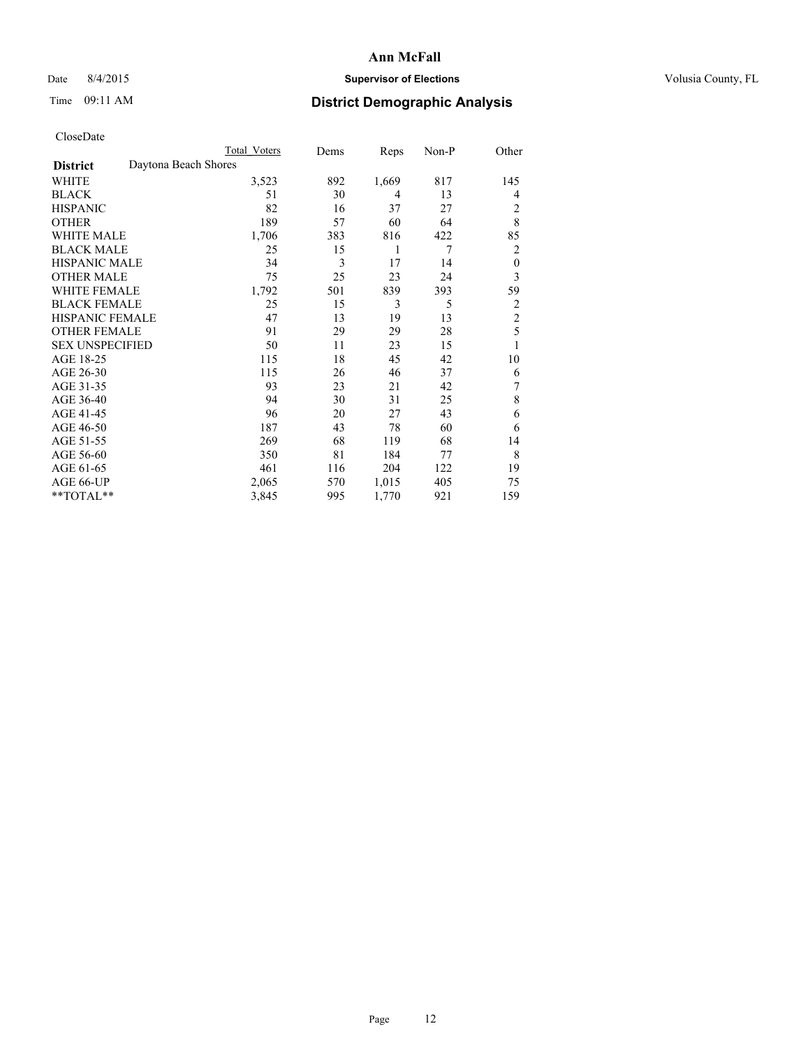# Ann McFall

Date 8/4/2015 **Supervisor of Elections** Volusia County, FL

Time 09:11 AM **District Demographic Analysis**

CloseDate

| | Total Voters | Dems | Reps | Non-P | Other |
|---|---|---|---|---|---|
| **District** Daytona Beach Shores | | | | | |
| WHITE | 3,523 | 892 | 1,669 | 817 | 145 |
| BLACK | 51 | 30 | 4 | 13 | 4 |
| HISPANIC | 82 | 16 | 37 | 27 | 2 |
| OTHER | 189 | 57 | 60 | 64 | 8 |
| WHITE MALE | 1,706 | 383 | 816 | 422 | 85 |
| BLACK MALE | 25 | 15 | 1 | 7 | 2 |
| HISPANIC MALE | 34 | 3 | 17 | 14 | 0 |
| OTHER MALE | 75 | 25 | 23 | 24 | 3 |
| WHITE FEMALE | 1,792 | 501 | 839 | 393 | 59 |
| BLACK FEMALE | 25 | 15 | 3 | 5 | 2 |
| HISPANIC FEMALE | 47 | 13 | 19 | 13 | 2 |
| OTHER FEMALE | 91 | 29 | 29 | 28 | 5 |
| SEX UNSPECIFIED | 50 | 11 | 23 | 15 | 1 |
| AGE 18-25 | 115 | 18 | 45 | 42 | 10 |
| AGE 26-30 | 115 | 26 | 46 | 37 | 6 |
| AGE 31-35 | 93 | 23 | 21 | 42 | 7 |
| AGE 36-40 | 94 | 30 | 31 | 25 | 8 |
| AGE 41-45 | 96 | 20 | 27 | 43 | 6 |
| AGE 46-50 | 187 | 43 | 78 | 60 | 6 |
| AGE 51-55 | 269 | 68 | 119 | 68 | 14 |
| AGE 56-60 | 350 | 81 | 184 | 77 | 8 |
| AGE 61-65 | 461 | 116 | 204 | 122 | 19 |
| AGE 66-UP | 2,065 | 570 | 1,015 | 405 | 75 |
| **TOTAL** | 3,845 | 995 | 1,770 | 921 | 159 |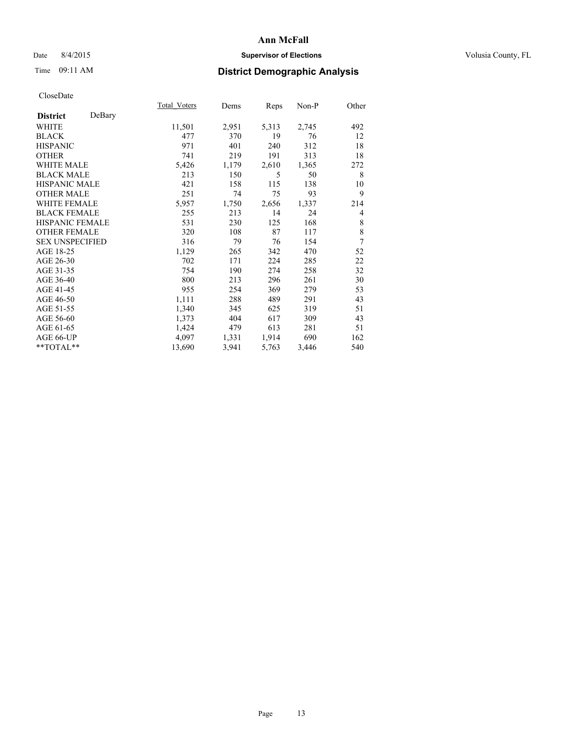# Ann McFall

Date 8/4/2015 **Supervisor of Elections** Volusia County, FL

Time 09:11 AM **District Demographic Analysis**

CloseDate

| **District** DeBary | Total_Voters | Dems | Reps | Non-P | Other |
|---|---|---|---|---|---|
| WHITE | 11,501 | 2,951 | 5,313 | 2,745 | 492 |
| BLACK | 477 | 370 | 19 | 76 | 12 |
| HISPANIC | 971 | 401 | 240 | 312 | 18 |
| OTHER | 741 | 219 | 191 | 313 | 18 |
| WHITE MALE | 5,426 | 1,179 | 2,610 | 1,365 | 272 |
| BLACK MALE | 213 | 150 | 5 | 50 | 8 |
| HISPANIC MALE | 421 | 158 | 115 | 138 | 10 |
| OTHER MALE | 251 | 74 | 75 | 93 | 9 |
| WHITE FEMALE | 5,957 | 1,750 | 2,656 | 1,337 | 214 |
| BLACK FEMALE | 255 | 213 | 14 | 24 | 4 |
| HISPANIC FEMALE | 531 | 230 | 125 | 168 | 8 |
| OTHER FEMALE | 320 | 108 | 87 | 117 | 8 |
| SEX UNSPECIFIED | 316 | 79 | 76 | 154 | 7 |
| AGE 18-25 | 1,129 | 265 | 342 | 470 | 52 |
| AGE 26-30 | 702 | 171 | 224 | 285 | 22 |
| AGE 31-35 | 754 | 190 | 274 | 258 | 32 |
| AGE 36-40 | 800 | 213 | 296 | 261 | 30 |
| AGE 41-45 | 955 | 254 | 369 | 279 | 53 |
| AGE 46-50 | 1,111 | 288 | 489 | 291 | 43 |
| AGE 51-55 | 1,340 | 345 | 625 | 319 | 51 |
| AGE 56-60 | 1,373 | 404 | 617 | 309 | 43 |
| AGE 61-65 | 1,424 | 479 | 613 | 281 | 51 |
| AGE 66-UP | 4,097 | 1,331 | 1,914 | 690 | 162 |
| **TOTAL** | 13,690 | 3,941 | 5,763 | 3,446 | 540 |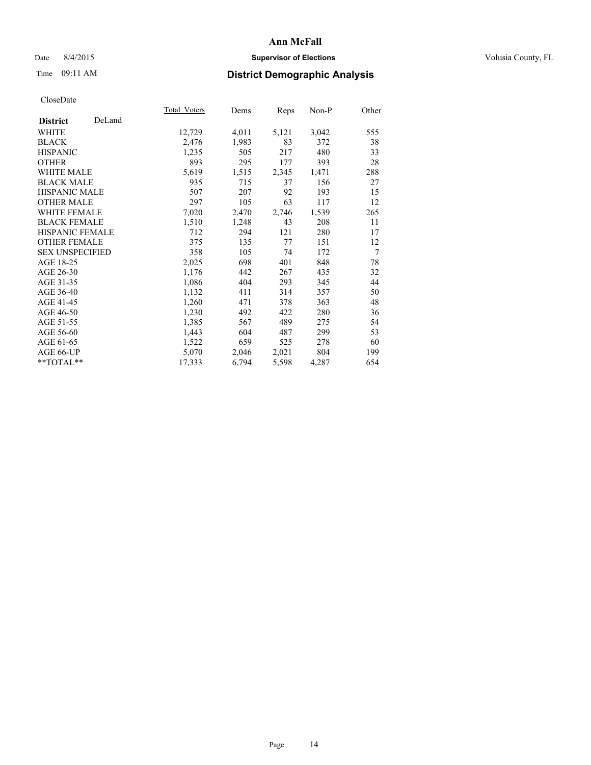# Ann McFall

Date 8/4/2015 **Supervisor of Elections** Volusia County, FL

Time 09:11 AM **District Demographic Analysis**

CloseDate

| District DeLand | Total_Voters | Dems | Reps | Non-P | Other |
|---|---|---|---|---|---|
| WHITE | 12,729 | 4,011 | 5,121 | 3,042 | 555 |
| BLACK | 2,476 | 1,983 | 83 | 372 | 38 |
| HISPANIC | 1,235 | 505 | 217 | 480 | 33 |
| OTHER | 893 | 295 | 177 | 393 | 28 |
| WHITE MALE | 5,619 | 1,515 | 2,345 | 1,471 | 288 |
| BLACK MALE | 935 | 715 | 37 | 156 | 27 |
| HISPANIC MALE | 507 | 207 | 92 | 193 | 15 |
| OTHER MALE | 297 | 105 | 63 | 117 | 12 |
| WHITE FEMALE | 7,020 | 2,470 | 2,746 | 1,539 | 265 |
| BLACK FEMALE | 1,510 | 1,248 | 43 | 208 | 11 |
| HISPANIC FEMALE | 712 | 294 | 121 | 280 | 17 |
| OTHER FEMALE | 375 | 135 | 77 | 151 | 12 |
| SEX UNSPECIFIED | 358 | 105 | 74 | 172 | 7 |
| AGE 18-25 | 2,025 | 698 | 401 | 848 | 78 |
| AGE 26-30 | 1,176 | 442 | 267 | 435 | 32 |
| AGE 31-35 | 1,086 | 404 | 293 | 345 | 44 |
| AGE 36-40 | 1,132 | 411 | 314 | 357 | 50 |
| AGE 41-45 | 1,260 | 471 | 378 | 363 | 48 |
| AGE 46-50 | 1,230 | 492 | 422 | 280 | 36 |
| AGE 51-55 | 1,385 | 567 | 489 | 275 | 54 |
| AGE 56-60 | 1,443 | 604 | 487 | 299 | 53 |
| AGE 61-65 | 1,522 | 659 | 525 | 278 | 60 |
| AGE 66-UP | 5,070 | 2,046 | 2,021 | 804 | 199 |
| **TOTAL** | 17,333 | 6,794 | 5,598 | 4,287 | 654 |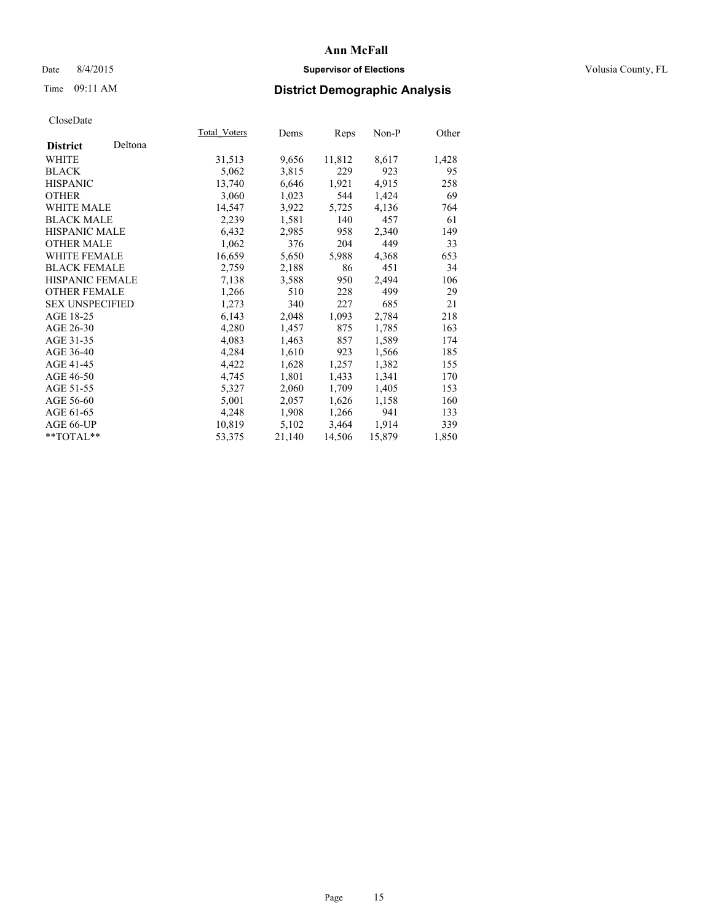# Ann McFall

Date 8/4/2015 **Supervisor of Elections** Volusia County, FL

Time 09:11 AM **District Demographic Analysis**

CloseDate

| **District** Deltona | Total Voters | Dems | Reps | Non-P | Other |
|---|---|---|---|---|---|
| WHITE | 31,513 | 9,656 | 11,812 | 8,617 | 1,428 |
| BLACK | 5,062 | 3,815 | 229 | 923 | 95 |
| HISPANIC | 13,740 | 6,646 | 1,921 | 4,915 | 258 |
| OTHER | 3,060 | 1,023 | 544 | 1,424 | 69 |
| WHITE MALE | 14,547 | 3,922 | 5,725 | 4,136 | 764 |
| BLACK MALE | 2,239 | 1,581 | 140 | 457 | 61 |
| HISPANIC MALE | 6,432 | 2,985 | 958 | 2,340 | 149 |
| OTHER MALE | 1,062 | 376 | 204 | 449 | 33 |
| WHITE FEMALE | 16,659 | 5,650 | 5,988 | 4,368 | 653 |
| BLACK FEMALE | 2,759 | 2,188 | 86 | 451 | 34 |
| HISPANIC FEMALE | 7,138 | 3,588 | 950 | 2,494 | 106 |
| OTHER FEMALE | 1,266 | 510 | 228 | 499 | 29 |
| SEX UNSPECIFIED | 1,273 | 340 | 227 | 685 | 21 |
| AGE 18-25 | 6,143 | 2,048 | 1,093 | 2,784 | 218 |
| AGE 26-30 | 4,280 | 1,457 | 875 | 1,785 | 163 |
| AGE 31-35 | 4,083 | 1,463 | 857 | 1,589 | 174 |
| AGE 36-40 | 4,284 | 1,610 | 923 | 1,566 | 185 |
| AGE 41-45 | 4,422 | 1,628 | 1,257 | 1,382 | 155 |
| AGE 46-50 | 4,745 | 1,801 | 1,433 | 1,341 | 170 |
| AGE 51-55 | 5,327 | 2,060 | 1,709 | 1,405 | 153 |
| AGE 56-60 | 5,001 | 2,057 | 1,626 | 1,158 | 160 |
| AGE 61-65 | 4,248 | 1,908 | 1,266 | 941 | 133 |
| AGE 66-UP | 10,819 | 5,102 | 3,464 | 1,914 | 339 |
| **TOTAL** | 53,375 | 21,140 | 14,506 | 15,879 | 1,850 |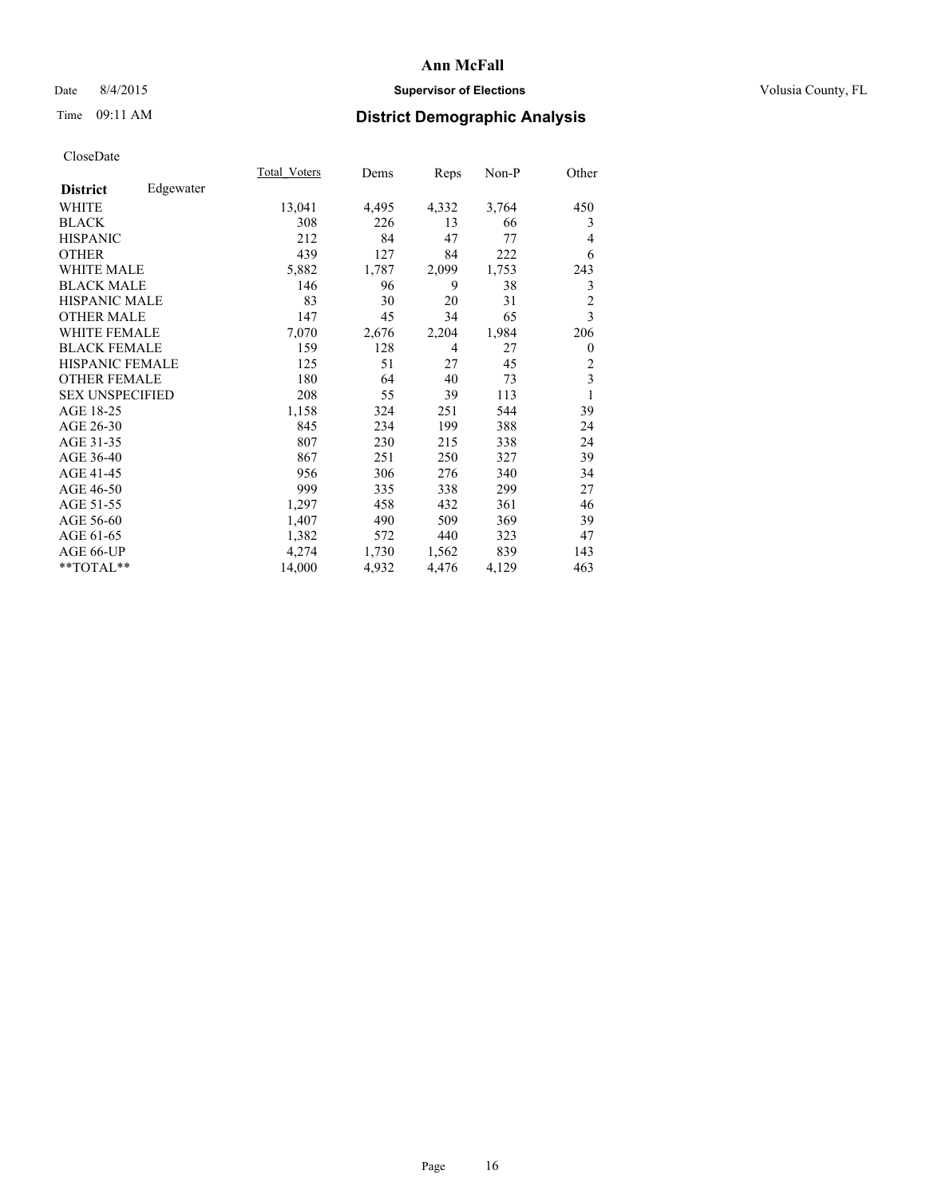# Ann McFall

Date 8/4/2015 **Supervisor of Elections** Volusia County, FL

Time 09:11 AM

## District Demographic Analysis

CloseDate

| **District** Edgewater | Total_Voters | Dems | Reps | Non-P | Other |
|---|---|---|---|---|---|
| WHITE | 13,041 | 4,495 | 4,332 | 3,764 | 450 |
| BLACK | 308 | 226 | 13 | 66 | 3 |
| HISPANIC | 212 | 84 | 47 | 77 | 4 |
| OTHER | 439 | 127 | 84 | 222 | 6 |
| WHITE MALE | 5,882 | 1,787 | 2,099 | 1,753 | 243 |
| BLACK MALE | 146 | 96 | 9 | 38 | 3 |
| HISPANIC MALE | 83 | 30 | 20 | 31 | 2 |
| OTHER MALE | 147 | 45 | 34 | 65 | 3 |
| WHITE FEMALE | 7,070 | 2,676 | 2,204 | 1,984 | 206 |
| BLACK FEMALE | 159 | 128 | 4 | 27 | 0 |
| HISPANIC FEMALE | 125 | 51 | 27 | 45 | 2 |
| OTHER FEMALE | 180 | 64 | 40 | 73 | 3 |
| SEX UNSPECIFIED | 208 | 55 | 39 | 113 | 1 |
| AGE 18-25 | 1,158 | 324 | 251 | 544 | 39 |
| AGE 26-30 | 845 | 234 | 199 | 388 | 24 |
| AGE 31-35 | 807 | 230 | 215 | 338 | 24 |
| AGE 36-40 | 867 | 251 | 250 | 327 | 39 |
| AGE 41-45 | 956 | 306 | 276 | 340 | 34 |
| AGE 46-50 | 999 | 335 | 338 | 299 | 27 |
| AGE 51-55 | 1,297 | 458 | 432 | 361 | 46 |
| AGE 56-60 | 1,407 | 490 | 509 | 369 | 39 |
| AGE 61-65 | 1,382 | 572 | 440 | 323 | 47 |
| AGE 66-UP | 4,274 | 1,730 | 1,562 | 839 | 143 |
| **TOTAL** | 14,000 | 4,932 | 4,476 | 4,129 | 463 |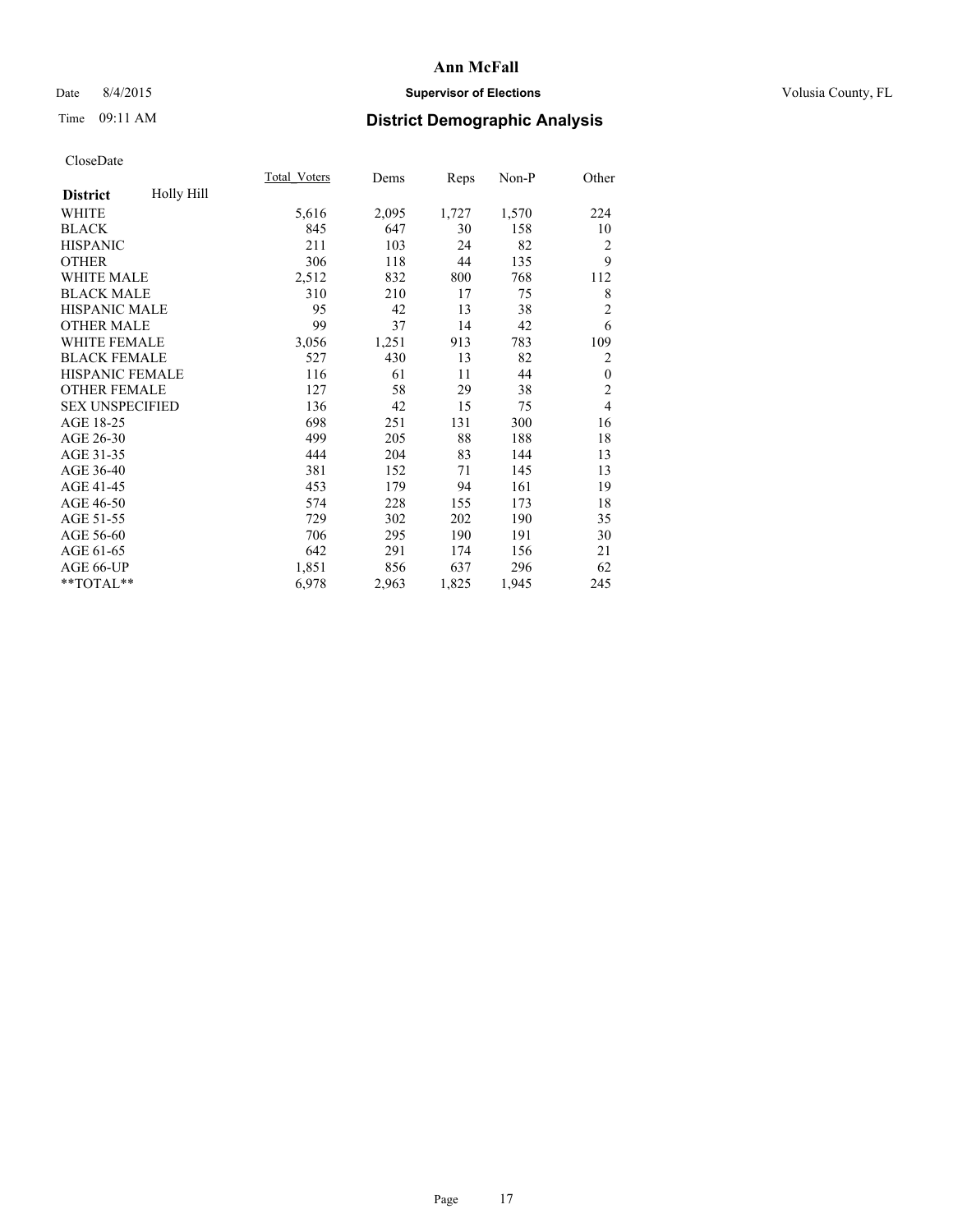# Ann McFall

Date 8/4/2015 **Supervisor of Elections** Volusia County, FL

Time 09:11 AM **District Demographic Analysis**

CloseDate

| **District** Holly Hill | Total_Voters | Dems | Reps | Non-P | Other |
|---|---|---|---|---|---|
| WHITE | 5,616 | 2,095 | 1,727 | 1,570 | 224 |
| BLACK | 845 | 647 | 30 | 158 | 10 |
| HISPANIC | 211 | 103 | 24 | 82 | 2 |
| OTHER | 306 | 118 | 44 | 135 | 9 |
| WHITE MALE | 2,512 | 832 | 800 | 768 | 112 |
| BLACK MALE | 310 | 210 | 17 | 75 | 8 |
| HISPANIC MALE | 95 | 42 | 13 | 38 | 2 |
| OTHER MALE | 99 | 37 | 14 | 42 | 6 |
| WHITE FEMALE | 3,056 | 1,251 | 913 | 783 | 109 |
| BLACK FEMALE | 527 | 430 | 13 | 82 | 2 |
| HISPANIC FEMALE | 116 | 61 | 11 | 44 | 0 |
| OTHER FEMALE | 127 | 58 | 29 | 38 | 2 |
| SEX UNSPECIFIED | 136 | 42 | 15 | 75 | 4 |
| AGE 18-25 | 698 | 251 | 131 | 300 | 16 |
| AGE 26-30 | 499 | 205 | 88 | 188 | 18 |
| AGE 31-35 | 444 | 204 | 83 | 144 | 13 |
| AGE 36-40 | 381 | 152 | 71 | 145 | 13 |
| AGE 41-45 | 453 | 179 | 94 | 161 | 19 |
| AGE 46-50 | 574 | 228 | 155 | 173 | 18 |
| AGE 51-55 | 729 | 302 | 202 | 190 | 35 |
| AGE 56-60 | 706 | 295 | 190 | 191 | 30 |
| AGE 61-65 | 642 | 291 | 174 | 156 | 21 |
| AGE 66-UP | 1,851 | 856 | 637 | 296 | 62 |
| **TOTAL** | 6,978 | 2,963 | 1,825 | 1,945 | 245 |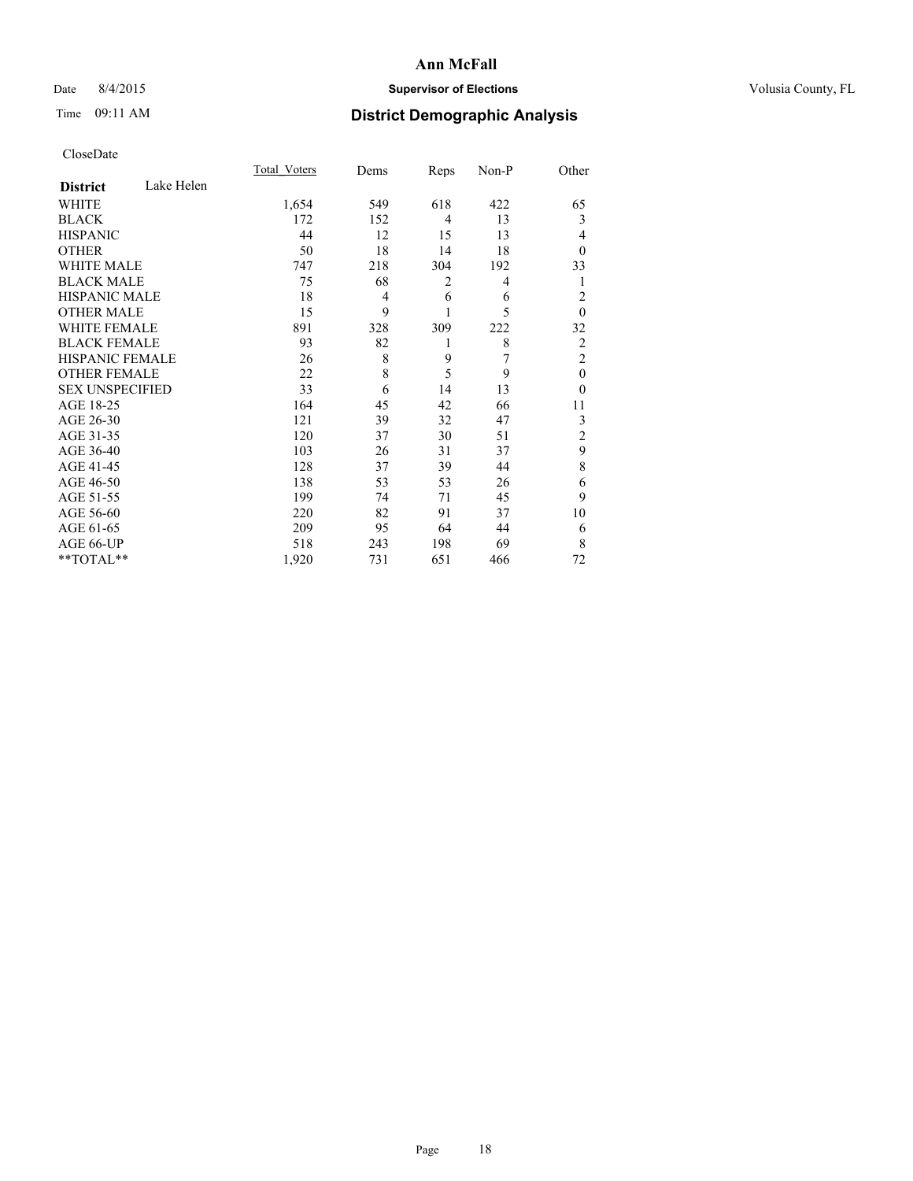CloseDate

| District | Lake Helen | Total_Voters | Dems | Reps | Non-P | Other |
|---|---|---|---|---|---|---|
| WHITE | | 1,654 | 549 | 618 | 422 | 65 |
| BLACK | | 172 | 152 | 4 | 13 | 3 |
| HISPANIC | | 44 | 12 | 15 | 13 | 4 |
| OTHER | | 50 | 18 | 14 | 18 | 0 |
| WHITE MALE | | 747 | 218 | 304 | 192 | 33 |
| BLACK MALE | | 75 | 68 | 2 | 4 | 1 |
| HISPANIC MALE | | 18 | 4 | 6 | 6 | 2 |
| OTHER MALE | | 15 | 9 | 1 | 5 | 0 |
| WHITE FEMALE | | 891 | 328 | 309 | 222 | 32 |
| BLACK FEMALE | | 93 | 82 | 1 | 8 | 2 |
| HISPANIC FEMALE | | 26 | 8 | 9 | 7 | 2 |
| OTHER FEMALE | | 22 | 8 | 5 | 9 | 0 |
| SEX UNSPECIFIED | | 33 | 6 | 14 | 13 | 0 |
| AGE 18-25 | | 164 | 45 | 42 | 66 | 11 |
| AGE 26-30 | | 121 | 39 | 32 | 47 | 3 |
| AGE 31-35 | | 120 | 37 | 30 | 51 | 2 |
| AGE 36-40 | | 103 | 26 | 31 | 37 | 9 |
| AGE 41-45 | | 128 | 37 | 39 | 44 | 8 |
| AGE 46-50 | | 138 | 53 | 53 | 26 | 6 |
| AGE 51-55 | | 199 | 74 | 71 | 45 | 9 |
| AGE 56-60 | | 220 | 82 | 91 | 37 | 10 |
| AGE 61-65 | | 209 | 95 | 64 | 44 | 6 |
| AGE 66-UP | | 518 | 243 | 198 | 69 | 8 |
| **TOTAL** | | 1,920 | 731 | 651 | 466 | 72 |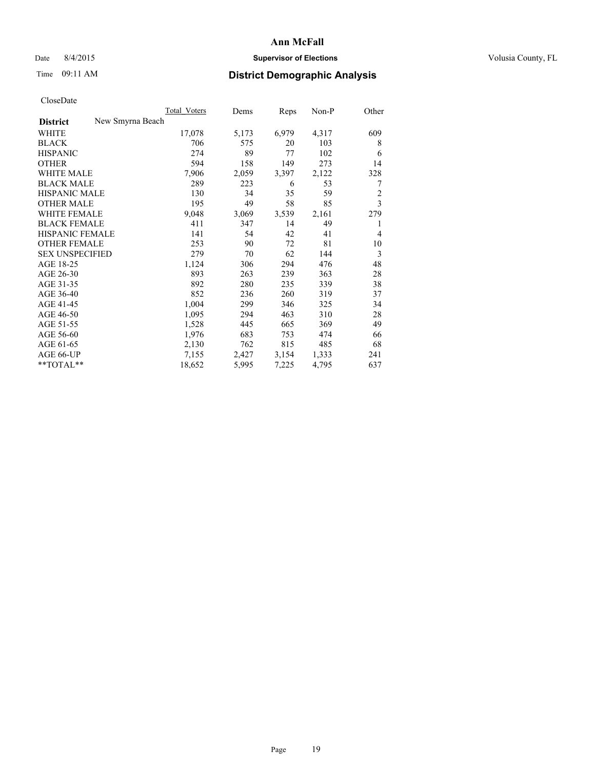Ann McFall

Date 8/4/2015 **Supervisor of Elections** Volusia County, FL

Time 09:11 AM **District Demographic Analysis**

CloseDate

| **District** New Smyrna Beach | Total_Voters | Dems | Reps | Non-P | Other |
|---|---|---|---|---|---|
| WHITE | 17,078 | 5,173 | 6,979 | 4,317 | 609 |
| BLACK | 706 | 575 | 20 | 103 | 8 |
| HISPANIC | 274 | 89 | 77 | 102 | 6 |
| OTHER | 594 | 158 | 149 | 273 | 14 |
| WHITE MALE | 7,906 | 2,059 | 3,397 | 2,122 | 328 |
| BLACK MALE | 289 | 223 | 6 | 53 | 7 |
| HISPANIC MALE | 130 | 34 | 35 | 59 | 2 |
| OTHER MALE | 195 | 49 | 58 | 85 | 3 |
| WHITE FEMALE | 9,048 | 3,069 | 3,539 | 2,161 | 279 |
| BLACK FEMALE | 411 | 347 | 14 | 49 | 1 |
| HISPANIC FEMALE | 141 | 54 | 42 | 41 | 4 |
| OTHER FEMALE | 253 | 90 | 72 | 81 | 10 |
| SEX UNSPECIFIED | 279 | 70 | 62 | 144 | 3 |
| AGE 18-25 | 1,124 | 306 | 294 | 476 | 48 |
| AGE 26-30 | 893 | 263 | 239 | 363 | 28 |
| AGE 31-35 | 892 | 280 | 235 | 339 | 38 |
| AGE 36-40 | 852 | 236 | 260 | 319 | 37 |
| AGE 41-45 | 1,004 | 299 | 346 | 325 | 34 |
| AGE 46-50 | 1,095 | 294 | 463 | 310 | 28 |
| AGE 51-55 | 1,528 | 445 | 665 | 369 | 49 |
| AGE 56-60 | 1,976 | 683 | 753 | 474 | 66 |
| AGE 61-65 | 2,130 | 762 | 815 | 485 | 68 |
| AGE 66-UP | 7,155 | 2,427 | 3,154 | 1,333 | 241 |
| **TOTAL** | 18,652 | 5,995 | 7,225 | 4,795 | 637 |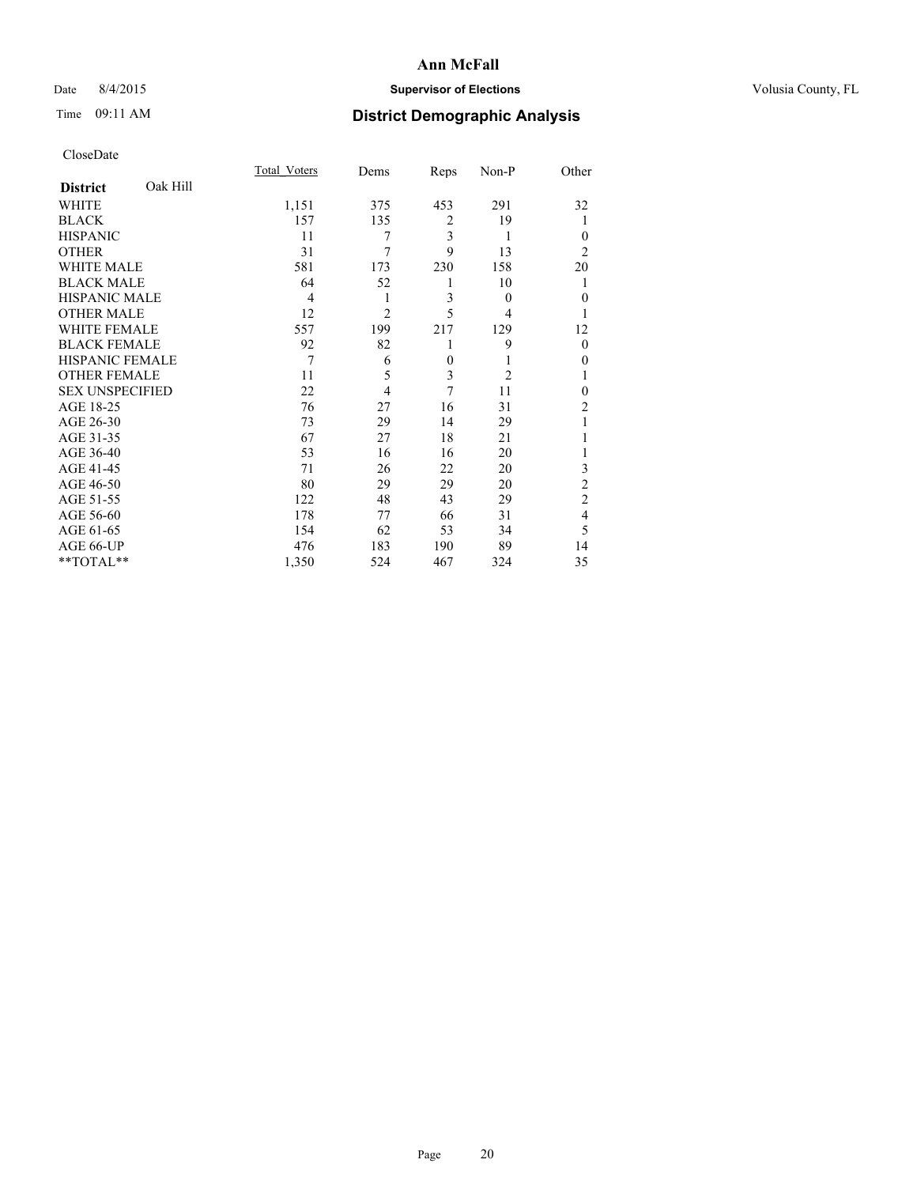# Ann McFall

Date 8/4/2015 **Supervisor of Elections** Volusia County, FL

Time 09:11 AM **District Demographic Analysis**

CloseDate

| **District** Oak Hill | Total_Voters | Dems | Reps | Non-P | Other |
|---|---|---|---|---|---|
| WHITE | 1,151 | 375 | 453 | 291 | 32 |
| BLACK | 157 | 135 | 2 | 19 | 1 |
| HISPANIC | 11 | 7 | 3 | 1 | 0 |
| OTHER | 31 | 7 | 9 | 13 | 2 |
| WHITE MALE | 581 | 173 | 230 | 158 | 20 |
| BLACK MALE | 64 | 52 | 1 | 10 | 1 |
| HISPANIC MALE | 4 | 1 | 3 | 0 | 0 |
| OTHER MALE | 12 | 2 | 5 | 4 | 1 |
| WHITE FEMALE | 557 | 199 | 217 | 129 | 12 |
| BLACK FEMALE | 92 | 82 | 1 | 9 | 0 |
| HISPANIC FEMALE | 7 | 6 | 0 | 1 | 0 |
| OTHER FEMALE | 11 | 5 | 3 | 2 | 1 |
| SEX UNSPECIFIED | 22 | 4 | 7 | 11 | 0 |
| AGE 18-25 | 76 | 27 | 16 | 31 | 2 |
| AGE 26-30 | 73 | 29 | 14 | 29 | 1 |
| AGE 31-35 | 67 | 27 | 18 | 21 | 1 |
| AGE 36-40 | 53 | 16 | 16 | 20 | 1 |
| AGE 41-45 | 71 | 26 | 22 | 20 | 3 |
| AGE 46-50 | 80 | 29 | 29 | 20 | 2 |
| AGE 51-55 | 122 | 48 | 43 | 29 | 2 |
| AGE 56-60 | 178 | 77 | 66 | 31 | 4 |
| AGE 61-65 | 154 | 62 | 53 | 34 | 5 |
| AGE 66-UP | 476 | 183 | 190 | 89 | 14 |
| **TOTAL** | 1,350 | 524 | 467 | 324 | 35 |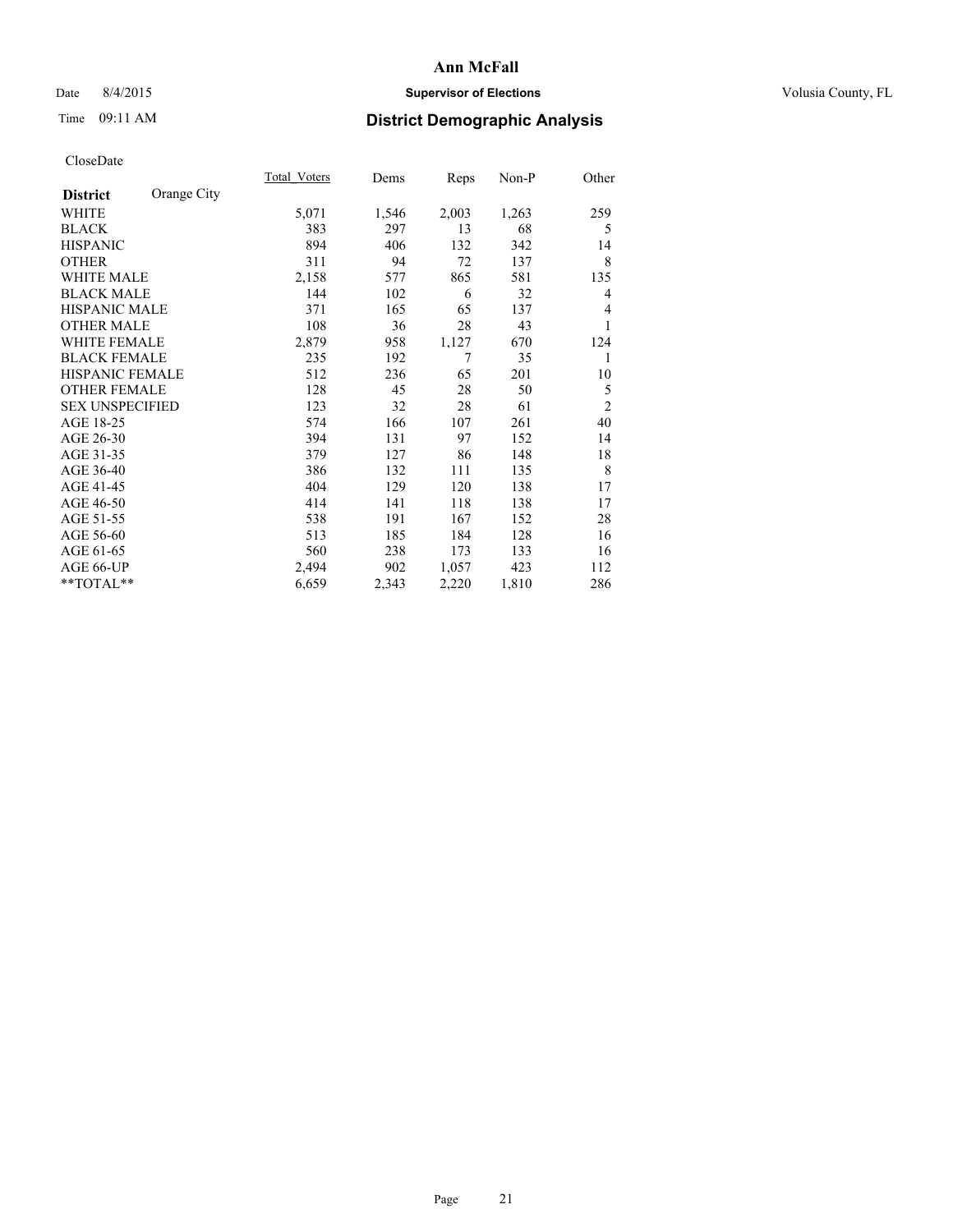**Ann McFall**

Date 8/4/2015 **Supervisor of Elections** Volusia County, FL

Time 09:11 AM

## District Demographic Analysis

CloseDate

| **District** Orange City | Total_Voters | Dems | Reps | Non-P | Other |
|---|---|---|---|---|---|
| WHITE | 5,071 | 1,546 | 2,003 | 1,263 | 259 |
| BLACK | 383 | 297 | 13 | 68 | 5 |
| HISPANIC | 894 | 406 | 132 | 342 | 14 |
| OTHER | 311 | 94 | 72 | 137 | 8 |
| WHITE MALE | 2,158 | 577 | 865 | 581 | 135 |
| BLACK MALE | 144 | 102 | 6 | 32 | 4 |
| HISPANIC MALE | 371 | 165 | 65 | 137 | 4 |
| OTHER MALE | 108 | 36 | 28 | 43 | 1 |
| WHITE FEMALE | 2,879 | 958 | 1,127 | 670 | 124 |
| BLACK FEMALE | 235 | 192 | 7 | 35 | 1 |
| HISPANIC FEMALE | 512 | 236 | 65 | 201 | 10 |
| OTHER FEMALE | 128 | 45 | 28 | 50 | 5 |
| SEX UNSPECIFIED | 123 | 32 | 28 | 61 | 2 |
| AGE 18-25 | 574 | 166 | 107 | 261 | 40 |
| AGE 26-30 | 394 | 131 | 97 | 152 | 14 |
| AGE 31-35 | 379 | 127 | 86 | 148 | 18 |
| AGE 36-40 | 386 | 132 | 111 | 135 | 8 |
| AGE 41-45 | 404 | 129 | 120 | 138 | 17 |
| AGE 46-50 | 414 | 141 | 118 | 138 | 17 |
| AGE 51-55 | 538 | 191 | 167 | 152 | 28 |
| AGE 56-60 | 513 | 185 | 184 | 128 | 16 |
| AGE 61-65 | 560 | 238 | 173 | 133 | 16 |
| AGE 66-UP | 2,494 | 902 | 1,057 | 423 | 112 |
| **TOTAL** | 6,659 | 2,343 | 2,220 | 1,810 | 286 |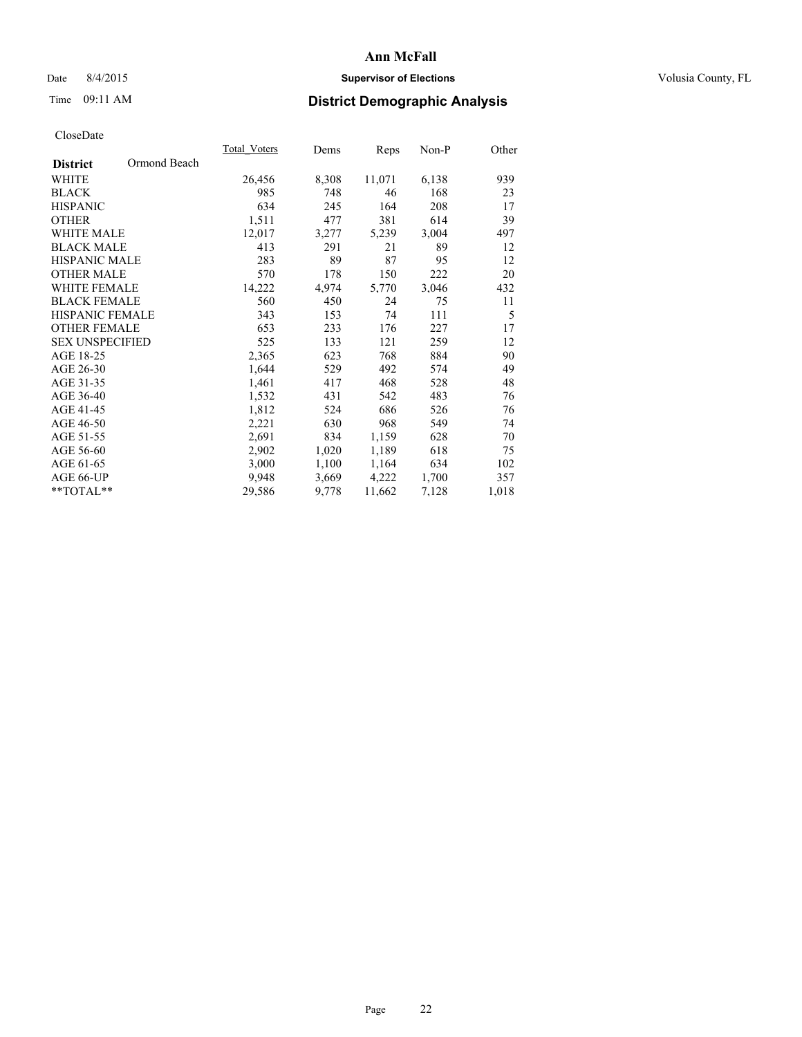**Ann McFall**

Date 8/4/2015 **Supervisor of Elections** Volusia County, FL

Time 09:11 AM **District Demographic Analysis**

CloseDate

| **District** Ormond Beach | Total_Voters | Dems | Reps | Non-P | Other |
|---|---|---|---|---|---|
| WHITE | 26,456 | 8,308 | 11,071 | 6,138 | 939 |
| BLACK | 985 | 748 | 46 | 168 | 23 |
| HISPANIC | 634 | 245 | 164 | 208 | 17 |
| OTHER | 1,511 | 477 | 381 | 614 | 39 |
| WHITE MALE | 12,017 | 3,277 | 5,239 | 3,004 | 497 |
| BLACK MALE | 413 | 291 | 21 | 89 | 12 |
| HISPANIC MALE | 283 | 89 | 87 | 95 | 12 |
| OTHER MALE | 570 | 178 | 150 | 222 | 20 |
| WHITE FEMALE | 14,222 | 4,974 | 5,770 | 3,046 | 432 |
| BLACK FEMALE | 560 | 450 | 24 | 75 | 11 |
| HISPANIC FEMALE | 343 | 153 | 74 | 111 | 5 |
| OTHER FEMALE | 653 | 233 | 176 | 227 | 17 |
| SEX UNSPECIFIED | 525 | 133 | 121 | 259 | 12 |
| AGE 18-25 | 2,365 | 623 | 768 | 884 | 90 |
| AGE 26-30 | 1,644 | 529 | 492 | 574 | 49 |
| AGE 31-35 | 1,461 | 417 | 468 | 528 | 48 |
| AGE 36-40 | 1,532 | 431 | 542 | 483 | 76 |
| AGE 41-45 | 1,812 | 524 | 686 | 526 | 76 |
| AGE 46-50 | 2,221 | 630 | 968 | 549 | 74 |
| AGE 51-55 | 2,691 | 834 | 1,159 | 628 | 70 |
| AGE 56-60 | 2,902 | 1,020 | 1,189 | 618 | 75 |
| AGE 61-65 | 3,000 | 1,100 | 1,164 | 634 | 102 |
| AGE 66-UP | 9,948 | 3,669 | 4,222 | 1,700 | 357 |
| **TOTAL** | 29,586 | 9,778 | 11,662 | 7,128 | 1,018 |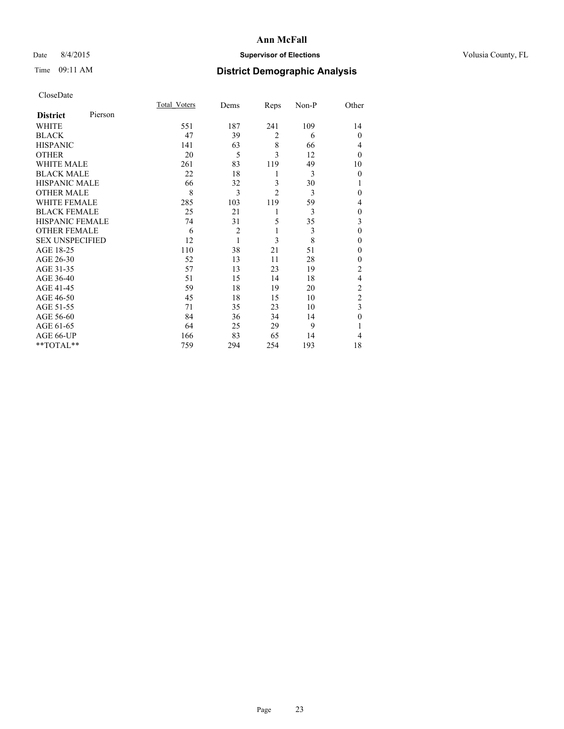Ann McFall

Date 8/4/2015 **Supervisor of Elections** Volusia County, FL

Time 09:11 AM **District Demographic Analysis**

CloseDate

| District Pierson | Total_Voters | Dems | Reps | Non-P | Other |
|---|---|---|---|---|---|
| WHITE | 551 | 187 | 241 | 109 | 14 |
| BLACK | 47 | 39 | 2 | 6 | 0 |
| HISPANIC | 141 | 63 | 8 | 66 | 4 |
| OTHER | 20 | 5 | 3 | 12 | 0 |
| WHITE MALE | 261 | 83 | 119 | 49 | 10 |
| BLACK MALE | 22 | 18 | 1 | 3 | 0 |
| HISPANIC MALE | 66 | 32 | 3 | 30 | 1 |
| OTHER MALE | 8 | 3 | 2 | 3 | 0 |
| WHITE FEMALE | 285 | 103 | 119 | 59 | 4 |
| BLACK FEMALE | 25 | 21 | 1 | 3 | 0 |
| HISPANIC FEMALE | 74 | 31 | 5 | 35 | 3 |
| OTHER FEMALE | 6 | 2 | 1 | 3 | 0 |
| SEX UNSPECIFIED | 12 | 1 | 3 | 8 | 0 |
| AGE 18-25 | 110 | 38 | 21 | 51 | 0 |
| AGE 26-30 | 52 | 13 | 11 | 28 | 0 |
| AGE 31-35 | 57 | 13 | 23 | 19 | 2 |
| AGE 36-40 | 51 | 15 | 14 | 18 | 4 |
| AGE 41-45 | 59 | 18 | 19 | 20 | 2 |
| AGE 46-50 | 45 | 18 | 15 | 10 | 2 |
| AGE 51-55 | 71 | 35 | 23 | 10 | 3 |
| AGE 56-60 | 84 | 36 | 34 | 14 | 0 |
| AGE 61-65 | 64 | 25 | 29 | 9 | 1 |
| AGE 66-UP | 166 | 83 | 65 | 14 | 4 |
| **TOTAL** | 759 | 294 | 254 | 193 | 18 |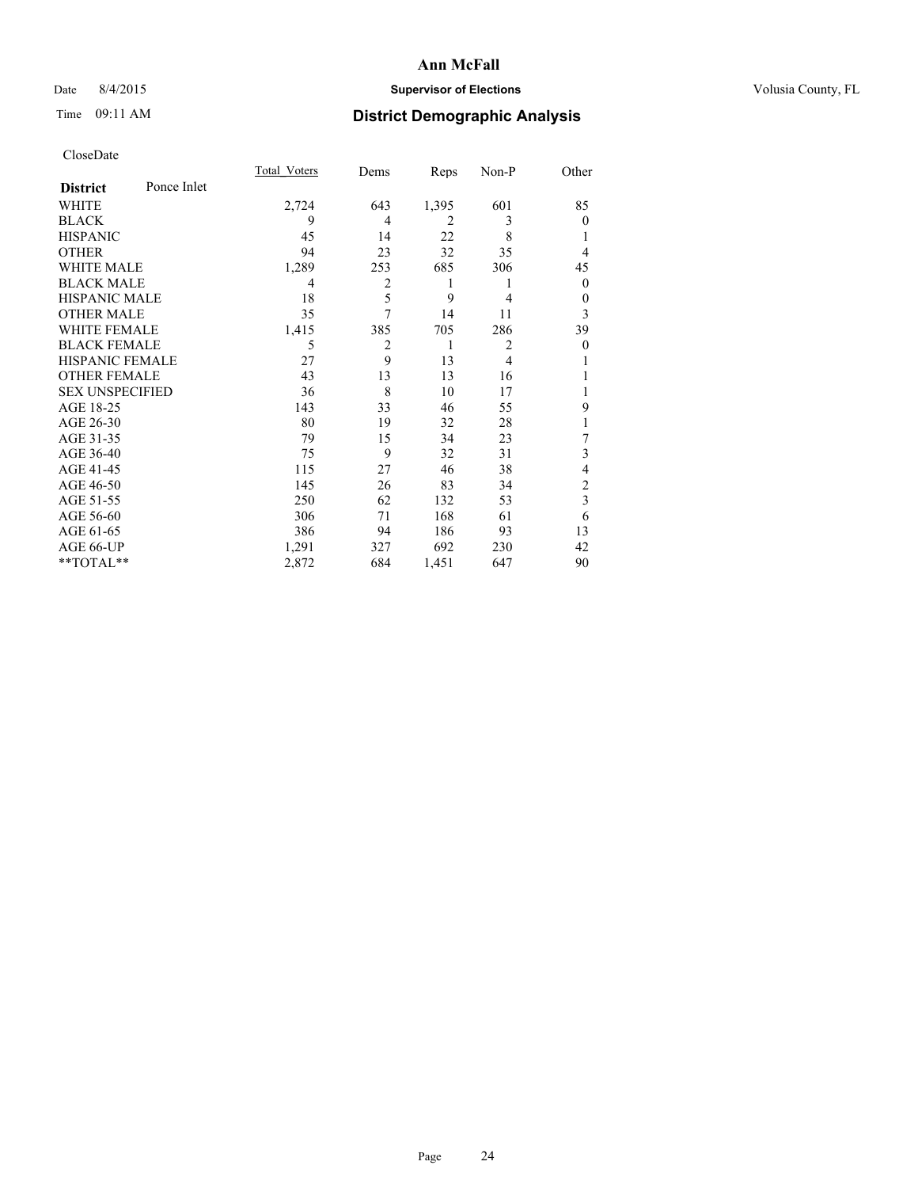**Ann McFall**

Date 8/4/2015 **Supervisor of Elections** Volusia County, FL

Time 09:11 AM **District Demographic Analysis**

CloseDate

| **District** Ponce Inlet | Total_Voters | Dems | Reps | Non-P | Other |
|---|---|---|---|---|---|
| WHITE | 2,724 | 643 | 1,395 | 601 | 85 |
| BLACK | 9 | 4 | 2 | 3 | 0 |
| HISPANIC | 45 | 14 | 22 | 8 | 1 |
| OTHER | 94 | 23 | 32 | 35 | 4 |
| WHITE MALE | 1,289 | 253 | 685 | 306 | 45 |
| BLACK MALE | 4 | 2 | 1 | 1 | 0 |
| HISPANIC MALE | 18 | 5 | 9 | 4 | 0 |
| OTHER MALE | 35 | 7 | 14 | 11 | 3 |
| WHITE FEMALE | 1,415 | 385 | 705 | 286 | 39 |
| BLACK FEMALE | 5 | 2 | 1 | 2 | 0 |
| HISPANIC FEMALE | 27 | 9 | 13 | 4 | 1 |
| OTHER FEMALE | 43 | 13 | 13 | 16 | 1 |
| SEX UNSPECIFIED | 36 | 8 | 10 | 17 | 1 |
| AGE 18-25 | 143 | 33 | 46 | 55 | 9 |
| AGE 26-30 | 80 | 19 | 32 | 28 | 1 |
| AGE 31-35 | 79 | 15 | 34 | 23 | 7 |
| AGE 36-40 | 75 | 9 | 32 | 31 | 3 |
| AGE 41-45 | 115 | 27 | 46 | 38 | 4 |
| AGE 46-50 | 145 | 26 | 83 | 34 | 2 |
| AGE 51-55 | 250 | 62 | 132 | 53 | 3 |
| AGE 56-60 | 306 | 71 | 168 | 61 | 6 |
| AGE 61-65 | 386 | 94 | 186 | 93 | 13 |
| AGE 66-UP | 1,291 | 327 | 692 | 230 | 42 |
| **TOTAL** | 2,872 | 684 | 1,451 | 647 | 90 |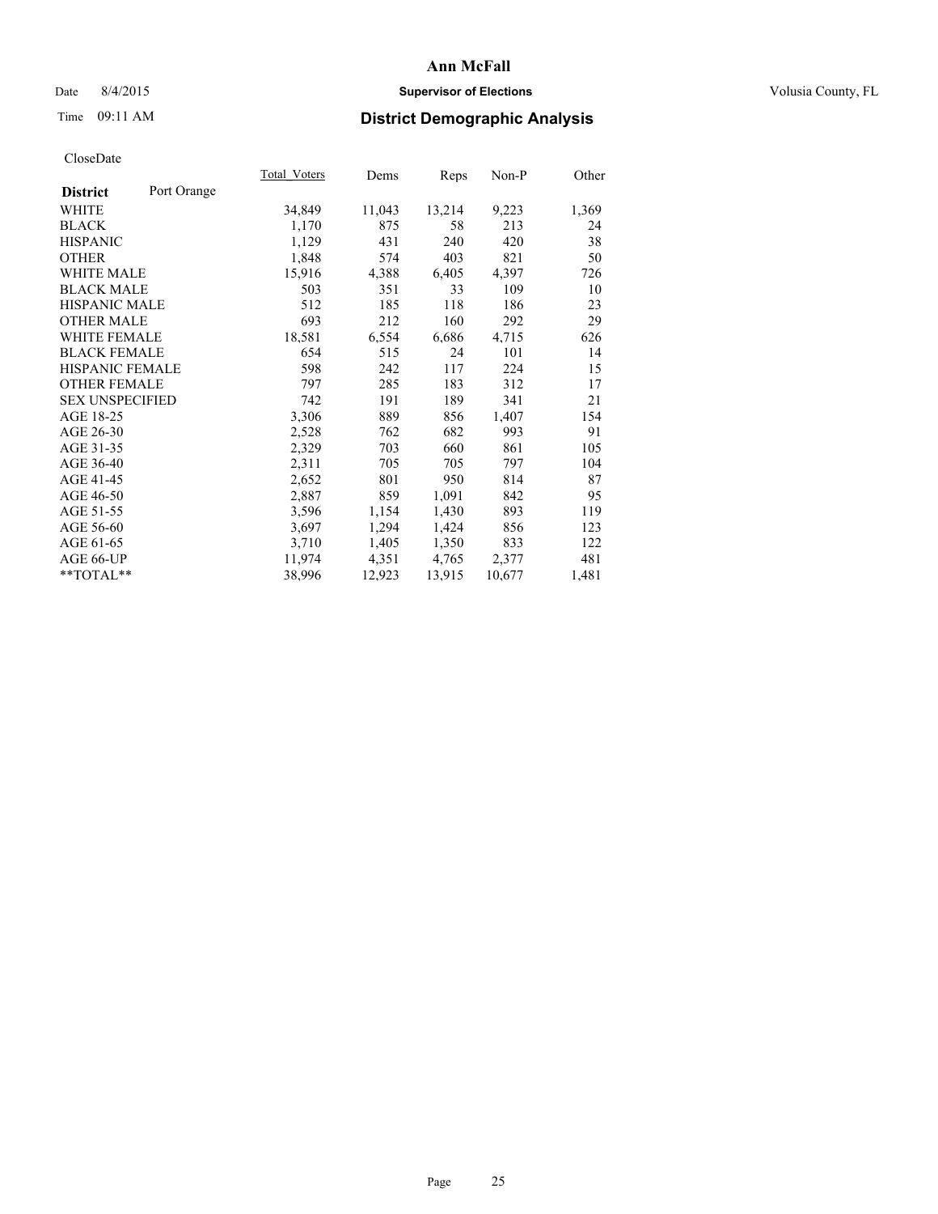# Ann McFall

Date 8/4/2015 **Supervisor of Elections** Volusia County, FL

Time 09:11 AM **District Demographic Analysis**

CloseDate

| **District** Port Orange | Total_Voters | Dems | Reps | Non-P | Other |
|---|---|---|---|---|---|
| WHITE | 34,849 | 11,043 | 13,214 | 9,223 | 1,369 |
| BLACK | 1,170 | 875 | 58 | 213 | 24 |
| HISPANIC | 1,129 | 431 | 240 | 420 | 38 |
| OTHER | 1,848 | 574 | 403 | 821 | 50 |
| WHITE MALE | 15,916 | 4,388 | 6,405 | 4,397 | 726 |
| BLACK MALE | 503 | 351 | 33 | 109 | 10 |
| HISPANIC MALE | 512 | 185 | 118 | 186 | 23 |
| OTHER MALE | 693 | 212 | 160 | 292 | 29 |
| WHITE FEMALE | 18,581 | 6,554 | 6,686 | 4,715 | 626 |
| BLACK FEMALE | 654 | 515 | 24 | 101 | 14 |
| HISPANIC FEMALE | 598 | 242 | 117 | 224 | 15 |
| OTHER FEMALE | 797 | 285 | 183 | 312 | 17 |
| SEX UNSPECIFIED | 742 | 191 | 189 | 341 | 21 |
| AGE 18-25 | 3,306 | 889 | 856 | 1,407 | 154 |
| AGE 26-30 | 2,528 | 762 | 682 | 993 | 91 |
| AGE 31-35 | 2,329 | 703 | 660 | 861 | 105 |
| AGE 36-40 | 2,311 | 705 | 705 | 797 | 104 |
| AGE 41-45 | 2,652 | 801 | 950 | 814 | 87 |
| AGE 46-50 | 2,887 | 859 | 1,091 | 842 | 95 |
| AGE 51-55 | 3,596 | 1,154 | 1,430 | 893 | 119 |
| AGE 56-60 | 3,697 | 1,294 | 1,424 | 856 | 123 |
| AGE 61-65 | 3,710 | 1,405 | 1,350 | 833 | 122 |
| AGE 66-UP | 11,974 | 4,351 | 4,765 | 2,377 | 481 |
| **TOTAL** | 38,996 | 12,923 | 13,915 | 10,677 | 1,481 |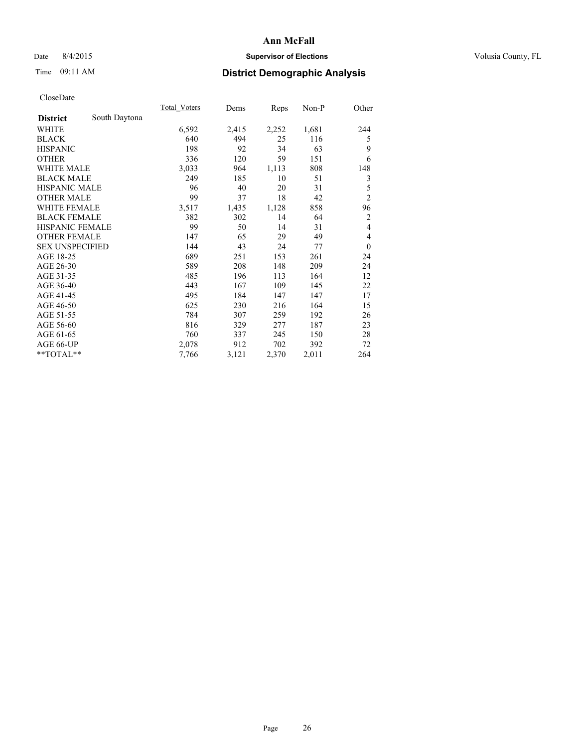# Ann McFall

Date 8/4/2015 **Supervisor of Elections** Volusia County, FL

Time 09:11 AM **District Demographic Analysis**

CloseDate

| **District** South Daytona | Total_Voters | Dems | Reps | Non-P | Other |
|---|---|---|---|---|---|
| WHITE | 6,592 | 2,415 | 2,252 | 1,681 | 244 |
| BLACK | 640 | 494 | 25 | 116 | 5 |
| HISPANIC | 198 | 92 | 34 | 63 | 9 |
| OTHER | 336 | 120 | 59 | 151 | 6 |
| WHITE MALE | 3,033 | 964 | 1,113 | 808 | 148 |
| BLACK MALE | 249 | 185 | 10 | 51 | 3 |
| HISPANIC MALE | 96 | 40 | 20 | 31 | 5 |
| OTHER MALE | 99 | 37 | 18 | 42 | 2 |
| WHITE FEMALE | 3,517 | 1,435 | 1,128 | 858 | 96 |
| BLACK FEMALE | 382 | 302 | 14 | 64 | 2 |
| HISPANIC FEMALE | 99 | 50 | 14 | 31 | 4 |
| OTHER FEMALE | 147 | 65 | 29 | 49 | 4 |
| SEX UNSPECIFIED | 144 | 43 | 24 | 77 | 0 |
| AGE 18-25 | 689 | 251 | 153 | 261 | 24 |
| AGE 26-30 | 589 | 208 | 148 | 209 | 24 |
| AGE 31-35 | 485 | 196 | 113 | 164 | 12 |
| AGE 36-40 | 443 | 167 | 109 | 145 | 22 |
| AGE 41-45 | 495 | 184 | 147 | 147 | 17 |
| AGE 46-50 | 625 | 230 | 216 | 164 | 15 |
| AGE 51-55 | 784 | 307 | 259 | 192 | 26 |
| AGE 56-60 | 816 | 329 | 277 | 187 | 23 |
| AGE 61-65 | 760 | 337 | 245 | 150 | 28 |
| AGE 66-UP | 2,078 | 912 | 702 | 392 | 72 |
| **TOTAL** | 7,766 | 3,121 | 2,370 | 2,011 | 264 |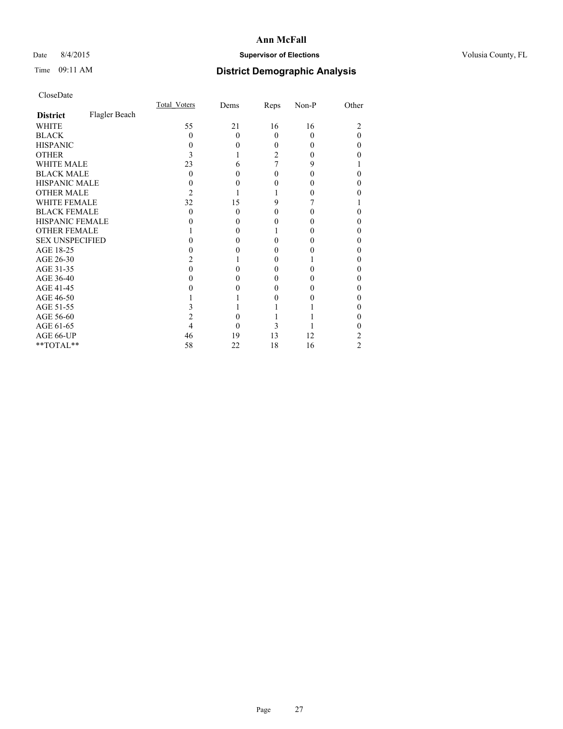# Ann McFall

Date 8/4/2015 **Supervisor of Elections** Volusia County, FL

Time 09:11 AM **District Demographic Analysis**

CloseDate

| **District** Flagler Beach | Total_Voters | Dems | Reps | Non-P | Other |
|---|---|---|---|---|---|
| WHITE | 55 | 21 | 16 | 16 | 2 |
| BLACK | 0 | 0 | 0 | 0 | 0 |
| HISPANIC | 0 | 0 | 0 | 0 | 0 |
| OTHER | 3 | 1 | 2 | 0 | 0 |
| WHITE MALE | 23 | 6 | 7 | 9 | 1 |
| BLACK MALE | 0 | 0 | 0 | 0 | 0 |
| HISPANIC MALE | 0 | 0 | 0 | 0 | 0 |
| OTHER MALE | 2 | 1 | 1 | 0 | 0 |
| WHITE FEMALE | 32 | 15 | 9 | 7 | 1 |
| BLACK FEMALE | 0 | 0 | 0 | 0 | 0 |
| HISPANIC FEMALE | 0 | 0 | 0 | 0 | 0 |
| OTHER FEMALE | 1 | 0 | 1 | 0 | 0 |
| SEX UNSPECIFIED | 0 | 0 | 0 | 0 | 0 |
| AGE 18-25 | 0 | 0 | 0 | 0 | 0 |
| AGE 26-30 | 2 | 1 | 0 | 1 | 0 |
| AGE 31-35 | 0 | 0 | 0 | 0 | 0 |
| AGE 36-40 | 0 | 0 | 0 | 0 | 0 |
| AGE 41-45 | 0 | 0 | 0 | 0 | 0 |
| AGE 46-50 | 1 | 1 | 0 | 0 | 0 |
| AGE 51-55 | 3 | 1 | 1 | 1 | 0 |
| AGE 56-60 | 2 | 0 | 1 | 1 | 0 |
| AGE 61-65 | 4 | 0 | 3 | 1 | 0 |
| AGE 66-UP | 46 | 19 | 13 | 12 | 2 |
| **TOTAL** | 58 | 22 | 18 | 16 | 2 |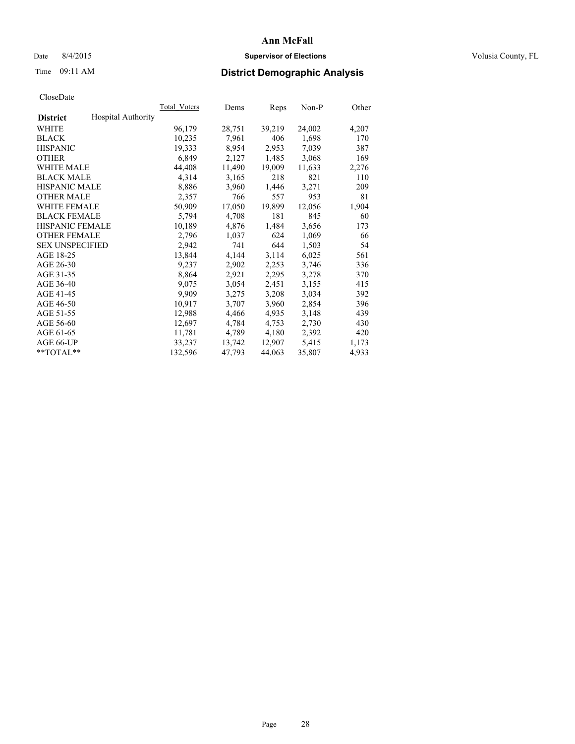**Ann McFall**

Date 8/4/2015 **Supervisor of Elections** Volusia County, FL

Time 09:11 AM **District Demographic Analysis**

CloseDate

| **District** | Hospital Authority | Total_Voters | Dems | Reps | Non-P | Other |
|---|---|---|---|---|---|---|
| WHITE | | 96,179 | 28,751 | 39,219 | 24,002 | 4,207 |
| BLACK | | 10,235 | 7,961 | 406 | 1,698 | 170 |
| HISPANIC | | 19,333 | 8,954 | 2,953 | 7,039 | 387 |
| OTHER | | 6,849 | 2,127 | 1,485 | 3,068 | 169 |
| WHITE MALE | | 44,408 | 11,490 | 19,009 | 11,633 | 2,276 |
| BLACK MALE | | 4,314 | 3,165 | 218 | 821 | 110 |
| HISPANIC MALE | | 8,886 | 3,960 | 1,446 | 3,271 | 209 |
| OTHER MALE | | 2,357 | 766 | 557 | 953 | 81 |
| WHITE FEMALE | | 50,909 | 17,050 | 19,899 | 12,056 | 1,904 |
| BLACK FEMALE | | 5,794 | 4,708 | 181 | 845 | 60 |
| HISPANIC FEMALE | | 10,189 | 4,876 | 1,484 | 3,656 | 173 |
| OTHER FEMALE | | 2,796 | 1,037 | 624 | 1,069 | 66 |
| SEX UNSPECIFIED | | 2,942 | 741 | 644 | 1,503 | 54 |
| AGE 18-25 | | 13,844 | 4,144 | 3,114 | 6,025 | 561 |
| AGE 26-30 | | 9,237 | 2,902 | 2,253 | 3,746 | 336 |
| AGE 31-35 | | 8,864 | 2,921 | 2,295 | 3,278 | 370 |
| AGE 36-40 | | 9,075 | 3,054 | 2,451 | 3,155 | 415 |
| AGE 41-45 | | 9,909 | 3,275 | 3,208 | 3,034 | 392 |
| AGE 46-50 | | 10,917 | 3,707 | 3,960 | 2,854 | 396 |
| AGE 51-55 | | 12,988 | 4,466 | 4,935 | 3,148 | 439 |
| AGE 56-60 | | 12,697 | 4,784 | 4,753 | 2,730 | 430 |
| AGE 61-65 | | 11,781 | 4,789 | 4,180 | 2,392 | 420 |
| AGE 66-UP | | 33,237 | 13,742 | 12,907 | 5,415 | 1,173 |
| **TOTAL** | | 132,596 | 47,793 | 44,063 | 35,807 | 4,933 |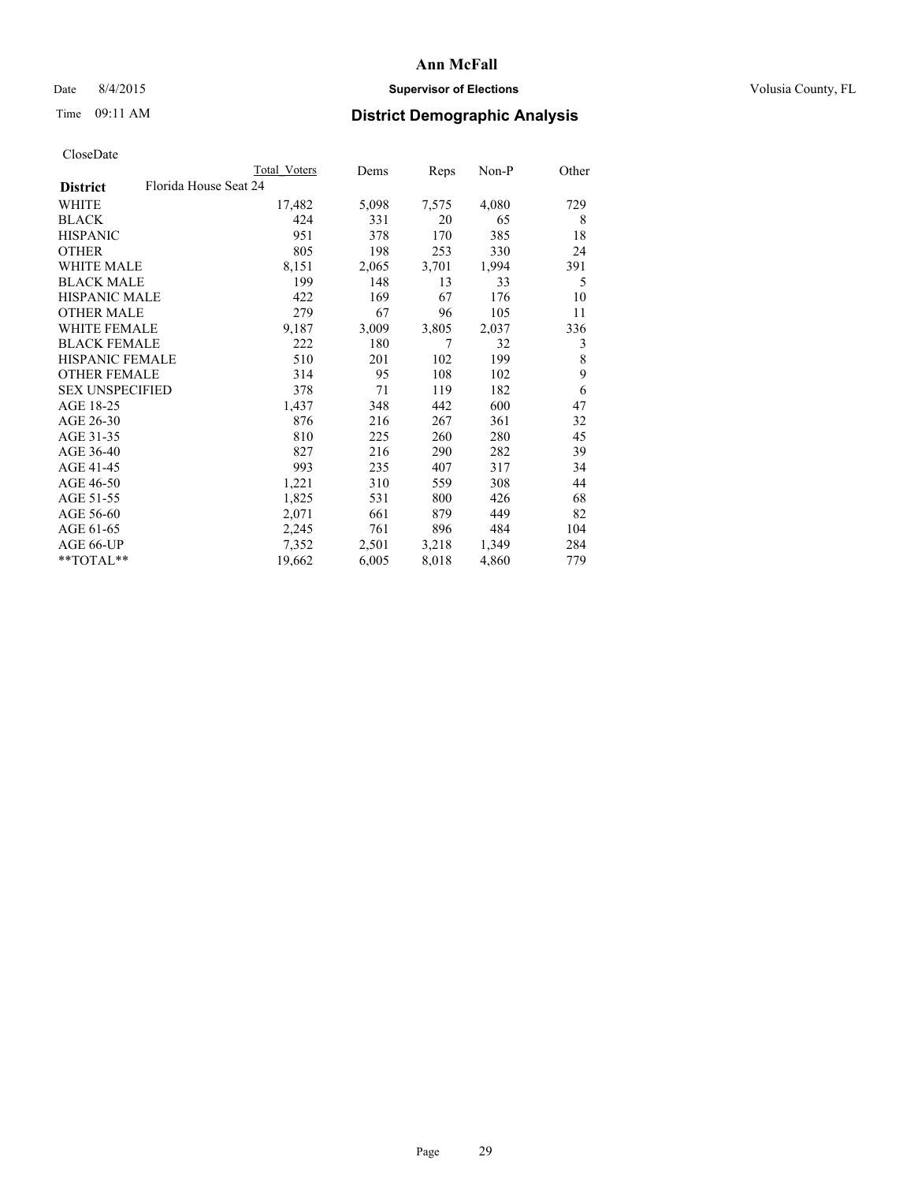# Ann McFall

Date 8/4/2015 **Supervisor of Elections** Volusia County, FL

Time 09:11 AM **District Demographic Analysis**

CloseDate

| **District** Florida House Seat 24 | Total Voters | Dems | Reps | Non-P | Other |
|---|---|---|---|---|---|
| WHITE | 17,482 | 5,098 | 7,575 | 4,080 | 729 |
| BLACK | 424 | 331 | 20 | 65 | 8 |
| HISPANIC | 951 | 378 | 170 | 385 | 18 |
| OTHER | 805 | 198 | 253 | 330 | 24 |
| WHITE MALE | 8,151 | 2,065 | 3,701 | 1,994 | 391 |
| BLACK MALE | 199 | 148 | 13 | 33 | 5 |
| HISPANIC MALE | 422 | 169 | 67 | 176 | 10 |
| OTHER MALE | 279 | 67 | 96 | 105 | 11 |
| WHITE FEMALE | 9,187 | 3,009 | 3,805 | 2,037 | 336 |
| BLACK FEMALE | 222 | 180 | 7 | 32 | 3 |
| HISPANIC FEMALE | 510 | 201 | 102 | 199 | 8 |
| OTHER FEMALE | 314 | 95 | 108 | 102 | 9 |
| SEX UNSPECIFIED | 378 | 71 | 119 | 182 | 6 |
| AGE 18-25 | 1,437 | 348 | 442 | 600 | 47 |
| AGE 26-30 | 876 | 216 | 267 | 361 | 32 |
| AGE 31-35 | 810 | 225 | 260 | 280 | 45 |
| AGE 36-40 | 827 | 216 | 290 | 282 | 39 |
| AGE 41-45 | 993 | 235 | 407 | 317 | 34 |
| AGE 46-50 | 1,221 | 310 | 559 | 308 | 44 |
| AGE 51-55 | 1,825 | 531 | 800 | 426 | 68 |
| AGE 56-60 | 2,071 | 661 | 879 | 449 | 82 |
| AGE 61-65 | 2,245 | 761 | 896 | 484 | 104 |
| AGE 66-UP | 7,352 | 2,501 | 3,218 | 1,349 | 284 |
| **TOTAL** | 19,662 | 6,005 | 8,018 | 4,860 | 779 |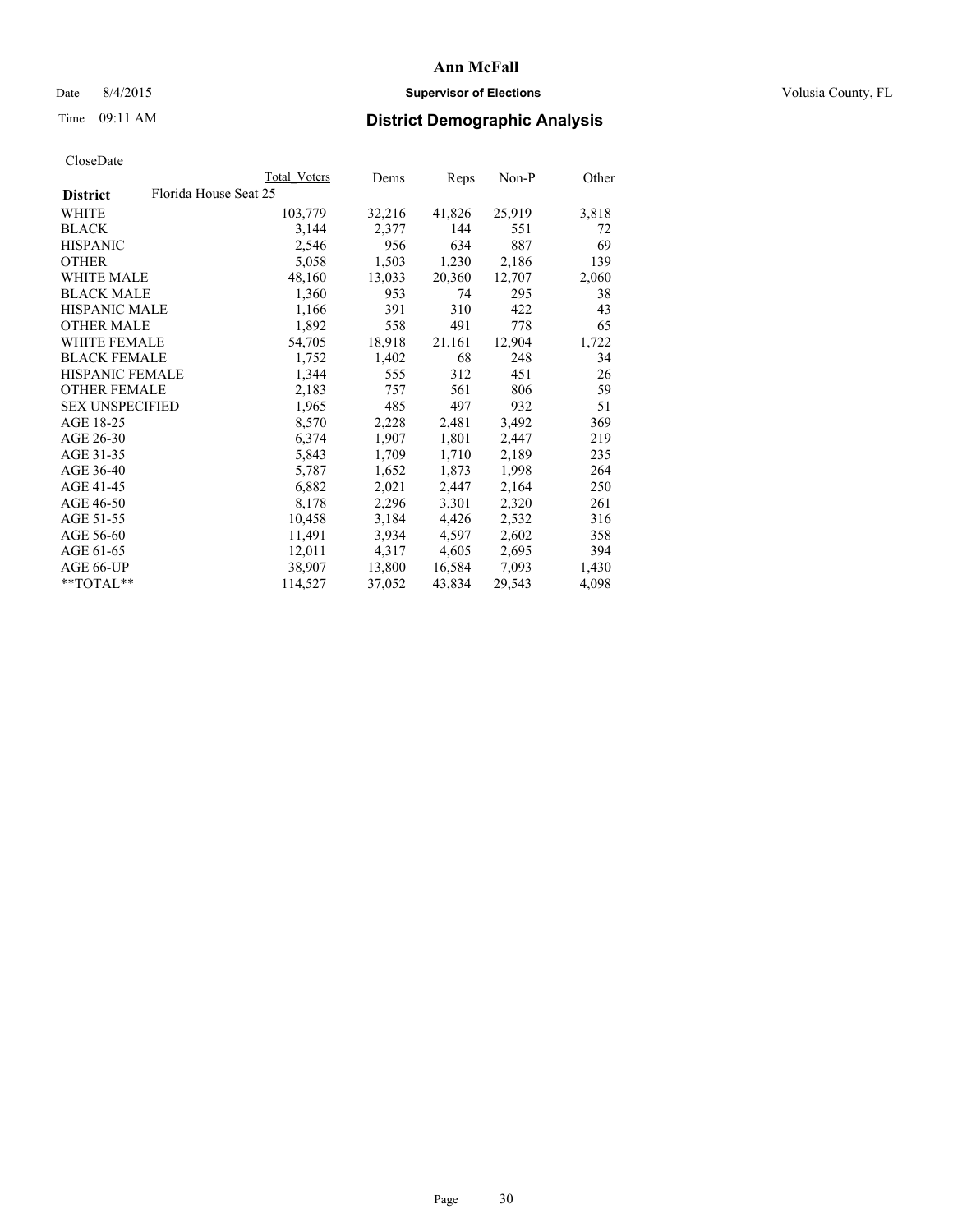# Ann McFall

Date 8/4/2015 **Supervisor of Elections** Volusia County, FL

Time 09:11 AM **District Demographic Analysis**

CloseDate

| District | Florida House Seat 25 | Total Voters | Dems | Reps | Non-P | Other |
|---|---|---|---|---|---|---|
| WHITE | | 103,779 | 32,216 | 41,826 | 25,919 | 3,818 |
| BLACK | | 3,144 | 2,377 | 144 | 551 | 72 |
| HISPANIC | | 2,546 | 956 | 634 | 887 | 69 |
| OTHER | | 5,058 | 1,503 | 1,230 | 2,186 | 139 |
| WHITE MALE | | 48,160 | 13,033 | 20,360 | 12,707 | 2,060 |
| BLACK MALE | | 1,360 | 953 | 74 | 295 | 38 |
| HISPANIC MALE | | 1,166 | 391 | 310 | 422 | 43 |
| OTHER MALE | | 1,892 | 558 | 491 | 778 | 65 |
| WHITE FEMALE | | 54,705 | 18,918 | 21,161 | 12,904 | 1,722 |
| BLACK FEMALE | | 1,752 | 1,402 | 68 | 248 | 34 |
| HISPANIC FEMALE | | 1,344 | 555 | 312 | 451 | 26 |
| OTHER FEMALE | | 2,183 | 757 | 561 | 806 | 59 |
| SEX UNSPECIFIED | | 1,965 | 485 | 497 | 932 | 51 |
| AGE 18-25 | | 8,570 | 2,228 | 2,481 | 3,492 | 369 |
| AGE 26-30 | | 6,374 | 1,907 | 1,801 | 2,447 | 219 |
| AGE 31-35 | | 5,843 | 1,709 | 1,710 | 2,189 | 235 |
| AGE 36-40 | | 5,787 | 1,652 | 1,873 | 1,998 | 264 |
| AGE 41-45 | | 6,882 | 2,021 | 2,447 | 2,164 | 250 |
| AGE 46-50 | | 8,178 | 2,296 | 3,301 | 2,320 | 261 |
| AGE 51-55 | | 10,458 | 3,184 | 4,426 | 2,532 | 316 |
| AGE 56-60 | | 11,491 | 3,934 | 4,597 | 2,602 | 358 |
| AGE 61-65 | | 12,011 | 4,317 | 4,605 | 2,695 | 394 |
| AGE 66-UP | | 38,907 | 13,800 | 16,584 | 7,093 | 1,430 |
| **TOTAL** | | 114,527 | 37,052 | 43,834 | 29,543 | 4,098 |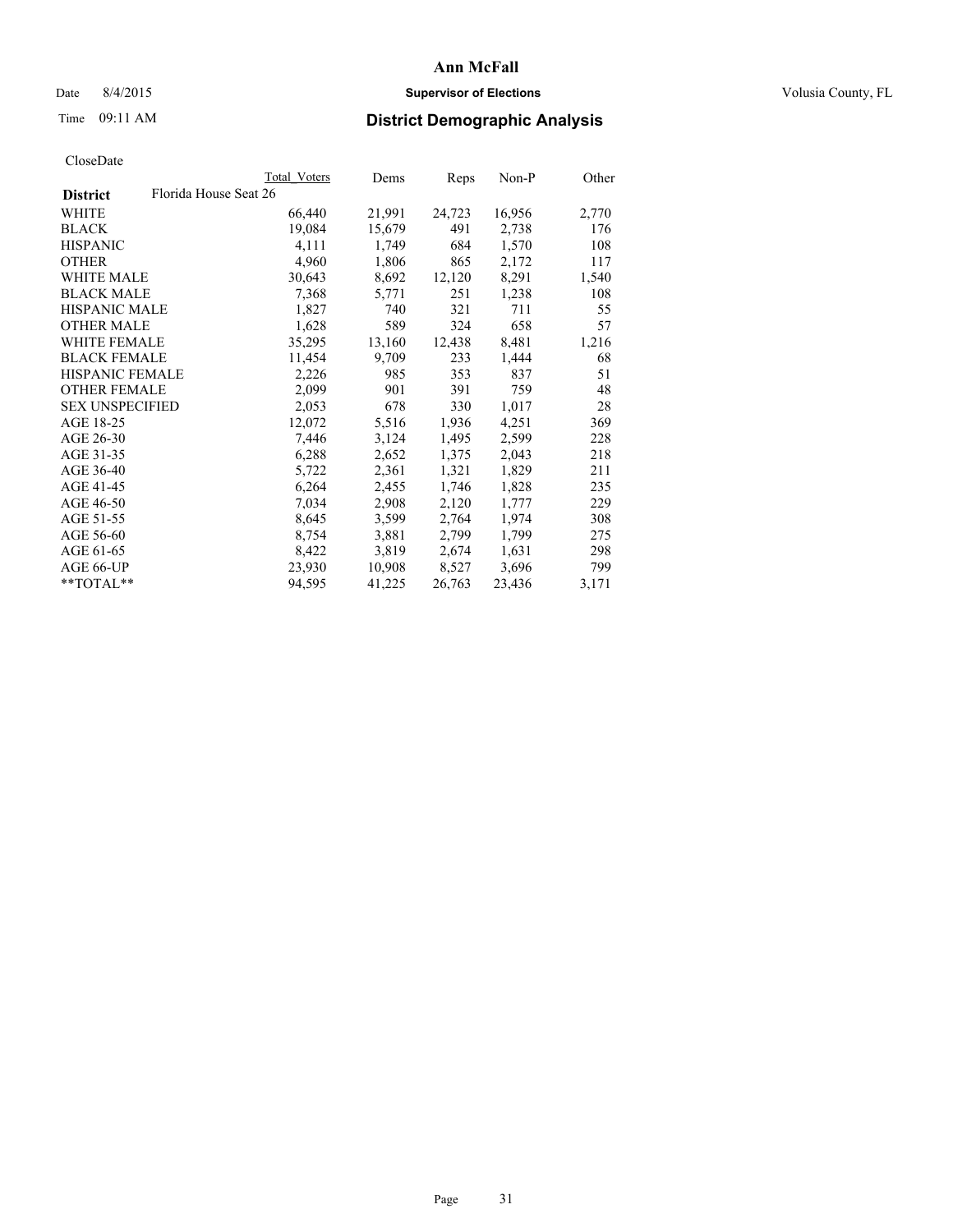# Ann McFall

Date 8/4/2015 **Supervisor of Elections** Volusia County, FL

Time 09:11 AM **District Demographic Analysis**

CloseDate

| | Total Voters | Dems | Reps | Non-P | Other |
|---|---|---|---|---|---|
| **District** Florida House Seat 26 | | | | | |
| WHITE | 66,440 | 21,991 | 24,723 | 16,956 | 2,770 |
| BLACK | 19,084 | 15,679 | 491 | 2,738 | 176 |
| HISPANIC | 4,111 | 1,749 | 684 | 1,570 | 108 |
| OTHER | 4,960 | 1,806 | 865 | 2,172 | 117 |
| WHITE MALE | 30,643 | 8,692 | 12,120 | 8,291 | 1,540 |
| BLACK MALE | 7,368 | 5,771 | 251 | 1,238 | 108 |
| HISPANIC MALE | 1,827 | 740 | 321 | 711 | 55 |
| OTHER MALE | 1,628 | 589 | 324 | 658 | 57 |
| WHITE FEMALE | 35,295 | 13,160 | 12,438 | 8,481 | 1,216 |
| BLACK FEMALE | 11,454 | 9,709 | 233 | 1,444 | 68 |
| HISPANIC FEMALE | 2,226 | 985 | 353 | 837 | 51 |
| OTHER FEMALE | 2,099 | 901 | 391 | 759 | 48 |
| SEX UNSPECIFIED | 2,053 | 678 | 330 | 1,017 | 28 |
| AGE 18-25 | 12,072 | 5,516 | 1,936 | 4,251 | 369 |
| AGE 26-30 | 7,446 | 3,124 | 1,495 | 2,599 | 228 |
| AGE 31-35 | 6,288 | 2,652 | 1,375 | 2,043 | 218 |
| AGE 36-40 | 5,722 | 2,361 | 1,321 | 1,829 | 211 |
| AGE 41-45 | 6,264 | 2,455 | 1,746 | 1,828 | 235 |
| AGE 46-50 | 7,034 | 2,908 | 2,120 | 1,777 | 229 |
| AGE 51-55 | 8,645 | 3,599 | 2,764 | 1,974 | 308 |
| AGE 56-60 | 8,754 | 3,881 | 2,799 | 1,799 | 275 |
| AGE 61-65 | 8,422 | 3,819 | 2,674 | 1,631 | 298 |
| AGE 66-UP | 23,930 | 10,908 | 8,527 | 3,696 | 799 |
| **TOTAL** | 94,595 | 41,225 | 26,763 | 23,436 | 3,171 |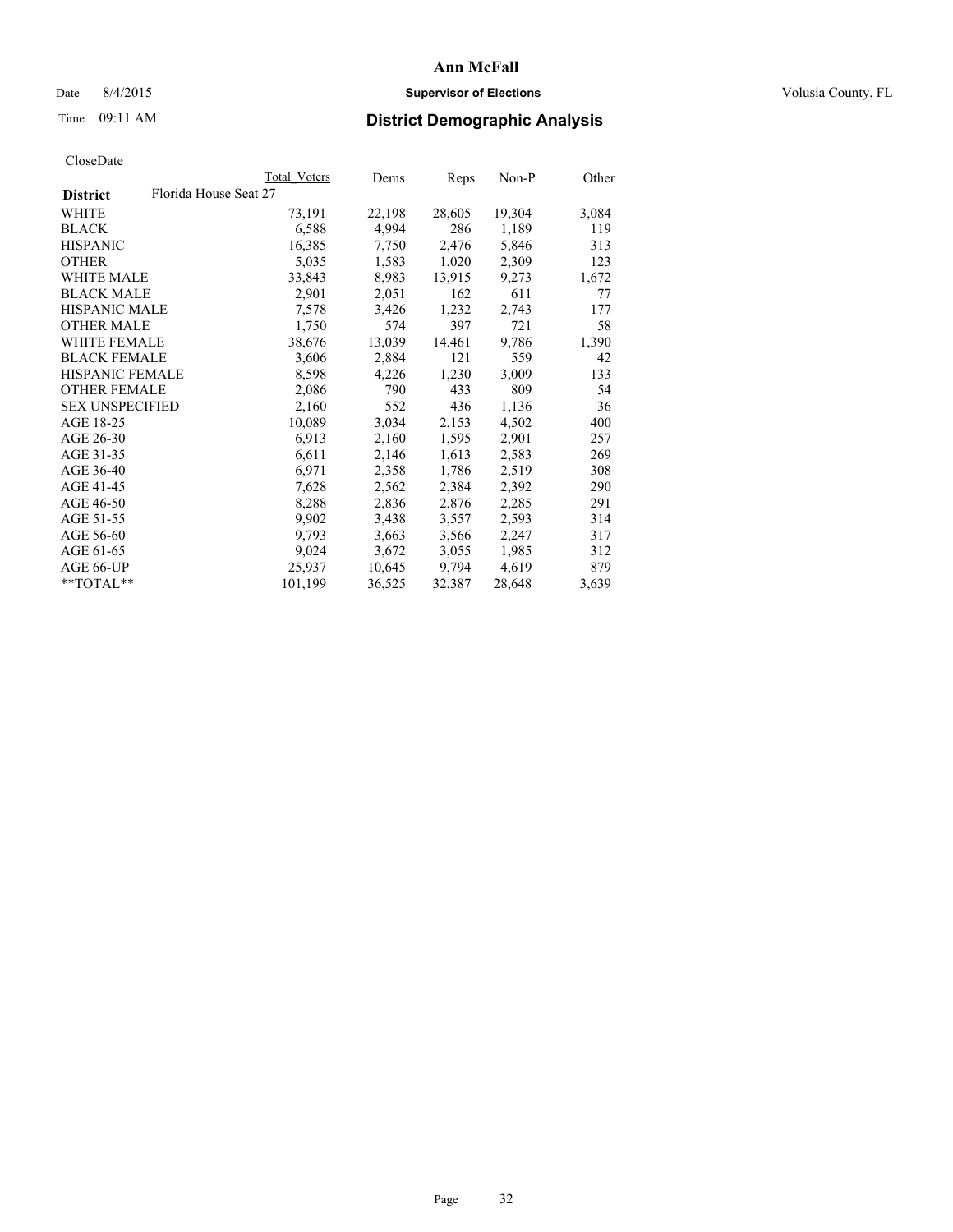# Ann McFall

Date 8/4/2015 **Supervisor of Elections** Volusia County, FL

Time 09:11 AM **District Demographic Analysis**

CloseDate

| District | Florida House Seat 27 | Total Voters | Dems | Reps | Non-P | Other |
|---|---|---|---|---|---|---|
| WHITE | | 73,191 | 22,198 | 28,605 | 19,304 | 3,084 |
| BLACK | | 6,588 | 4,994 | 286 | 1,189 | 119 |
| HISPANIC | | 16,385 | 7,750 | 2,476 | 5,846 | 313 |
| OTHER | | 5,035 | 1,583 | 1,020 | 2,309 | 123 |
| WHITE MALE | | 33,843 | 8,983 | 13,915 | 9,273 | 1,672 |
| BLACK MALE | | 2,901 | 2,051 | 162 | 611 | 77 |
| HISPANIC MALE | | 7,578 | 3,426 | 1,232 | 2,743 | 177 |
| OTHER MALE | | 1,750 | 574 | 397 | 721 | 58 |
| WHITE FEMALE | | 38,676 | 13,039 | 14,461 | 9,786 | 1,390 |
| BLACK FEMALE | | 3,606 | 2,884 | 121 | 559 | 42 |
| HISPANIC FEMALE | | 8,598 | 4,226 | 1,230 | 3,009 | 133 |
| OTHER FEMALE | | 2,086 | 790 | 433 | 809 | 54 |
| SEX UNSPECIFIED | | 2,160 | 552 | 436 | 1,136 | 36 |
| AGE 18-25 | | 10,089 | 3,034 | 2,153 | 4,502 | 400 |
| AGE 26-30 | | 6,913 | 2,160 | 1,595 | 2,901 | 257 |
| AGE 31-35 | | 6,611 | 2,146 | 1,613 | 2,583 | 269 |
| AGE 36-40 | | 6,971 | 2,358 | 1,786 | 2,519 | 308 |
| AGE 41-45 | | 7,628 | 2,562 | 2,384 | 2,392 | 290 |
| AGE 46-50 | | 8,288 | 2,836 | 2,876 | 2,285 | 291 |
| AGE 51-55 | | 9,902 | 3,438 | 3,557 | 2,593 | 314 |
| AGE 56-60 | | 9,793 | 3,663 | 3,566 | 2,247 | 317 |
| AGE 61-65 | | 9,024 | 3,672 | 3,055 | 1,985 | 312 |
| AGE 66-UP | | 25,937 | 10,645 | 9,794 | 4,619 | 879 |
| **TOTAL** | | 101,199 | 36,525 | 32,387 | 28,648 | 3,639 |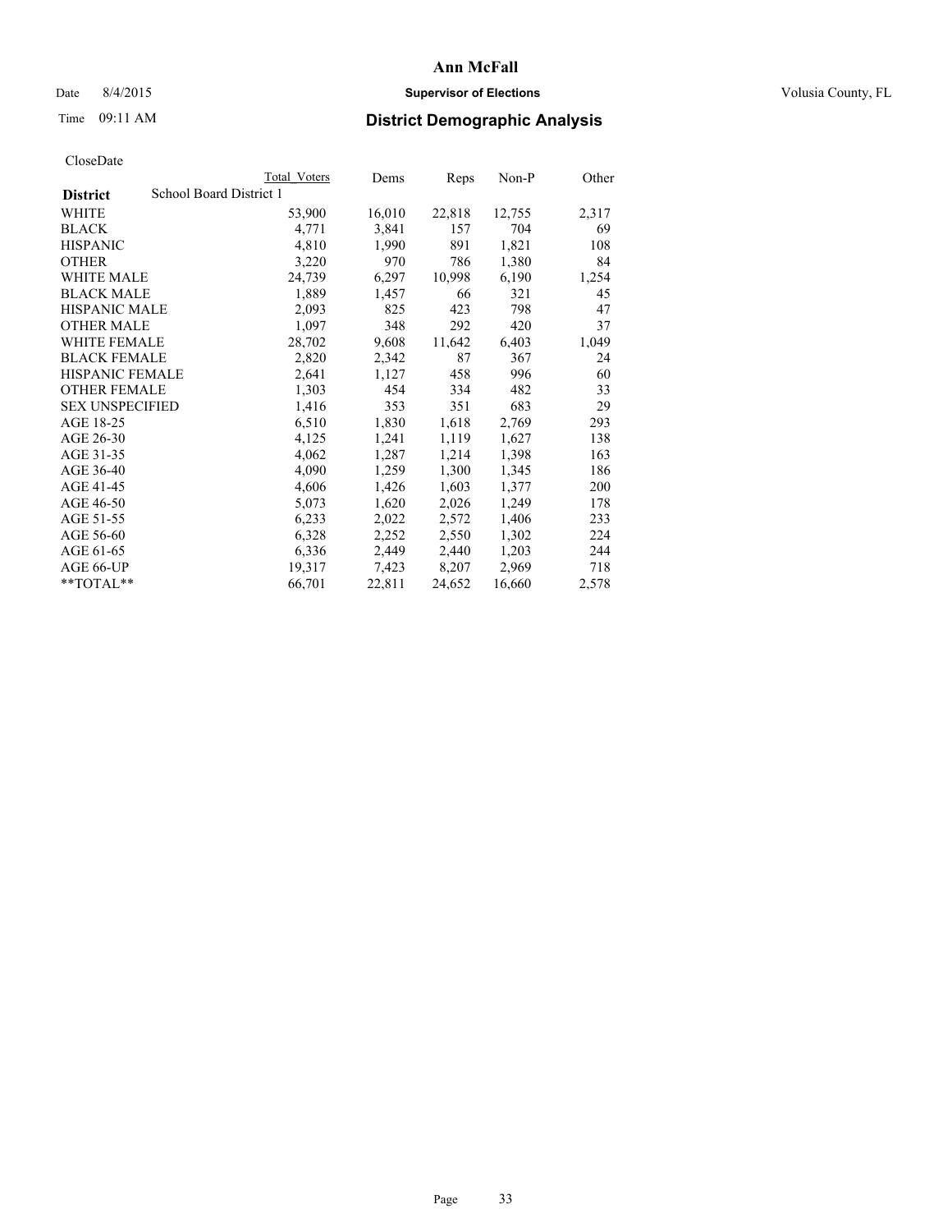# Ann McFall

Date 8/4/2015 **Supervisor of Elections** Volusia County, FL

Time 09:11 AM **District Demographic Analysis**

CloseDate

| | Total Voters | Dems | Reps | Non-P | Other |
|---|---|---|---|---|---|
| **District** School Board District 1 | | | | | |
| WHITE | 53,900 | 16,010 | 22,818 | 12,755 | 2,317 |
| BLACK | 4,771 | 3,841 | 157 | 704 | 69 |
| HISPANIC | 4,810 | 1,990 | 891 | 1,821 | 108 |
| OTHER | 3,220 | 970 | 786 | 1,380 | 84 |
| WHITE MALE | 24,739 | 6,297 | 10,998 | 6,190 | 1,254 |
| BLACK MALE | 1,889 | 1,457 | 66 | 321 | 45 |
| HISPANIC MALE | 2,093 | 825 | 423 | 798 | 47 |
| OTHER MALE | 1,097 | 348 | 292 | 420 | 37 |
| WHITE FEMALE | 28,702 | 9,608 | 11,642 | 6,403 | 1,049 |
| BLACK FEMALE | 2,820 | 2,342 | 87 | 367 | 24 |
| HISPANIC FEMALE | 2,641 | 1,127 | 458 | 996 | 60 |
| OTHER FEMALE | 1,303 | 454 | 334 | 482 | 33 |
| SEX UNSPECIFIED | 1,416 | 353 | 351 | 683 | 29 |
| AGE 18-25 | 6,510 | 1,830 | 1,618 | 2,769 | 293 |
| AGE 26-30 | 4,125 | 1,241 | 1,119 | 1,627 | 138 |
| AGE 31-35 | 4,062 | 1,287 | 1,214 | 1,398 | 163 |
| AGE 36-40 | 4,090 | 1,259 | 1,300 | 1,345 | 186 |
| AGE 41-45 | 4,606 | 1,426 | 1,603 | 1,377 | 200 |
| AGE 46-50 | 5,073 | 1,620 | 2,026 | 1,249 | 178 |
| AGE 51-55 | 6,233 | 2,022 | 2,572 | 1,406 | 233 |
| AGE 56-60 | 6,328 | 2,252 | 2,550 | 1,302 | 224 |
| AGE 61-65 | 6,336 | 2,449 | 2,440 | 1,203 | 244 |
| AGE 66-UP | 19,317 | 7,423 | 8,207 | 2,969 | 718 |
| **TOTAL** | 66,701 | 22,811 | 24,652 | 16,660 | 2,578 |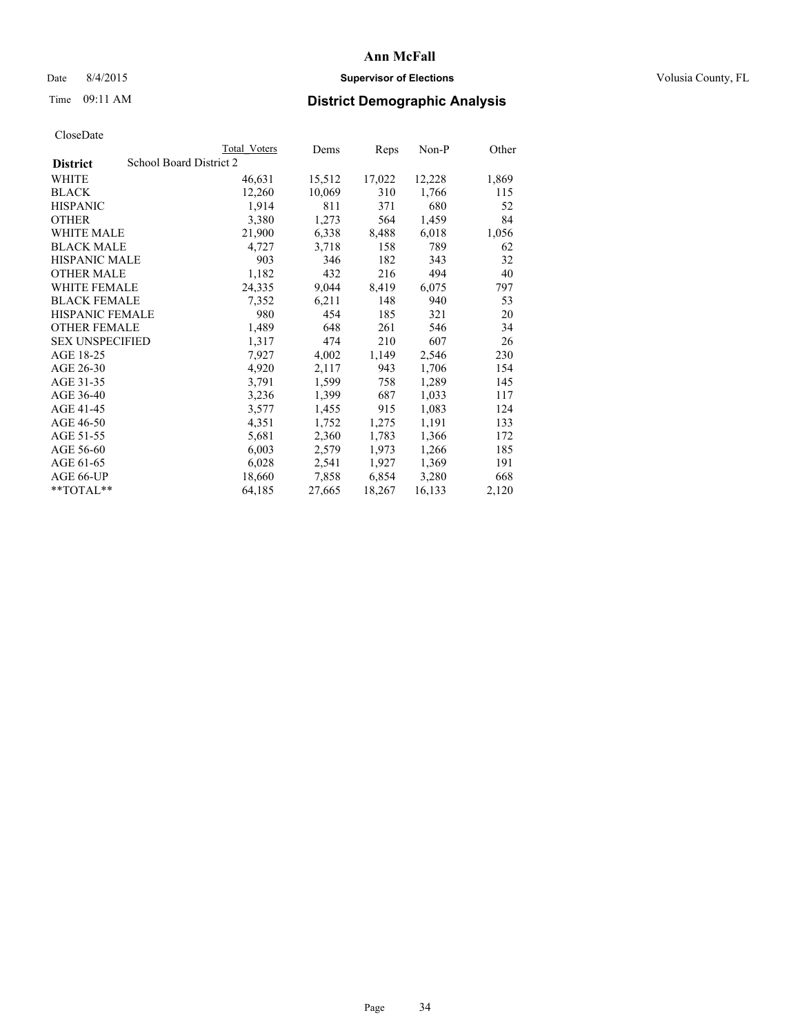# Ann McFall

Date 8/4/2015 **Supervisor of Elections** Volusia County, FL

Time 09:11 AM **District Demographic Analysis**

CloseDate

| District | School Board District 2 | Total Voters | Dems | Reps | Non-P | Other |
|---|---|---|---|---|---|---|
| WHITE | | 46,631 | 15,512 | 17,022 | 12,228 | 1,869 |
| BLACK | | 12,260 | 10,069 | 310 | 1,766 | 115 |
| HISPANIC | | 1,914 | 811 | 371 | 680 | 52 |
| OTHER | | 3,380 | 1,273 | 564 | 1,459 | 84 |
| WHITE MALE | | 21,900 | 6,338 | 8,488 | 6,018 | 1,056 |
| BLACK MALE | | 4,727 | 3,718 | 158 | 789 | 62 |
| HISPANIC MALE | | 903 | 346 | 182 | 343 | 32 |
| OTHER MALE | | 1,182 | 432 | 216 | 494 | 40 |
| WHITE FEMALE | | 24,335 | 9,044 | 8,419 | 6,075 | 797 |
| BLACK FEMALE | | 7,352 | 6,211 | 148 | 940 | 53 |
| HISPANIC FEMALE | | 980 | 454 | 185 | 321 | 20 |
| OTHER FEMALE | | 1,489 | 648 | 261 | 546 | 34 |
| SEX UNSPECIFIED | | 1,317 | 474 | 210 | 607 | 26 |
| AGE 18-25 | | 7,927 | 4,002 | 1,149 | 2,546 | 230 |
| AGE 26-30 | | 4,920 | 2,117 | 943 | 1,706 | 154 |
| AGE 31-35 | | 3,791 | 1,599 | 758 | 1,289 | 145 |
| AGE 36-40 | | 3,236 | 1,399 | 687 | 1,033 | 117 |
| AGE 41-45 | | 3,577 | 1,455 | 915 | 1,083 | 124 |
| AGE 46-50 | | 4,351 | 1,752 | 1,275 | 1,191 | 133 |
| AGE 51-55 | | 5,681 | 2,360 | 1,783 | 1,366 | 172 |
| AGE 56-60 | | 6,003 | 2,579 | 1,973 | 1,266 | 185 |
| AGE 61-65 | | 6,028 | 2,541 | 1,927 | 1,369 | 191 |
| AGE 66-UP | | 18,660 | 7,858 | 6,854 | 3,280 | 668 |
| **TOTAL** | | 64,185 | 27,665 | 18,267 | 16,133 | 2,120 |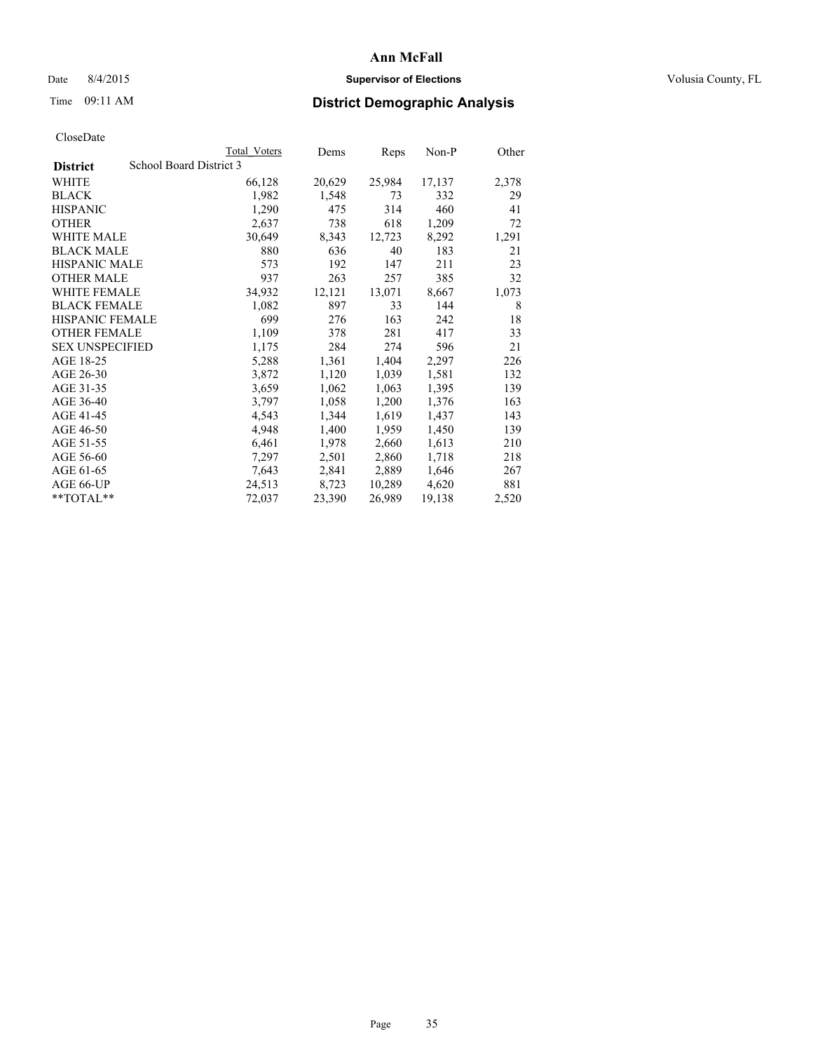# Ann McFall

Date 8/4/2015 **Supervisor of Elections** Volusia County, FL

Time 09:11 AM **District Demographic Analysis**

CloseDate

| District | School Board District 3 | Total Voters | Dems | Reps | Non-P | Other |
|---|---|---|---|---|---|---|
| WHITE | | 66,128 | 20,629 | 25,984 | 17,137 | 2,378 |
| BLACK | | 1,982 | 1,548 | 73 | 332 | 29 |
| HISPANIC | | 1,290 | 475 | 314 | 460 | 41 |
| OTHER | | 2,637 | 738 | 618 | 1,209 | 72 |
| WHITE MALE | | 30,649 | 8,343 | 12,723 | 8,292 | 1,291 |
| BLACK MALE | | 880 | 636 | 40 | 183 | 21 |
| HISPANIC MALE | | 573 | 192 | 147 | 211 | 23 |
| OTHER MALE | | 937 | 263 | 257 | 385 | 32 |
| WHITE FEMALE | | 34,932 | 12,121 | 13,071 | 8,667 | 1,073 |
| BLACK FEMALE | | 1,082 | 897 | 33 | 144 | 8 |
| HISPANIC FEMALE | | 699 | 276 | 163 | 242 | 18 |
| OTHER FEMALE | | 1,109 | 378 | 281 | 417 | 33 |
| SEX UNSPECIFIED | | 1,175 | 284 | 274 | 596 | 21 |
| AGE 18-25 | | 5,288 | 1,361 | 1,404 | 2,297 | 226 |
| AGE 26-30 | | 3,872 | 1,120 | 1,039 | 1,581 | 132 |
| AGE 31-35 | | 3,659 | 1,062 | 1,063 | 1,395 | 139 |
| AGE 36-40 | | 3,797 | 1,058 | 1,200 | 1,376 | 163 |
| AGE 41-45 | | 4,543 | 1,344 | 1,619 | 1,437 | 143 |
| AGE 46-50 | | 4,948 | 1,400 | 1,959 | 1,450 | 139 |
| AGE 51-55 | | 6,461 | 1,978 | 2,660 | 1,613 | 210 |
| AGE 56-60 | | 7,297 | 2,501 | 2,860 | 1,718 | 218 |
| AGE 61-65 | | 7,643 | 2,841 | 2,889 | 1,646 | 267 |
| AGE 66-UP | | 24,513 | 8,723 | 10,289 | 4,620 | 881 |
| **TOTAL** | | 72,037 | 23,390 | 26,989 | 19,138 | 2,520 |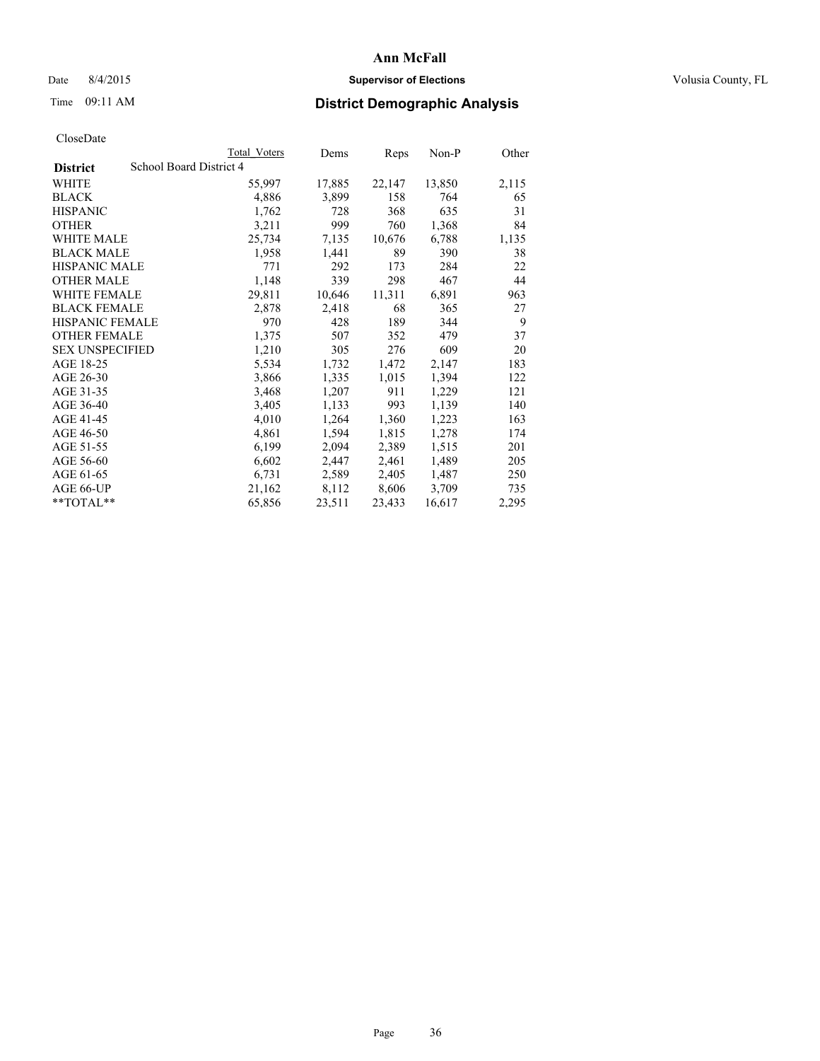# Ann McFall

Date 8/4/2015 **Supervisor of Elections** Volusia County, FL

Time 09:11 AM **District Demographic Analysis**

CloseDate

| **District** | School Board District 4 Total Voters | Dems | Reps | Non-P | Other |
|---|---|---|---|---|---|
| WHITE | 55,997 | 17,885 | 22,147 | 13,850 | 2,115 |
| BLACK | 4,886 | 3,899 | 158 | 764 | 65 |
| HISPANIC | 1,762 | 728 | 368 | 635 | 31 |
| OTHER | 3,211 | 999 | 760 | 1,368 | 84 |
| WHITE MALE | 25,734 | 7,135 | 10,676 | 6,788 | 1,135 |
| BLACK MALE | 1,958 | 1,441 | 89 | 390 | 38 |
| HISPANIC MALE | 771 | 292 | 173 | 284 | 22 |
| OTHER MALE | 1,148 | 339 | 298 | 467 | 44 |
| WHITE FEMALE | 29,811 | 10,646 | 11,311 | 6,891 | 963 |
| BLACK FEMALE | 2,878 | 2,418 | 68 | 365 | 27 |
| HISPANIC FEMALE | 970 | 428 | 189 | 344 | 9 |
| OTHER FEMALE | 1,375 | 507 | 352 | 479 | 37 |
| SEX UNSPECIFIED | 1,210 | 305 | 276 | 609 | 20 |
| AGE 18-25 | 5,534 | 1,732 | 1,472 | 2,147 | 183 |
| AGE 26-30 | 3,866 | 1,335 | 1,015 | 1,394 | 122 |
| AGE 31-35 | 3,468 | 1,207 | 911 | 1,229 | 121 |
| AGE 36-40 | 3,405 | 1,133 | 993 | 1,139 | 140 |
| AGE 41-45 | 4,010 | 1,264 | 1,360 | 1,223 | 163 |
| AGE 46-50 | 4,861 | 1,594 | 1,815 | 1,278 | 174 |
| AGE 51-55 | 6,199 | 2,094 | 2,389 | 1,515 | 201 |
| AGE 56-60 | 6,602 | 2,447 | 2,461 | 1,489 | 205 |
| AGE 61-65 | 6,731 | 2,589 | 2,405 | 1,487 | 250 |
| AGE 66-UP | 21,162 | 8,112 | 8,606 | 3,709 | 735 |
| **TOTAL** | 65,856 | 23,511 | 23,433 | 16,617 | 2,295 |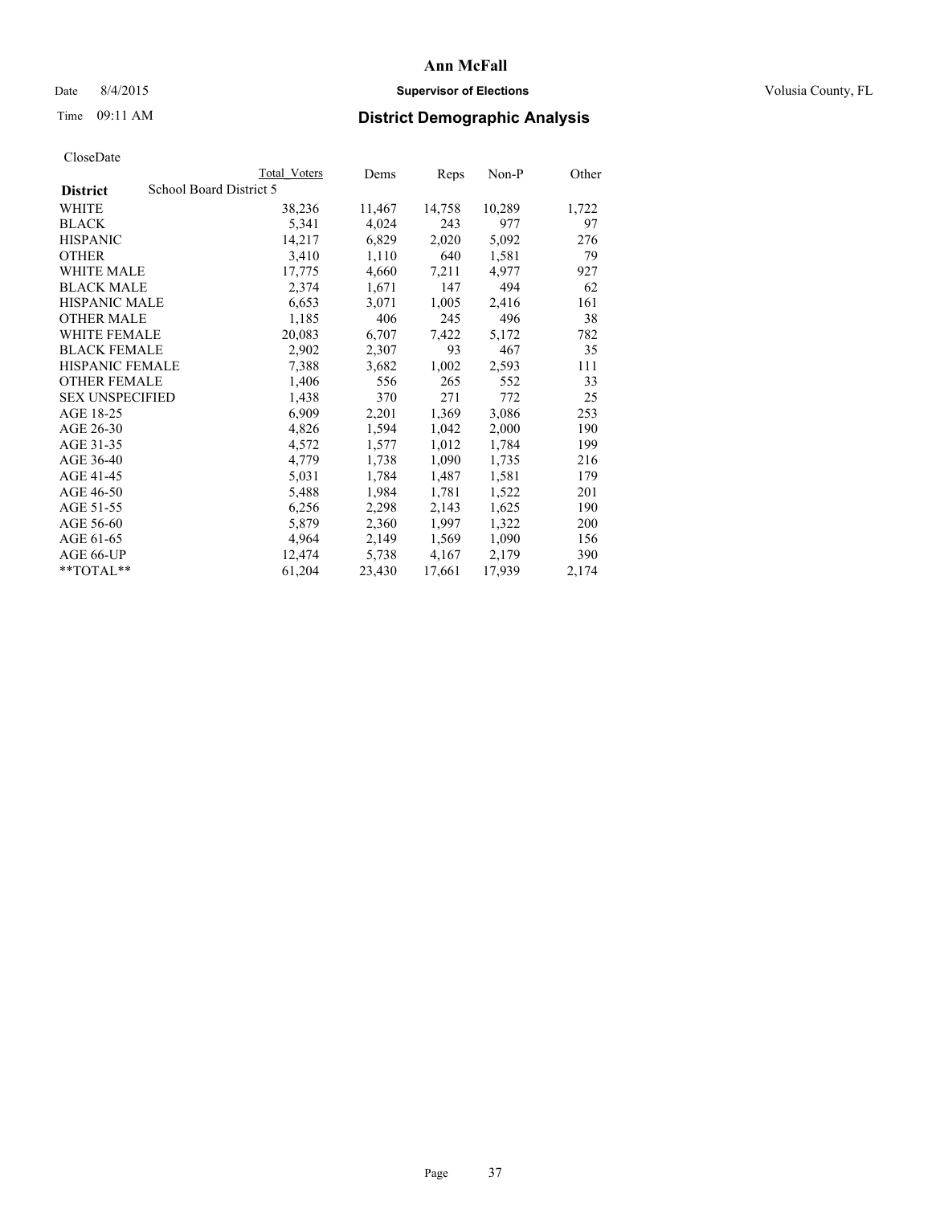# Ann McFall

Date 8/4/2015 **Supervisor of Elections** Volusia County, FL

Time 09:11 AM **District Demographic Analysis**

CloseDate

| District | School Board District 5 | Total Voters | Dems | Reps | Non-P | Other |
|---|---|---|---|---|---|---|
| WHITE | | 38,236 | 11,467 | 14,758 | 10,289 | 1,722 |
| BLACK | | 5,341 | 4,024 | 243 | 977 | 97 |
| HISPANIC | | 14,217 | 6,829 | 2,020 | 5,092 | 276 |
| OTHER | | 3,410 | 1,110 | 640 | 1,581 | 79 |
| WHITE MALE | | 17,775 | 4,660 | 7,211 | 4,977 | 927 |
| BLACK MALE | | 2,374 | 1,671 | 147 | 494 | 62 |
| HISPANIC MALE | | 6,653 | 3,071 | 1,005 | 2,416 | 161 |
| OTHER MALE | | 1,185 | 406 | 245 | 496 | 38 |
| WHITE FEMALE | | 20,083 | 6,707 | 7,422 | 5,172 | 782 |
| BLACK FEMALE | | 2,902 | 2,307 | 93 | 467 | 35 |
| HISPANIC FEMALE | | 7,388 | 3,682 | 1,002 | 2,593 | 111 |
| OTHER FEMALE | | 1,406 | 556 | 265 | 552 | 33 |
| SEX UNSPECIFIED | | 1,438 | 370 | 271 | 772 | 25 |
| AGE 18-25 | | 6,909 | 2,201 | 1,369 | 3,086 | 253 |
| AGE 26-30 | | 4,826 | 1,594 | 1,042 | 2,000 | 190 |
| AGE 31-35 | | 4,572 | 1,577 | 1,012 | 1,784 | 199 |
| AGE 36-40 | | 4,779 | 1,738 | 1,090 | 1,735 | 216 |
| AGE 41-45 | | 5,031 | 1,784 | 1,487 | 1,581 | 179 |
| AGE 46-50 | | 5,488 | 1,984 | 1,781 | 1,522 | 201 |
| AGE 51-55 | | 6,256 | 2,298 | 2,143 | 1,625 | 190 |
| AGE 56-60 | | 5,879 | 2,360 | 1,997 | 1,322 | 200 |
| AGE 61-65 | | 4,964 | 2,149 | 1,569 | 1,090 | 156 |
| AGE 66-UP | | 12,474 | 5,738 | 4,167 | 2,179 | 390 |
| **TOTAL** | | 61,204 | 23,430 | 17,661 | 17,939 | 2,174 |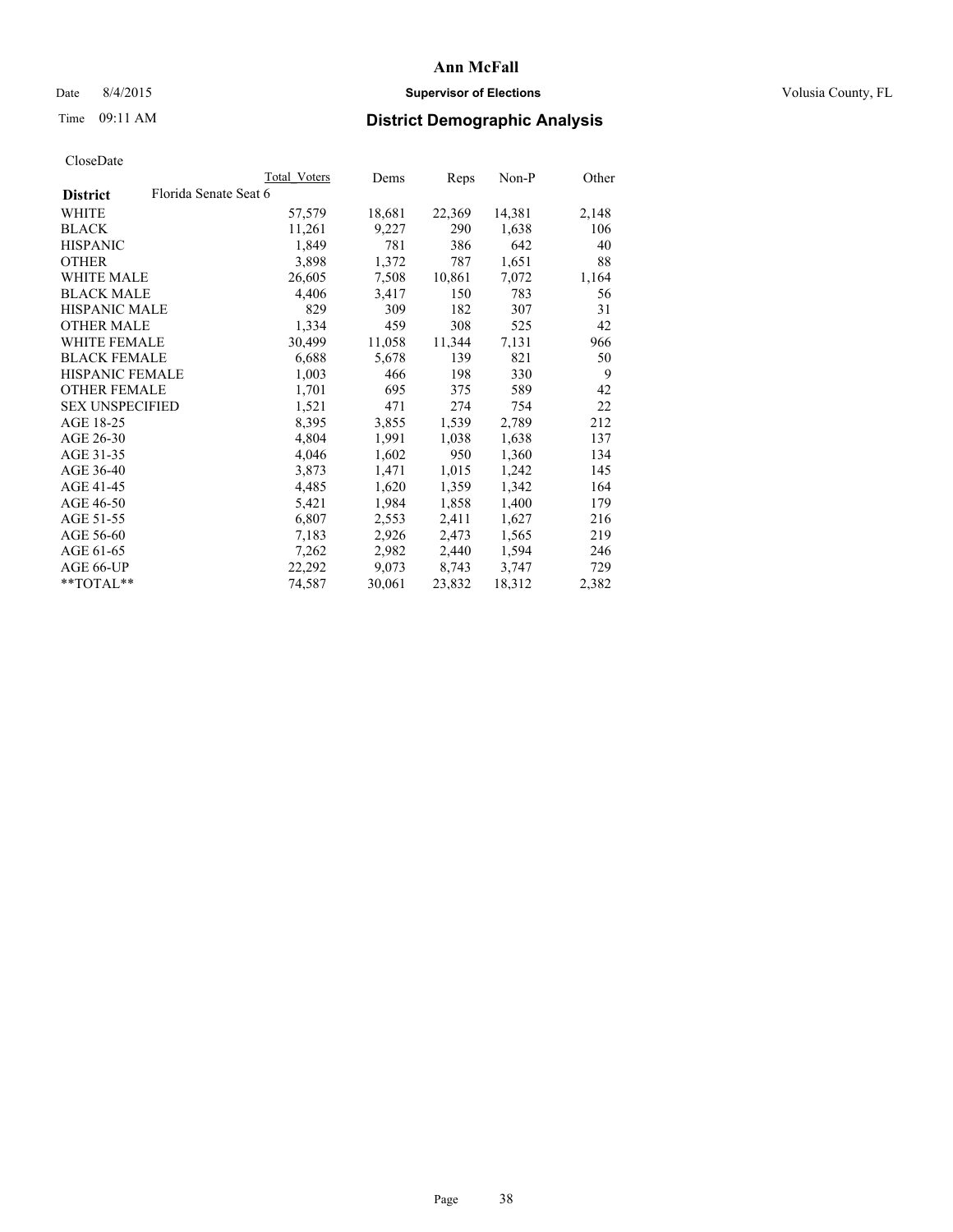**Ann McFall**

Date 8/4/2015 **Supervisor of Elections** Volusia County, FL

Time 09:11 AM **District Demographic Analysis**

CloseDate

| District | Florida Senate Seat 6 | Total Voters | Dems | Reps | Non-P | Other |
|---|---|---|---|---|---|---|
| WHITE | | 57,579 | 18,681 | 22,369 | 14,381 | 2,148 |
| BLACK | | 11,261 | 9,227 | 290 | 1,638 | 106 |
| HISPANIC | | 1,849 | 781 | 386 | 642 | 40 |
| OTHER | | 3,898 | 1,372 | 787 | 1,651 | 88 |
| WHITE MALE | | 26,605 | 7,508 | 10,861 | 7,072 | 1,164 |
| BLACK MALE | | 4,406 | 3,417 | 150 | 783 | 56 |
| HISPANIC MALE | | 829 | 309 | 182 | 307 | 31 |
| OTHER MALE | | 1,334 | 459 | 308 | 525 | 42 |
| WHITE FEMALE | | 30,499 | 11,058 | 11,344 | 7,131 | 966 |
| BLACK FEMALE | | 6,688 | 5,678 | 139 | 821 | 50 |
| HISPANIC FEMALE | | 1,003 | 466 | 198 | 330 | 9 |
| OTHER FEMALE | | 1,701 | 695 | 375 | 589 | 42 |
| SEX UNSPECIFIED | | 1,521 | 471 | 274 | 754 | 22 |
| AGE 18-25 | | 8,395 | 3,855 | 1,539 | 2,789 | 212 |
| AGE 26-30 | | 4,804 | 1,991 | 1,038 | 1,638 | 137 |
| AGE 31-35 | | 4,046 | 1,602 | 950 | 1,360 | 134 |
| AGE 36-40 | | 3,873 | 1,471 | 1,015 | 1,242 | 145 |
| AGE 41-45 | | 4,485 | 1,620 | 1,359 | 1,342 | 164 |
| AGE 46-50 | | 5,421 | 1,984 | 1,858 | 1,400 | 179 |
| AGE 51-55 | | 6,807 | 2,553 | 2,411 | 1,627 | 216 |
| AGE 56-60 | | 7,183 | 2,926 | 2,473 | 1,565 | 219 |
| AGE 61-65 | | 7,262 | 2,982 | 2,440 | 1,594 | 246 |
| AGE 66-UP | | 22,292 | 9,073 | 8,743 | 3,747 | 729 |
| **TOTAL** | | 74,587 | 30,061 | 23,832 | 18,312 | 2,382 |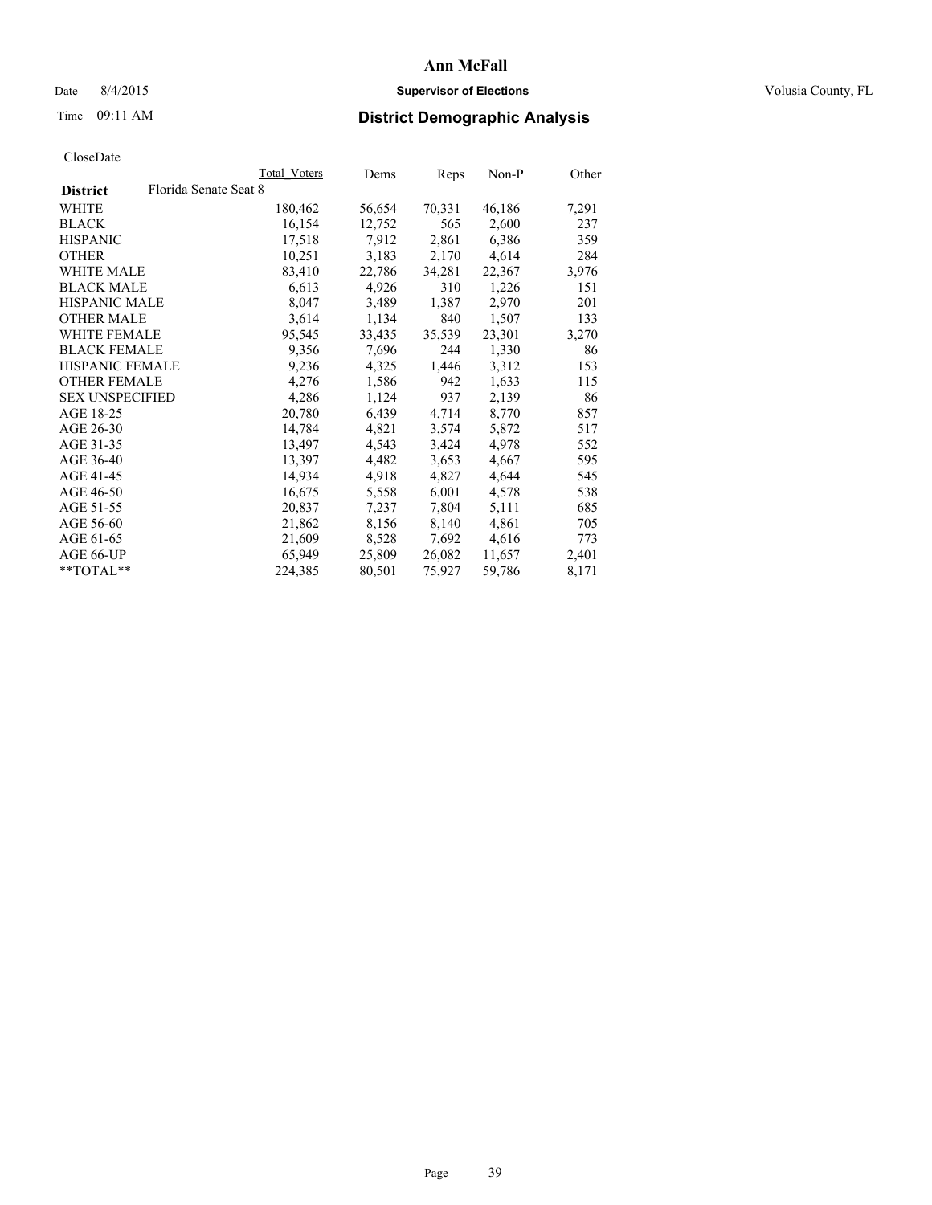# Ann McFall

Date 8/4/2015 **Supervisor of Elections** Volusia County, FL

Time 09:11 AM **District Demographic Analysis**

CloseDate

| **District** | Florida Senate Seat 8 | Total Voters | Dems | Reps | Non-P | Other |
|---|---|---|---|---|---|---|
| WHITE | | 180,462 | 56,654 | 70,331 | 46,186 | 7,291 |
| BLACK | | 16,154 | 12,752 | 565 | 2,600 | 237 |
| HISPANIC | | 17,518 | 7,912 | 2,861 | 6,386 | 359 |
| OTHER | | 10,251 | 3,183 | 2,170 | 4,614 | 284 |
| WHITE MALE | | 83,410 | 22,786 | 34,281 | 22,367 | 3,976 |
| BLACK MALE | | 6,613 | 4,926 | 310 | 1,226 | 151 |
| HISPANIC MALE | | 8,047 | 3,489 | 1,387 | 2,970 | 201 |
| OTHER MALE | | 3,614 | 1,134 | 840 | 1,507 | 133 |
| WHITE FEMALE | | 95,545 | 33,435 | 35,539 | 23,301 | 3,270 |
| BLACK FEMALE | | 9,356 | 7,696 | 244 | 1,330 | 86 |
| HISPANIC FEMALE | | 9,236 | 4,325 | 1,446 | 3,312 | 153 |
| OTHER FEMALE | | 4,276 | 1,586 | 942 | 1,633 | 115 |
| SEX UNSPECIFIED | | 4,286 | 1,124 | 937 | 2,139 | 86 |
| AGE 18-25 | | 20,780 | 6,439 | 4,714 | 8,770 | 857 |
| AGE 26-30 | | 14,784 | 4,821 | 3,574 | 5,872 | 517 |
| AGE 31-35 | | 13,497 | 4,543 | 3,424 | 4,978 | 552 |
| AGE 36-40 | | 13,397 | 4,482 | 3,653 | 4,667 | 595 |
| AGE 41-45 | | 14,934 | 4,918 | 4,827 | 4,644 | 545 |
| AGE 46-50 | | 16,675 | 5,558 | 6,001 | 4,578 | 538 |
| AGE 51-55 | | 20,837 | 7,237 | 7,804 | 5,111 | 685 |
| AGE 56-60 | | 21,862 | 8,156 | 8,140 | 4,861 | 705 |
| AGE 61-65 | | 21,609 | 8,528 | 7,692 | 4,616 | 773 |
| AGE 66-UP | | 65,949 | 25,809 | 26,082 | 11,657 | 2,401 |
| **TOTAL** | | 224,385 | 80,501 | 75,927 | 59,786 | 8,171 |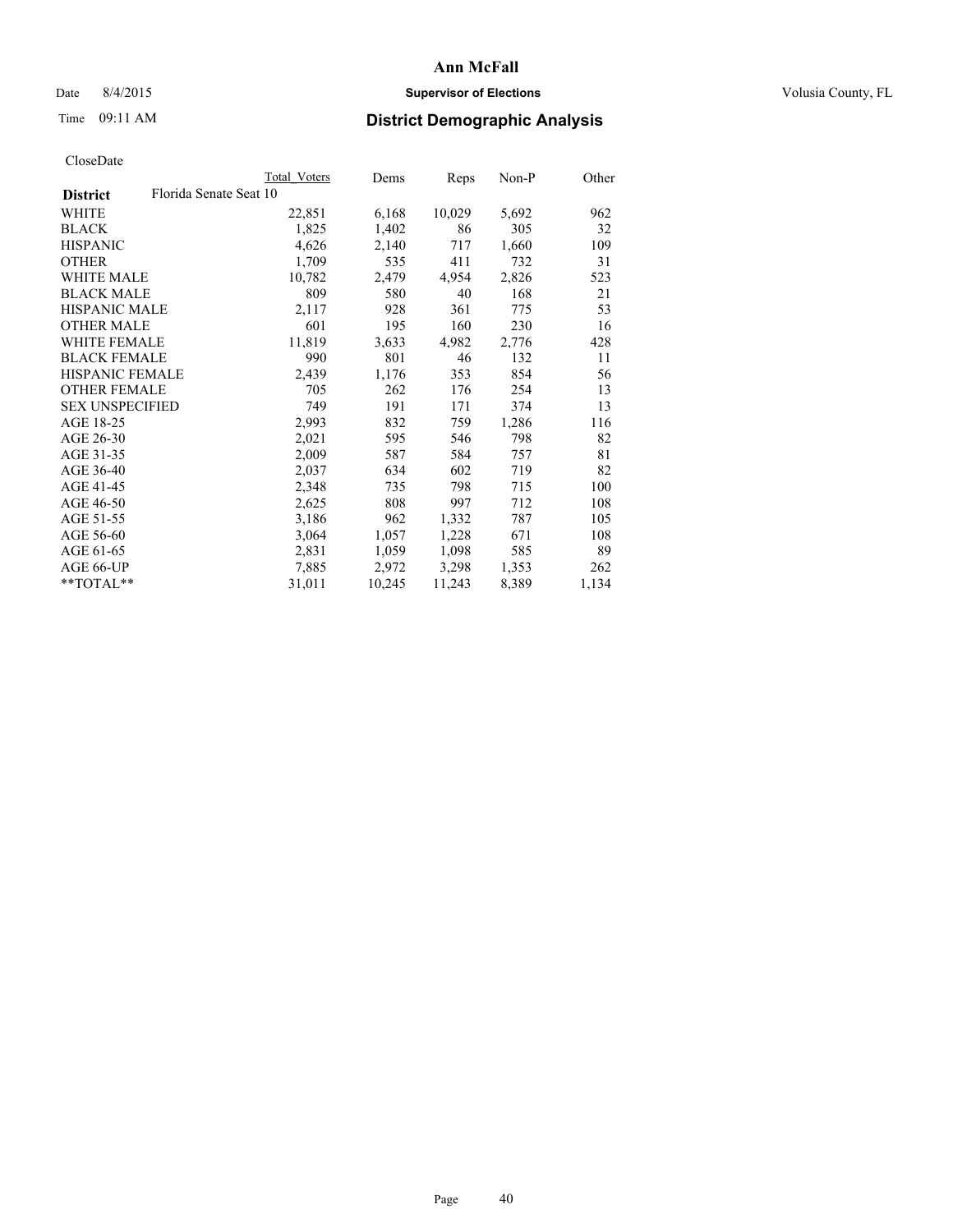**Ann McFall**

Date 8/4/2015 **Supervisor of Elections** Volusia County, FL

Time 09:11 AM **District Demographic Analysis**

CloseDate

| District | Florida Senate Seat 10 | Total Voters | Dems | Reps | Non-P | Other |
|---|---|---|---|---|---|---|
| WHITE | | 22,851 | 6,168 | 10,029 | 5,692 | 962 |
| BLACK | | 1,825 | 1,402 | 86 | 305 | 32 |
| HISPANIC | | 4,626 | 2,140 | 717 | 1,660 | 109 |
| OTHER | | 1,709 | 535 | 411 | 732 | 31 |
| WHITE MALE | | 10,782 | 2,479 | 4,954 | 2,826 | 523 |
| BLACK MALE | | 809 | 580 | 40 | 168 | 21 |
| HISPANIC MALE | | 2,117 | 928 | 361 | 775 | 53 |
| OTHER MALE | | 601 | 195 | 160 | 230 | 16 |
| WHITE FEMALE | | 11,819 | 3,633 | 4,982 | 2,776 | 428 |
| BLACK FEMALE | | 990 | 801 | 46 | 132 | 11 |
| HISPANIC FEMALE | | 2,439 | 1,176 | 353 | 854 | 56 |
| OTHER FEMALE | | 705 | 262 | 176 | 254 | 13 |
| SEX UNSPECIFIED | | 749 | 191 | 171 | 374 | 13 |
| AGE 18-25 | | 2,993 | 832 | 759 | 1,286 | 116 |
| AGE 26-30 | | 2,021 | 595 | 546 | 798 | 82 |
| AGE 31-35 | | 2,009 | 587 | 584 | 757 | 81 |
| AGE 36-40 | | 2,037 | 634 | 602 | 719 | 82 |
| AGE 41-45 | | 2,348 | 735 | 798 | 715 | 100 |
| AGE 46-50 | | 2,625 | 808 | 997 | 712 | 108 |
| AGE 51-55 | | 3,186 | 962 | 1,332 | 787 | 105 |
| AGE 56-60 | | 3,064 | 1,057 | 1,228 | 671 | 108 |
| AGE 61-65 | | 2,831 | 1,059 | 1,098 | 585 | 89 |
| AGE 66-UP | | 7,885 | 2,972 | 3,298 | 1,353 | 262 |
| **TOTAL** | | 31,011 | 10,245 | 11,243 | 8,389 | 1,134 |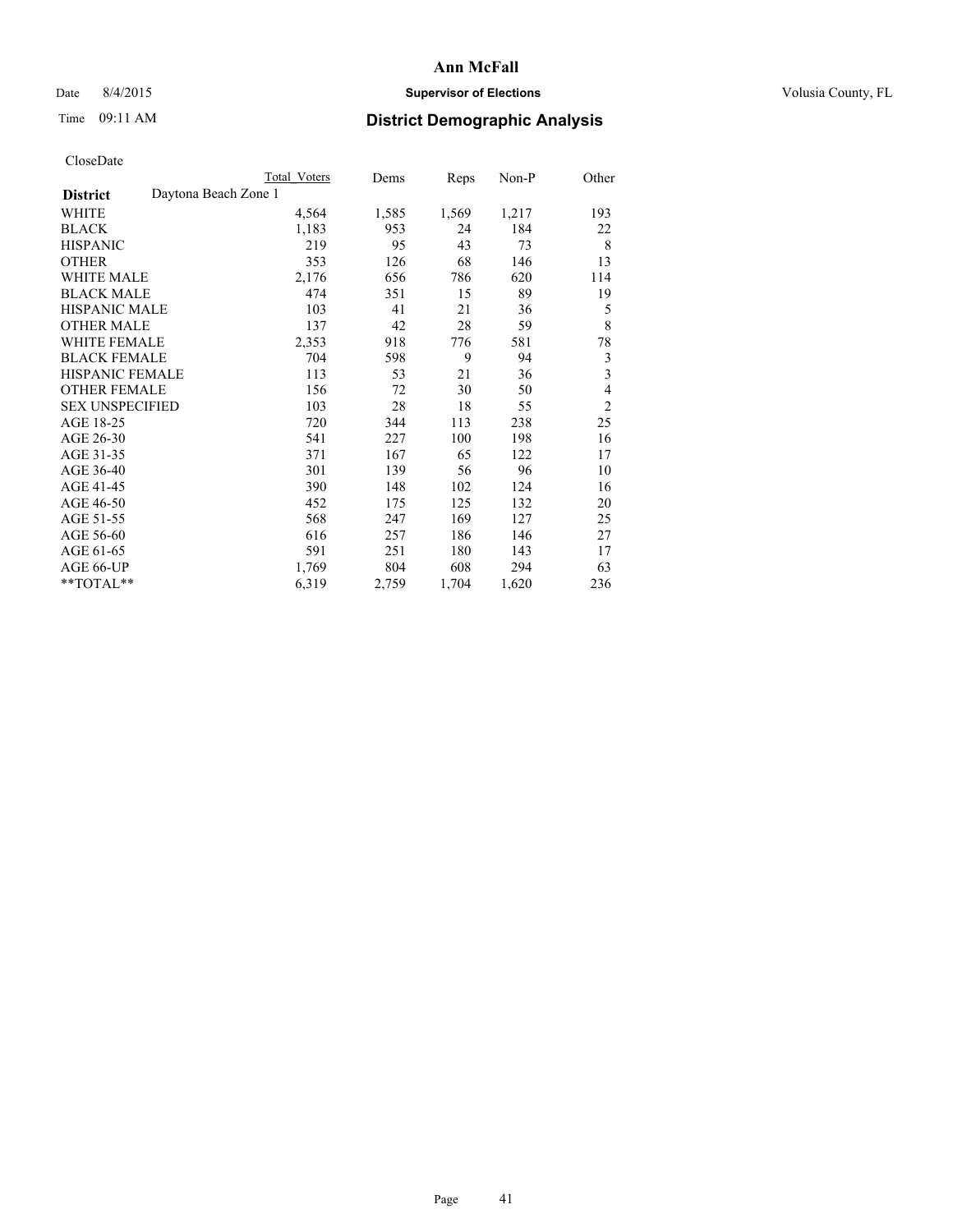# Ann McFall

Date 8/4/2015 **Supervisor of Elections** Volusia County, FL

Time 09:11 AM **District Demographic Analysis**

CloseDate

| | Total Voters | Dems | Reps | Non-P | Other |
|---|---|---|---|---|---|
| **District** Daytona Beach Zone 1 | | | | | |
| WHITE | 4,564 | 1,585 | 1,569 | 1,217 | 193 |
| BLACK | 1,183 | 953 | 24 | 184 | 22 |
| HISPANIC | 219 | 95 | 43 | 73 | 8 |
| OTHER | 353 | 126 | 68 | 146 | 13 |
| WHITE MALE | 2,176 | 656 | 786 | 620 | 114 |
| BLACK MALE | 474 | 351 | 15 | 89 | 19 |
| HISPANIC MALE | 103 | 41 | 21 | 36 | 5 |
| OTHER MALE | 137 | 42 | 28 | 59 | 8 |
| WHITE FEMALE | 2,353 | 918 | 776 | 581 | 78 |
| BLACK FEMALE | 704 | 598 | 9 | 94 | 3 |
| HISPANIC FEMALE | 113 | 53 | 21 | 36 | 3 |
| OTHER FEMALE | 156 | 72 | 30 | 50 | 4 |
| SEX UNSPECIFIED | 103 | 28 | 18 | 55 | 2 |
| AGE 18-25 | 720 | 344 | 113 | 238 | 25 |
| AGE 26-30 | 541 | 227 | 100 | 198 | 16 |
| AGE 31-35 | 371 | 167 | 65 | 122 | 17 |
| AGE 36-40 | 301 | 139 | 56 | 96 | 10 |
| AGE 41-45 | 390 | 148 | 102 | 124 | 16 |
| AGE 46-50 | 452 | 175 | 125 | 132 | 20 |
| AGE 51-55 | 568 | 247 | 169 | 127 | 25 |
| AGE 56-60 | 616 | 257 | 186 | 146 | 27 |
| AGE 61-65 | 591 | 251 | 180 | 143 | 17 |
| AGE 66-UP | 1,769 | 804 | 608 | 294 | 63 |
| **TOTAL** | 6,319 | 2,759 | 1,704 | 1,620 | 236 |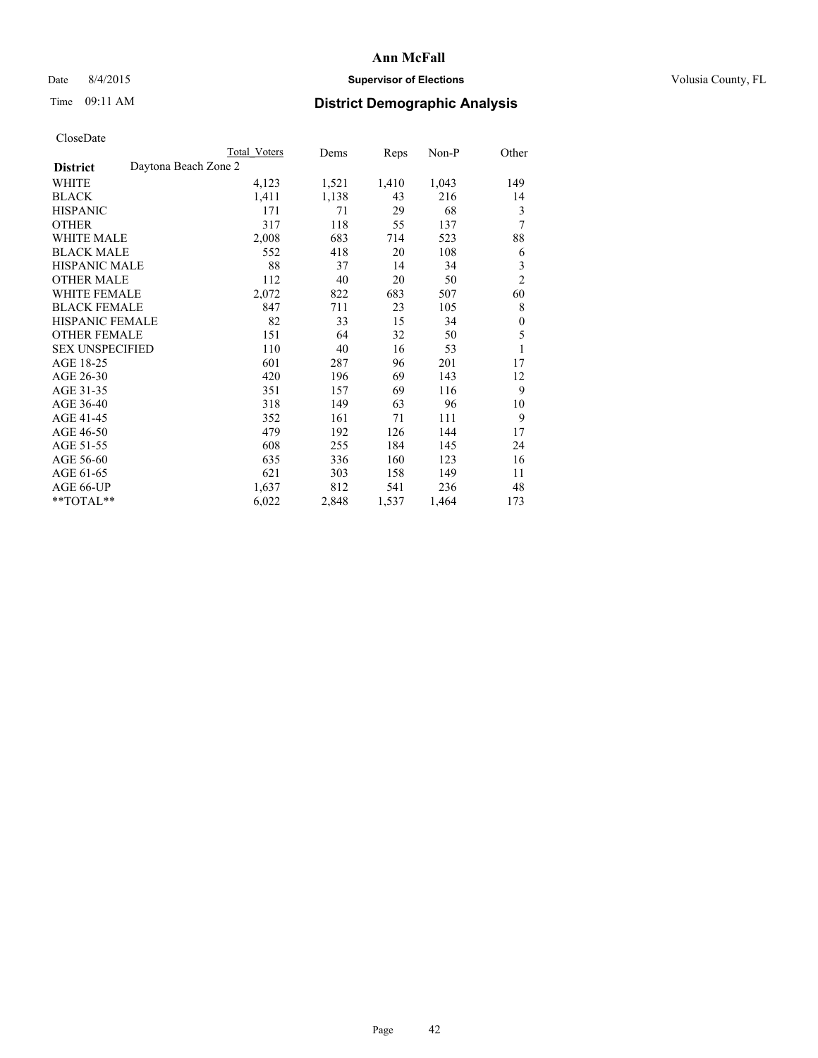# Ann McFall

Date 8/4/2015 **Supervisor of Elections** Volusia County, FL

Time 09:11 AM **District Demographic Analysis**

CloseDate

| **District** Daytona Beach Zone 2 | Total Voters | Dems | Reps | Non-P | Other |
|---|---|---|---|---|---|
| WHITE | 4,123 | 1,521 | 1,410 | 1,043 | 149 |
| BLACK | 1,411 | 1,138 | 43 | 216 | 14 |
| HISPANIC | 171 | 71 | 29 | 68 | 3 |
| OTHER | 317 | 118 | 55 | 137 | 7 |
| WHITE MALE | 2,008 | 683 | 714 | 523 | 88 |
| BLACK MALE | 552 | 418 | 20 | 108 | 6 |
| HISPANIC MALE | 88 | 37 | 14 | 34 | 3 |
| OTHER MALE | 112 | 40 | 20 | 50 | 2 |
| WHITE FEMALE | 2,072 | 822 | 683 | 507 | 60 |
| BLACK FEMALE | 847 | 711 | 23 | 105 | 8 |
| HISPANIC FEMALE | 82 | 33 | 15 | 34 | 0 |
| OTHER FEMALE | 151 | 64 | 32 | 50 | 5 |
| SEX UNSPECIFIED | 110 | 40 | 16 | 53 | 1 |
| AGE 18-25 | 601 | 287 | 96 | 201 | 17 |
| AGE 26-30 | 420 | 196 | 69 | 143 | 12 |
| AGE 31-35 | 351 | 157 | 69 | 116 | 9 |
| AGE 36-40 | 318 | 149 | 63 | 96 | 10 |
| AGE 41-45 | 352 | 161 | 71 | 111 | 9 |
| AGE 46-50 | 479 | 192 | 126 | 144 | 17 |
| AGE 51-55 | 608 | 255 | 184 | 145 | 24 |
| AGE 56-60 | 635 | 336 | 160 | 123 | 16 |
| AGE 61-65 | 621 | 303 | 158 | 149 | 11 |
| AGE 66-UP | 1,637 | 812 | 541 | 236 | 48 |
| **TOTAL** | 6,022 | 2,848 | 1,537 | 1,464 | 173 |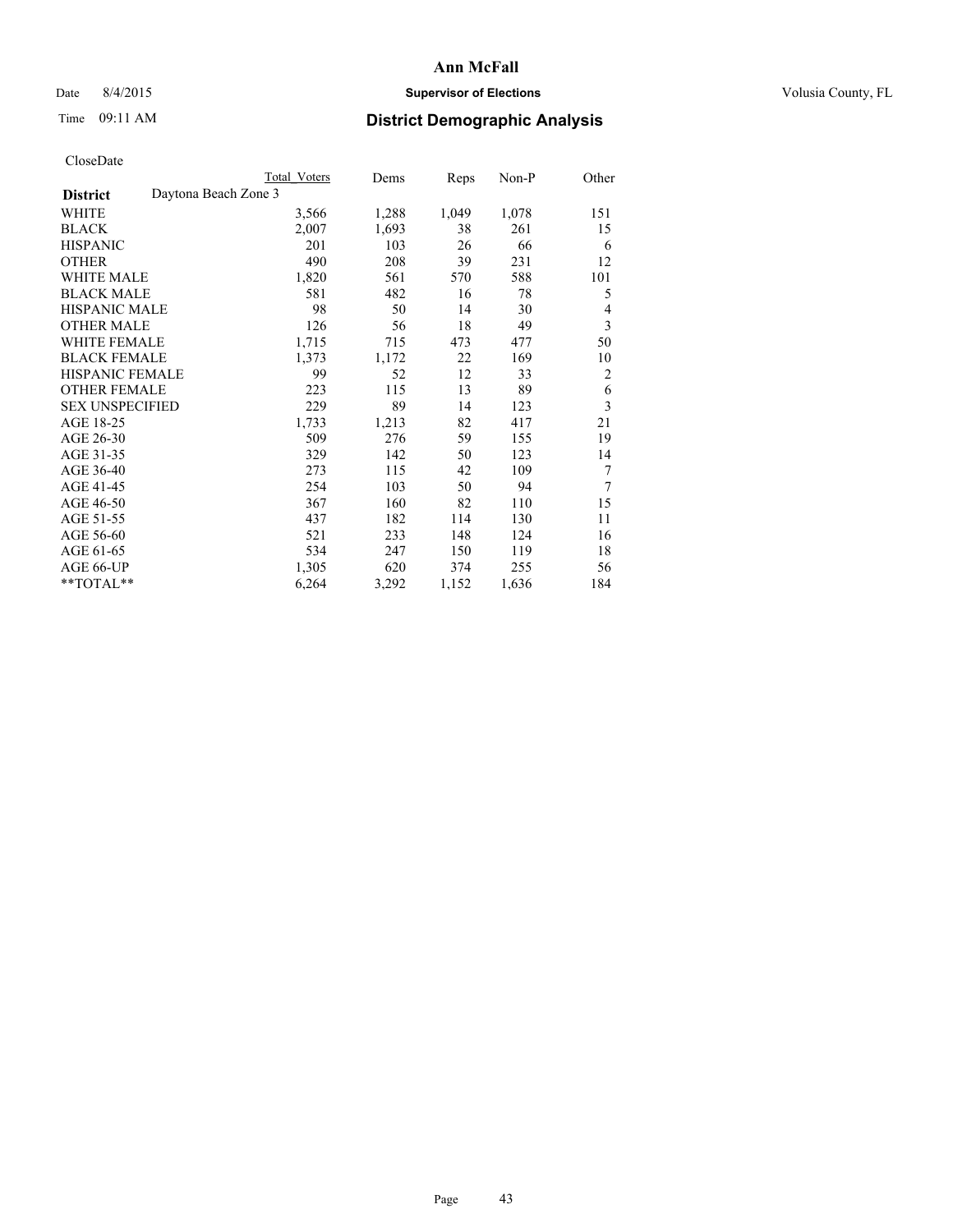# Ann McFall

Date 8/4/2015 **Supervisor of Elections** Volusia County, FL

Time 09:11 AM **District Demographic Analysis**

CloseDate

| | Total Voters | Dems | Reps | Non-P | Other |
|---|---|---|---|---|---|
| **District** Daytona Beach Zone 3 | | | | | |
| WHITE | 3,566 | 1,288 | 1,049 | 1,078 | 151 |
| BLACK | 2,007 | 1,693 | 38 | 261 | 15 |
| HISPANIC | 201 | 103 | 26 | 66 | 6 |
| OTHER | 490 | 208 | 39 | 231 | 12 |
| WHITE MALE | 1,820 | 561 | 570 | 588 | 101 |
| BLACK MALE | 581 | 482 | 16 | 78 | 5 |
| HISPANIC MALE | 98 | 50 | 14 | 30 | 4 |
| OTHER MALE | 126 | 56 | 18 | 49 | 3 |
| WHITE FEMALE | 1,715 | 715 | 473 | 477 | 50 |
| BLACK FEMALE | 1,373 | 1,172 | 22 | 169 | 10 |
| HISPANIC FEMALE | 99 | 52 | 12 | 33 | 2 |
| OTHER FEMALE | 223 | 115 | 13 | 89 | 6 |
| SEX UNSPECIFIED | 229 | 89 | 14 | 123 | 3 |
| AGE 18-25 | 1,733 | 1,213 | 82 | 417 | 21 |
| AGE 26-30 | 509 | 276 | 59 | 155 | 19 |
| AGE 31-35 | 329 | 142 | 50 | 123 | 14 |
| AGE 36-40 | 273 | 115 | 42 | 109 | 7 |
| AGE 41-45 | 254 | 103 | 50 | 94 | 7 |
| AGE 46-50 | 367 | 160 | 82 | 110 | 15 |
| AGE 51-55 | 437 | 182 | 114 | 130 | 11 |
| AGE 56-60 | 521 | 233 | 148 | 124 | 16 |
| AGE 61-65 | 534 | 247 | 150 | 119 | 18 |
| AGE 66-UP | 1,305 | 620 | 374 | 255 | 56 |
| **TOTAL** | 6,264 | 3,292 | 1,152 | 1,636 | 184 |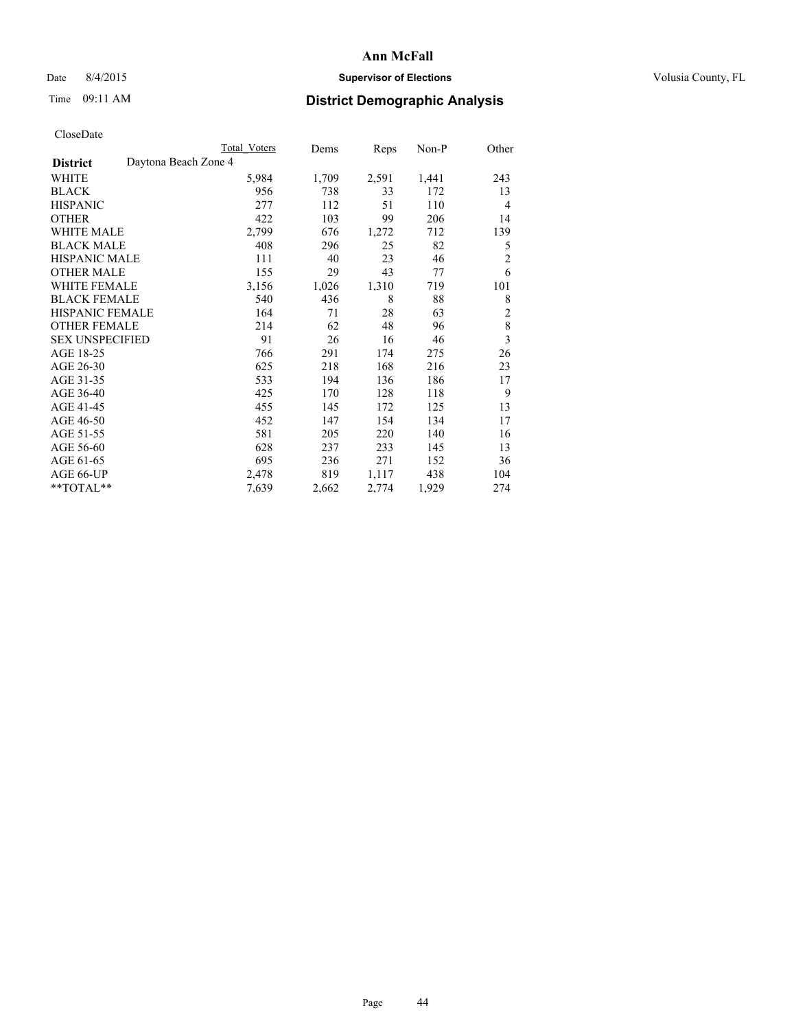# Ann McFall

Date 8/4/2015 **Supervisor of Elections** Volusia County, FL

Time 09:11 AM **District Demographic Analysis**

CloseDate

| **District** Daytona Beach Zone 4 | Total Voters | Dems | Reps | Non-P | Other |
|---|---|---|---|---|---|
| WHITE | 5,984 | 1,709 | 2,591 | 1,441 | 243 |
| BLACK | 956 | 738 | 33 | 172 | 13 |
| HISPANIC | 277 | 112 | 51 | 110 | 4 |
| OTHER | 422 | 103 | 99 | 206 | 14 |
| WHITE MALE | 2,799 | 676 | 1,272 | 712 | 139 |
| BLACK MALE | 408 | 296 | 25 | 82 | 5 |
| HISPANIC MALE | 111 | 40 | 23 | 46 | 2 |
| OTHER MALE | 155 | 29 | 43 | 77 | 6 |
| WHITE FEMALE | 3,156 | 1,026 | 1,310 | 719 | 101 |
| BLACK FEMALE | 540 | 436 | 8 | 88 | 8 |
| HISPANIC FEMALE | 164 | 71 | 28 | 63 | 2 |
| OTHER FEMALE | 214 | 62 | 48 | 96 | 8 |
| SEX UNSPECIFIED | 91 | 26 | 16 | 46 | 3 |
| AGE 18-25 | 766 | 291 | 174 | 275 | 26 |
| AGE 26-30 | 625 | 218 | 168 | 216 | 23 |
| AGE 31-35 | 533 | 194 | 136 | 186 | 17 |
| AGE 36-40 | 425 | 170 | 128 | 118 | 9 |
| AGE 41-45 | 455 | 145 | 172 | 125 | 13 |
| AGE 46-50 | 452 | 147 | 154 | 134 | 17 |
| AGE 51-55 | 581 | 205 | 220 | 140 | 16 |
| AGE 56-60 | 628 | 237 | 233 | 145 | 13 |
| AGE 61-65 | 695 | 236 | 271 | 152 | 36 |
| AGE 66-UP | 2,478 | 819 | 1,117 | 438 | 104 |
| **TOTAL** | 7,639 | 2,662 | 2,774 | 1,929 | 274 |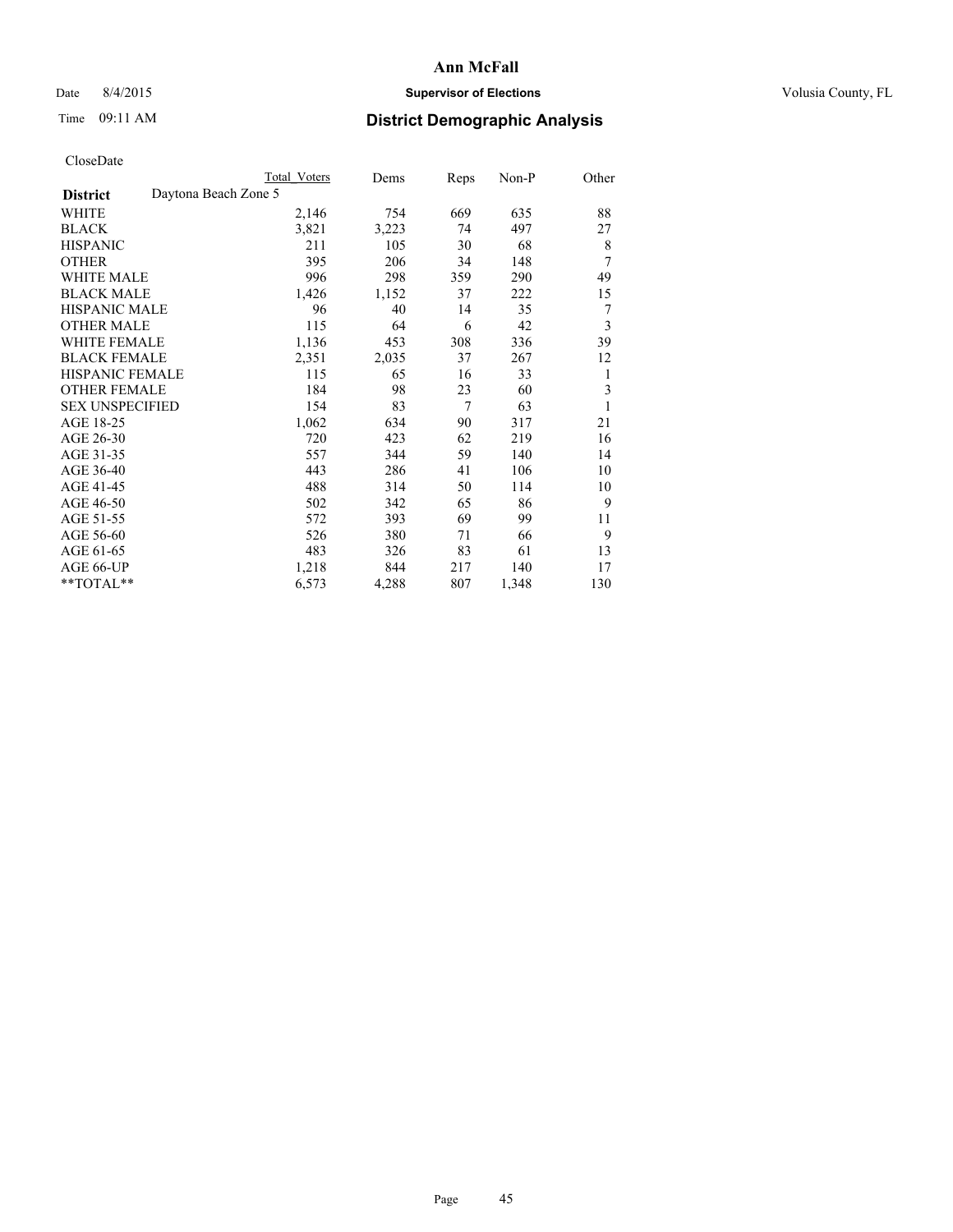# Ann McFall

Date 8/4/2015 **Supervisor of Elections** Volusia County, FL

Time 09:11 AM **District Demographic Analysis**

CloseDate

| **District** Daytona Beach Zone 5 | Total Voters | Dems | Reps | Non-P | Other |
|---|---|---|---|---|---|
| WHITE | 2,146 | 754 | 669 | 635 | 88 |
| BLACK | 3,821 | 3,223 | 74 | 497 | 27 |
| HISPANIC | 211 | 105 | 30 | 68 | 8 |
| OTHER | 395 | 206 | 34 | 148 | 7 |
| WHITE MALE | 996 | 298 | 359 | 290 | 49 |
| BLACK MALE | 1,426 | 1,152 | 37 | 222 | 15 |
| HISPANIC MALE | 96 | 40 | 14 | 35 | 7 |
| OTHER MALE | 115 | 64 | 6 | 42 | 3 |
| WHITE FEMALE | 1,136 | 453 | 308 | 336 | 39 |
| BLACK FEMALE | 2,351 | 2,035 | 37 | 267 | 12 |
| HISPANIC FEMALE | 115 | 65 | 16 | 33 | 1 |
| OTHER FEMALE | 184 | 98 | 23 | 60 | 3 |
| SEX UNSPECIFIED | 154 | 83 | 7 | 63 | 1 |
| AGE 18-25 | 1,062 | 634 | 90 | 317 | 21 |
| AGE 26-30 | 720 | 423 | 62 | 219 | 16 |
| AGE 31-35 | 557 | 344 | 59 | 140 | 14 |
| AGE 36-40 | 443 | 286 | 41 | 106 | 10 |
| AGE 41-45 | 488 | 314 | 50 | 114 | 10 |
| AGE 46-50 | 502 | 342 | 65 | 86 | 9 |
| AGE 51-55 | 572 | 393 | 69 | 99 | 11 |
| AGE 56-60 | 526 | 380 | 71 | 66 | 9 |
| AGE 61-65 | 483 | 326 | 83 | 61 | 13 |
| AGE 66-UP | 1,218 | 844 | 217 | 140 | 17 |
| **TOTAL** | 6,573 | 4,288 | 807 | 1,348 | 130 |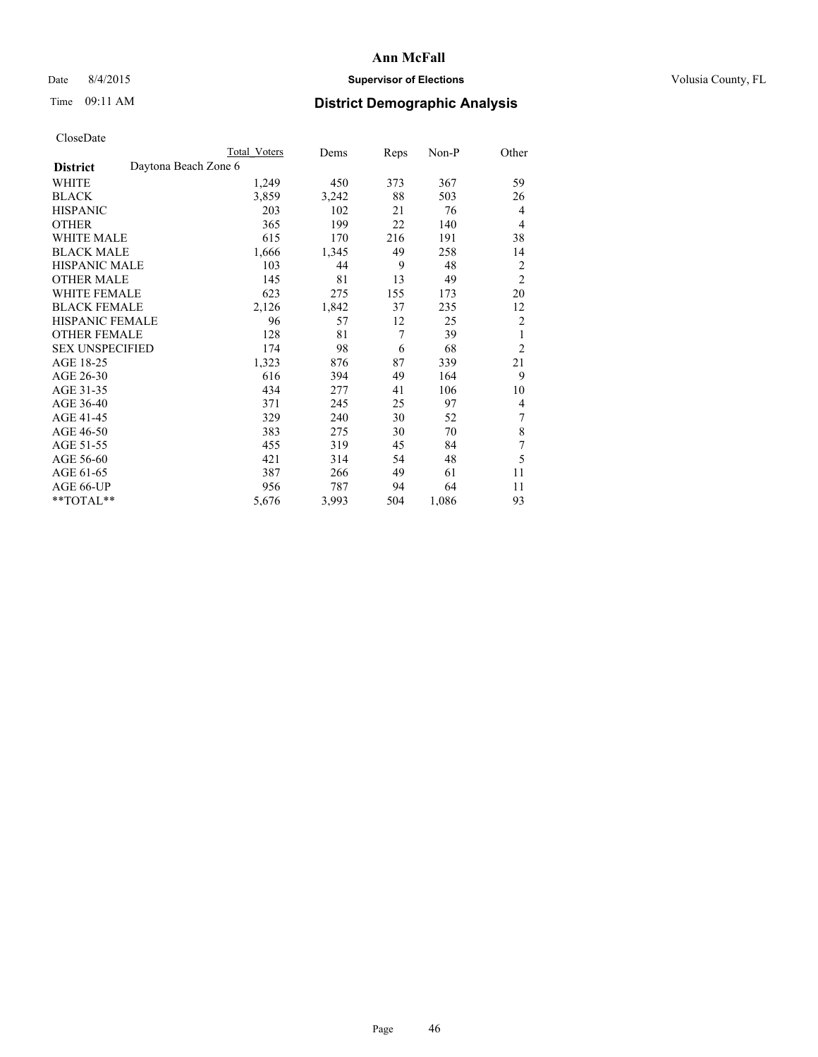# Ann McFall

Date 8/4/2015 **Supervisor of Elections** Volusia County, FL

Time 09:11 AM **District Demographic Analysis**

CloseDate

| | Total Voters | Dems | Reps | Non-P | Other |
|---|---|---|---|---|---|
| **District** Daytona Beach Zone 6 | | | | | |
| WHITE | 1,249 | 450 | 373 | 367 | 59 |
| BLACK | 3,859 | 3,242 | 88 | 503 | 26 |
| HISPANIC | 203 | 102 | 21 | 76 | 4 |
| OTHER | 365 | 199 | 22 | 140 | 4 |
| WHITE MALE | 615 | 170 | 216 | 191 | 38 |
| BLACK MALE | 1,666 | 1,345 | 49 | 258 | 14 |
| HISPANIC MALE | 103 | 44 | 9 | 48 | 2 |
| OTHER MALE | 145 | 81 | 13 | 49 | 2 |
| WHITE FEMALE | 623 | 275 | 155 | 173 | 20 |
| BLACK FEMALE | 2,126 | 1,842 | 37 | 235 | 12 |
| HISPANIC FEMALE | 96 | 57 | 12 | 25 | 2 |
| OTHER FEMALE | 128 | 81 | 7 | 39 | 1 |
| SEX UNSPECIFIED | 174 | 98 | 6 | 68 | 2 |
| AGE 18-25 | 1,323 | 876 | 87 | 339 | 21 |
| AGE 26-30 | 616 | 394 | 49 | 164 | 9 |
| AGE 31-35 | 434 | 277 | 41 | 106 | 10 |
| AGE 36-40 | 371 | 245 | 25 | 97 | 4 |
| AGE 41-45 | 329 | 240 | 30 | 52 | 7 |
| AGE 46-50 | 383 | 275 | 30 | 70 | 8 |
| AGE 51-55 | 455 | 319 | 45 | 84 | 7 |
| AGE 56-60 | 421 | 314 | 54 | 48 | 5 |
| AGE 61-65 | 387 | 266 | 49 | 61 | 11 |
| AGE 66-UP | 956 | 787 | 94 | 64 | 11 |
| **TOTAL** | 5,676 | 3,993 | 504 | 1,086 | 93 |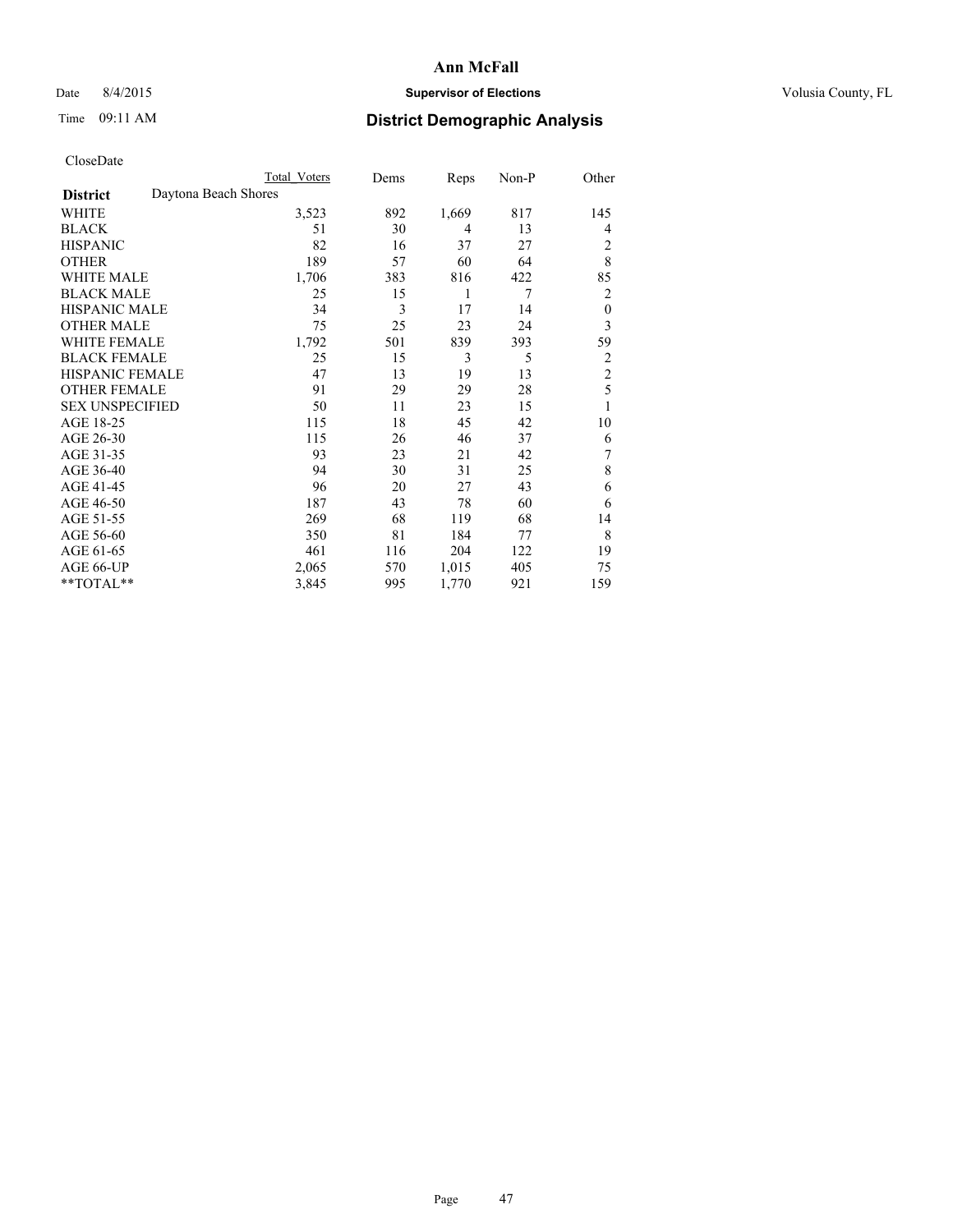# Ann McFall

Date 8/4/2015 **Supervisor of Elections** Volusia County, FL

Time 09:11 AM **District Demographic Analysis**

CloseDate

| | Total Voters | Dems | Reps | Non-P | Other |
|---|---|---|---|---|---|
| **District** Daytona Beach Shores | | | | | |
| WHITE | 3,523 | 892 | 1,669 | 817 | 145 |
| BLACK | 51 | 30 | 4 | 13 | 4 |
| HISPANIC | 82 | 16 | 37 | 27 | 2 |
| OTHER | 189 | 57 | 60 | 64 | 8 |
| WHITE MALE | 1,706 | 383 | 816 | 422 | 85 |
| BLACK MALE | 25 | 15 | 1 | 7 | 2 |
| HISPANIC MALE | 34 | 3 | 17 | 14 | 0 |
| OTHER MALE | 75 | 25 | 23 | 24 | 3 |
| WHITE FEMALE | 1,792 | 501 | 839 | 393 | 59 |
| BLACK FEMALE | 25 | 15 | 3 | 5 | 2 |
| HISPANIC FEMALE | 47 | 13 | 19 | 13 | 2 |
| OTHER FEMALE | 91 | 29 | 29 | 28 | 5 |
| SEX UNSPECIFIED | 50 | 11 | 23 | 15 | 1 |
| AGE 18-25 | 115 | 18 | 45 | 42 | 10 |
| AGE 26-30 | 115 | 26 | 46 | 37 | 6 |
| AGE 31-35 | 93 | 23 | 21 | 42 | 7 |
| AGE 36-40 | 94 | 30 | 31 | 25 | 8 |
| AGE 41-45 | 96 | 20 | 27 | 43 | 6 |
| AGE 46-50 | 187 | 43 | 78 | 60 | 6 |
| AGE 51-55 | 269 | 68 | 119 | 68 | 14 |
| AGE 56-60 | 350 | 81 | 184 | 77 | 8 |
| AGE 61-65 | 461 | 116 | 204 | 122 | 19 |
| AGE 66-UP | 2,065 | 570 | 1,015 | 405 | 75 |
| **TOTAL** | 3,845 | 995 | 1,770 | 921 | 159 |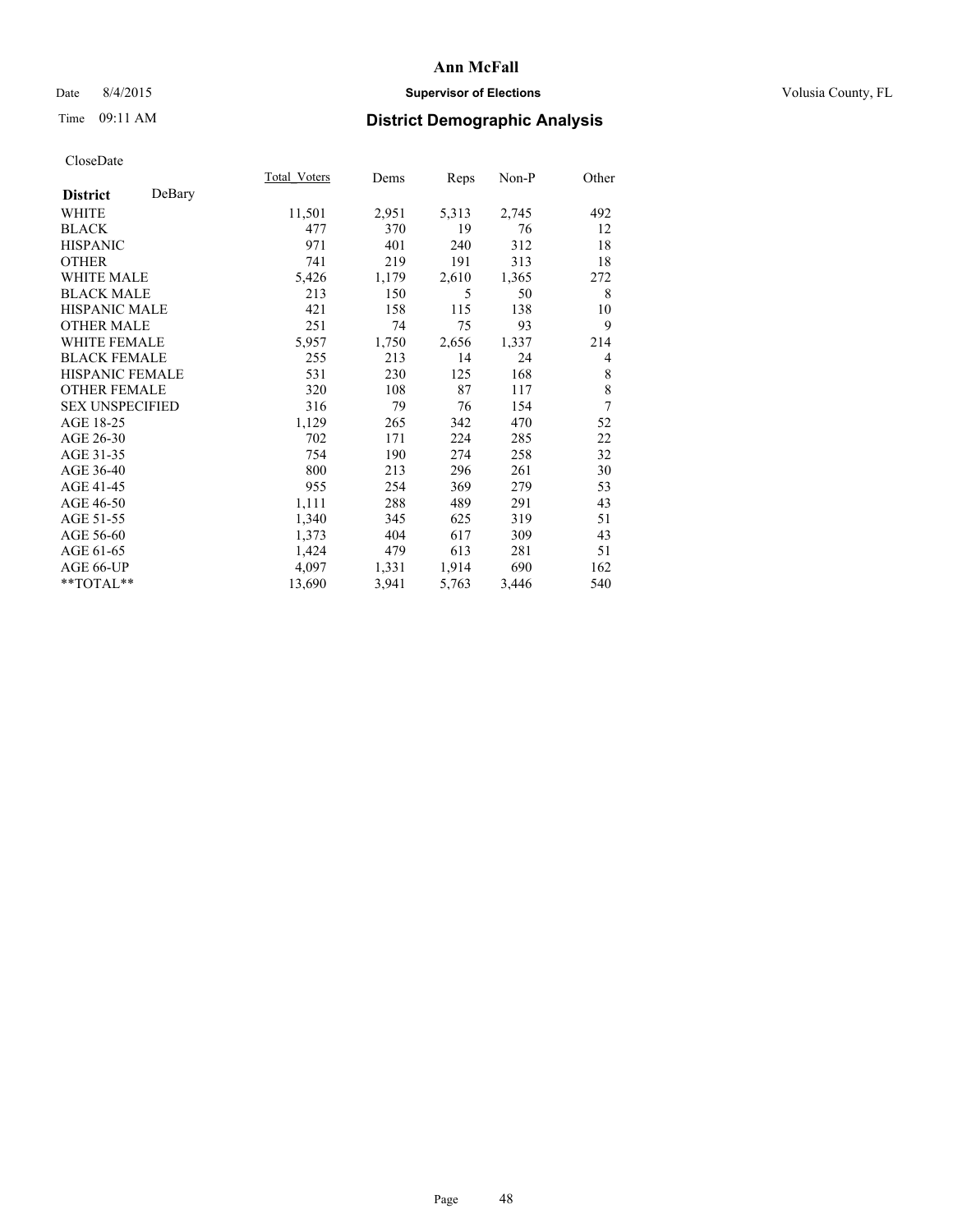# Ann McFall

Date 8/4/2015 **Supervisor of Elections** Volusia County, FL

Time 09:11 AM **District Demographic Analysis**

CloseDate

| **District** DeBary | Total Voters | Dems | Reps | Non-P | Other |
|---|---|---|---|---|---|
| WHITE | 11,501 | 2,951 | 5,313 | 2,745 | 492 |
| BLACK | 477 | 370 | 19 | 76 | 12 |
| HISPANIC | 971 | 401 | 240 | 312 | 18 |
| OTHER | 741 | 219 | 191 | 313 | 18 |
| WHITE MALE | 5,426 | 1,179 | 2,610 | 1,365 | 272 |
| BLACK MALE | 213 | 150 | 5 | 50 | 8 |
| HISPANIC MALE | 421 | 158 | 115 | 138 | 10 |
| OTHER MALE | 251 | 74 | 75 | 93 | 9 |
| WHITE FEMALE | 5,957 | 1,750 | 2,656 | 1,337 | 214 |
| BLACK FEMALE | 255 | 213 | 14 | 24 | 4 |
| HISPANIC FEMALE | 531 | 230 | 125 | 168 | 8 |
| OTHER FEMALE | 320 | 108 | 87 | 117 | 8 |
| SEX UNSPECIFIED | 316 | 79 | 76 | 154 | 7 |
| AGE 18-25 | 1,129 | 265 | 342 | 470 | 52 |
| AGE 26-30 | 702 | 171 | 224 | 285 | 22 |
| AGE 31-35 | 754 | 190 | 274 | 258 | 32 |
| AGE 36-40 | 800 | 213 | 296 | 261 | 30 |
| AGE 41-45 | 955 | 254 | 369 | 279 | 53 |
| AGE 46-50 | 1,111 | 288 | 489 | 291 | 43 |
| AGE 51-55 | 1,340 | 345 | 625 | 319 | 51 |
| AGE 56-60 | 1,373 | 404 | 617 | 309 | 43 |
| AGE 61-65 | 1,424 | 479 | 613 | 281 | 51 |
| AGE 66-UP | 4,097 | 1,331 | 1,914 | 690 | 162 |
| **TOTAL** | 13,690 | 3,941 | 5,763 | 3,446 | 540 |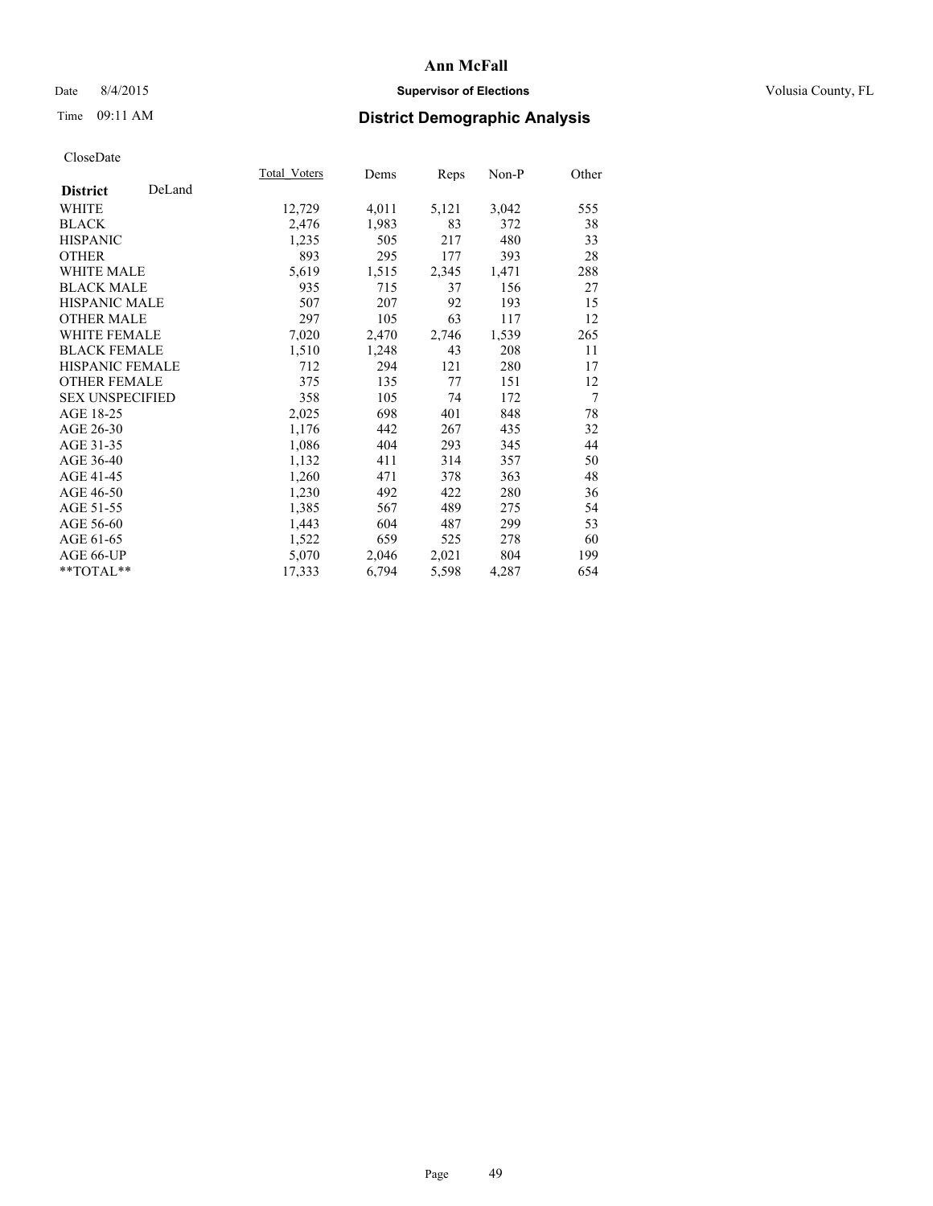# Ann McFall

Date 8/4/2015

**Supervisor of Elections**

Volusia County, FL

Time 09:11 AM

## District Demographic Analysis

CloseDate

| District DeLand | Total_Voters | Dems | Reps | Non-P | Other |
|---|---|---|---|---|---|
| WHITE | 12,729 | 4,011 | 5,121 | 3,042 | 555 |
| BLACK | 2,476 | 1,983 | 83 | 372 | 38 |
| HISPANIC | 1,235 | 505 | 217 | 480 | 33 |
| OTHER | 893 | 295 | 177 | 393 | 28 |
| WHITE MALE | 5,619 | 1,515 | 2,345 | 1,471 | 288 |
| BLACK MALE | 935 | 715 | 37 | 156 | 27 |
| HISPANIC MALE | 507 | 207 | 92 | 193 | 15 |
| OTHER MALE | 297 | 105 | 63 | 117 | 12 |
| WHITE FEMALE | 7,020 | 2,470 | 2,746 | 1,539 | 265 |
| BLACK FEMALE | 1,510 | 1,248 | 43 | 208 | 11 |
| HISPANIC FEMALE | 712 | 294 | 121 | 280 | 17 |
| OTHER FEMALE | 375 | 135 | 77 | 151 | 12 |
| SEX UNSPECIFIED | 358 | 105 | 74 | 172 | 7 |
| AGE 18-25 | 2,025 | 698 | 401 | 848 | 78 |
| AGE 26-30 | 1,176 | 442 | 267 | 435 | 32 |
| AGE 31-35 | 1,086 | 404 | 293 | 345 | 44 |
| AGE 36-40 | 1,132 | 411 | 314 | 357 | 50 |
| AGE 41-45 | 1,260 | 471 | 378 | 363 | 48 |
| AGE 46-50 | 1,230 | 492 | 422 | 280 | 36 |
| AGE 51-55 | 1,385 | 567 | 489 | 275 | 54 |
| AGE 56-60 | 1,443 | 604 | 487 | 299 | 53 |
| AGE 61-65 | 1,522 | 659 | 525 | 278 | 60 |
| AGE 66-UP | 5,070 | 2,046 | 2,021 | 804 | 199 |
| **TOTAL** | 17,333 | 6,794 | 5,598 | 4,287 | 654 |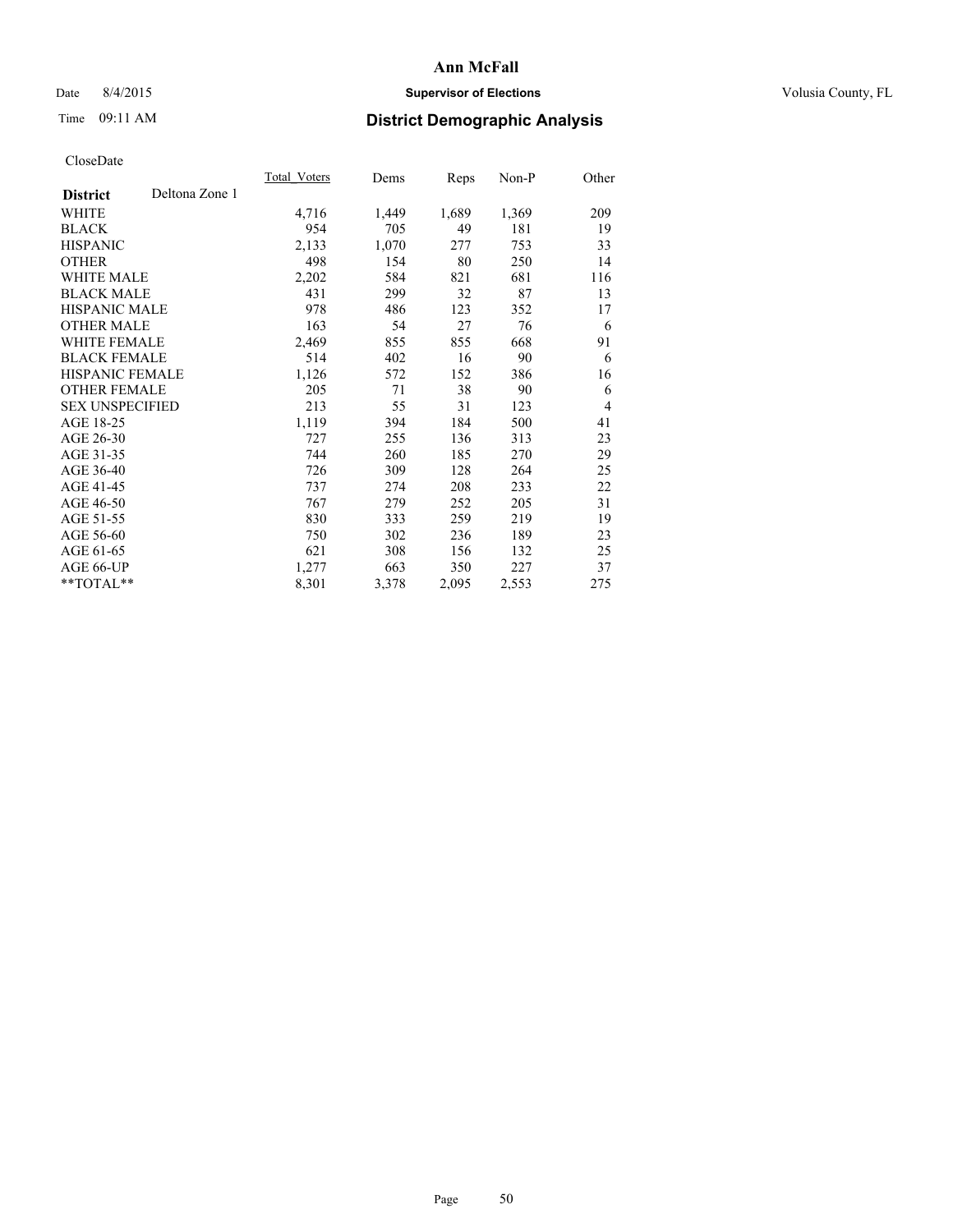# Ann McFall

Date 8/4/2015 **Supervisor of Elections** Volusia County, FL

Time 09:11 AM **District Demographic Analysis**

CloseDate

| **District** Deltona Zone 1 | Total_Voters | Dems | Reps | Non-P | Other |
|---|---|---|---|---|---|
| WHITE | 4,716 | 1,449 | 1,689 | 1,369 | 209 |
| BLACK | 954 | 705 | 49 | 181 | 19 |
| HISPANIC | 2,133 | 1,070 | 277 | 753 | 33 |
| OTHER | 498 | 154 | 80 | 250 | 14 |
| WHITE MALE | 2,202 | 584 | 821 | 681 | 116 |
| BLACK MALE | 431 | 299 | 32 | 87 | 13 |
| HISPANIC MALE | 978 | 486 | 123 | 352 | 17 |
| OTHER MALE | 163 | 54 | 27 | 76 | 6 |
| WHITE FEMALE | 2,469 | 855 | 855 | 668 | 91 |
| BLACK FEMALE | 514 | 402 | 16 | 90 | 6 |
| HISPANIC FEMALE | 1,126 | 572 | 152 | 386 | 16 |
| OTHER FEMALE | 205 | 71 | 38 | 90 | 6 |
| SEX UNSPECIFIED | 213 | 55 | 31 | 123 | 4 |
| AGE 18-25 | 1,119 | 394 | 184 | 500 | 41 |
| AGE 26-30 | 727 | 255 | 136 | 313 | 23 |
| AGE 31-35 | 744 | 260 | 185 | 270 | 29 |
| AGE 36-40 | 726 | 309 | 128 | 264 | 25 |
| AGE 41-45 | 737 | 274 | 208 | 233 | 22 |
| AGE 46-50 | 767 | 279 | 252 | 205 | 31 |
| AGE 51-55 | 830 | 333 | 259 | 219 | 19 |
| AGE 56-60 | 750 | 302 | 236 | 189 | 23 |
| AGE 61-65 | 621 | 308 | 156 | 132 | 25 |
| AGE 66-UP | 1,277 | 663 | 350 | 227 | 37 |
| **TOTAL** | 8,301 | 3,378 | 2,095 | 2,553 | 275 |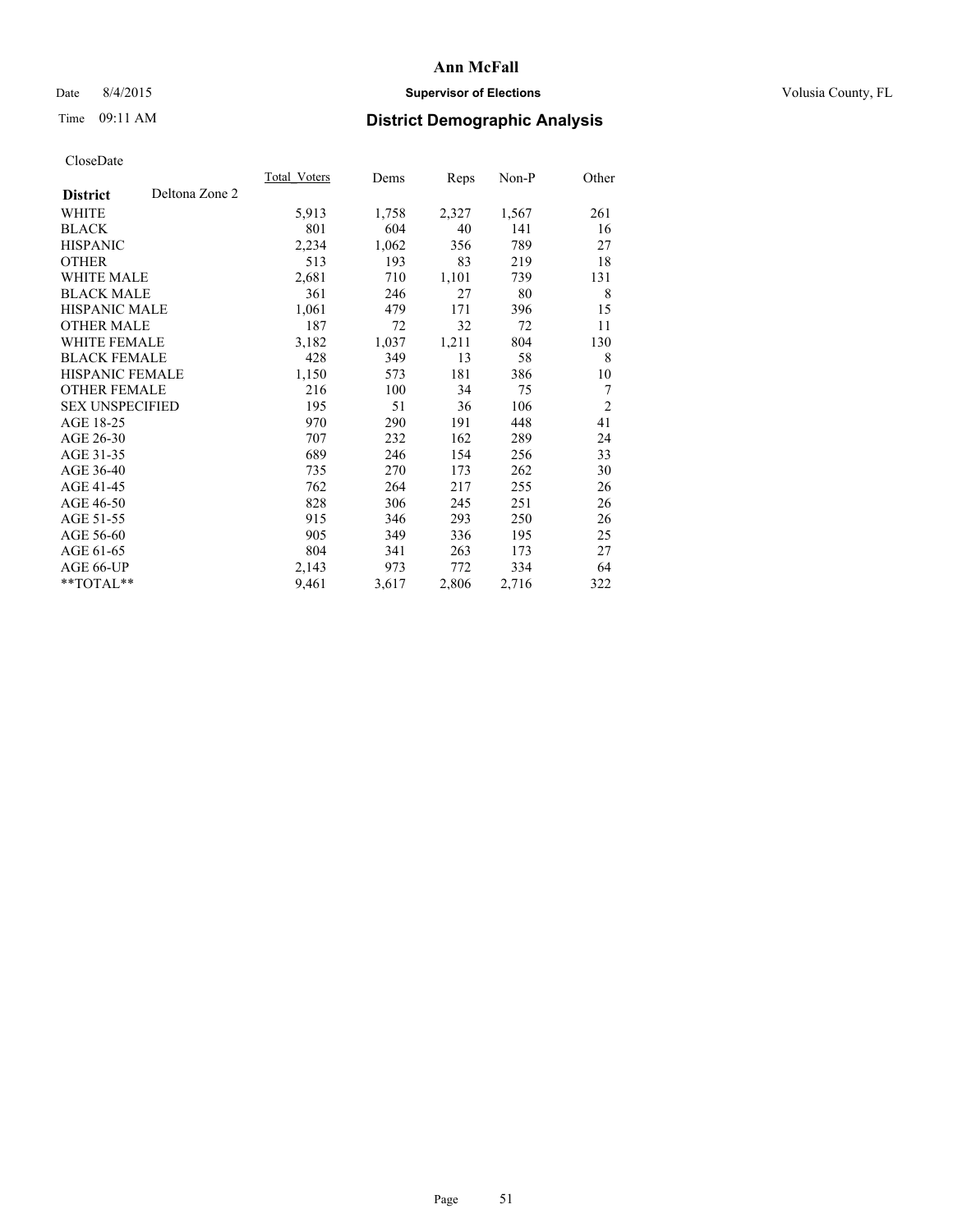# Ann McFall

Date 8/4/2015 **Supervisor of Elections** Volusia County, FL

Time 09:11 AM **District Demographic Analysis**

CloseDate

| **District** Deltona Zone 2 | Total_Voters | Dems | Reps | Non-P | Other |
|---|---|---|---|---|---|
| WHITE | 5,913 | 1,758 | 2,327 | 1,567 | 261 |
| BLACK | 801 | 604 | 40 | 141 | 16 |
| HISPANIC | 2,234 | 1,062 | 356 | 789 | 27 |
| OTHER | 513 | 193 | 83 | 219 | 18 |
| WHITE MALE | 2,681 | 710 | 1,101 | 739 | 131 |
| BLACK MALE | 361 | 246 | 27 | 80 | 8 |
| HISPANIC MALE | 1,061 | 479 | 171 | 396 | 15 |
| OTHER MALE | 187 | 72 | 32 | 72 | 11 |
| WHITE FEMALE | 3,182 | 1,037 | 1,211 | 804 | 130 |
| BLACK FEMALE | 428 | 349 | 13 | 58 | 8 |
| HISPANIC FEMALE | 1,150 | 573 | 181 | 386 | 10 |
| OTHER FEMALE | 216 | 100 | 34 | 75 | 7 |
| SEX UNSPECIFIED | 195 | 51 | 36 | 106 | 2 |
| AGE 18-25 | 970 | 290 | 191 | 448 | 41 |
| AGE 26-30 | 707 | 232 | 162 | 289 | 24 |
| AGE 31-35 | 689 | 246 | 154 | 256 | 33 |
| AGE 36-40 | 735 | 270 | 173 | 262 | 30 |
| AGE 41-45 | 762 | 264 | 217 | 255 | 26 |
| AGE 46-50 | 828 | 306 | 245 | 251 | 26 |
| AGE 51-55 | 915 | 346 | 293 | 250 | 26 |
| AGE 56-60 | 905 | 349 | 336 | 195 | 25 |
| AGE 61-65 | 804 | 341 | 263 | 173 | 27 |
| AGE 66-UP | 2,143 | 973 | 772 | 334 | 64 |
| **TOTAL** | 9,461 | 3,617 | 2,806 | 2,716 | 322 |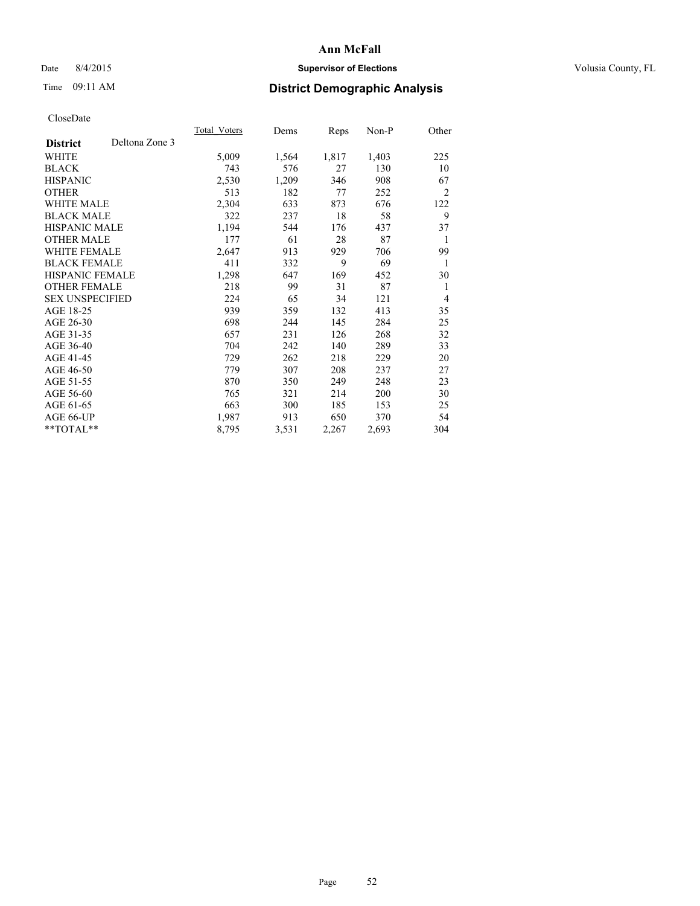# Ann McFall

Date 8/4/2015 **Supervisor of Elections** Volusia County, FL

Time 09:11 AM **District Demographic Analysis**

CloseDate

| **District** Deltona Zone 3 | Total_Voters | Dems | Reps | Non-P | Other |
|---|---|---|---|---|---|
| WHITE | 5,009 | 1,564 | 1,817 | 1,403 | 225 |
| BLACK | 743 | 576 | 27 | 130 | 10 |
| HISPANIC | 2,530 | 1,209 | 346 | 908 | 67 |
| OTHER | 513 | 182 | 77 | 252 | 2 |
| WHITE MALE | 2,304 | 633 | 873 | 676 | 122 |
| BLACK MALE | 322 | 237 | 18 | 58 | 9 |
| HISPANIC MALE | 1,194 | 544 | 176 | 437 | 37 |
| OTHER MALE | 177 | 61 | 28 | 87 | 1 |
| WHITE FEMALE | 2,647 | 913 | 929 | 706 | 99 |
| BLACK FEMALE | 411 | 332 | 9 | 69 | 1 |
| HISPANIC FEMALE | 1,298 | 647 | 169 | 452 | 30 |
| OTHER FEMALE | 218 | 99 | 31 | 87 | 1 |
| SEX UNSPECIFIED | 224 | 65 | 34 | 121 | 4 |
| AGE 18-25 | 939 | 359 | 132 | 413 | 35 |
| AGE 26-30 | 698 | 244 | 145 | 284 | 25 |
| AGE 31-35 | 657 | 231 | 126 | 268 | 32 |
| AGE 36-40 | 704 | 242 | 140 | 289 | 33 |
| AGE 41-45 | 729 | 262 | 218 | 229 | 20 |
| AGE 46-50 | 779 | 307 | 208 | 237 | 27 |
| AGE 51-55 | 870 | 350 | 249 | 248 | 23 |
| AGE 56-60 | 765 | 321 | 214 | 200 | 30 |
| AGE 61-65 | 663 | 300 | 185 | 153 | 25 |
| AGE 66-UP | 1,987 | 913 | 650 | 370 | 54 |
| **TOTAL** | 8,795 | 3,531 | 2,267 | 2,693 | 304 |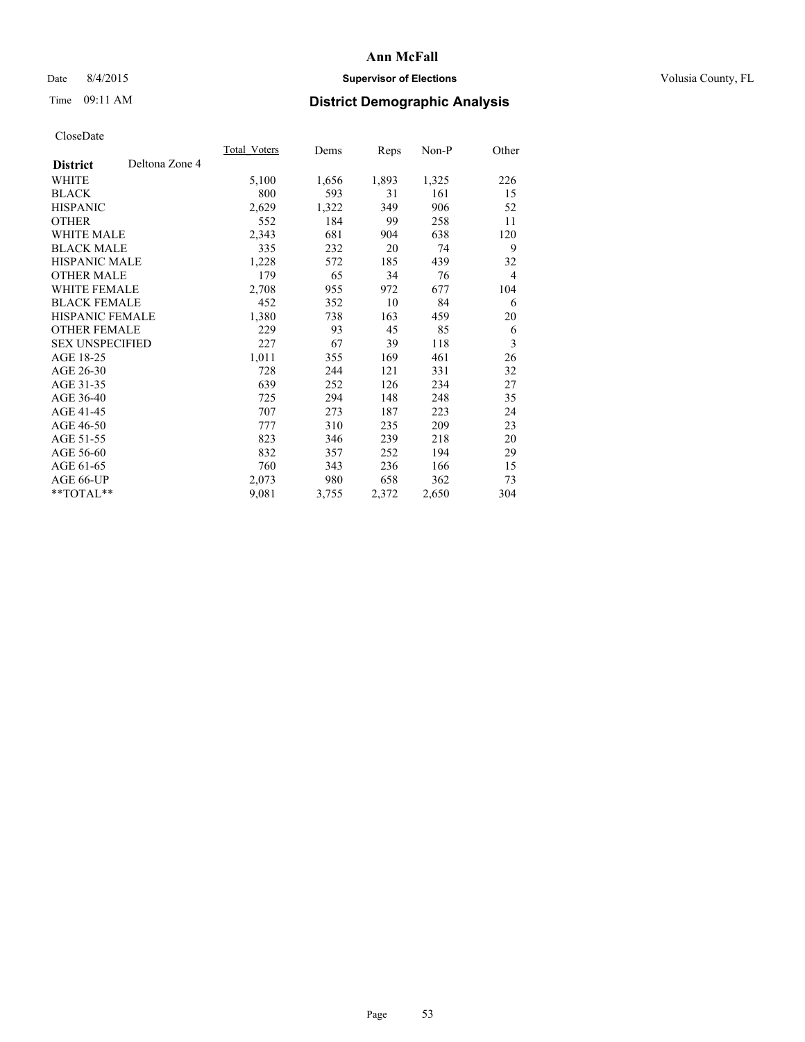# Ann McFall

Date 8/4/2015 **Supervisor of Elections** Volusia County, FL

Time 09:11 AM **District Demographic Analysis**

CloseDate

| **District** Deltona Zone 4 | Total_Voters | Dems | Reps | Non-P | Other |
|---|---|---|---|---|---|
| WHITE | 5,100 | 1,656 | 1,893 | 1,325 | 226 |
| BLACK | 800 | 593 | 31 | 161 | 15 |
| HISPANIC | 2,629 | 1,322 | 349 | 906 | 52 |
| OTHER | 552 | 184 | 99 | 258 | 11 |
| WHITE MALE | 2,343 | 681 | 904 | 638 | 120 |
| BLACK MALE | 335 | 232 | 20 | 74 | 9 |
| HISPANIC MALE | 1,228 | 572 | 185 | 439 | 32 |
| OTHER MALE | 179 | 65 | 34 | 76 | 4 |
| WHITE FEMALE | 2,708 | 955 | 972 | 677 | 104 |
| BLACK FEMALE | 452 | 352 | 10 | 84 | 6 |
| HISPANIC FEMALE | 1,380 | 738 | 163 | 459 | 20 |
| OTHER FEMALE | 229 | 93 | 45 | 85 | 6 |
| SEX UNSPECIFIED | 227 | 67 | 39 | 118 | 3 |
| AGE 18-25 | 1,011 | 355 | 169 | 461 | 26 |
| AGE 26-30 | 728 | 244 | 121 | 331 | 32 |
| AGE 31-35 | 639 | 252 | 126 | 234 | 27 |
| AGE 36-40 | 725 | 294 | 148 | 248 | 35 |
| AGE 41-45 | 707 | 273 | 187 | 223 | 24 |
| AGE 46-50 | 777 | 310 | 235 | 209 | 23 |
| AGE 51-55 | 823 | 346 | 239 | 218 | 20 |
| AGE 56-60 | 832 | 357 | 252 | 194 | 29 |
| AGE 61-65 | 760 | 343 | 236 | 166 | 15 |
| AGE 66-UP | 2,073 | 980 | 658 | 362 | 73 |
| **TOTAL** | 9,081 | 3,755 | 2,372 | 2,650 | 304 |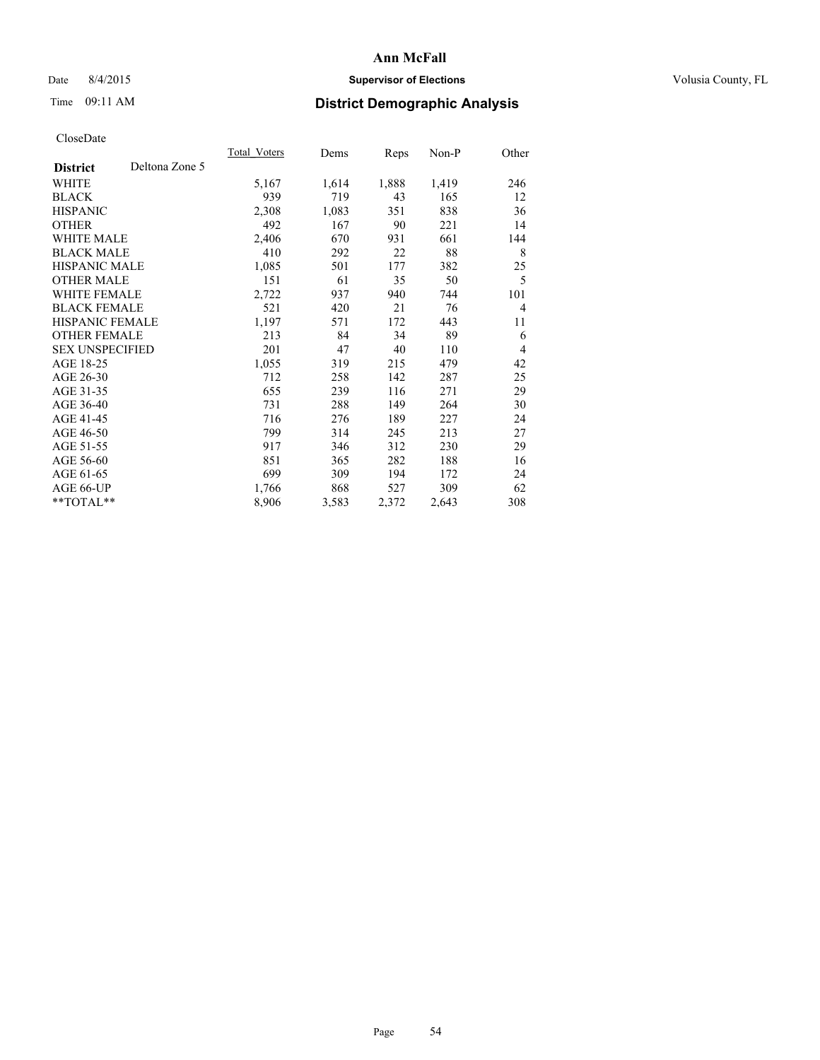CloseDate

| District | Deltona Zone 5 | Total_Voters | Dems | Reps | Non-P | Other |
|---|---|---|---|---|---|---|
| WHITE | | 5,167 | 1,614 | 1,888 | 1,419 | 246 |
| BLACK | | 939 | 719 | 43 | 165 | 12 |
| HISPANIC | | 2,308 | 1,083 | 351 | 838 | 36 |
| OTHER | | 492 | 167 | 90 | 221 | 14 |
| WHITE MALE | | 2,406 | 670 | 931 | 661 | 144 |
| BLACK MALE | | 410 | 292 | 22 | 88 | 8 |
| HISPANIC MALE | | 1,085 | 501 | 177 | 382 | 25 |
| OTHER MALE | | 151 | 61 | 35 | 50 | 5 |
| WHITE FEMALE | | 2,722 | 937 | 940 | 744 | 101 |
| BLACK FEMALE | | 521 | 420 | 21 | 76 | 4 |
| HISPANIC FEMALE | | 1,197 | 571 | 172 | 443 | 11 |
| OTHER FEMALE | | 213 | 84 | 34 | 89 | 6 |
| SEX UNSPECIFIED | | 201 | 47 | 40 | 110 | 4 |
| AGE 18-25 | | 1,055 | 319 | 215 | 479 | 42 |
| AGE 26-30 | | 712 | 258 | 142 | 287 | 25 |
| AGE 31-35 | | 655 | 239 | 116 | 271 | 29 |
| AGE 36-40 | | 731 | 288 | 149 | 264 | 30 |
| AGE 41-45 | | 716 | 276 | 189 | 227 | 24 |
| AGE 46-50 | | 799 | 314 | 245 | 213 | 27 |
| AGE 51-55 | | 917 | 346 | 312 | 230 | 29 |
| AGE 56-60 | | 851 | 365 | 282 | 188 | 16 |
| AGE 61-65 | | 699 | 309 | 194 | 172 | 24 |
| AGE 66-UP | | 1,766 | 868 | 527 | 309 | 62 |
| **TOTAL** | | 8,906 | 3,583 | 2,372 | 2,643 | 308 |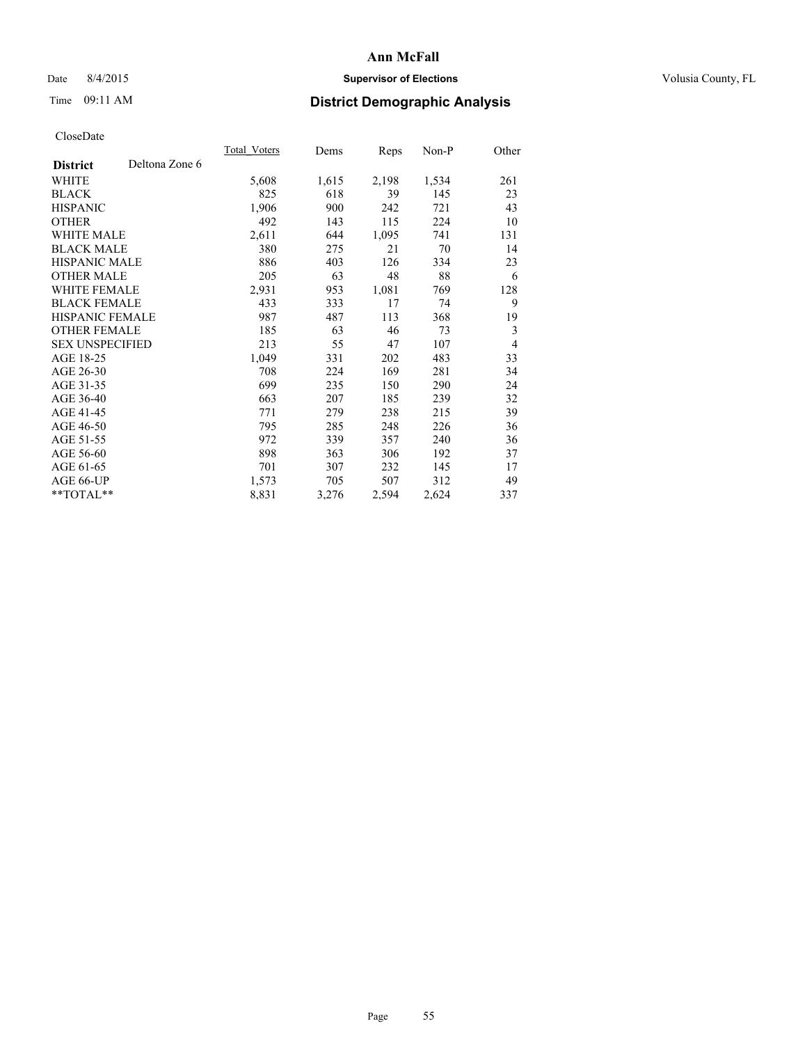# Ann McFall

Date 8/4/2015 **Supervisor of Elections** Volusia County, FL

Time 09:11 AM **District Demographic Analysis**

CloseDate

| **District** Deltona Zone 6 | Total_Voters | Dems | Reps | Non-P | Other |
|---|---|---|---|---|---|
| WHITE | 5,608 | 1,615 | 2,198 | 1,534 | 261 |
| BLACK | 825 | 618 | 39 | 145 | 23 |
| HISPANIC | 1,906 | 900 | 242 | 721 | 43 |
| OTHER | 492 | 143 | 115 | 224 | 10 |
| WHITE MALE | 2,611 | 644 | 1,095 | 741 | 131 |
| BLACK MALE | 380 | 275 | 21 | 70 | 14 |
| HISPANIC MALE | 886 | 403 | 126 | 334 | 23 |
| OTHER MALE | 205 | 63 | 48 | 88 | 6 |
| WHITE FEMALE | 2,931 | 953 | 1,081 | 769 | 128 |
| BLACK FEMALE | 433 | 333 | 17 | 74 | 9 |
| HISPANIC FEMALE | 987 | 487 | 113 | 368 | 19 |
| OTHER FEMALE | 185 | 63 | 46 | 73 | 3 |
| SEX UNSPECIFIED | 213 | 55 | 47 | 107 | 4 |
| AGE 18-25 | 1,049 | 331 | 202 | 483 | 33 |
| AGE 26-30 | 708 | 224 | 169 | 281 | 34 |
| AGE 31-35 | 699 | 235 | 150 | 290 | 24 |
| AGE 36-40 | 663 | 207 | 185 | 239 | 32 |
| AGE 41-45 | 771 | 279 | 238 | 215 | 39 |
| AGE 46-50 | 795 | 285 | 248 | 226 | 36 |
| AGE 51-55 | 972 | 339 | 357 | 240 | 36 |
| AGE 56-60 | 898 | 363 | 306 | 192 | 37 |
| AGE 61-65 | 701 | 307 | 232 | 145 | 17 |
| AGE 66-UP | 1,573 | 705 | 507 | 312 | 49 |
| **TOTAL** | 8,831 | 3,276 | 2,594 | 2,624 | 337 |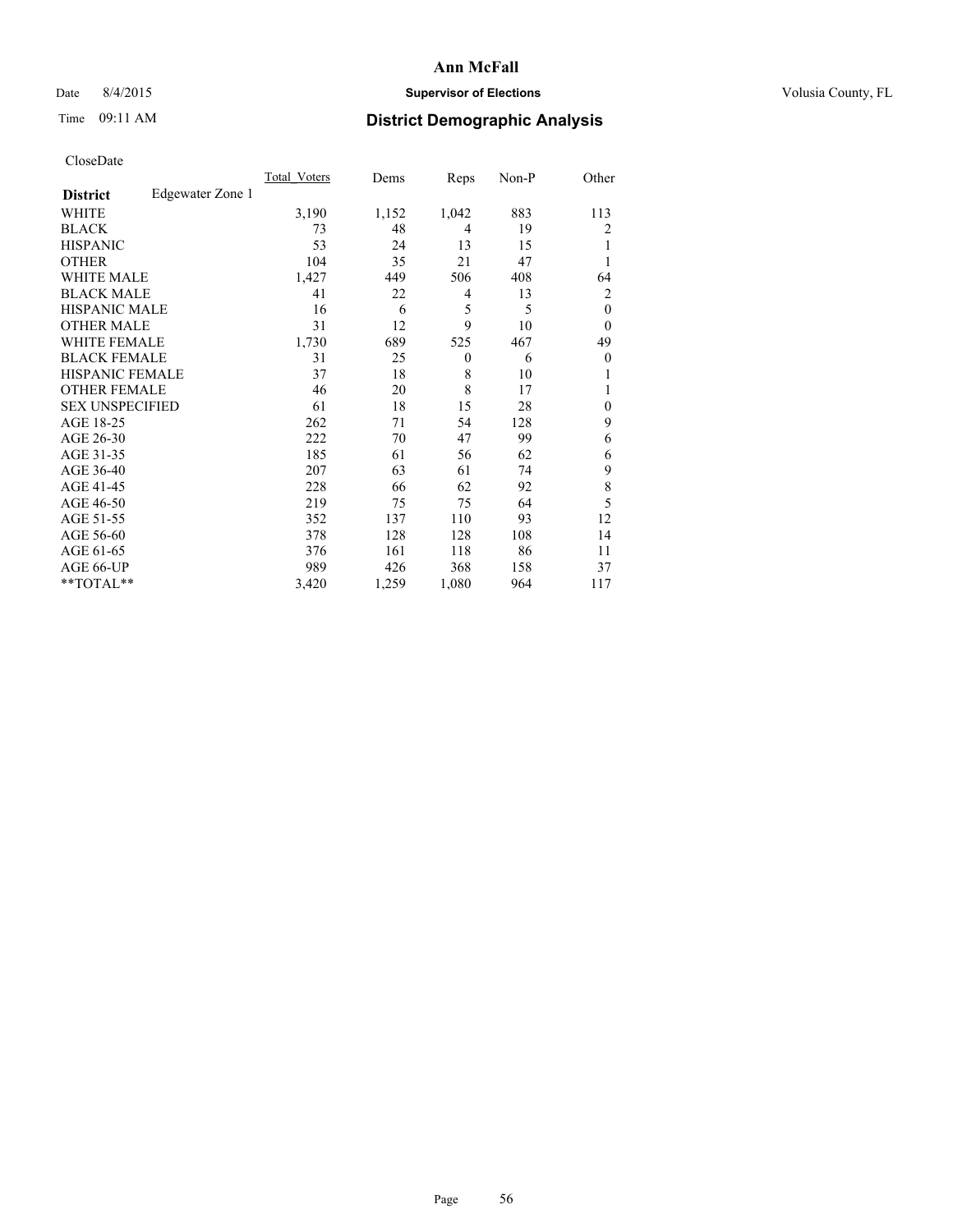# Ann McFall

Date 8/4/2015 **Supervisor of Elections** Volusia County, FL

Time 09:11 AM **District Demographic Analysis**

CloseDate

| **District** Edgewater Zone 1 | Total_Voters | Dems | Reps | Non-P | Other |
|---|---|---|---|---|---|
| WHITE | 3,190 | 1,152 | 1,042 | 883 | 113 |
| BLACK | 73 | 48 | 4 | 19 | 2 |
| HISPANIC | 53 | 24 | 13 | 15 | 1 |
| OTHER | 104 | 35 | 21 | 47 | 1 |
| WHITE MALE | 1,427 | 449 | 506 | 408 | 64 |
| BLACK MALE | 41 | 22 | 4 | 13 | 2 |
| HISPANIC MALE | 16 | 6 | 5 | 5 | 0 |
| OTHER MALE | 31 | 12 | 9 | 10 | 0 |
| WHITE FEMALE | 1,730 | 689 | 525 | 467 | 49 |
| BLACK FEMALE | 31 | 25 | 0 | 6 | 0 |
| HISPANIC FEMALE | 37 | 18 | 8 | 10 | 1 |
| OTHER FEMALE | 46 | 20 | 8 | 17 | 1 |
| SEX UNSPECIFIED | 61 | 18 | 15 | 28 | 0 |
| AGE 18-25 | 262 | 71 | 54 | 128 | 9 |
| AGE 26-30 | 222 | 70 | 47 | 99 | 6 |
| AGE 31-35 | 185 | 61 | 56 | 62 | 6 |
| AGE 36-40 | 207 | 63 | 61 | 74 | 9 |
| AGE 41-45 | 228 | 66 | 62 | 92 | 8 |
| AGE 46-50 | 219 | 75 | 75 | 64 | 5 |
| AGE 51-55 | 352 | 137 | 110 | 93 | 12 |
| AGE 56-60 | 378 | 128 | 128 | 108 | 14 |
| AGE 61-65 | 376 | 161 | 118 | 86 | 11 |
| AGE 66-UP | 989 | 426 | 368 | 158 | 37 |
| **TOTAL** | 3,420 | 1,259 | 1,080 | 964 | 117 |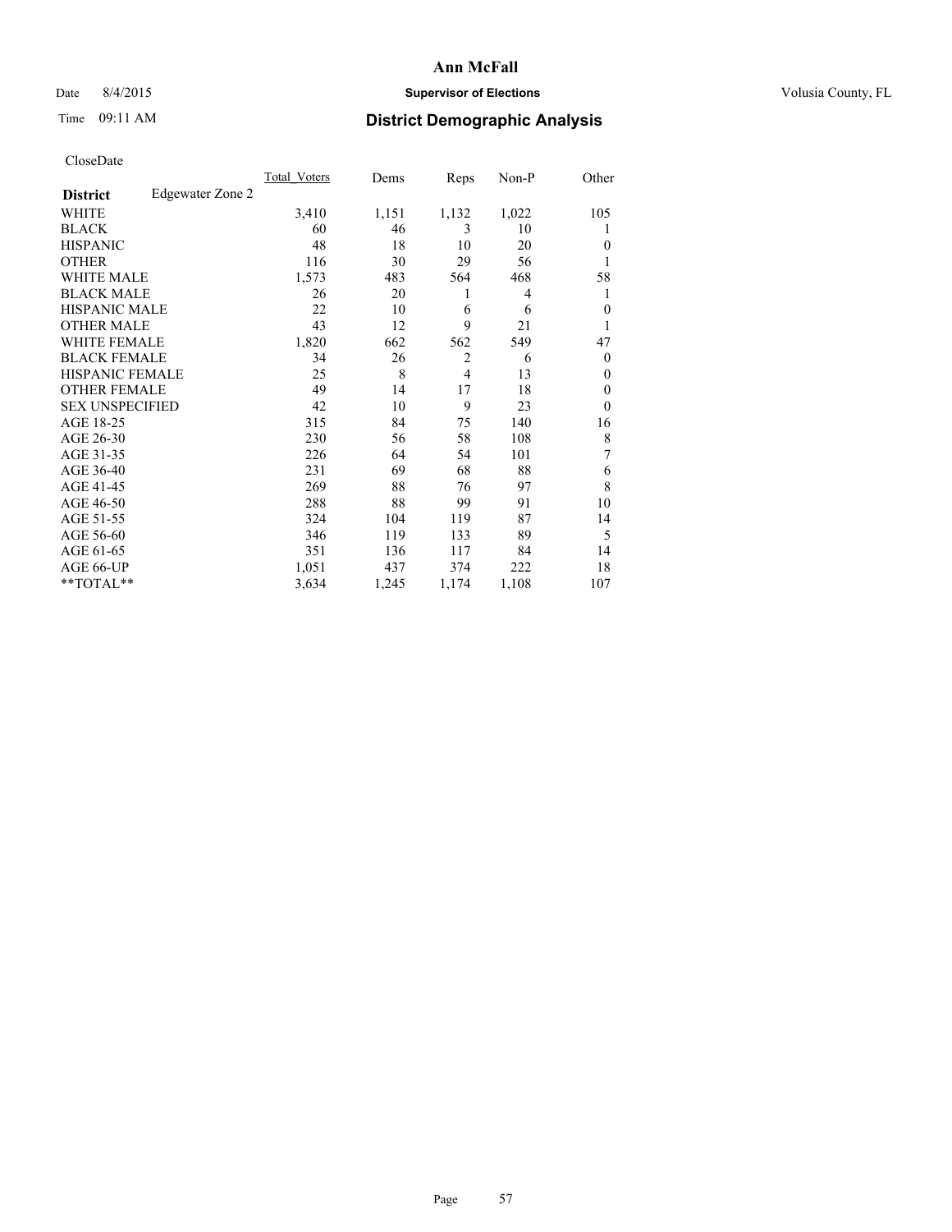# Ann McFall

Date 8/4/2015 **Supervisor of Elections** Volusia County, FL

Time 09:11 AM **District Demographic Analysis**

CloseDate

| **District** | Edgewater Zone 2 | Total_Voters | Dems | Reps | Non-P | Other |
|---|---|---|---|---|---|---|
| WHITE | | 3,410 | 1,151 | 1,132 | 1,022 | 105 |
| BLACK | | 60 | 46 | 3 | 10 | 1 |
| HISPANIC | | 48 | 18 | 10 | 20 | 0 |
| OTHER | | 116 | 30 | 29 | 56 | 1 |
| WHITE MALE | | 1,573 | 483 | 564 | 468 | 58 |
| BLACK MALE | | 26 | 20 | 1 | 4 | 1 |
| HISPANIC MALE | | 22 | 10 | 6 | 6 | 0 |
| OTHER MALE | | 43 | 12 | 9 | 21 | 1 |
| WHITE FEMALE | | 1,820 | 662 | 562 | 549 | 47 |
| BLACK FEMALE | | 34 | 26 | 2 | 6 | 0 |
| HISPANIC FEMALE | | 25 | 8 | 4 | 13 | 0 |
| OTHER FEMALE | | 49 | 14 | 17 | 18 | 0 |
| SEX UNSPECIFIED | | 42 | 10 | 9 | 23 | 0 |
| AGE 18-25 | | 315 | 84 | 75 | 140 | 16 |
| AGE 26-30 | | 230 | 56 | 58 | 108 | 8 |
| AGE 31-35 | | 226 | 64 | 54 | 101 | 7 |
| AGE 36-40 | | 231 | 69 | 68 | 88 | 6 |
| AGE 41-45 | | 269 | 88 | 76 | 97 | 8 |
| AGE 46-50 | | 288 | 88 | 99 | 91 | 10 |
| AGE 51-55 | | 324 | 104 | 119 | 87 | 14 |
| AGE 56-60 | | 346 | 119 | 133 | 89 | 5 |
| AGE 61-65 | | 351 | 136 | 117 | 84 | 14 |
| AGE 66-UP | | 1,051 | 437 | 374 | 222 | 18 |
| **TOTAL** | | 3,634 | 1,245 | 1,174 | 1,108 | 107 |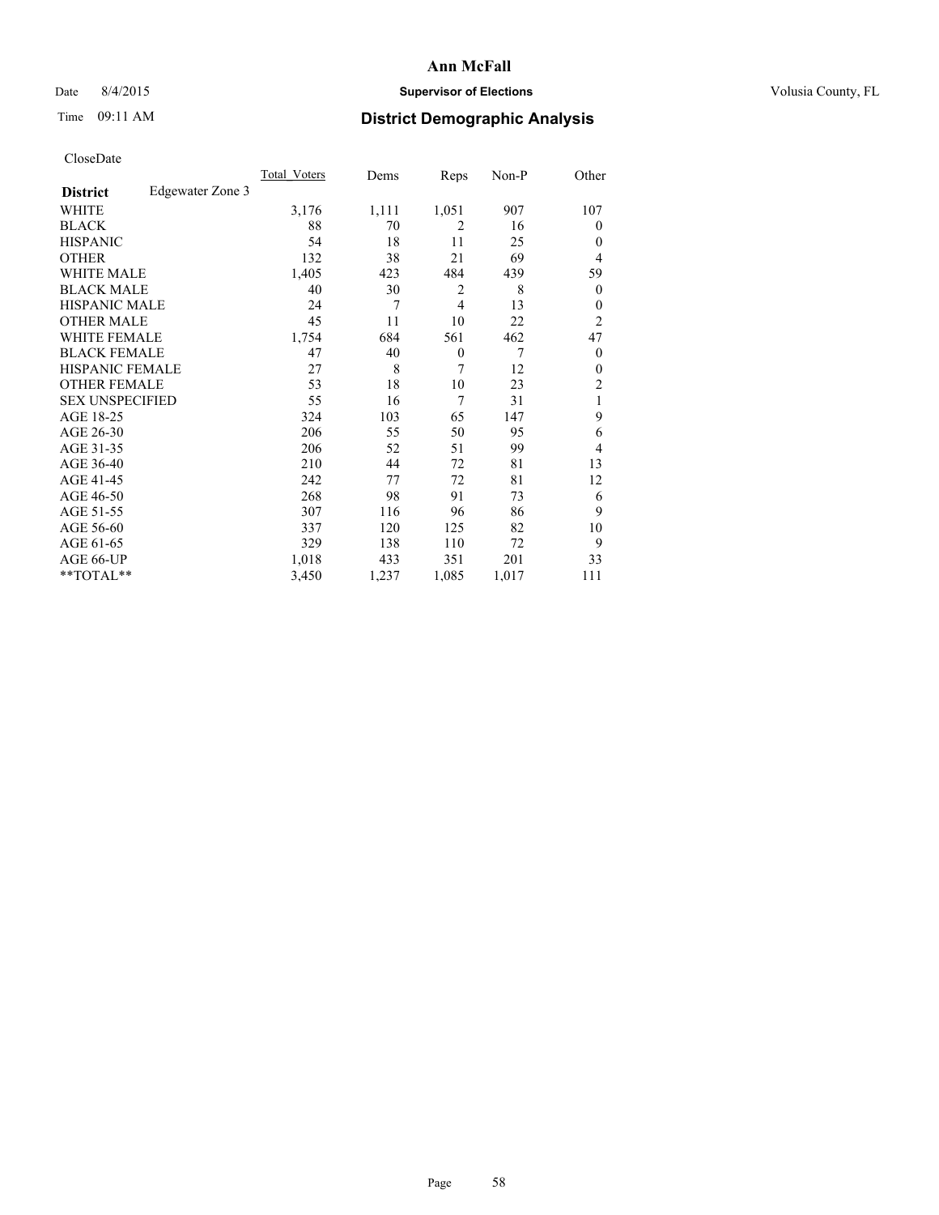# Ann McFall

Date 8/4/2015 **Supervisor of Elections** Volusia County, FL

Time 09:11 AM **District Demographic Analysis**

CloseDate

| **District** Edgewater Zone 3 | Total_Voters | Dems | Reps | Non-P | Other |
|---|---|---|---|---|---|
| WHITE | 3,176 | 1,111 | 1,051 | 907 | 107 |
| BLACK | 88 | 70 | 2 | 16 | 0 |
| HISPANIC | 54 | 18 | 11 | 25 | 0 |
| OTHER | 132 | 38 | 21 | 69 | 4 |
| WHITE MALE | 1,405 | 423 | 484 | 439 | 59 |
| BLACK MALE | 40 | 30 | 2 | 8 | 0 |
| HISPANIC MALE | 24 | 7 | 4 | 13 | 0 |
| OTHER MALE | 45 | 11 | 10 | 22 | 2 |
| WHITE FEMALE | 1,754 | 684 | 561 | 462 | 47 |
| BLACK FEMALE | 47 | 40 | 0 | 7 | 0 |
| HISPANIC FEMALE | 27 | 8 | 7 | 12 | 0 |
| OTHER FEMALE | 53 | 18 | 10 | 23 | 2 |
| SEX UNSPECIFIED | 55 | 16 | 7 | 31 | 1 |
| AGE 18-25 | 324 | 103 | 65 | 147 | 9 |
| AGE 26-30 | 206 | 55 | 50 | 95 | 6 |
| AGE 31-35 | 206 | 52 | 51 | 99 | 4 |
| AGE 36-40 | 210 | 44 | 72 | 81 | 13 |
| AGE 41-45 | 242 | 77 | 72 | 81 | 12 |
| AGE 46-50 | 268 | 98 | 91 | 73 | 6 |
| AGE 51-55 | 307 | 116 | 96 | 86 | 9 |
| AGE 56-60 | 337 | 120 | 125 | 82 | 10 |
| AGE 61-65 | 329 | 138 | 110 | 72 | 9 |
| AGE 66-UP | 1,018 | 433 | 351 | 201 | 33 |
| **TOTAL** | 3,450 | 1,237 | 1,085 | 1,017 | 111 |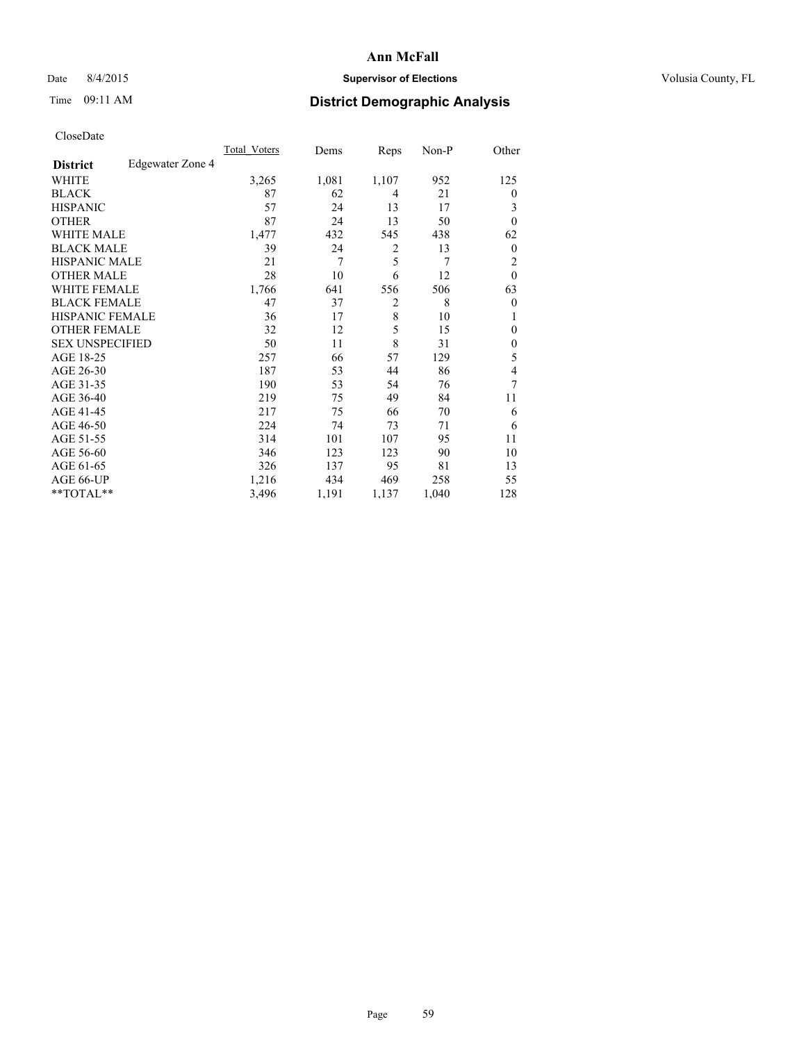# Ann McFall

Date 8/4/2015 **Supervisor of Elections** Volusia County, FL

Time 09:11 AM **District Demographic Analysis**

CloseDate

| **District** Edgewater Zone 4 | Total_Voters | Dems | Reps | Non-P | Other |
|---|---|---|---|---|---|
| WHITE | 3,265 | 1,081 | 1,107 | 952 | 125 |
| BLACK | 87 | 62 | 4 | 21 | 0 |
| HISPANIC | 57 | 24 | 13 | 17 | 3 |
| OTHER | 87 | 24 | 13 | 50 | 0 |
| WHITE MALE | 1,477 | 432 | 545 | 438 | 62 |
| BLACK MALE | 39 | 24 | 2 | 13 | 0 |
| HISPANIC MALE | 21 | 7 | 5 | 7 | 2 |
| OTHER MALE | 28 | 10 | 6 | 12 | 0 |
| WHITE FEMALE | 1,766 | 641 | 556 | 506 | 63 |
| BLACK FEMALE | 47 | 37 | 2 | 8 | 0 |
| HISPANIC FEMALE | 36 | 17 | 8 | 10 | 1 |
| OTHER FEMALE | 32 | 12 | 5 | 15 | 0 |
| SEX UNSPECIFIED | 50 | 11 | 8 | 31 | 0 |
| AGE 18-25 | 257 | 66 | 57 | 129 | 5 |
| AGE 26-30 | 187 | 53 | 44 | 86 | 4 |
| AGE 31-35 | 190 | 53 | 54 | 76 | 7 |
| AGE 36-40 | 219 | 75 | 49 | 84 | 11 |
| AGE 41-45 | 217 | 75 | 66 | 70 | 6 |
| AGE 46-50 | 224 | 74 | 73 | 71 | 6 |
| AGE 51-55 | 314 | 101 | 107 | 95 | 11 |
| AGE 56-60 | 346 | 123 | 123 | 90 | 10 |
| AGE 61-65 | 326 | 137 | 95 | 81 | 13 |
| AGE 66-UP | 1,216 | 434 | 469 | 258 | 55 |
| **TOTAL** | 3,496 | 1,191 | 1,137 | 1,040 | 128 |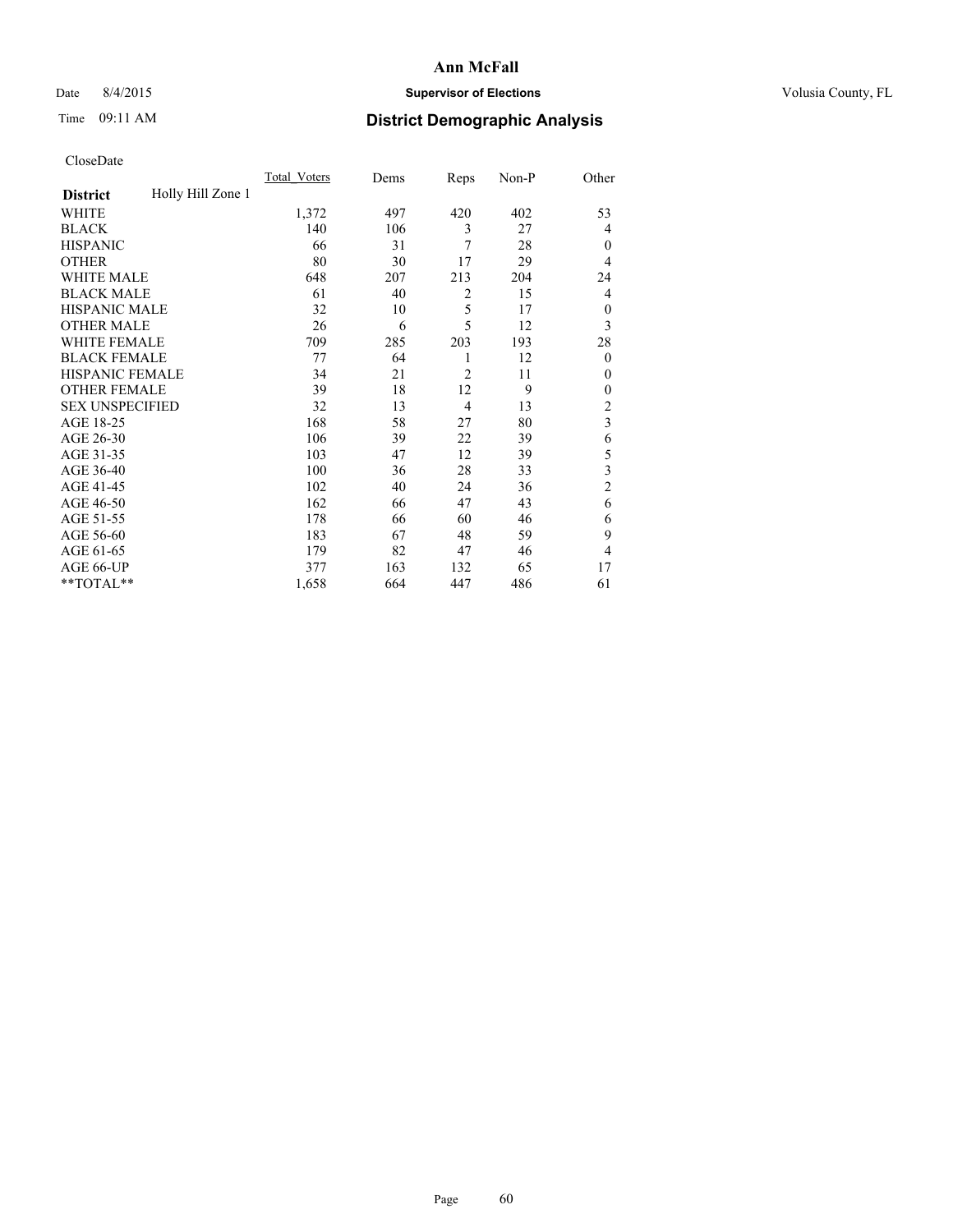# Ann McFall

Date 8/4/2015 **Supervisor of Elections** Volusia County, FL

Time 09:11 AM **District Demographic Analysis**

CloseDate

| **District** Holly Hill Zone 1 | Total_Voters | Dems | Reps | Non-P | Other |
|---|---|---|---|---|---|
| WHITE | 1,372 | 497 | 420 | 402 | 53 |
| BLACK | 140 | 106 | 3 | 27 | 4 |
| HISPANIC | 66 | 31 | 7 | 28 | 0 |
| OTHER | 80 | 30 | 17 | 29 | 4 |
| WHITE MALE | 648 | 207 | 213 | 204 | 24 |
| BLACK MALE | 61 | 40 | 2 | 15 | 4 |
| HISPANIC MALE | 32 | 10 | 5 | 17 | 0 |
| OTHER MALE | 26 | 6 | 5 | 12 | 3 |
| WHITE FEMALE | 709 | 285 | 203 | 193 | 28 |
| BLACK FEMALE | 77 | 64 | 1 | 12 | 0 |
| HISPANIC FEMALE | 34 | 21 | 2 | 11 | 0 |
| OTHER FEMALE | 39 | 18 | 12 | 9 | 0 |
| SEX UNSPECIFIED | 32 | 13 | 4 | 13 | 2 |
| AGE 18-25 | 168 | 58 | 27 | 80 | 3 |
| AGE 26-30 | 106 | 39 | 22 | 39 | 6 |
| AGE 31-35 | 103 | 47 | 12 | 39 | 5 |
| AGE 36-40 | 100 | 36 | 28 | 33 | 3 |
| AGE 41-45 | 102 | 40 | 24 | 36 | 2 |
| AGE 46-50 | 162 | 66 | 47 | 43 | 6 |
| AGE 51-55 | 178 | 66 | 60 | 46 | 6 |
| AGE 56-60 | 183 | 67 | 48 | 59 | 9 |
| AGE 61-65 | 179 | 82 | 47 | 46 | 4 |
| AGE 66-UP | 377 | 163 | 132 | 65 | 17 |
| **TOTAL** | 1,658 | 664 | 447 | 486 | 61 |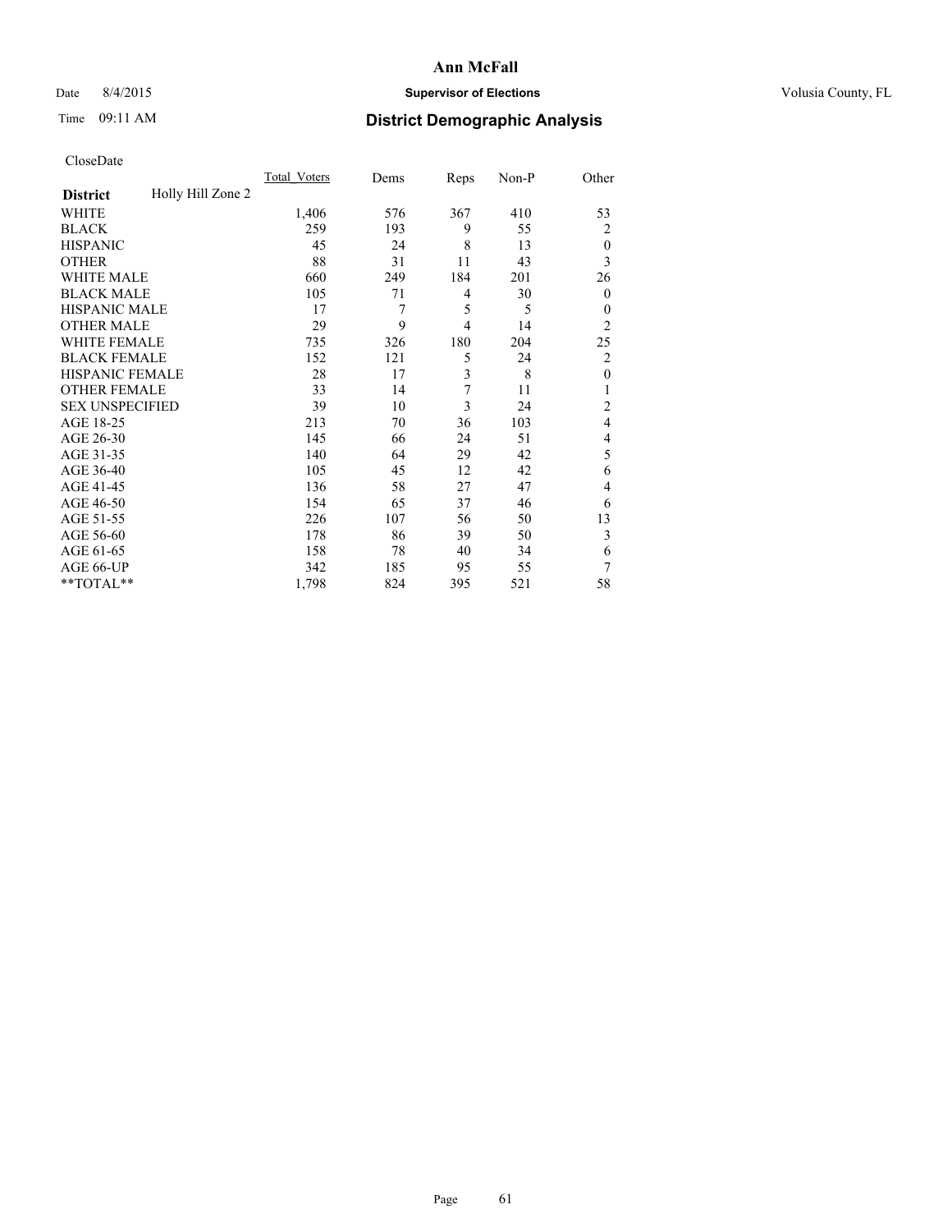# Ann McFall

Date 8/4/2015 **Supervisor of Elections** Volusia County, FL

Time 09:11 AM **District Demographic Analysis**

CloseDate

| **District** Holly Hill Zone 2 | Total_Voters | Dems | Reps | Non-P | Other |
|---|---|---|---|---|---|
| WHITE | 1,406 | 576 | 367 | 410 | 53 |
| BLACK | 259 | 193 | 9 | 55 | 2 |
| HISPANIC | 45 | 24 | 8 | 13 | 0 |
| OTHER | 88 | 31 | 11 | 43 | 3 |
| WHITE MALE | 660 | 249 | 184 | 201 | 26 |
| BLACK MALE | 105 | 71 | 4 | 30 | 0 |
| HISPANIC MALE | 17 | 7 | 5 | 5 | 0 |
| OTHER MALE | 29 | 9 | 4 | 14 | 2 |
| WHITE FEMALE | 735 | 326 | 180 | 204 | 25 |
| BLACK FEMALE | 152 | 121 | 5 | 24 | 2 |
| HISPANIC FEMALE | 28 | 17 | 3 | 8 | 0 |
| OTHER FEMALE | 33 | 14 | 7 | 11 | 1 |
| SEX UNSPECIFIED | 39 | 10 | 3 | 24 | 2 |
| AGE 18-25 | 213 | 70 | 36 | 103 | 4 |
| AGE 26-30 | 145 | 66 | 24 | 51 | 4 |
| AGE 31-35 | 140 | 64 | 29 | 42 | 5 |
| AGE 36-40 | 105 | 45 | 12 | 42 | 6 |
| AGE 41-45 | 136 | 58 | 27 | 47 | 4 |
| AGE 46-50 | 154 | 65 | 37 | 46 | 6 |
| AGE 51-55 | 226 | 107 | 56 | 50 | 13 |
| AGE 56-60 | 178 | 86 | 39 | 50 | 3 |
| AGE 61-65 | 158 | 78 | 40 | 34 | 6 |
| AGE 66-UP | 342 | 185 | 95 | 55 | 7 |
| **TOTAL** | 1,798 | 824 | 395 | 521 | 58 |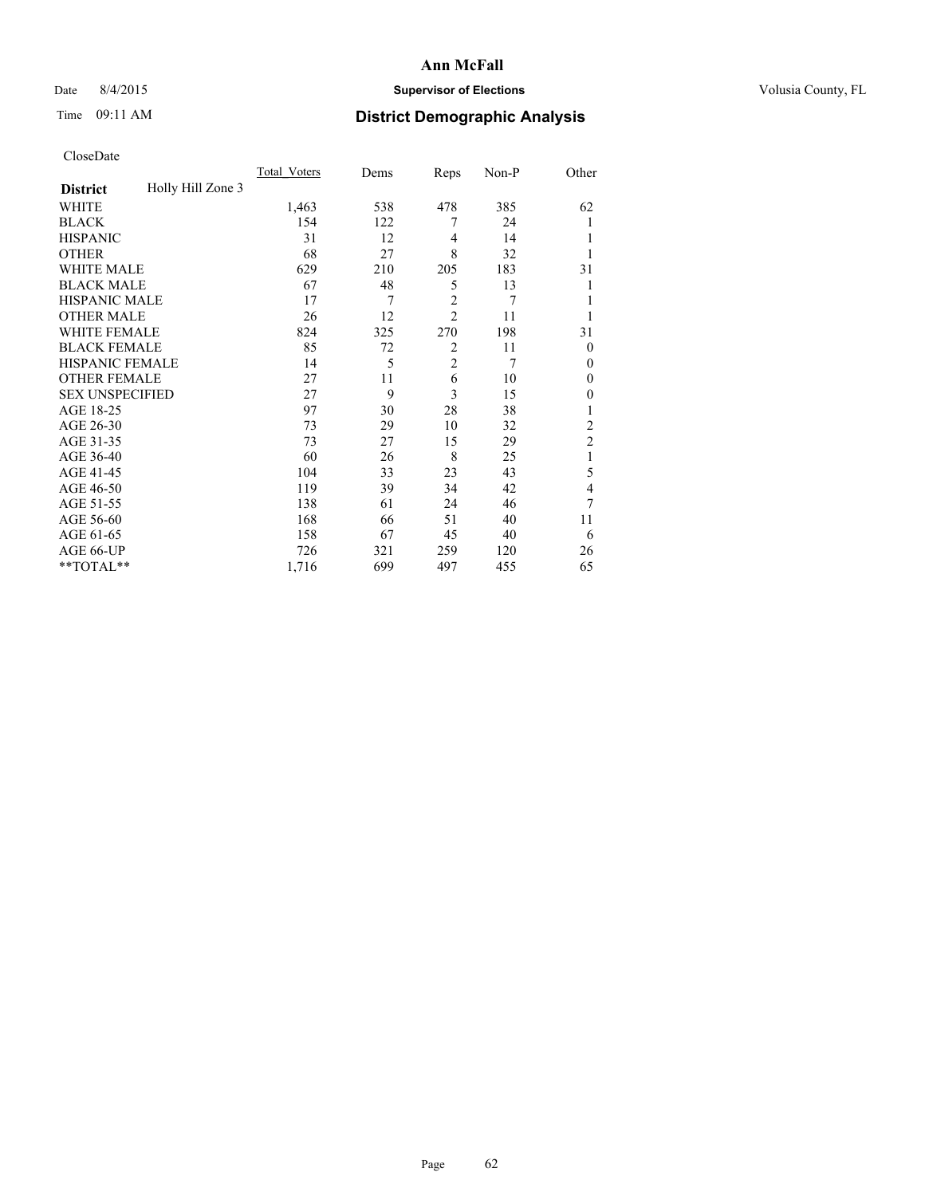**Ann McFall**

Date 8/4/2015 **Supervisor of Elections** Volusia County, FL

Time 09:11 AM **District Demographic Analysis**

CloseDate

| **District** Holly Hill Zone 3 | Total_Voters | Dems | Reps | Non-P | Other |
|---|---|---|---|---|---|
| WHITE | 1,463 | 538 | 478 | 385 | 62 |
| BLACK | 154 | 122 | 7 | 24 | 1 |
| HISPANIC | 31 | 12 | 4 | 14 | 1 |
| OTHER | 68 | 27 | 8 | 32 | 1 |
| WHITE MALE | 629 | 210 | 205 | 183 | 31 |
| BLACK MALE | 67 | 48 | 5 | 13 | 1 |
| HISPANIC MALE | 17 | 7 | 2 | 7 | 1 |
| OTHER MALE | 26 | 12 | 2 | 11 | 1 |
| WHITE FEMALE | 824 | 325 | 270 | 198 | 31 |
| BLACK FEMALE | 85 | 72 | 2 | 11 | 0 |
| HISPANIC FEMALE | 14 | 5 | 2 | 7 | 0 |
| OTHER FEMALE | 27 | 11 | 6 | 10 | 0 |
| SEX UNSPECIFIED | 27 | 9 | 3 | 15 | 0 |
| AGE 18-25 | 97 | 30 | 28 | 38 | 1 |
| AGE 26-30 | 73 | 29 | 10 | 32 | 2 |
| AGE 31-35 | 73 | 27 | 15 | 29 | 2 |
| AGE 36-40 | 60 | 26 | 8 | 25 | 1 |
| AGE 41-45 | 104 | 33 | 23 | 43 | 5 |
| AGE 46-50 | 119 | 39 | 34 | 42 | 4 |
| AGE 51-55 | 138 | 61 | 24 | 46 | 7 |
| AGE 56-60 | 168 | 66 | 51 | 40 | 11 |
| AGE 61-65 | 158 | 67 | 45 | 40 | 6 |
| AGE 66-UP | 726 | 321 | 259 | 120 | 26 |
| **TOTAL** | 1,716 | 699 | 497 | 455 | 65 |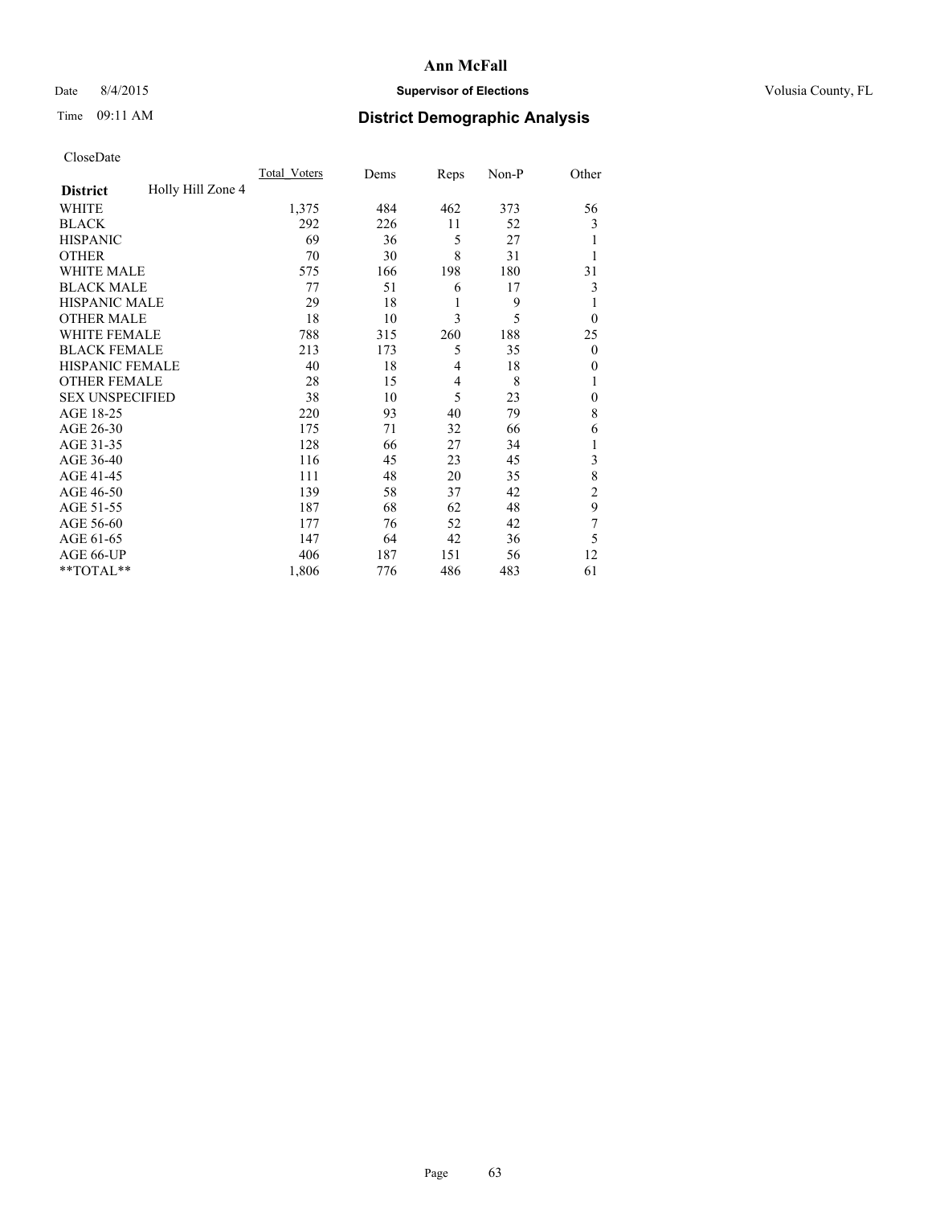Date 8/4/2015

Time 09:11 AM

# Ann McFall

## Supervisor of Elections

Volusia County, FL

## District Demographic Analysis

CloseDate

| District | Holly Hill Zone 4 | Total_Voters | Dems | Reps | Non-P | Other |
|---|---|---|---|---|---|---|
| WHITE | | 1,375 | 484 | 462 | 373 | 56 |
| BLACK | | 292 | 226 | 11 | 52 | 3 |
| HISPANIC | | 69 | 36 | 5 | 27 | 1 |
| OTHER | | 70 | 30 | 8 | 31 | 1 |
| WHITE MALE | | 575 | 166 | 198 | 180 | 31 |
| BLACK MALE | | 77 | 51 | 6 | 17 | 3 |
| HISPANIC MALE | | 29 | 18 | 1 | 9 | 1 |
| OTHER MALE | | 18 | 10 | 3 | 5 | 0 |
| WHITE FEMALE | | 788 | 315 | 260 | 188 | 25 |
| BLACK FEMALE | | 213 | 173 | 5 | 35 | 0 |
| HISPANIC FEMALE | | 40 | 18 | 4 | 18 | 0 |
| OTHER FEMALE | | 28 | 15 | 4 | 8 | 1 |
| SEX UNSPECIFIED | | 38 | 10 | 5 | 23 | 0 |
| AGE 18-25 | | 220 | 93 | 40 | 79 | 8 |
| AGE 26-30 | | 175 | 71 | 32 | 66 | 6 |
| AGE 31-35 | | 128 | 66 | 27 | 34 | 1 |
| AGE 36-40 | | 116 | 45 | 23 | 45 | 3 |
| AGE 41-45 | | 111 | 48 | 20 | 35 | 8 |
| AGE 46-50 | | 139 | 58 | 37 | 42 | 2 |
| AGE 51-55 | | 187 | 68 | 62 | 48 | 9 |
| AGE 56-60 | | 177 | 76 | 52 | 42 | 7 |
| AGE 61-65 | | 147 | 64 | 42 | 36 | 5 |
| AGE 66-UP | | 406 | 187 | 151 | 56 | 12 |
| **TOTAL** | | 1,806 | 776 | 486 | 483 | 61 |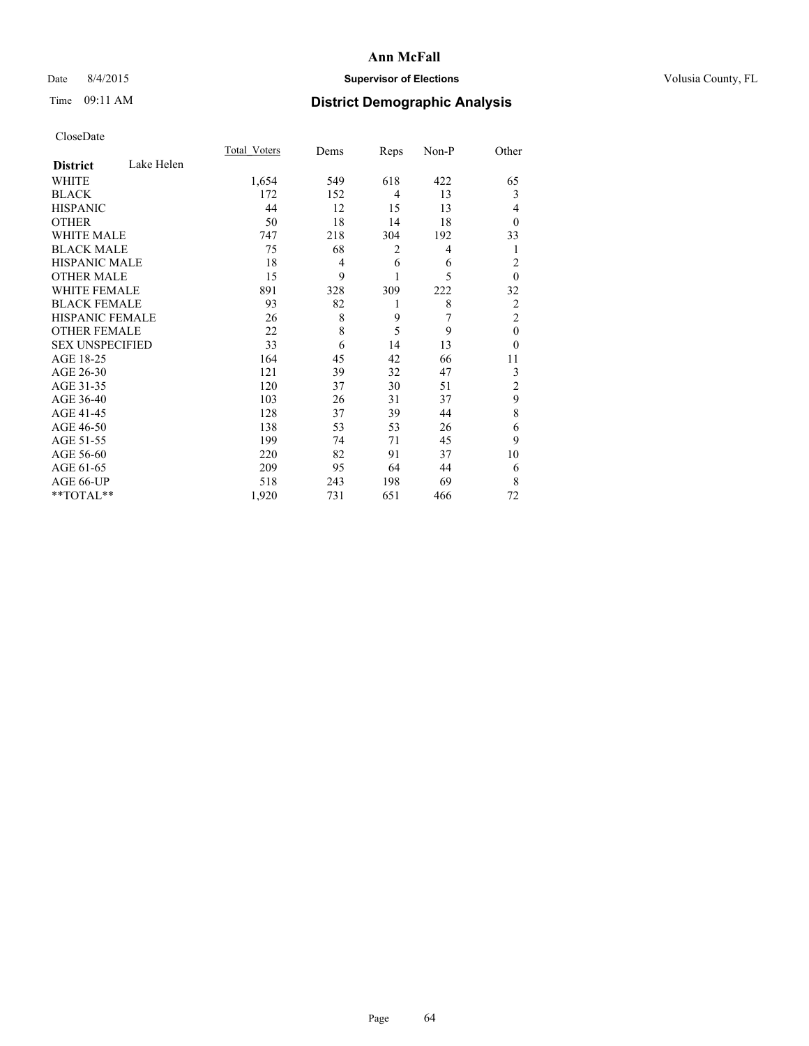# Ann McFall

Date 8/4/2015 **Supervisor of Elections** Volusia County, FL

Time 09:11 AM **District Demographic Analysis**

CloseDate

| **District** Lake Helen | Total_Voters | Dems | Reps | Non-P | Other |
|---|---|---|---|---|---|
| WHITE | 1,654 | 549 | 618 | 422 | 65 |
| BLACK | 172 | 152 | 4 | 13 | 3 |
| HISPANIC | 44 | 12 | 15 | 13 | 4 |
| OTHER | 50 | 18 | 14 | 18 | 0 |
| WHITE MALE | 747 | 218 | 304 | 192 | 33 |
| BLACK MALE | 75 | 68 | 2 | 4 | 1 |
| HISPANIC MALE | 18 | 4 | 6 | 6 | 2 |
| OTHER MALE | 15 | 9 | 1 | 5 | 0 |
| WHITE FEMALE | 891 | 328 | 309 | 222 | 32 |
| BLACK FEMALE | 93 | 82 | 1 | 8 | 2 |
| HISPANIC FEMALE | 26 | 8 | 9 | 7 | 2 |
| OTHER FEMALE | 22 | 8 | 5 | 9 | 0 |
| SEX UNSPECIFIED | 33 | 6 | 14 | 13 | 0 |
| AGE 18-25 | 164 | 45 | 42 | 66 | 11 |
| AGE 26-30 | 121 | 39 | 32 | 47 | 3 |
| AGE 31-35 | 120 | 37 | 30 | 51 | 2 |
| AGE 36-40 | 103 | 26 | 31 | 37 | 9 |
| AGE 41-45 | 128 | 37 | 39 | 44 | 8 |
| AGE 46-50 | 138 | 53 | 53 | 26 | 6 |
| AGE 51-55 | 199 | 74 | 71 | 45 | 9 |
| AGE 56-60 | 220 | 82 | 91 | 37 | 10 |
| AGE 61-65 | 209 | 95 | 64 | 44 | 6 |
| AGE 66-UP | 518 | 243 | 198 | 69 | 8 |
| **TOTAL** | 1,920 | 731 | 651 | 466 | 72 |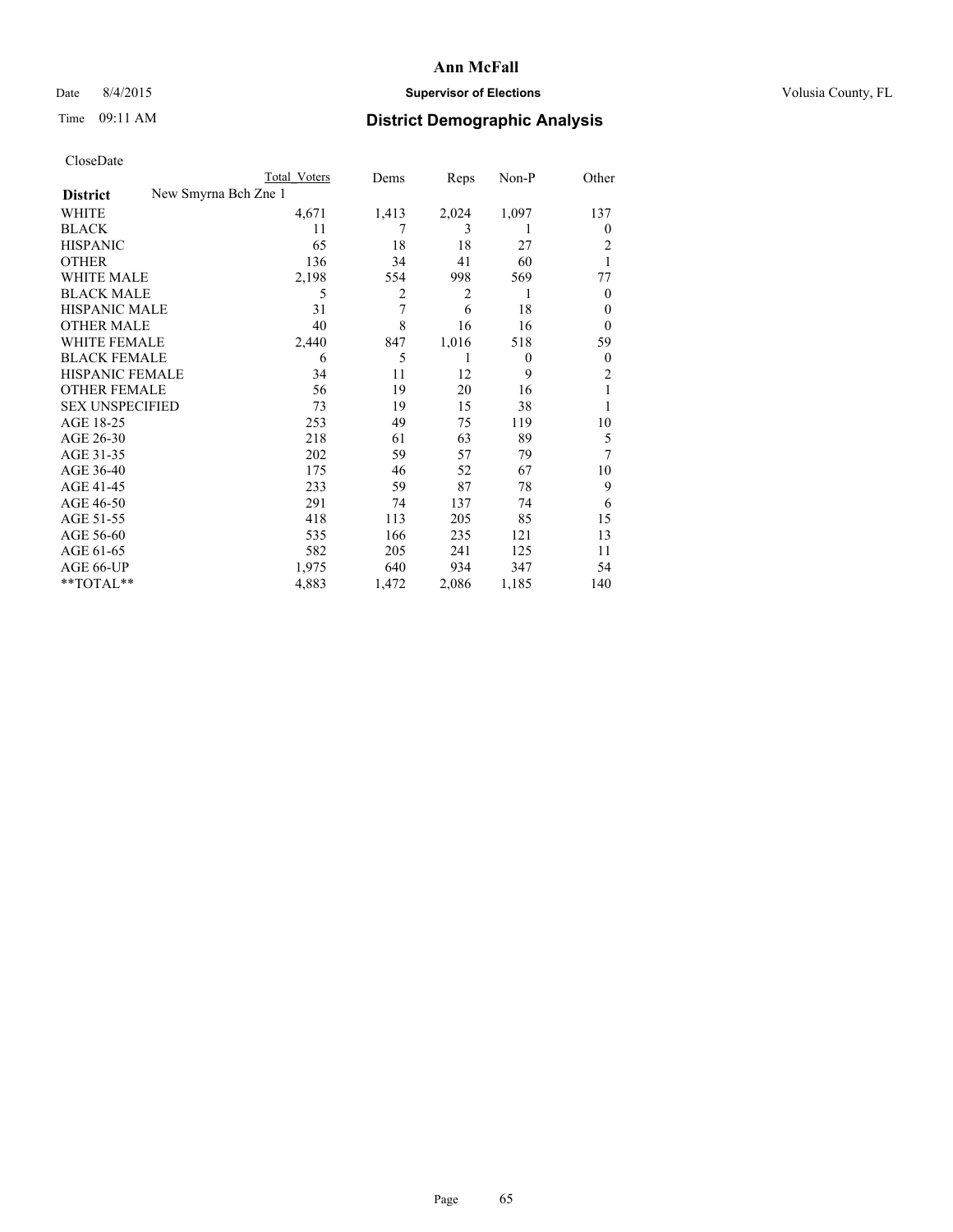# Ann McFall

Date 8/4/2015 **Supervisor of Elections** Volusia County, FL

Time 09:11 AM **District Demographic Analysis**

CloseDate

| | Total Voters | Dems | Reps | Non-P | Other |
|---|---|---|---|---|---|
| **District** New Smyrna Bch Zne 1 | | | | | |
| WHITE | 4,671 | 1,413 | 2,024 | 1,097 | 137 |
| BLACK | 11 | 7 | 3 | 1 | 0 |
| HISPANIC | 65 | 18 | 18 | 27 | 2 |
| OTHER | 136 | 34 | 41 | 60 | 1 |
| WHITE MALE | 2,198 | 554 | 998 | 569 | 77 |
| BLACK MALE | 5 | 2 | 2 | 1 | 0 |
| HISPANIC MALE | 31 | 7 | 6 | 18 | 0 |
| OTHER MALE | 40 | 8 | 16 | 16 | 0 |
| WHITE FEMALE | 2,440 | 847 | 1,016 | 518 | 59 |
| BLACK FEMALE | 6 | 5 | 1 | 0 | 0 |
| HISPANIC FEMALE | 34 | 11 | 12 | 9 | 2 |
| OTHER FEMALE | 56 | 19 | 20 | 16 | 1 |
| SEX UNSPECIFIED | 73 | 19 | 15 | 38 | 1 |
| AGE 18-25 | 253 | 49 | 75 | 119 | 10 |
| AGE 26-30 | 218 | 61 | 63 | 89 | 5 |
| AGE 31-35 | 202 | 59 | 57 | 79 | 7 |
| AGE 36-40 | 175 | 46 | 52 | 67 | 10 |
| AGE 41-45 | 233 | 59 | 87 | 78 | 9 |
| AGE 46-50 | 291 | 74 | 137 | 74 | 6 |
| AGE 51-55 | 418 | 113 | 205 | 85 | 15 |
| AGE 56-60 | 535 | 166 | 235 | 121 | 13 |
| AGE 61-65 | 582 | 205 | 241 | 125 | 11 |
| AGE 66-UP | 1,975 | 640 | 934 | 347 | 54 |
| **TOTAL** | 4,883 | 1,472 | 2,086 | 1,185 | 140 |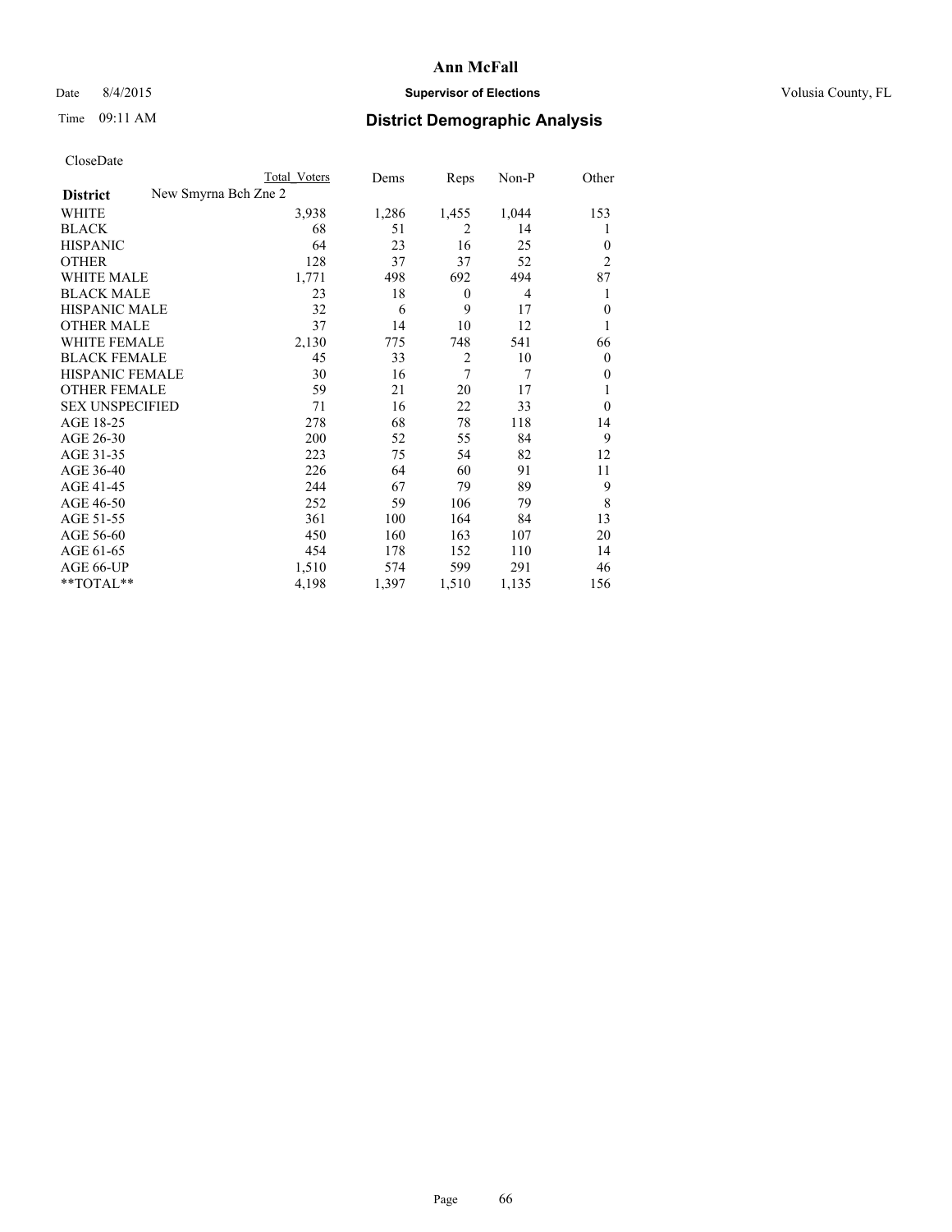Date 8/4/2015

Time 09:11 AM

# Ann McFall

## Supervisor of Elections

Volusia County, FL

## District Demographic Analysis

CloseDate

| District | New Smyrna Bch Zne 2 | Total Voters | Dems | Reps | Non-P | Other |
|---|---|---|---|---|---|---|
| WHITE | | 3,938 | 1,286 | 1,455 | 1,044 | 153 |
| BLACK | | 68 | 51 | 2 | 14 | 1 |
| HISPANIC | | 64 | 23 | 16 | 25 | 0 |
| OTHER | | 128 | 37 | 37 | 52 | 2 |
| WHITE MALE | | 1,771 | 498 | 692 | 494 | 87 |
| BLACK MALE | | 23 | 18 | 0 | 4 | 1 |
| HISPANIC MALE | | 32 | 6 | 9 | 17 | 0 |
| OTHER MALE | | 37 | 14 | 10 | 12 | 1 |
| WHITE FEMALE | | 2,130 | 775 | 748 | 541 | 66 |
| BLACK FEMALE | | 45 | 33 | 2 | 10 | 0 |
| HISPANIC FEMALE | | 30 | 16 | 7 | 7 | 0 |
| OTHER FEMALE | | 59 | 21 | 20 | 17 | 1 |
| SEX UNSPECIFIED | | 71 | 16 | 22 | 33 | 0 |
| AGE 18-25 | | 278 | 68 | 78 | 118 | 14 |
| AGE 26-30 | | 200 | 52 | 55 | 84 | 9 |
| AGE 31-35 | | 223 | 75 | 54 | 82 | 12 |
| AGE 36-40 | | 226 | 64 | 60 | 91 | 11 |
| AGE 41-45 | | 244 | 67 | 79 | 89 | 9 |
| AGE 46-50 | | 252 | 59 | 106 | 79 | 8 |
| AGE 51-55 | | 361 | 100 | 164 | 84 | 13 |
| AGE 56-60 | | 450 | 160 | 163 | 107 | 20 |
| AGE 61-65 | | 454 | 178 | 152 | 110 | 14 |
| AGE 66-UP | | 1,510 | 574 | 599 | 291 | 46 |
| **TOTAL** | | 4,198 | 1,397 | 1,510 | 1,135 | 156 |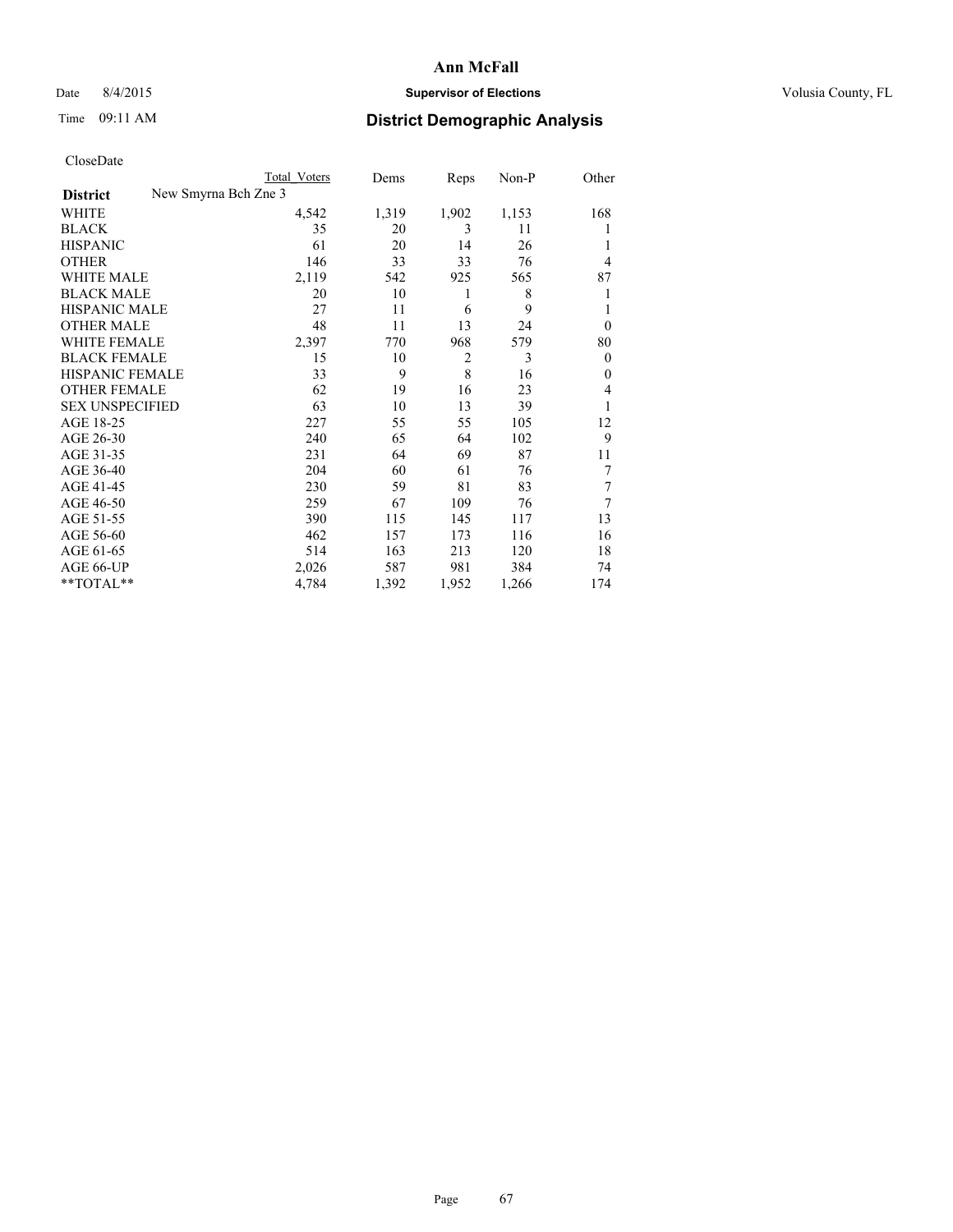# Ann McFall

Date 8/4/2015 **Supervisor of Elections** Volusia County, FL

Time 09:11 AM **District Demographic Analysis**

CloseDate

| District | New Smyrna Bch Zne 3 | Total Voters | Dems | Reps | Non-P | Other |
|---|---|---|---|---|---|---|
| WHITE | | 4,542 | 1,319 | 1,902 | 1,153 | 168 |
| BLACK | | 35 | 20 | 3 | 11 | 1 |
| HISPANIC | | 61 | 20 | 14 | 26 | 1 |
| OTHER | | 146 | 33 | 33 | 76 | 4 |
| WHITE MALE | | 2,119 | 542 | 925 | 565 | 87 |
| BLACK MALE | | 20 | 10 | 1 | 8 | 1 |
| HISPANIC MALE | | 27 | 11 | 6 | 9 | 1 |
| OTHER MALE | | 48 | 11 | 13 | 24 | 0 |
| WHITE FEMALE | | 2,397 | 770 | 968 | 579 | 80 |
| BLACK FEMALE | | 15 | 10 | 2 | 3 | 0 |
| HISPANIC FEMALE | | 33 | 9 | 8 | 16 | 0 |
| OTHER FEMALE | | 62 | 19 | 16 | 23 | 4 |
| SEX UNSPECIFIED | | 63 | 10 | 13 | 39 | 1 |
| AGE 18-25 | | 227 | 55 | 55 | 105 | 12 |
| AGE 26-30 | | 240 | 65 | 64 | 102 | 9 |
| AGE 31-35 | | 231 | 64 | 69 | 87 | 11 |
| AGE 36-40 | | 204 | 60 | 61 | 76 | 7 |
| AGE 41-45 | | 230 | 59 | 81 | 83 | 7 |
| AGE 46-50 | | 259 | 67 | 109 | 76 | 7 |
| AGE 51-55 | | 390 | 115 | 145 | 117 | 13 |
| AGE 56-60 | | 462 | 157 | 173 | 116 | 16 |
| AGE 61-65 | | 514 | 163 | 213 | 120 | 18 |
| AGE 66-UP | | 2,026 | 587 | 981 | 384 | 74 |
| **TOTAL** | | 4,784 | 1,392 | 1,952 | 1,266 | 174 |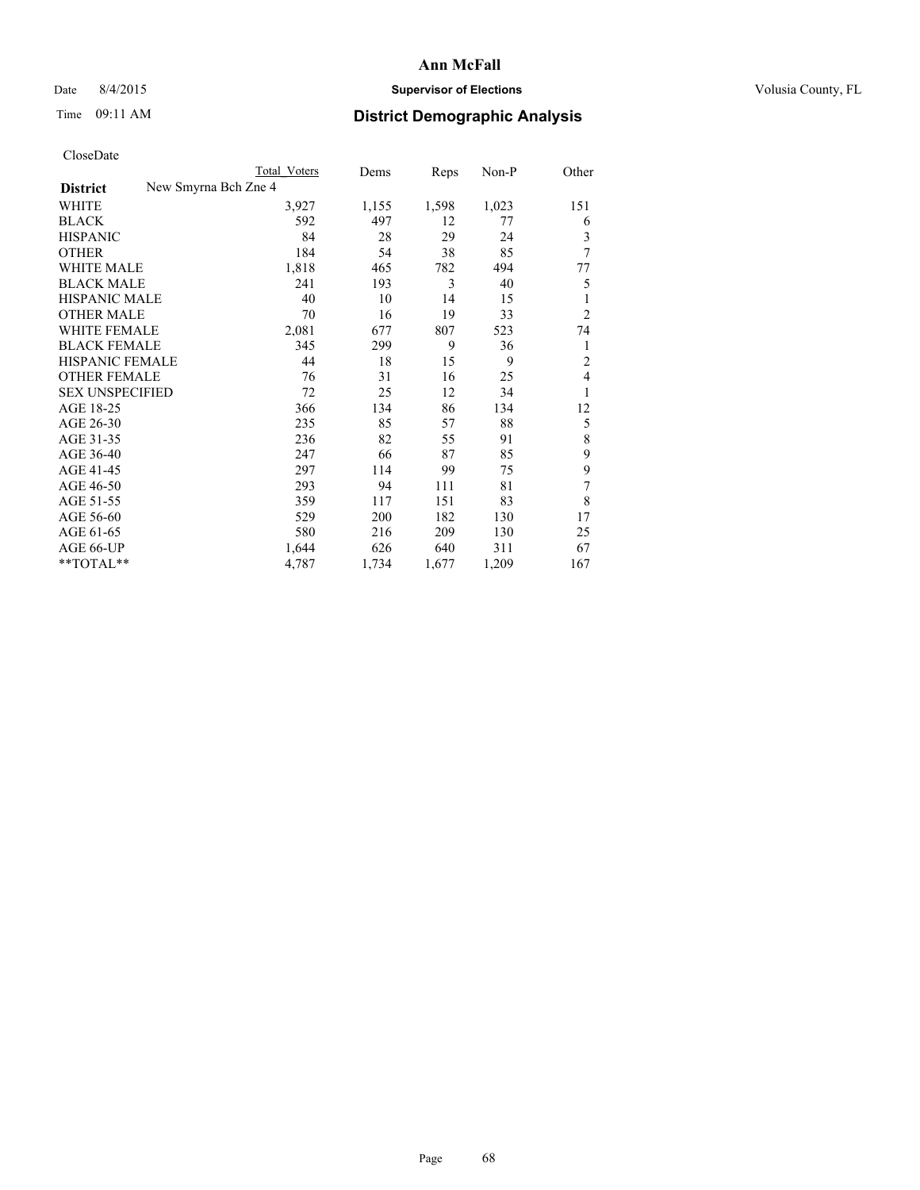**Ann McFall**

Date 8/4/2015 **Supervisor of Elections** Volusia County, FL

Time 09:11 AM **District Demographic Analysis**

CloseDate

| District | New Smyrna Bch Zne 4 | Total Voters | Dems | Reps | Non-P | Other |
|---|---|---|---|---|---|---|
| WHITE | | 3,927 | 1,155 | 1,598 | 1,023 | 151 |
| BLACK | | 592 | 497 | 12 | 77 | 6 |
| HISPANIC | | 84 | 28 | 29 | 24 | 3 |
| OTHER | | 184 | 54 | 38 | 85 | 7 |
| WHITE MALE | | 1,818 | 465 | 782 | 494 | 77 |
| BLACK MALE | | 241 | 193 | 3 | 40 | 5 |
| HISPANIC MALE | | 40 | 10 | 14 | 15 | 1 |
| OTHER MALE | | 70 | 16 | 19 | 33 | 2 |
| WHITE FEMALE | | 2,081 | 677 | 807 | 523 | 74 |
| BLACK FEMALE | | 345 | 299 | 9 | 36 | 1 |
| HISPANIC FEMALE | | 44 | 18 | 15 | 9 | 2 |
| OTHER FEMALE | | 76 | 31 | 16 | 25 | 4 |
| SEX UNSPECIFIED | | 72 | 25 | 12 | 34 | 1 |
| AGE 18-25 | | 366 | 134 | 86 | 134 | 12 |
| AGE 26-30 | | 235 | 85 | 57 | 88 | 5 |
| AGE 31-35 | | 236 | 82 | 55 | 91 | 8 |
| AGE 36-40 | | 247 | 66 | 87 | 85 | 9 |
| AGE 41-45 | | 297 | 114 | 99 | 75 | 9 |
| AGE 46-50 | | 293 | 94 | 111 | 81 | 7 |
| AGE 51-55 | | 359 | 117 | 151 | 83 | 8 |
| AGE 56-60 | | 529 | 200 | 182 | 130 | 17 |
| AGE 61-65 | | 580 | 216 | 209 | 130 | 25 |
| AGE 66-UP | | 1,644 | 626 | 640 | 311 | 67 |
| **TOTAL** | | 4,787 | 1,734 | 1,677 | 1,209 | 167 |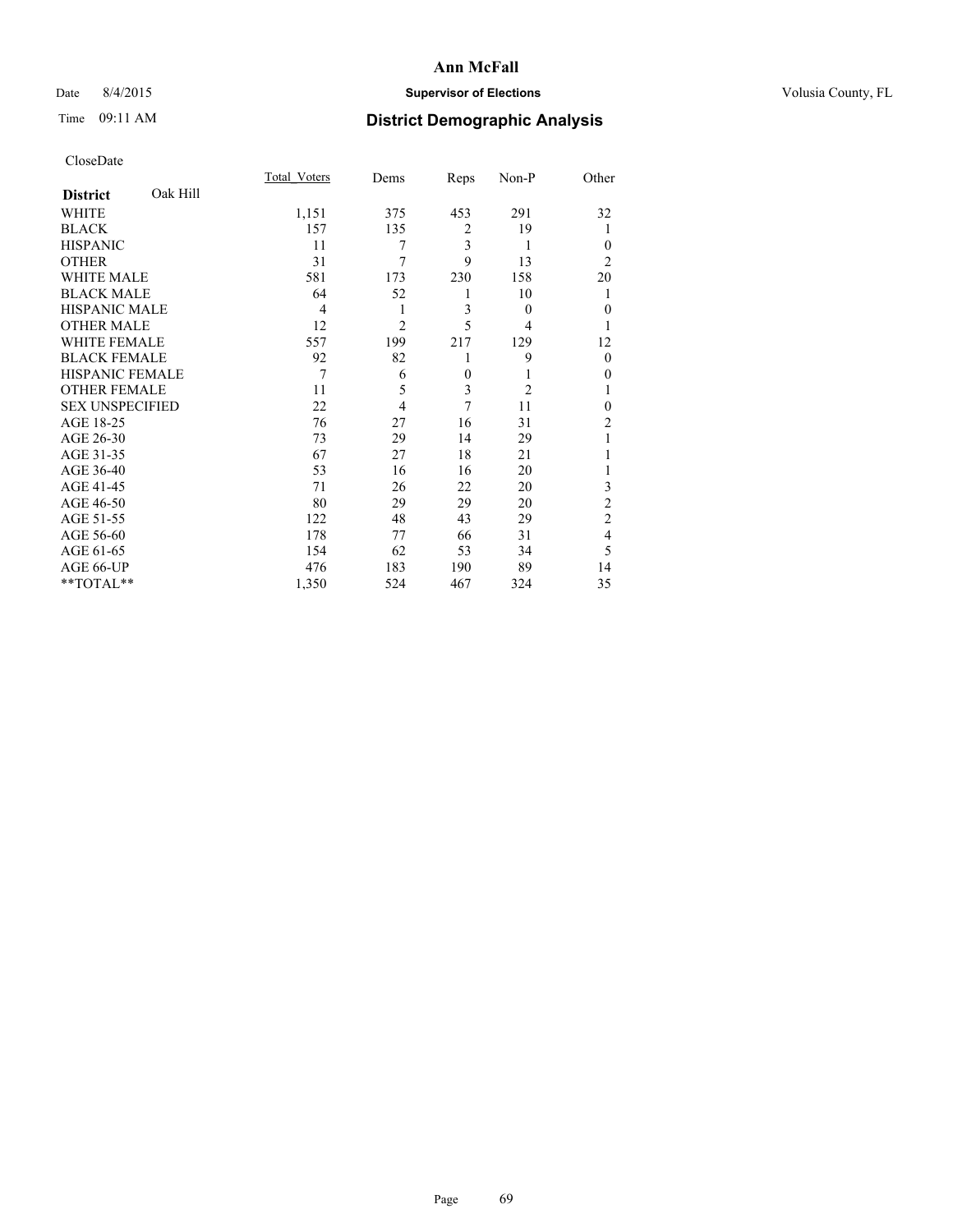# Ann McFall

Date 8/4/2015 **Supervisor of Elections** Volusia County, FL

Time 09:11 AM **District Demographic Analysis**

CloseDate

| District | Oak Hill | Total_Voters | Dems | Reps | Non-P | Other |
|---|---|---|---|---|---|---|
| WHITE | | 1,151 | 375 | 453 | 291 | 32 |
| BLACK | | 157 | 135 | 2 | 19 | 1 |
| HISPANIC | | 11 | 7 | 3 | 1 | 0 |
| OTHER | | 31 | 7 | 9 | 13 | 2 |
| WHITE MALE | | 581 | 173 | 230 | 158 | 20 |
| BLACK MALE | | 64 | 52 | 1 | 10 | 1 |
| HISPANIC MALE | | 4 | 1 | 3 | 0 | 0 |
| OTHER MALE | | 12 | 2 | 5 | 4 | 1 |
| WHITE FEMALE | | 557 | 199 | 217 | 129 | 12 |
| BLACK FEMALE | | 92 | 82 | 1 | 9 | 0 |
| HISPANIC FEMALE | | 7 | 6 | 0 | 1 | 0 |
| OTHER FEMALE | | 11 | 5 | 3 | 2 | 1 |
| SEX UNSPECIFIED | | 22 | 4 | 7 | 11 | 0 |
| AGE 18-25 | | 76 | 27 | 16 | 31 | 2 |
| AGE 26-30 | | 73 | 29 | 14 | 29 | 1 |
| AGE 31-35 | | 67 | 27 | 18 | 21 | 1 |
| AGE 36-40 | | 53 | 16 | 16 | 20 | 1 |
| AGE 41-45 | | 71 | 26 | 22 | 20 | 3 |
| AGE 46-50 | | 80 | 29 | 29 | 20 | 2 |
| AGE 51-55 | | 122 | 48 | 43 | 29 | 2 |
| AGE 56-60 | | 178 | 77 | 66 | 31 | 4 |
| AGE 61-65 | | 154 | 62 | 53 | 34 | 5 |
| AGE 66-UP | | 476 | 183 | 190 | 89 | 14 |
| **TOTAL** | | 1,350 | 524 | 467 | 324 | 35 |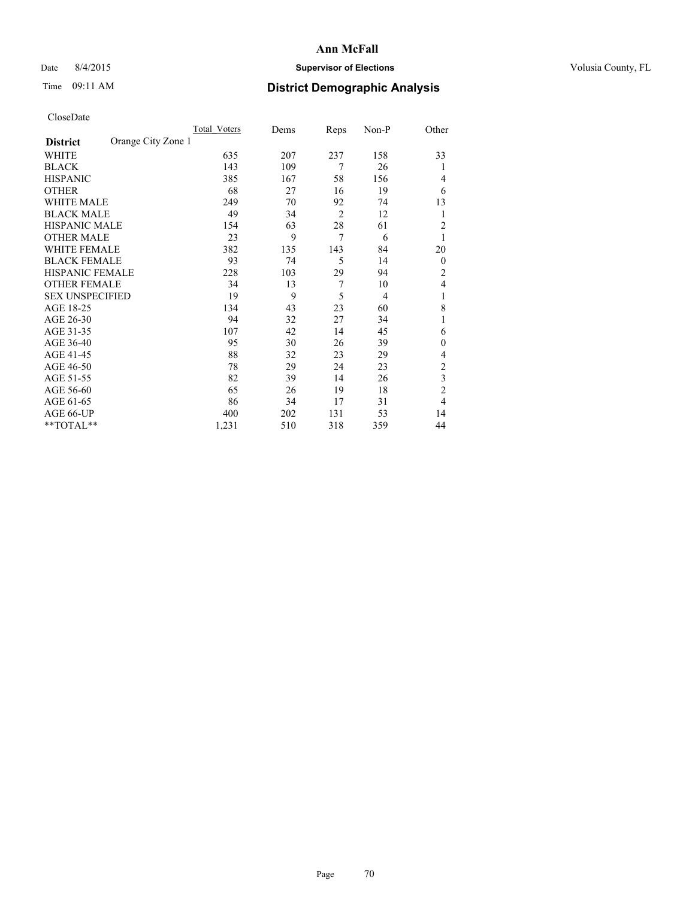**Ann McFall**

Date 8/4/2015 **Supervisor of Elections** Volusia County, FL

Time 09:11 AM **District Demographic Analysis**

CloseDate

| District | Orange City Zone 1 | Total_Voters | Dems | Reps | Non-P | Other |
|---|---|---|---|---|---|---|
| WHITE | | 635 | 207 | 237 | 158 | 33 |
| BLACK | | 143 | 109 | 7 | 26 | 1 |
| HISPANIC | | 385 | 167 | 58 | 156 | 4 |
| OTHER | | 68 | 27 | 16 | 19 | 6 |
| WHITE MALE | | 249 | 70 | 92 | 74 | 13 |
| BLACK MALE | | 49 | 34 | 2 | 12 | 1 |
| HISPANIC MALE | | 154 | 63 | 28 | 61 | 2 |
| OTHER MALE | | 23 | 9 | 7 | 6 | 1 |
| WHITE FEMALE | | 382 | 135 | 143 | 84 | 20 |
| BLACK FEMALE | | 93 | 74 | 5 | 14 | 0 |
| HISPANIC FEMALE | | 228 | 103 | 29 | 94 | 2 |
| OTHER FEMALE | | 34 | 13 | 7 | 10 | 4 |
| SEX UNSPECIFIED | | 19 | 9 | 5 | 4 | 1 |
| AGE 18-25 | | 134 | 43 | 23 | 60 | 8 |
| AGE 26-30 | | 94 | 32 | 27 | 34 | 1 |
| AGE 31-35 | | 107 | 42 | 14 | 45 | 6 |
| AGE 36-40 | | 95 | 30 | 26 | 39 | 0 |
| AGE 41-45 | | 88 | 32 | 23 | 29 | 4 |
| AGE 46-50 | | 78 | 29 | 24 | 23 | 2 |
| AGE 51-55 | | 82 | 39 | 14 | 26 | 3 |
| AGE 56-60 | | 65 | 26 | 19 | 18 | 2 |
| AGE 61-65 | | 86 | 34 | 17 | 31 | 4 |
| AGE 66-UP | | 400 | 202 | 131 | 53 | 14 |
| **TOTAL** | | 1,231 | 510 | 318 | 359 | 44 |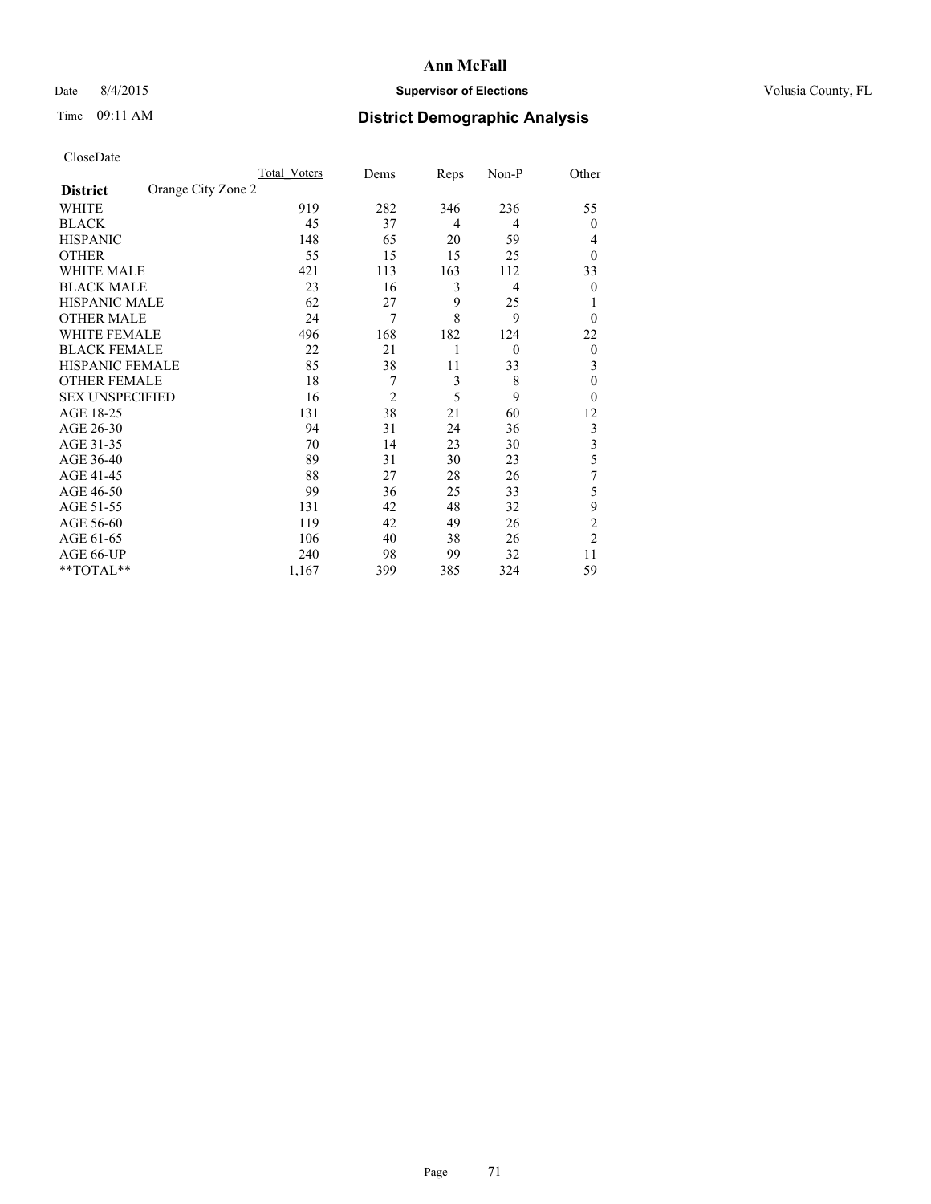# Ann McFall

Date 8/4/2015 **Supervisor of Elections** Volusia County, FL

Time 09:11 AM **District Demographic Analysis**

CloseDate

| | Total_Voters | Dems | Reps | Non-P | Other |
|---|---|---|---|---|---|
| **District** Orange City Zone 2 | | | | | |
| WHITE | 919 | 282 | 346 | 236 | 55 |
| BLACK | 45 | 37 | 4 | 4 | 0 |
| HISPANIC | 148 | 65 | 20 | 59 | 4 |
| OTHER | 55 | 15 | 15 | 25 | 0 |
| WHITE MALE | 421 | 113 | 163 | 112 | 33 |
| BLACK MALE | 23 | 16 | 3 | 4 | 0 |
| HISPANIC MALE | 62 | 27 | 9 | 25 | 1 |
| OTHER MALE | 24 | 7 | 8 | 9 | 0 |
| WHITE FEMALE | 496 | 168 | 182 | 124 | 22 |
| BLACK FEMALE | 22 | 21 | 1 | 0 | 0 |
| HISPANIC FEMALE | 85 | 38 | 11 | 33 | 3 |
| OTHER FEMALE | 18 | 7 | 3 | 8 | 0 |
| SEX UNSPECIFIED | 16 | 2 | 5 | 9 | 0 |
| AGE 18-25 | 131 | 38 | 21 | 60 | 12 |
| AGE 26-30 | 94 | 31 | 24 | 36 | 3 |
| AGE 31-35 | 70 | 14 | 23 | 30 | 3 |
| AGE 36-40 | 89 | 31 | 30 | 23 | 5 |
| AGE 41-45 | 88 | 27 | 28 | 26 | 7 |
| AGE 46-50 | 99 | 36 | 25 | 33 | 5 |
| AGE 51-55 | 131 | 42 | 48 | 32 | 9 |
| AGE 56-60 | 119 | 42 | 49 | 26 | 2 |
| AGE 61-65 | 106 | 40 | 38 | 26 | 2 |
| AGE 66-UP | 240 | 98 | 99 | 32 | 11 |
| **TOTAL** | 1,167 | 399 | 385 | 324 | 59 |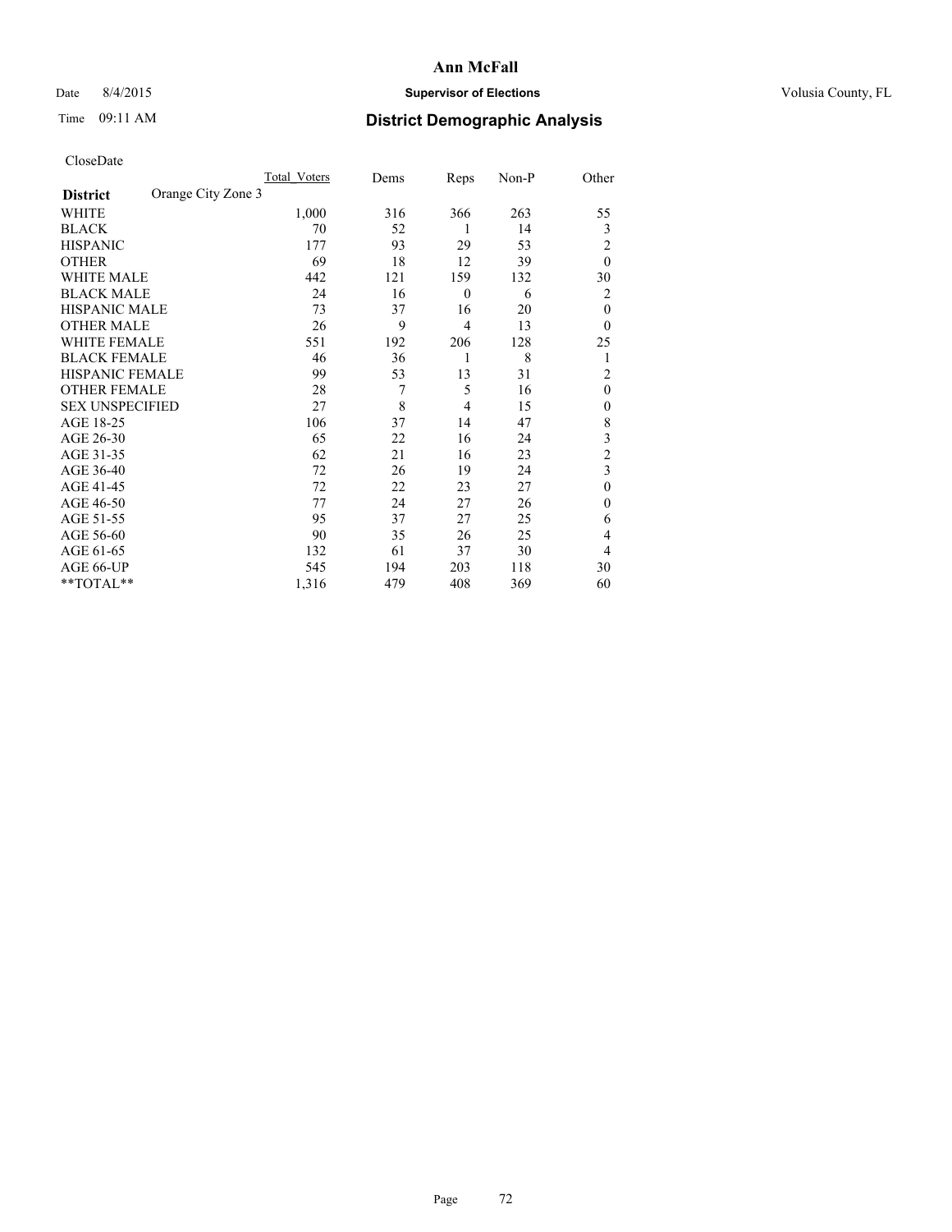# Ann McFall

Date 8/4/2015 **Supervisor of Elections** Volusia County, FL

Time 09:11 AM **District Demographic Analysis**

CloseDate

| **District** | Orange City Zone 3 | Total_Voters | Dems | Reps | Non-P | Other |
|---|---|---|---|---|---|---|
| WHITE | | 1,000 | 316 | 366 | 263 | 55 |
| BLACK | | 70 | 52 | 1 | 14 | 3 |
| HISPANIC | | 177 | 93 | 29 | 53 | 2 |
| OTHER | | 69 | 18 | 12 | 39 | 0 |
| WHITE MALE | | 442 | 121 | 159 | 132 | 30 |
| BLACK MALE | | 24 | 16 | 0 | 6 | 2 |
| HISPANIC MALE | | 73 | 37 | 16 | 20 | 0 |
| OTHER MALE | | 26 | 9 | 4 | 13 | 0 |
| WHITE FEMALE | | 551 | 192 | 206 | 128 | 25 |
| BLACK FEMALE | | 46 | 36 | 1 | 8 | 1 |
| HISPANIC FEMALE | | 99 | 53 | 13 | 31 | 2 |
| OTHER FEMALE | | 28 | 7 | 5 | 16 | 0 |
| SEX UNSPECIFIED | | 27 | 8 | 4 | 15 | 0 |
| AGE 18-25 | | 106 | 37 | 14 | 47 | 8 |
| AGE 26-30 | | 65 | 22 | 16 | 24 | 3 |
| AGE 31-35 | | 62 | 21 | 16 | 23 | 2 |
| AGE 36-40 | | 72 | 26 | 19 | 24 | 3 |
| AGE 41-45 | | 72 | 22 | 23 | 27 | 0 |
| AGE 46-50 | | 77 | 24 | 27 | 26 | 0 |
| AGE 51-55 | | 95 | 37 | 27 | 25 | 6 |
| AGE 56-60 | | 90 | 35 | 26 | 25 | 4 |
| AGE 61-65 | | 132 | 61 | 37 | 30 | 4 |
| AGE 66-UP | | 545 | 194 | 203 | 118 | 30 |
| **TOTAL** | | 1,316 | 479 | 408 | 369 | 60 |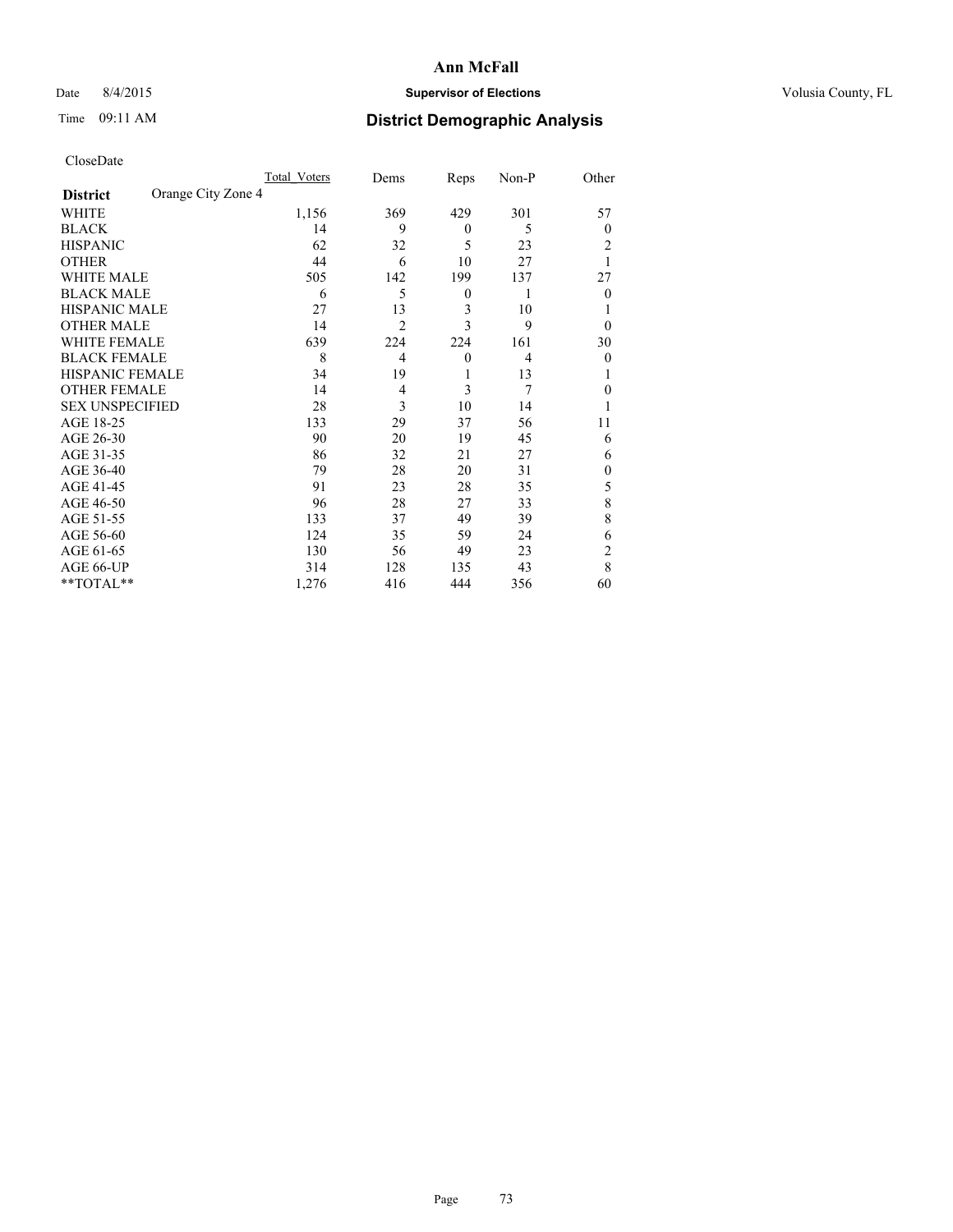# Ann McFall

Date 8/4/2015 **Supervisor of Elections** Volusia County, FL

Time 09:11 AM **District Demographic Analysis**

CloseDate

| **District** Orange City Zone 4 | Total Voters | Dems | Reps | Non-P | Other |
|---|---|---|---|---|---|
| WHITE | 1,156 | 369 | 429 | 301 | 57 |
| BLACK | 14 | 9 | 0 | 5 | 0 |
| HISPANIC | 62 | 32 | 5 | 23 | 2 |
| OTHER | 44 | 6 | 10 | 27 | 1 |
| WHITE MALE | 505 | 142 | 199 | 137 | 27 |
| BLACK MALE | 6 | 5 | 0 | 1 | 0 |
| HISPANIC MALE | 27 | 13 | 3 | 10 | 1 |
| OTHER MALE | 14 | 2 | 3 | 9 | 0 |
| WHITE FEMALE | 639 | 224 | 224 | 161 | 30 |
| BLACK FEMALE | 8 | 4 | 0 | 4 | 0 |
| HISPANIC FEMALE | 34 | 19 | 1 | 13 | 1 |
| OTHER FEMALE | 14 | 4 | 3 | 7 | 0 |
| SEX UNSPECIFIED | 28 | 3 | 10 | 14 | 1 |
| AGE 18-25 | 133 | 29 | 37 | 56 | 11 |
| AGE 26-30 | 90 | 20 | 19 | 45 | 6 |
| AGE 31-35 | 86 | 32 | 21 | 27 | 6 |
| AGE 36-40 | 79 | 28 | 20 | 31 | 0 |
| AGE 41-45 | 91 | 23 | 28 | 35 | 5 |
| AGE 46-50 | 96 | 28 | 27 | 33 | 8 |
| AGE 51-55 | 133 | 37 | 49 | 39 | 8 |
| AGE 56-60 | 124 | 35 | 59 | 24 | 6 |
| AGE 61-65 | 130 | 56 | 49 | 23 | 2 |
| AGE 66-UP | 314 | 128 | 135 | 43 | 8 |
| **TOTAL** | 1,276 | 416 | 444 | 356 | 60 |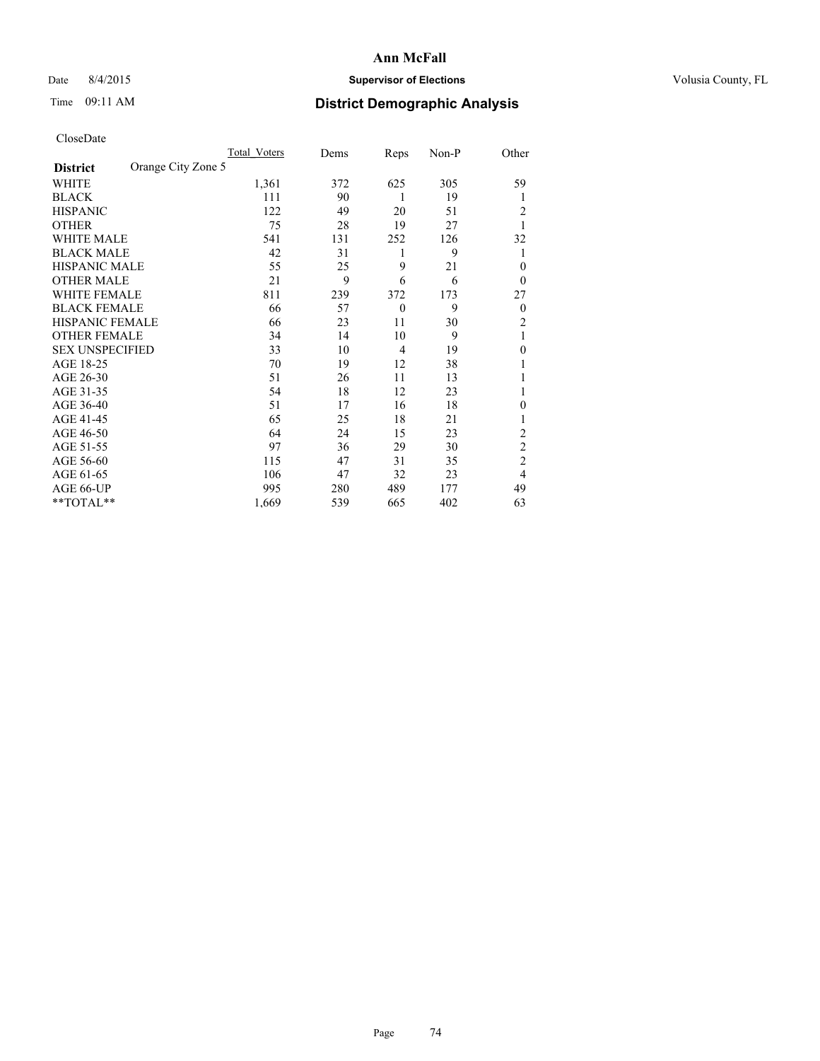**Ann McFall**

Date 8/4/2015 **Supervisor of Elections** Volusia County, FL

Time 09:11 AM **District Demographic Analysis**

CloseDate

| **District** Orange City Zone 5 | Total Voters | Dems | Reps | Non-P | Other |
|---|---|---|---|---|---|
| WHITE | 1,361 | 372 | 625 | 305 | 59 |
| BLACK | 111 | 90 | 1 | 19 | 1 |
| HISPANIC | 122 | 49 | 20 | 51 | 2 |
| OTHER | 75 | 28 | 19 | 27 | 1 |
| WHITE MALE | 541 | 131 | 252 | 126 | 32 |
| BLACK MALE | 42 | 31 | 1 | 9 | 1 |
| HISPANIC MALE | 55 | 25 | 9 | 21 | 0 |
| OTHER MALE | 21 | 9 | 6 | 6 | 0 |
| WHITE FEMALE | 811 | 239 | 372 | 173 | 27 |
| BLACK FEMALE | 66 | 57 | 0 | 9 | 0 |
| HISPANIC FEMALE | 66 | 23 | 11 | 30 | 2 |
| OTHER FEMALE | 34 | 14 | 10 | 9 | 1 |
| SEX UNSPECIFIED | 33 | 10 | 4 | 19 | 0 |
| AGE 18-25 | 70 | 19 | 12 | 38 | 1 |
| AGE 26-30 | 51 | 26 | 11 | 13 | 1 |
| AGE 31-35 | 54 | 18 | 12 | 23 | 1 |
| AGE 36-40 | 51 | 17 | 16 | 18 | 0 |
| AGE 41-45 | 65 | 25 | 18 | 21 | 1 |
| AGE 46-50 | 64 | 24 | 15 | 23 | 2 |
| AGE 51-55 | 97 | 36 | 29 | 30 | 2 |
| AGE 56-60 | 115 | 47 | 31 | 35 | 2 |
| AGE 61-65 | 106 | 47 | 32 | 23 | 4 |
| AGE 66-UP | 995 | 280 | 489 | 177 | 49 |
| **TOTAL** | 1,669 | 539 | 665 | 402 | 63 |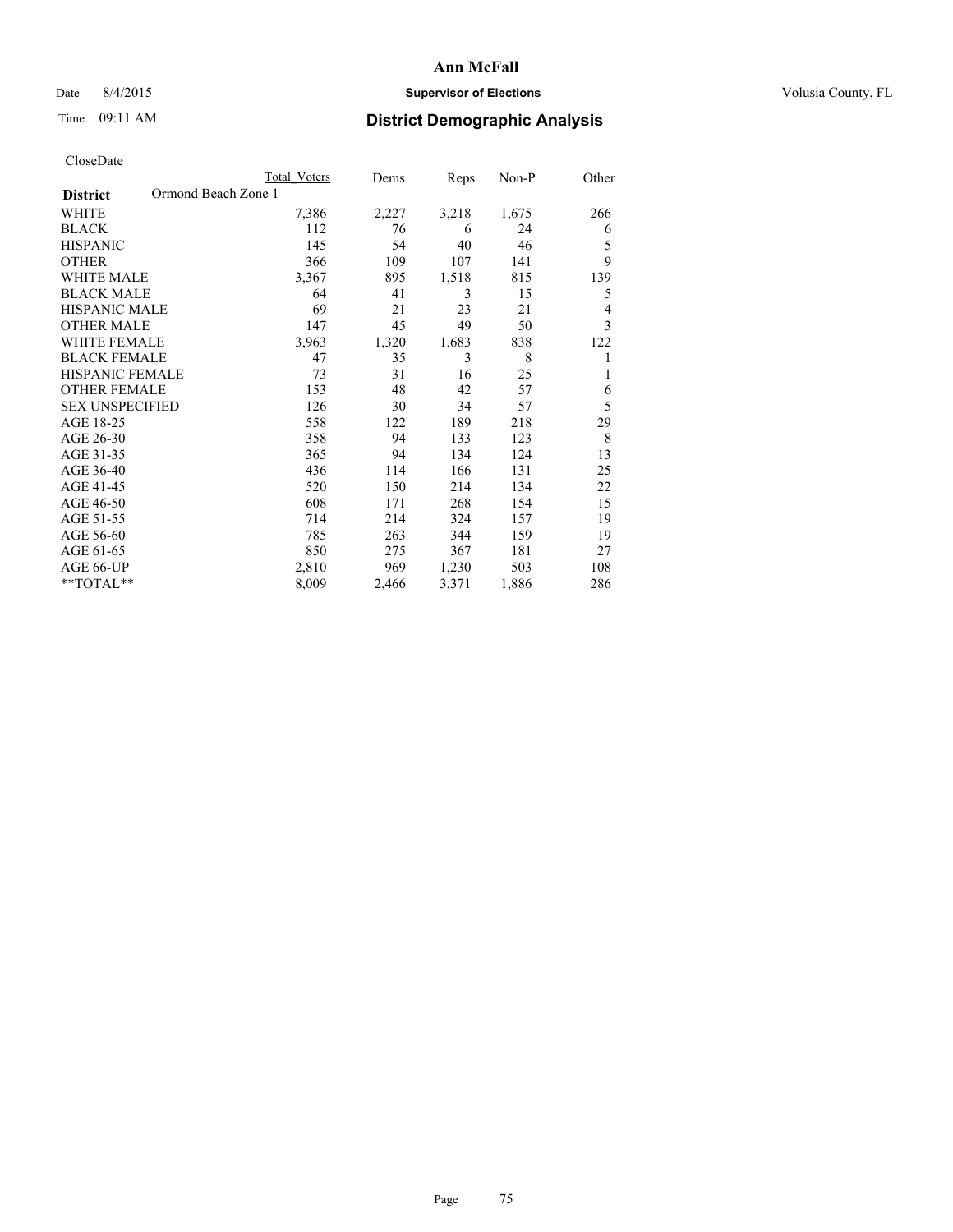# Ann McFall

Date 8/4/2015 **Supervisor of Elections** Volusia County, FL

Time 09:11 AM **District Demographic Analysis**

CloseDate

| **District** Ormond Beach Zone 1 | Total Voters | Dems | Reps | Non-P | Other |
|---|---|---|---|---|---|
| WHITE | 7,386 | 2,227 | 3,218 | 1,675 | 266 |
| BLACK | 112 | 76 | 6 | 24 | 6 |
| HISPANIC | 145 | 54 | 40 | 46 | 5 |
| OTHER | 366 | 109 | 107 | 141 | 9 |
| WHITE MALE | 3,367 | 895 | 1,518 | 815 | 139 |
| BLACK MALE | 64 | 41 | 3 | 15 | 5 |
| HISPANIC MALE | 69 | 21 | 23 | 21 | 4 |
| OTHER MALE | 147 | 45 | 49 | 50 | 3 |
| WHITE FEMALE | 3,963 | 1,320 | 1,683 | 838 | 122 |
| BLACK FEMALE | 47 | 35 | 3 | 8 | 1 |
| HISPANIC FEMALE | 73 | 31 | 16 | 25 | 1 |
| OTHER FEMALE | 153 | 48 | 42 | 57 | 6 |
| SEX UNSPECIFIED | 126 | 30 | 34 | 57 | 5 |
| AGE 18-25 | 558 | 122 | 189 | 218 | 29 |
| AGE 26-30 | 358 | 94 | 133 | 123 | 8 |
| AGE 31-35 | 365 | 94 | 134 | 124 | 13 |
| AGE 36-40 | 436 | 114 | 166 | 131 | 25 |
| AGE 41-45 | 520 | 150 | 214 | 134 | 22 |
| AGE 46-50 | 608 | 171 | 268 | 154 | 15 |
| AGE 51-55 | 714 | 214 | 324 | 157 | 19 |
| AGE 56-60 | 785 | 263 | 344 | 159 | 19 |
| AGE 61-65 | 850 | 275 | 367 | 181 | 27 |
| AGE 66-UP | 2,810 | 969 | 1,230 | 503 | 108 |
| **TOTAL** | 8,009 | 2,466 | 3,371 | 1,886 | 286 |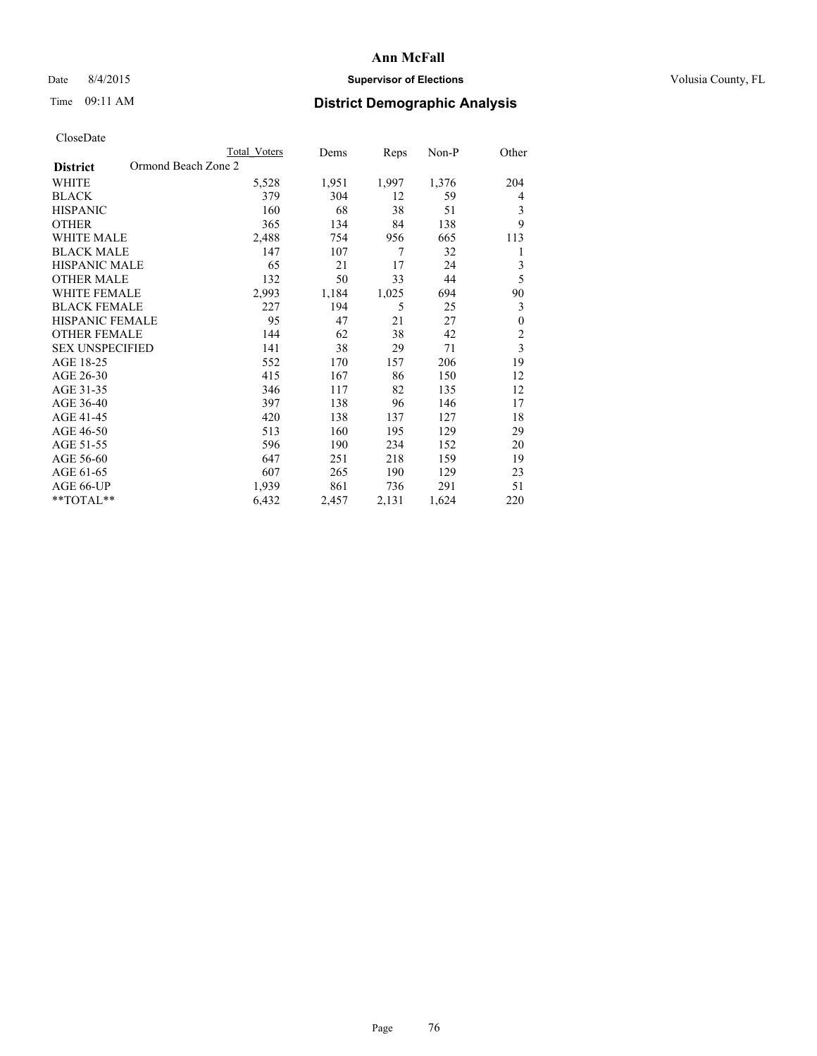# Ann McFall

Date 8/4/2015 **Supervisor of Elections** Volusia County, FL

Time 09:11 AM **District Demographic Analysis**

CloseDate

| **District** Ormond Beach Zone 2 | Total Voters | Dems | Reps | Non-P | Other |
|---|---|---|---|---|---|
| WHITE | 5,528 | 1,951 | 1,997 | 1,376 | 204 |
| BLACK | 379 | 304 | 12 | 59 | 4 |
| HISPANIC | 160 | 68 | 38 | 51 | 3 |
| OTHER | 365 | 134 | 84 | 138 | 9 |
| WHITE MALE | 2,488 | 754 | 956 | 665 | 113 |
| BLACK MALE | 147 | 107 | 7 | 32 | 1 |
| HISPANIC MALE | 65 | 21 | 17 | 24 | 3 |
| OTHER MALE | 132 | 50 | 33 | 44 | 5 |
| WHITE FEMALE | 2,993 | 1,184 | 1,025 | 694 | 90 |
| BLACK FEMALE | 227 | 194 | 5 | 25 | 3 |
| HISPANIC FEMALE | 95 | 47 | 21 | 27 | 0 |
| OTHER FEMALE | 144 | 62 | 38 | 42 | 2 |
| SEX UNSPECIFIED | 141 | 38 | 29 | 71 | 3 |
| AGE 18-25 | 552 | 170 | 157 | 206 | 19 |
| AGE 26-30 | 415 | 167 | 86 | 150 | 12 |
| AGE 31-35 | 346 | 117 | 82 | 135 | 12 |
| AGE 36-40 | 397 | 138 | 96 | 146 | 17 |
| AGE 41-45 | 420 | 138 | 137 | 127 | 18 |
| AGE 46-50 | 513 | 160 | 195 | 129 | 29 |
| AGE 51-55 | 596 | 190 | 234 | 152 | 20 |
| AGE 56-60 | 647 | 251 | 218 | 159 | 19 |
| AGE 61-65 | 607 | 265 | 190 | 129 | 23 |
| AGE 66-UP | 1,939 | 861 | 736 | 291 | 51 |
| **TOTAL** | 6,432 | 2,457 | 2,131 | 1,624 | 220 |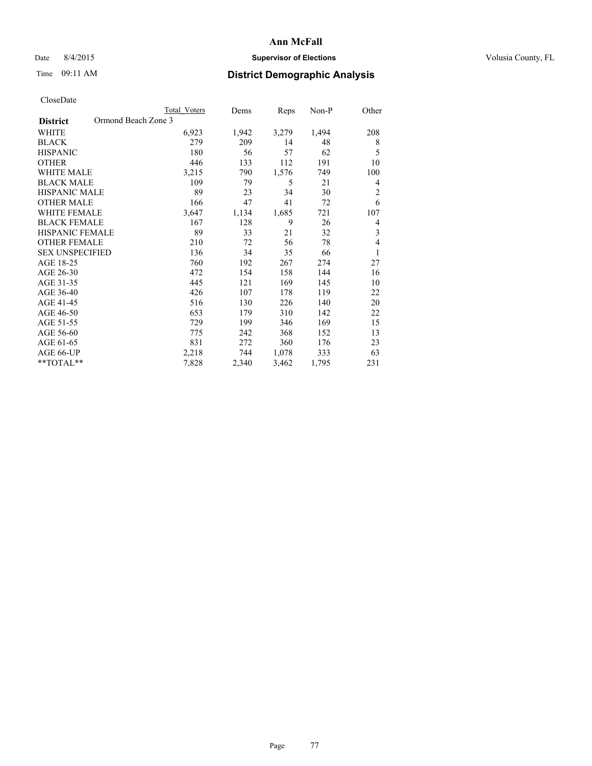# Ann McFall

Date 8/4/2015 **Supervisor of Elections** Volusia County, FL

Time 09:11 AM **District Demographic Analysis**

CloseDate

| | Total Voters | Dems | Reps | Non-P | Other |
|---|---|---|---|---|---|
| **District** Ormond Beach Zone 3 | | | | | |
| WHITE | 6,923 | 1,942 | 3,279 | 1,494 | 208 |
| BLACK | 279 | 209 | 14 | 48 | 8 |
| HISPANIC | 180 | 56 | 57 | 62 | 5 |
| OTHER | 446 | 133 | 112 | 191 | 10 |
| WHITE MALE | 3,215 | 790 | 1,576 | 749 | 100 |
| BLACK MALE | 109 | 79 | 5 | 21 | 4 |
| HISPANIC MALE | 89 | 23 | 34 | 30 | 2 |
| OTHER MALE | 166 | 47 | 41 | 72 | 6 |
| WHITE FEMALE | 3,647 | 1,134 | 1,685 | 721 | 107 |
| BLACK FEMALE | 167 | 128 | 9 | 26 | 4 |
| HISPANIC FEMALE | 89 | 33 | 21 | 32 | 3 |
| OTHER FEMALE | 210 | 72 | 56 | 78 | 4 |
| SEX UNSPECIFIED | 136 | 34 | 35 | 66 | 1 |
| AGE 18-25 | 760 | 192 | 267 | 274 | 27 |
| AGE 26-30 | 472 | 154 | 158 | 144 | 16 |
| AGE 31-35 | 445 | 121 | 169 | 145 | 10 |
| AGE 36-40 | 426 | 107 | 178 | 119 | 22 |
| AGE 41-45 | 516 | 130 | 226 | 140 | 20 |
| AGE 46-50 | 653 | 179 | 310 | 142 | 22 |
| AGE 51-55 | 729 | 199 | 346 | 169 | 15 |
| AGE 56-60 | 775 | 242 | 368 | 152 | 13 |
| AGE 61-65 | 831 | 272 | 360 | 176 | 23 |
| AGE 66-UP | 2,218 | 744 | 1,078 | 333 | 63 |
| **TOTAL** | 7,828 | 2,340 | 3,462 | 1,795 | 231 |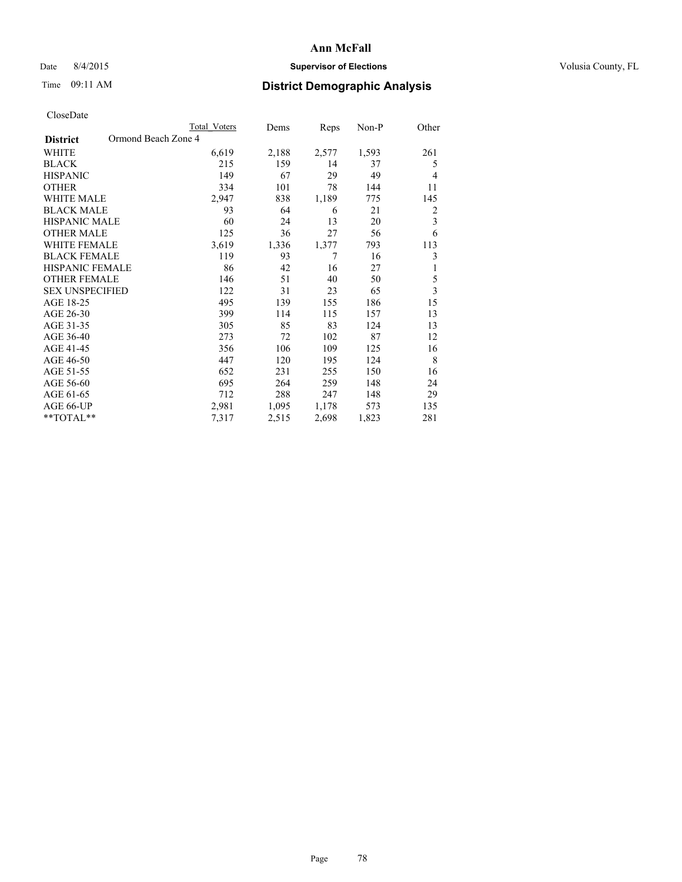# Ann McFall

Date 8/4/2015 **Supervisor of Elections** Volusia County, FL

Time 09:11 AM **District Demographic Analysis**

CloseDate

| **District** Ormond Beach Zone 4 | Total Voters | Dems | Reps | Non-P | Other |
|---|---|---|---|---|---|
| WHITE | 6,619 | 2,188 | 2,577 | 1,593 | 261 |
| BLACK | 215 | 159 | 14 | 37 | 5 |
| HISPANIC | 149 | 67 | 29 | 49 | 4 |
| OTHER | 334 | 101 | 78 | 144 | 11 |
| WHITE MALE | 2,947 | 838 | 1,189 | 775 | 145 |
| BLACK MALE | 93 | 64 | 6 | 21 | 2 |
| HISPANIC MALE | 60 | 24 | 13 | 20 | 3 |
| OTHER MALE | 125 | 36 | 27 | 56 | 6 |
| WHITE FEMALE | 3,619 | 1,336 | 1,377 | 793 | 113 |
| BLACK FEMALE | 119 | 93 | 7 | 16 | 3 |
| HISPANIC FEMALE | 86 | 42 | 16 | 27 | 1 |
| OTHER FEMALE | 146 | 51 | 40 | 50 | 5 |
| SEX UNSPECIFIED | 122 | 31 | 23 | 65 | 3 |
| AGE 18-25 | 495 | 139 | 155 | 186 | 15 |
| AGE 26-30 | 399 | 114 | 115 | 157 | 13 |
| AGE 31-35 | 305 | 85 | 83 | 124 | 13 |
| AGE 36-40 | 273 | 72 | 102 | 87 | 12 |
| AGE 41-45 | 356 | 106 | 109 | 125 | 16 |
| AGE 46-50 | 447 | 120 | 195 | 124 | 8 |
| AGE 51-55 | 652 | 231 | 255 | 150 | 16 |
| AGE 56-60 | 695 | 264 | 259 | 148 | 24 |
| AGE 61-65 | 712 | 288 | 247 | 148 | 29 |
| AGE 66-UP | 2,981 | 1,095 | 1,178 | 573 | 135 |
| **TOTAL** | 7,317 | 2,515 | 2,698 | 1,823 | 281 |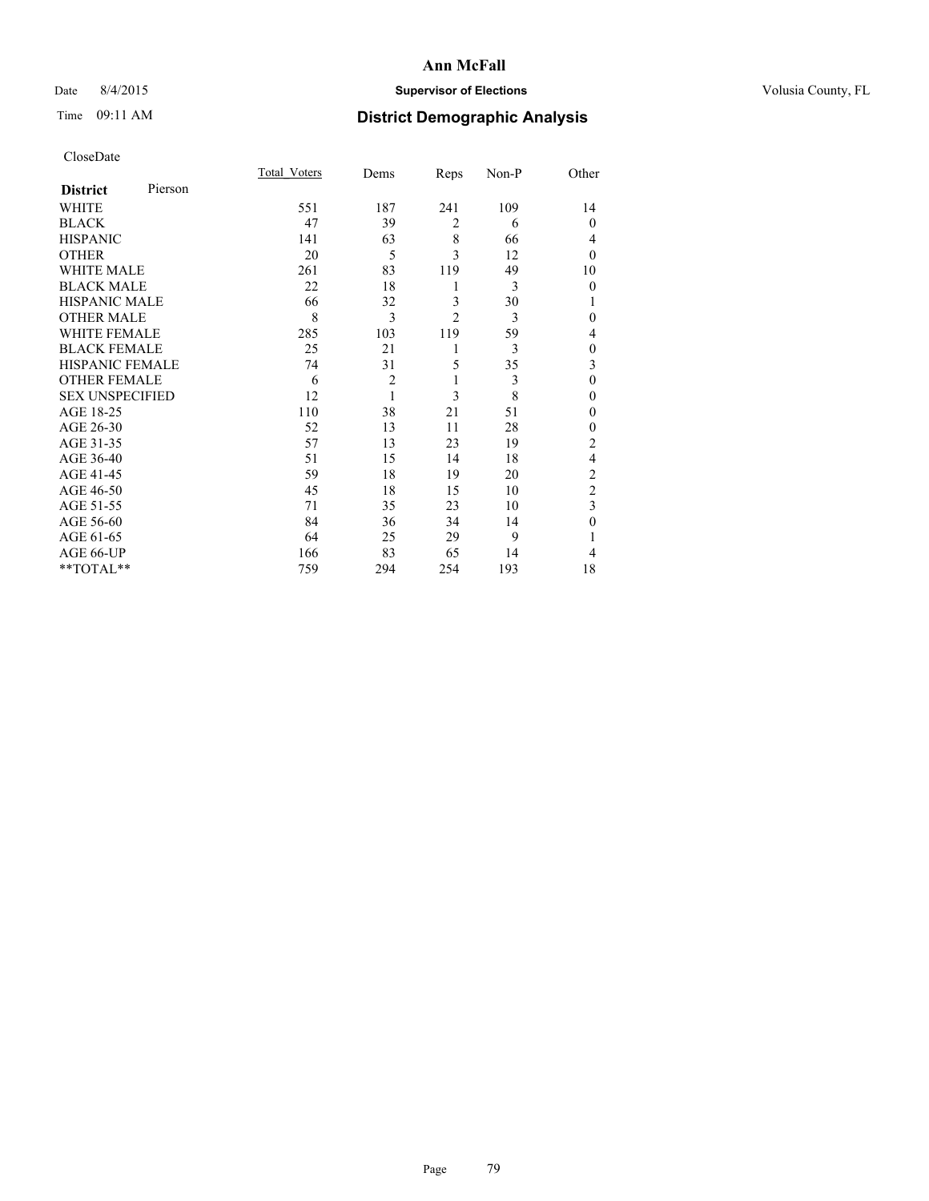# Ann McFall

Date 8/4/2015 **Supervisor of Elections** Volusia County, FL

Time 09:11 AM **District Demographic Analysis**

CloseDate

| **District** Pierson | Total_Voters | Dems | Reps | Non-P | Other |
|---|---|---|---|---|---|
| WHITE | 551 | 187 | 241 | 109 | 14 |
| BLACK | 47 | 39 | 2 | 6 | 0 |
| HISPANIC | 141 | 63 | 8 | 66 | 4 |
| OTHER | 20 | 5 | 3 | 12 | 0 |
| WHITE MALE | 261 | 83 | 119 | 49 | 10 |
| BLACK MALE | 22 | 18 | 1 | 3 | 0 |
| HISPANIC MALE | 66 | 32 | 3 | 30 | 1 |
| OTHER MALE | 8 | 3 | 2 | 3 | 0 |
| WHITE FEMALE | 285 | 103 | 119 | 59 | 4 |
| BLACK FEMALE | 25 | 21 | 1 | 3 | 0 |
| HISPANIC FEMALE | 74 | 31 | 5 | 35 | 3 |
| OTHER FEMALE | 6 | 2 | 1 | 3 | 0 |
| SEX UNSPECIFIED | 12 | 1 | 3 | 8 | 0 |
| AGE 18-25 | 110 | 38 | 21 | 51 | 0 |
| AGE 26-30 | 52 | 13 | 11 | 28 | 0 |
| AGE 31-35 | 57 | 13 | 23 | 19 | 2 |
| AGE 36-40 | 51 | 15 | 14 | 18 | 4 |
| AGE 41-45 | 59 | 18 | 19 | 20 | 2 |
| AGE 46-50 | 45 | 18 | 15 | 10 | 2 |
| AGE 51-55 | 71 | 35 | 23 | 10 | 3 |
| AGE 56-60 | 84 | 36 | 34 | 14 | 0 |
| AGE 61-65 | 64 | 25 | 29 | 9 | 1 |
| AGE 66-UP | 166 | 83 | 65 | 14 | 4 |
| **TOTAL** | 759 | 294 | 254 | 193 | 18 |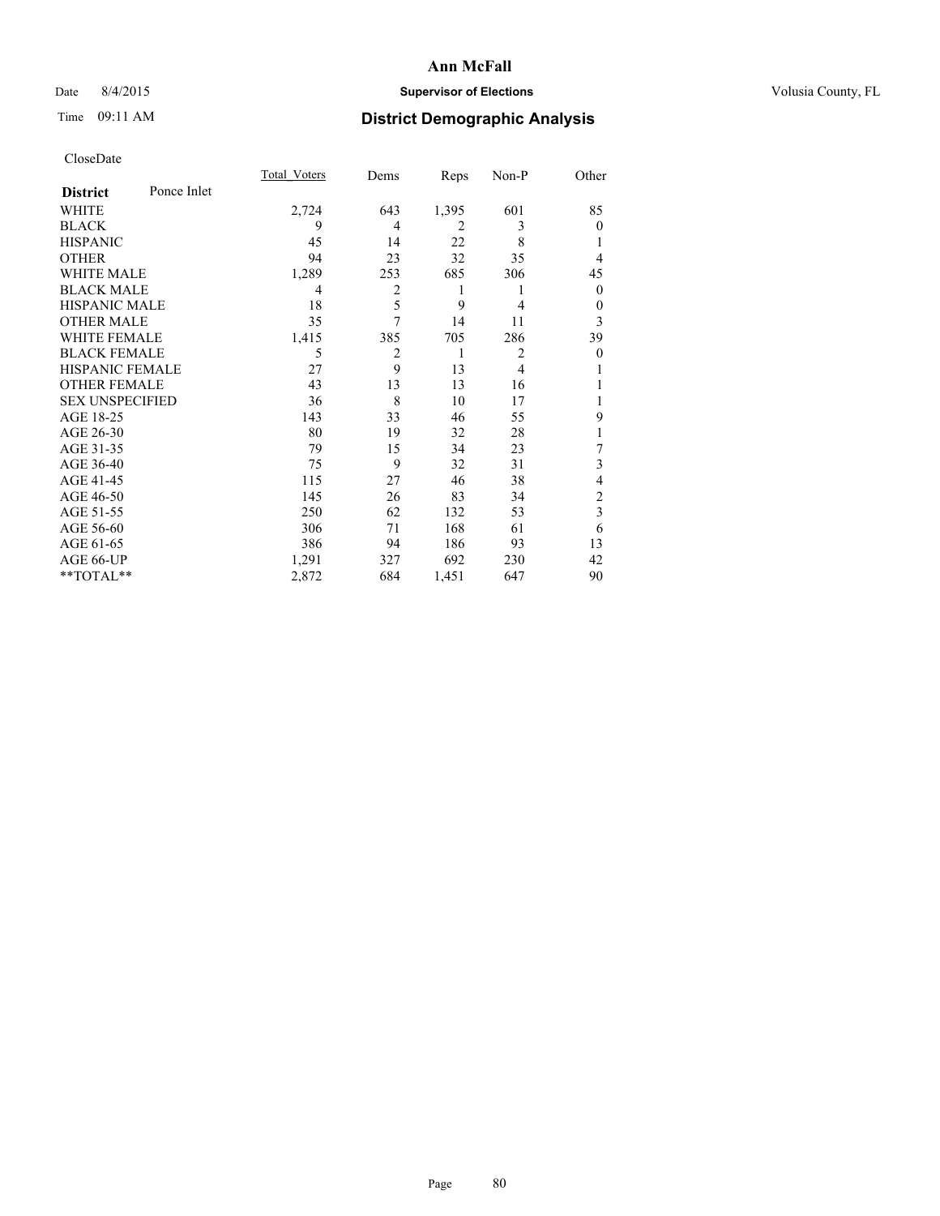# Ann McFall

Date 8/4/2015 **Supervisor of Elections** Volusia County, FL

Time 09:11 AM **District Demographic Analysis**

CloseDate

| **District** Ponce Inlet | Total_Voters | Dems | Reps | Non-P | Other |
|---|---|---|---|---|---|
| WHITE | 2,724 | 643 | 1,395 | 601 | 85 |
| BLACK | 9 | 4 | 2 | 3 | 0 |
| HISPANIC | 45 | 14 | 22 | 8 | 1 |
| OTHER | 94 | 23 | 32 | 35 | 4 |
| WHITE MALE | 1,289 | 253 | 685 | 306 | 45 |
| BLACK MALE | 4 | 2 | 1 | 1 | 0 |
| HISPANIC MALE | 18 | 5 | 9 | 4 | 0 |
| OTHER MALE | 35 | 7 | 14 | 11 | 3 |
| WHITE FEMALE | 1,415 | 385 | 705 | 286 | 39 |
| BLACK FEMALE | 5 | 2 | 1 | 2 | 0 |
| HISPANIC FEMALE | 27 | 9 | 13 | 4 | 1 |
| OTHER FEMALE | 43 | 13 | 13 | 16 | 1 |
| SEX UNSPECIFIED | 36 | 8 | 10 | 17 | 1 |
| AGE 18-25 | 143 | 33 | 46 | 55 | 9 |
| AGE 26-30 | 80 | 19 | 32 | 28 | 1 |
| AGE 31-35 | 79 | 15 | 34 | 23 | 7 |
| AGE 36-40 | 75 | 9 | 32 | 31 | 3 |
| AGE 41-45 | 115 | 27 | 46 | 38 | 4 |
| AGE 46-50 | 145 | 26 | 83 | 34 | 2 |
| AGE 51-55 | 250 | 62 | 132 | 53 | 3 |
| AGE 56-60 | 306 | 71 | 168 | 61 | 6 |
| AGE 61-65 | 386 | 94 | 186 | 93 | 13 |
| AGE 66-UP | 1,291 | 327 | 692 | 230 | 42 |
| **TOTAL** | 2,872 | 684 | 1,451 | 647 | 90 |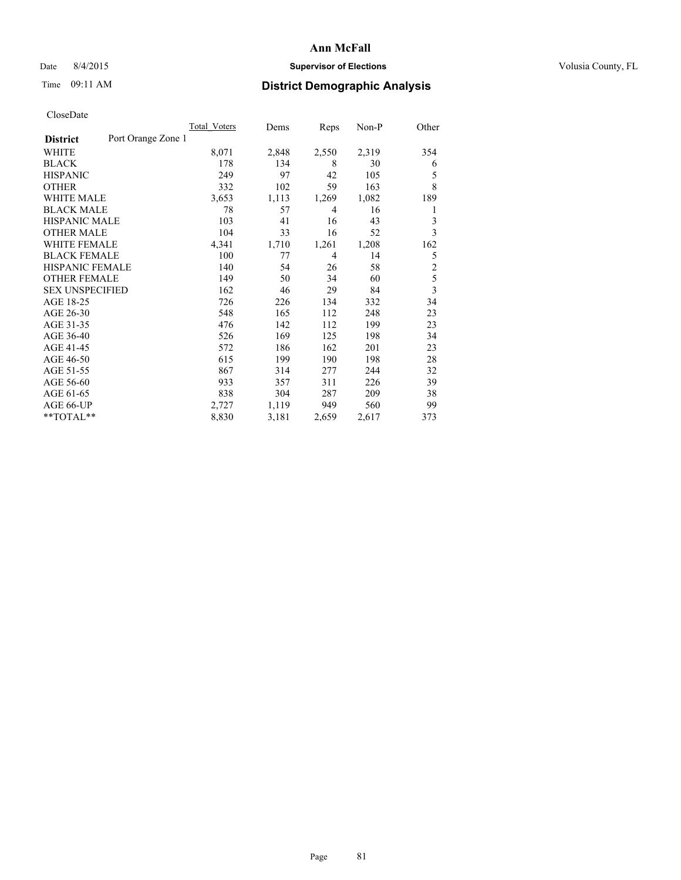# Ann McFall

Date 8/4/2015 **Supervisor of Elections** Volusia County, FL

Time 09:11 AM **District Demographic Analysis**

CloseDate

| **District** Port Orange Zone 1 | Total_Voters | Dems | Reps | Non-P | Other |
|---|---|---|---|---|---|
| WHITE | 8,071 | 2,848 | 2,550 | 2,319 | 354 |
| BLACK | 178 | 134 | 8 | 30 | 6 |
| HISPANIC | 249 | 97 | 42 | 105 | 5 |
| OTHER | 332 | 102 | 59 | 163 | 8 |
| WHITE MALE | 3,653 | 1,113 | 1,269 | 1,082 | 189 |
| BLACK MALE | 78 | 57 | 4 | 16 | 1 |
| HISPANIC MALE | 103 | 41 | 16 | 43 | 3 |
| OTHER MALE | 104 | 33 | 16 | 52 | 3 |
| WHITE FEMALE | 4,341 | 1,710 | 1,261 | 1,208 | 162 |
| BLACK FEMALE | 100 | 77 | 4 | 14 | 5 |
| HISPANIC FEMALE | 140 | 54 | 26 | 58 | 2 |
| OTHER FEMALE | 149 | 50 | 34 | 60 | 5 |
| SEX UNSPECIFIED | 162 | 46 | 29 | 84 | 3 |
| AGE 18-25 | 726 | 226 | 134 | 332 | 34 |
| AGE 26-30 | 548 | 165 | 112 | 248 | 23 |
| AGE 31-35 | 476 | 142 | 112 | 199 | 23 |
| AGE 36-40 | 526 | 169 | 125 | 198 | 34 |
| AGE 41-45 | 572 | 186 | 162 | 201 | 23 |
| AGE 46-50 | 615 | 199 | 190 | 198 | 28 |
| AGE 51-55 | 867 | 314 | 277 | 244 | 32 |
| AGE 56-60 | 933 | 357 | 311 | 226 | 39 |
| AGE 61-65 | 838 | 304 | 287 | 209 | 38 |
| AGE 66-UP | 2,727 | 1,119 | 949 | 560 | 99 |
| **TOTAL** | 8,830 | 3,181 | 2,659 | 2,617 | 373 |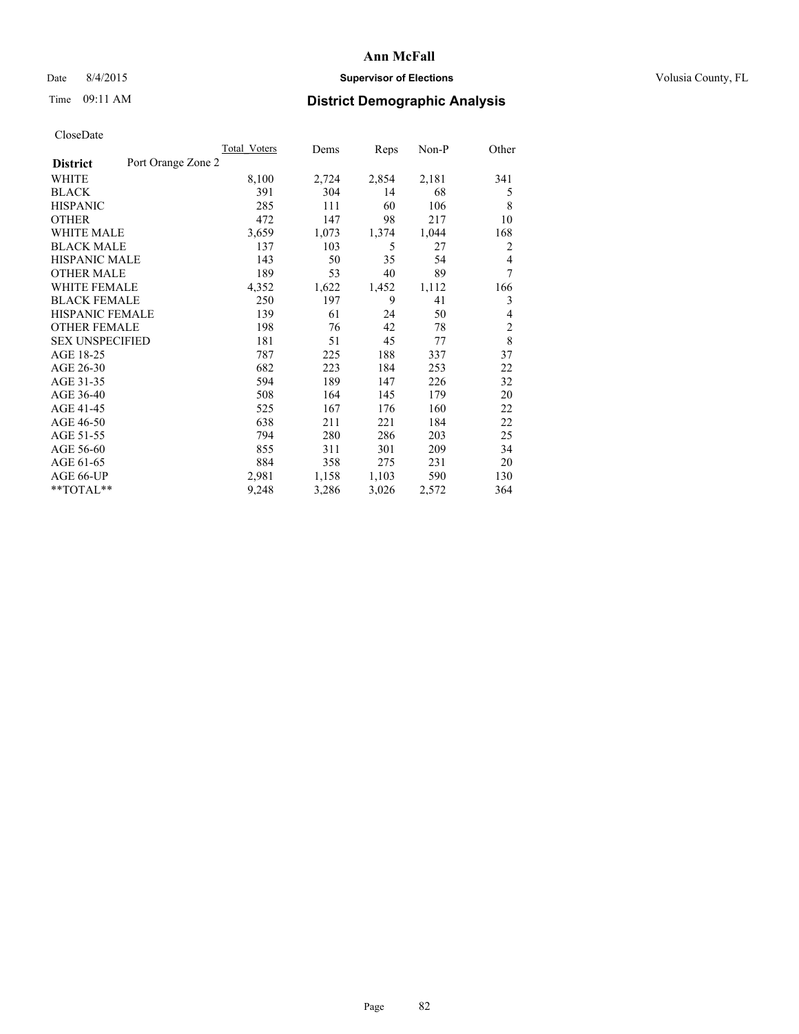# Ann McFall

Date 8/4/2015 **Supervisor of Elections** Volusia County, FL

Time 09:11 AM **District Demographic Analysis**

CloseDate

| **District** Port Orange Zone 2 | Total_Voters | Dems | Reps | Non-P | Other |
|---|---|---|---|---|---|
| WHITE | 8,100 | 2,724 | 2,854 | 2,181 | 341 |
| BLACK | 391 | 304 | 14 | 68 | 5 |
| HISPANIC | 285 | 111 | 60 | 106 | 8 |
| OTHER | 472 | 147 | 98 | 217 | 10 |
| WHITE MALE | 3,659 | 1,073 | 1,374 | 1,044 | 168 |
| BLACK MALE | 137 | 103 | 5 | 27 | 2 |
| HISPANIC MALE | 143 | 50 | 35 | 54 | 4 |
| OTHER MALE | 189 | 53 | 40 | 89 | 7 |
| WHITE FEMALE | 4,352 | 1,622 | 1,452 | 1,112 | 166 |
| BLACK FEMALE | 250 | 197 | 9 | 41 | 3 |
| HISPANIC FEMALE | 139 | 61 | 24 | 50 | 4 |
| OTHER FEMALE | 198 | 76 | 42 | 78 | 2 |
| SEX UNSPECIFIED | 181 | 51 | 45 | 77 | 8 |
| AGE 18-25 | 787 | 225 | 188 | 337 | 37 |
| AGE 26-30 | 682 | 223 | 184 | 253 | 22 |
| AGE 31-35 | 594 | 189 | 147 | 226 | 32 |
| AGE 36-40 | 508 | 164 | 145 | 179 | 20 |
| AGE 41-45 | 525 | 167 | 176 | 160 | 22 |
| AGE 46-50 | 638 | 211 | 221 | 184 | 22 |
| AGE 51-55 | 794 | 280 | 286 | 203 | 25 |
| AGE 56-60 | 855 | 311 | 301 | 209 | 34 |
| AGE 61-65 | 884 | 358 | 275 | 231 | 20 |
| AGE 66-UP | 2,981 | 1,158 | 1,103 | 590 | 130 |
| **TOTAL** | 9,248 | 3,286 | 3,026 | 2,572 | 364 |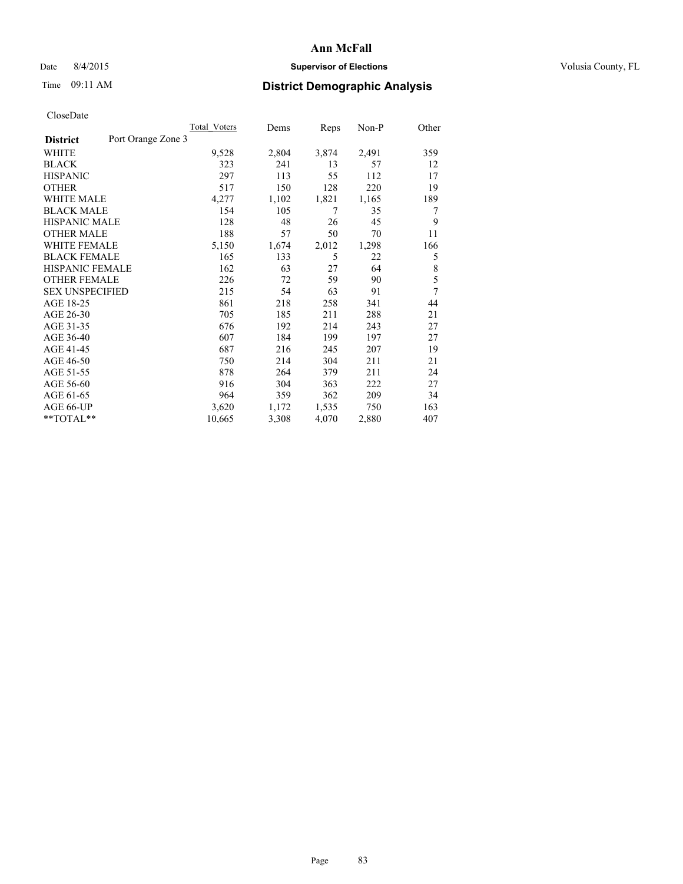# Ann McFall

Date 8/4/2015 **Supervisor of Elections** Volusia County, FL

Time 09:11 AM **District Demographic Analysis**

CloseDate

| **District** Port Orange Zone 3 | Total Voters | Dems | Reps | Non-P | Other |
|---|---|---|---|---|---|
| WHITE | 9,528 | 2,804 | 3,874 | 2,491 | 359 |
| BLACK | 323 | 241 | 13 | 57 | 12 |
| HISPANIC | 297 | 113 | 55 | 112 | 17 |
| OTHER | 517 | 150 | 128 | 220 | 19 |
| WHITE MALE | 4,277 | 1,102 | 1,821 | 1,165 | 189 |
| BLACK MALE | 154 | 105 | 7 | 35 | 7 |
| HISPANIC MALE | 128 | 48 | 26 | 45 | 9 |
| OTHER MALE | 188 | 57 | 50 | 70 | 11 |
| WHITE FEMALE | 5,150 | 1,674 | 2,012 | 1,298 | 166 |
| BLACK FEMALE | 165 | 133 | 5 | 22 | 5 |
| HISPANIC FEMALE | 162 | 63 | 27 | 64 | 8 |
| OTHER FEMALE | 226 | 72 | 59 | 90 | 5 |
| SEX UNSPECIFIED | 215 | 54 | 63 | 91 | 7 |
| AGE 18-25 | 861 | 218 | 258 | 341 | 44 |
| AGE 26-30 | 705 | 185 | 211 | 288 | 21 |
| AGE 31-35 | 676 | 192 | 214 | 243 | 27 |
| AGE 36-40 | 607 | 184 | 199 | 197 | 27 |
| AGE 41-45 | 687 | 216 | 245 | 207 | 19 |
| AGE 46-50 | 750 | 214 | 304 | 211 | 21 |
| AGE 51-55 | 878 | 264 | 379 | 211 | 24 |
| AGE 56-60 | 916 | 304 | 363 | 222 | 27 |
| AGE 61-65 | 964 | 359 | 362 | 209 | 34 |
| AGE 66-UP | 3,620 | 1,172 | 1,535 | 750 | 163 |
| **TOTAL** | 10,665 | 3,308 | 4,070 | 2,880 | 407 |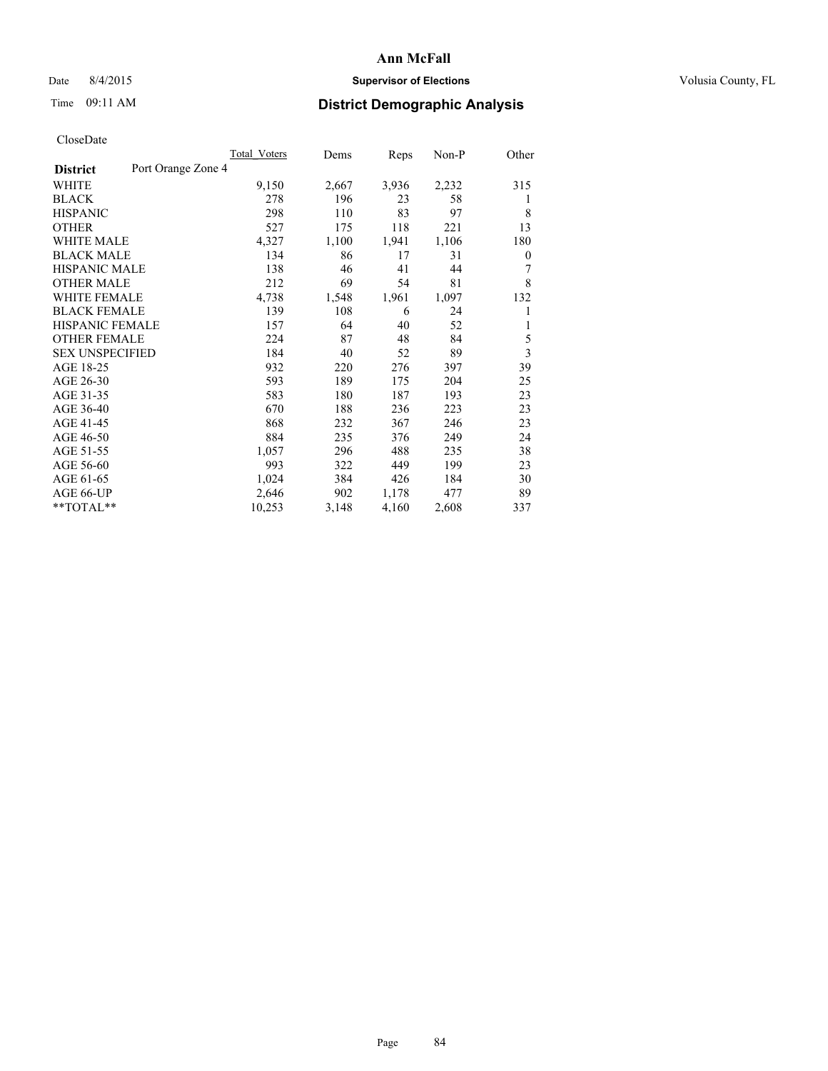# Ann McFall

Date 8/4/2015 **Supervisor of Elections** Volusia County, FL

Time 09:11 AM **District Demographic Analysis**

CloseDate

| **District** Port Orange Zone 4 | Total Voters | Dems | Reps | Non-P | Other |
|---|---|---|---|---|---|
| WHITE | 9,150 | 2,667 | 3,936 | 2,232 | 315 |
| BLACK | 278 | 196 | 23 | 58 | 1 |
| HISPANIC | 298 | 110 | 83 | 97 | 8 |
| OTHER | 527 | 175 | 118 | 221 | 13 |
| WHITE MALE | 4,327 | 1,100 | 1,941 | 1,106 | 180 |
| BLACK MALE | 134 | 86 | 17 | 31 | 0 |
| HISPANIC MALE | 138 | 46 | 41 | 44 | 7 |
| OTHER MALE | 212 | 69 | 54 | 81 | 8 |
| WHITE FEMALE | 4,738 | 1,548 | 1,961 | 1,097 | 132 |
| BLACK FEMALE | 139 | 108 | 6 | 24 | 1 |
| HISPANIC FEMALE | 157 | 64 | 40 | 52 | 1 |
| OTHER FEMALE | 224 | 87 | 48 | 84 | 5 |
| SEX UNSPECIFIED | 184 | 40 | 52 | 89 | 3 |
| AGE 18-25 | 932 | 220 | 276 | 397 | 39 |
| AGE 26-30 | 593 | 189 | 175 | 204 | 25 |
| AGE 31-35 | 583 | 180 | 187 | 193 | 23 |
| AGE 36-40 | 670 | 188 | 236 | 223 | 23 |
| AGE 41-45 | 868 | 232 | 367 | 246 | 23 |
| AGE 46-50 | 884 | 235 | 376 | 249 | 24 |
| AGE 51-55 | 1,057 | 296 | 488 | 235 | 38 |
| AGE 56-60 | 993 | 322 | 449 | 199 | 23 |
| AGE 61-65 | 1,024 | 384 | 426 | 184 | 30 |
| AGE 66-UP | 2,646 | 902 | 1,178 | 477 | 89 |
| **TOTAL** | 10,253 | 3,148 | 4,160 | 2,608 | 337 |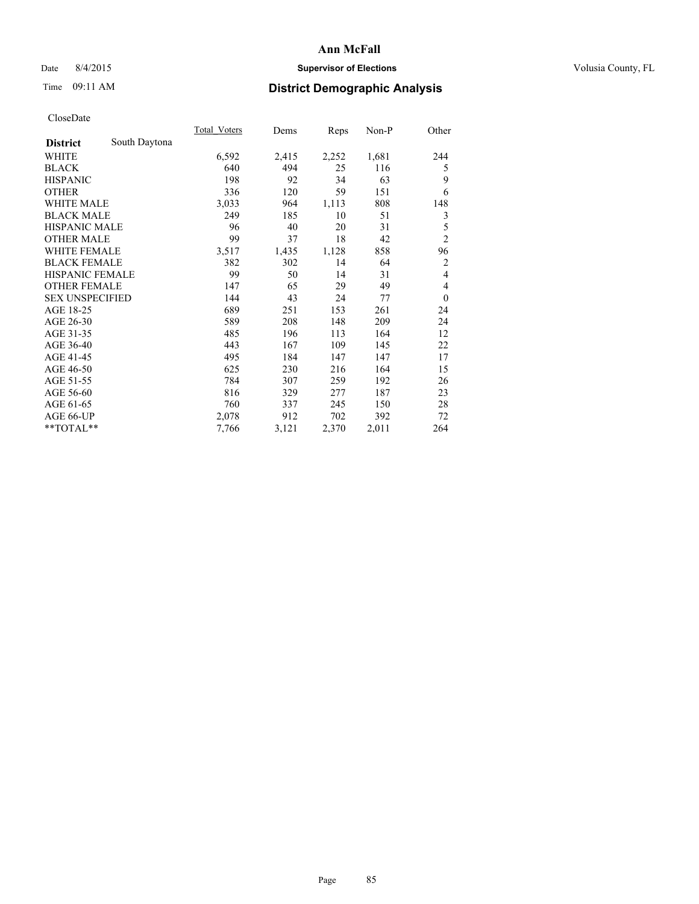# Ann McFall

Date 8/4/2015 **Supervisor of Elections** Volusia County, FL

Time 09:11 AM **District Demographic Analysis**

CloseDate

| **District** South Daytona | Total_Voters | Dems | Reps | Non-P | Other |
|---|---|---|---|---|---|
| WHITE | 6,592 | 2,415 | 2,252 | 1,681 | 244 |
| BLACK | 640 | 494 | 25 | 116 | 5 |
| HISPANIC | 198 | 92 | 34 | 63 | 9 |
| OTHER | 336 | 120 | 59 | 151 | 6 |
| WHITE MALE | 3,033 | 964 | 1,113 | 808 | 148 |
| BLACK MALE | 249 | 185 | 10 | 51 | 3 |
| HISPANIC MALE | 96 | 40 | 20 | 31 | 5 |
| OTHER MALE | 99 | 37 | 18 | 42 | 2 |
| WHITE FEMALE | 3,517 | 1,435 | 1,128 | 858 | 96 |
| BLACK FEMALE | 382 | 302 | 14 | 64 | 2 |
| HISPANIC FEMALE | 99 | 50 | 14 | 31 | 4 |
| OTHER FEMALE | 147 | 65 | 29 | 49 | 4 |
| SEX UNSPECIFIED | 144 | 43 | 24 | 77 | 0 |
| AGE 18-25 | 689 | 251 | 153 | 261 | 24 |
| AGE 26-30 | 589 | 208 | 148 | 209 | 24 |
| AGE 31-35 | 485 | 196 | 113 | 164 | 12 |
| AGE 36-40 | 443 | 167 | 109 | 145 | 22 |
| AGE 41-45 | 495 | 184 | 147 | 147 | 17 |
| AGE 46-50 | 625 | 230 | 216 | 164 | 15 |
| AGE 51-55 | 784 | 307 | 259 | 192 | 26 |
| AGE 56-60 | 816 | 329 | 277 | 187 | 23 |
| AGE 61-65 | 760 | 337 | 245 | 150 | 28 |
| AGE 66-UP | 2,078 | 912 | 702 | 392 | 72 |
| **TOTAL** | 7,766 | 3,121 | 2,370 | 2,011 | 264 |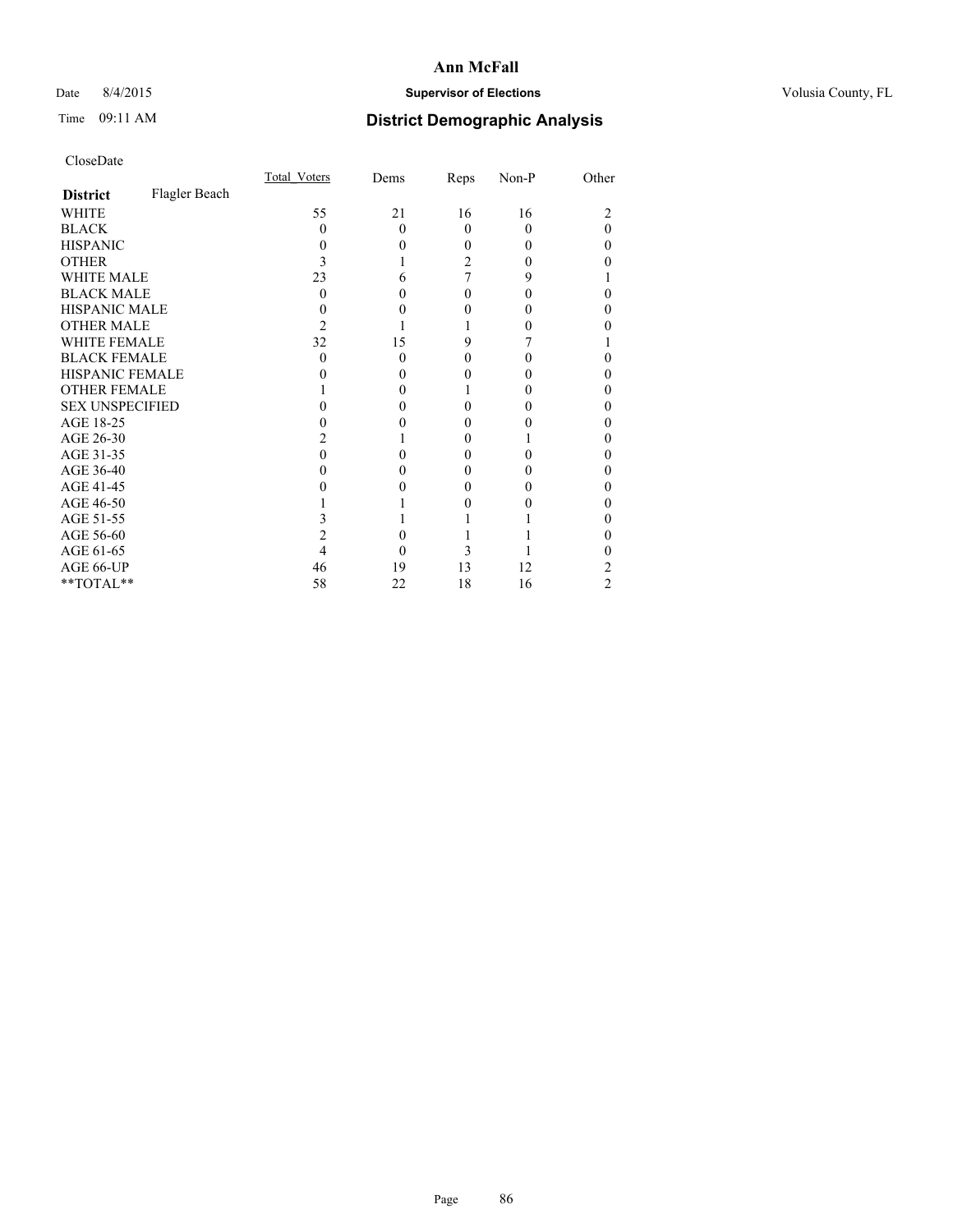# Ann McFall

Date 8/4/2015 **Supervisor of Elections** Volusia County, FL

Time 09:11 AM **District Demographic Analysis**

CloseDate

| **District** Flagler Beach | Total_Voters | Dems | Reps | Non-P | Other |
|---|---|---|---|---|---|
| WHITE | 55 | 21 | 16 | 16 | 2 |
| BLACK | 0 | 0 | 0 | 0 | 0 |
| HISPANIC | 0 | 0 | 0 | 0 | 0 |
| OTHER | 3 | 1 | 2 | 0 | 0 |
| WHITE MALE | 23 | 6 | 7 | 9 | 1 |
| BLACK MALE | 0 | 0 | 0 | 0 | 0 |
| HISPANIC MALE | 0 | 0 | 0 | 0 | 0 |
| OTHER MALE | 2 | 1 | 1 | 0 | 0 |
| WHITE FEMALE | 32 | 15 | 9 | 7 | 1 |
| BLACK FEMALE | 0 | 0 | 0 | 0 | 0 |
| HISPANIC FEMALE | 0 | 0 | 0 | 0 | 0 |
| OTHER FEMALE | 1 | 0 | 1 | 0 | 0 |
| SEX UNSPECIFIED | 0 | 0 | 0 | 0 | 0 |
| AGE 18-25 | 0 | 0 | 0 | 0 | 0 |
| AGE 26-30 | 2 | 1 | 0 | 1 | 0 |
| AGE 31-35 | 0 | 0 | 0 | 0 | 0 |
| AGE 36-40 | 0 | 0 | 0 | 0 | 0 |
| AGE 41-45 | 0 | 0 | 0 | 0 | 0 |
| AGE 46-50 | 1 | 1 | 0 | 0 | 0 |
| AGE 51-55 | 3 | 1 | 1 | 1 | 0 |
| AGE 56-60 | 2 | 0 | 1 | 1 | 0 |
| AGE 61-65 | 4 | 0 | 3 | 1 | 0 |
| AGE 66-UP | 46 | 19 | 13 | 12 | 2 |
| **TOTAL** | 58 | 22 | 18 | 16 | 2 |